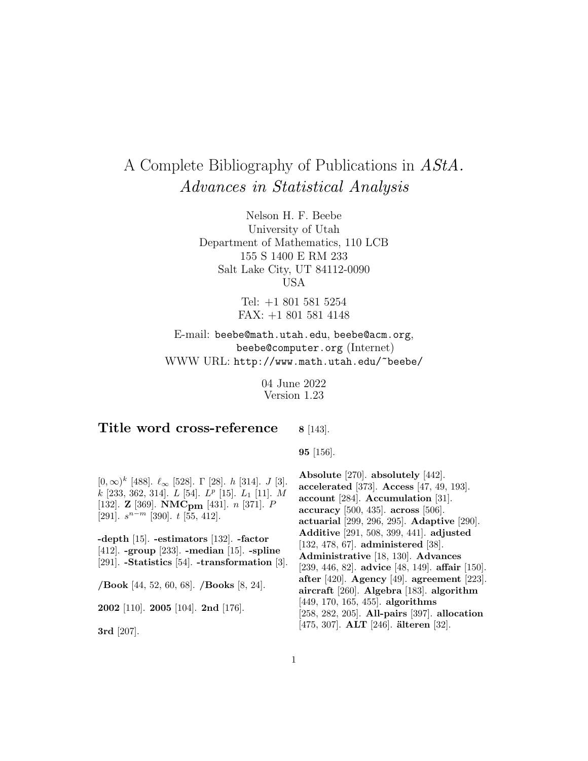# A Complete Bibliography of Publications in *AStA. Advances in Statistical Analysis*

Nelson H. F. Beebe
University of Utah
Department of Mathematics, 110 LCB
155 S 1400 E RM 233
Salt Lake City, UT 84112-0090
USA

Tel: +1 801 581 5254
FAX: +1 801 581 4148

E-mail: beebe@math.utah.edu, beebe@acm.org, beebe@computer.org (Internet)
WWW URL: http://www.math.utah.edu/~beebe/

04 June 2022
Version 1.23

## Title word cross-reference

$[0,\infty)^k$ [488]. $\ell_\infty$ [528]. $\Gamma$ [28]. $h$ [314]. $J$ [3]. $k$ [233, 362, 314]. $L$ [54]. $L^p$ [15]. $L_1$ [11]. $M$ [132]. $\mathbf{Z}$ [369]. $\mathbf{NMC_{pm}}$ [431]. $n$ [371]. $P$ [291]. $s^{n-m}$ [390]. $t$ [55, 412].

**-depth** [15]. **-estimators** [132]. **-factor** [412]. **-group** [233]. **-median** [15]. **-spline** [291]. **-Statistics** [54]. **-transformation** [3].

**/Book** [44, 52, 60, 68]. **/Books** [8, 24].

**2002** [110]. **2005** [104]. **2nd** [176].

**3rd** [207].

**8** [143].

**95** [156].

**Absolute** [270]. **absolutely** [442]. **accelerated** [373]. **Access** [47, 49, 193]. **account** [284]. **Accumulation** [31]. **accuracy** [500, 435]. **across** [506]. **actuarial** [299, 296, 295]. **Adaptive** [290]. **Additive** [291, 508, 399, 441]. **adjusted** [132, 478, 67]. **administered** [38]. **Administrative** [18, 130]. **Advances** [239, 446, 82]. **advice** [48, 149]. **affair** [150]. **after** [420]. **Agency** [49]. **agreement** [223]. **aircraft** [260]. **Algebra** [183]. **algorithm** [449, 170, 165, 455]. **algorithms** [258, 282, 205]. **All-pairs** [397]. **allocation** [475, 307]. **ALT** [246]. **älteren** [32].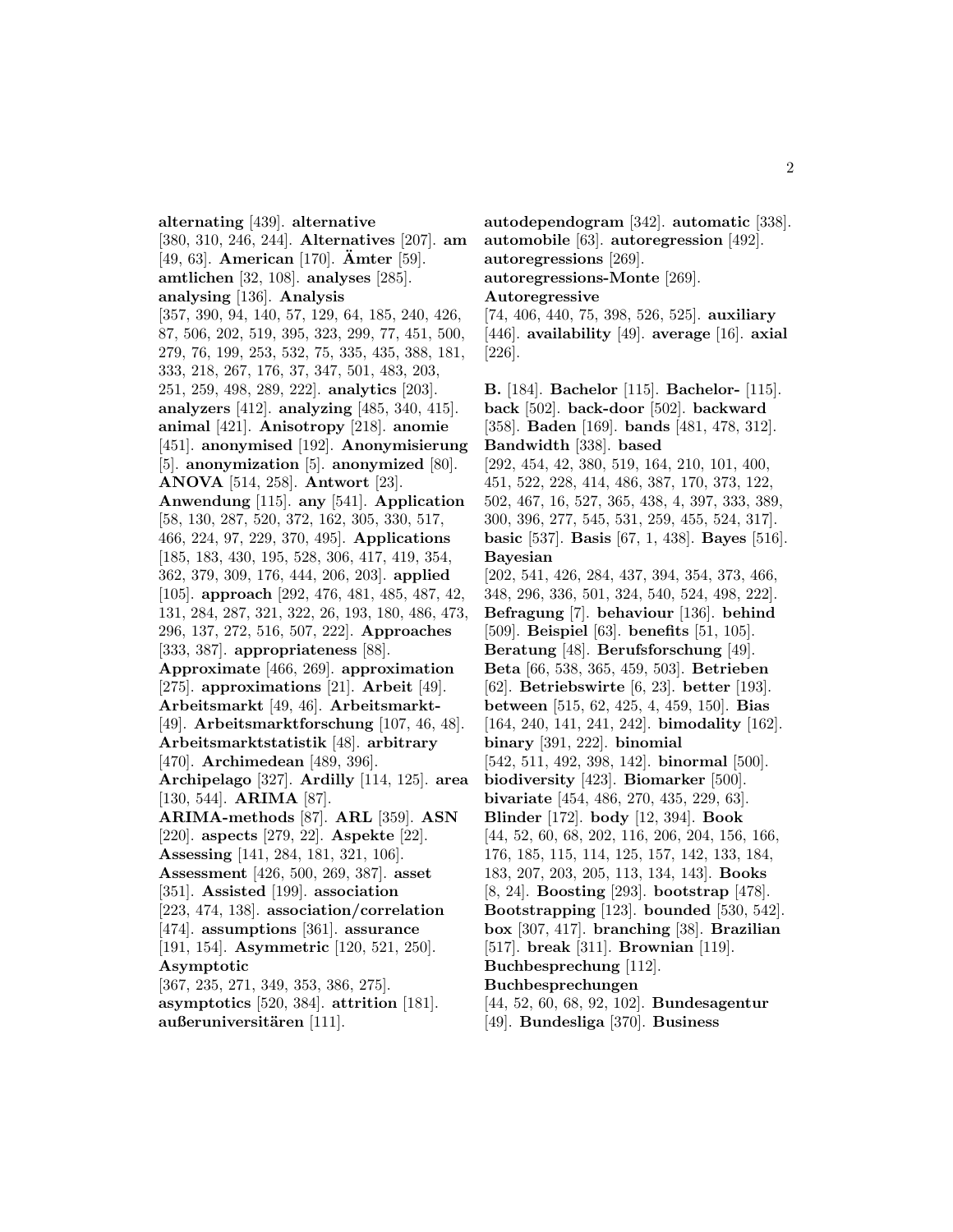**alternating** [439]. **alternative** [380, 310, 246, 244]. **Alternatives** [207]. **am** [49, 63]. **American** [170]. **Ämter** [59]. **amtlichen** [32, 108]. **analyses** [285]. **analysing** [136]. **Analysis** [357, 390, 94, 140, 57, 129, 64, 185, 240, 426, 87, 506, 202, 519, 395, 323, 299, 77, 451, 500, 279, 76, 199, 253, 532, 75, 335, 435, 388, 181, 333, 218, 267, 176, 37, 347, 501, 483, 203, 251, 259, 498, 289, 222]. **analytics** [203]. **analyzers** [412]. **analyzing** [485, 340, 415]. **animal** [421]. **Anisotropy** [218]. **anomie** [451]. **anonymised** [192]. **Anonymisierung** [5]. **anonymization** [5]. **anonymized** [80]. **ANOVA** [514, 258]. **Antwort** [23]. **Anwendung** [115]. **any** [541]. **Application** [58, 130, 287, 520, 372, 162, 305, 330, 517, 466, 224, 97, 229, 370, 495]. **Applications** [185, 183, 430, 195, 528, 306, 417, 419, 354, 362, 379, 309, 176, 444, 206, 203]. **applied** [105]. **approach** [292, 476, 481, 485, 487, 42, 131, 284, 287, 321, 322, 26, 193, 180, 486, 473, 296, 137, 272, 516, 507, 222]. **Approaches** [333, 387]. **appropriateness** [88]. **Approximate** [466, 269]. **approximation** [275]. **approximations** [21]. **Arbeit** [49]. **Arbeitsmarkt** [49, 46]. **Arbeitsmarkt-** [49]. **Arbeitsmarktforschung** [107, 46, 48]. **Arbeitsmarktstatistik** [48]. **arbitrary** [470]. **Archimedean** [489, 396]. **Archipelago** [327]. **Ardilly** [114, 125]. **area** [130, 544]. **ARIMA** [87]. **ARIMA-methods** [87]. **ARL** [359]. **ASN** [220]. **aspects** [279, 22]. **Aspekte** [22]. **Assessing** [141, 284, 181, 321, 106]. **Assessment** [426, 500, 269, 387]. **asset** [351]. **Assisted** [199]. **association** [223, 474, 138]. **association/correlation** [474]. **assumptions** [361]. **assurance** [191, 154]. **Asymmetric** [120, 521, 250]. **Asymptotic** [367, 235, 271, 349, 353, 386, 275]. **asymptotics** [520, 384]. **attrition** [181]. **außeruniversitären** [111].

**autodependogram** [342]. **automatic** [338]. **automobile** [63]. **autoregression** [492]. **autoregressions** [269]. **autoregressions-Monte** [269]. **Autoregressive** [74, 406, 440, 75, 398, 526, 525]. **auxiliary** [446]. **availability** [49]. **average** [16]. **axial** [226].

**B.** [184]. **Bachelor** [115]. **Bachelor-** [115]. **back** [502]. **back-door** [502]. **backward** [358]. **Baden** [169]. **bands** [481, 478, 312]. **Bandwidth** [338]. **based** [292, 454, 42, 380, 519, 164, 210, 101, 400, 451, 522, 228, 414, 486, 387, 170, 373, 122, 502, 467, 16, 527, 365, 438, 4, 397, 333, 389, 300, 396, 277, 545, 531, 259, 455, 524, 317]. **basic** [537]. **Basis** [67, 1, 438]. **Bayes** [516]. **Bayesian** [202, 541, 426, 284, 437, 394, 354, 373, 466, 348, 296, 336, 501, 324, 540, 524, 498, 222]. **Befragung** [7]. **behaviour** [136]. **behind** [509]. **Beispiel** [63]. **benefits** [51, 105]. **Beratung** [48]. **Berufsforschung** [49]. **Beta** [66, 538, 365, 459, 503]. **Betrieben** [62]. **Betriebswirte** [6, 23]. **better** [193]. **between** [515, 62, 425, 4, 459, 150]. **Bias** [164, 240, 141, 241, 242]. **bimodality** [162]. **binary** [391, 222]. **binomial** [542, 511, 492, 398, 142]. **binormal** [500]. **biodiversity** [423]. **Biomarker** [500]. **bivariate** [454, 486, 270, 435, 229, 63]. **Blinder** [172]. **body** [12, 394]. **Book** [44, 52, 60, 68, 202, 116, 206, 204, 156, 166, 176, 185, 115, 114, 125, 157, 142, 133, 184, 183, 207, 203, 205, 113, 134, 143]. **Books** [8, 24]. **Boosting** [293]. **bootstrap** [478]. **Bootstrapping** [123]. **bounded** [530, 542]. **box** [307, 417]. **branching** [38]. **Brazilian** [517]. **break** [311]. **Brownian** [119]. **Buchbesprechung** [112]. **Buchbesprechungen** [44, 52, 60, 68, 92, 102]. **Bundesagentur** [49]. **Bundesliga** [370]. **Business**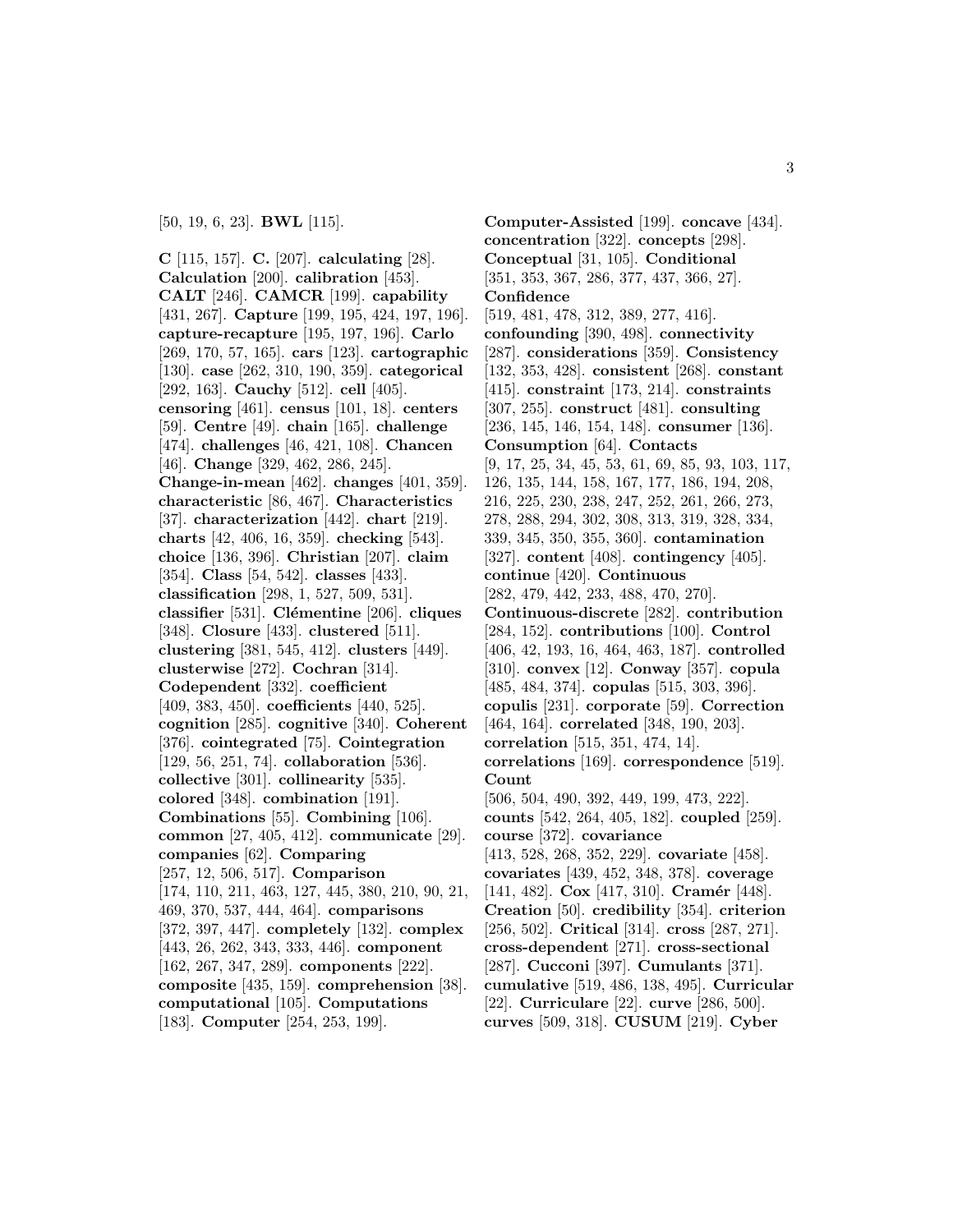[50, 19, 6, 23]. **BWL** [115].

**C** [115, 157]. **C.** [207]. **calculating** [28]. **Calculation** [200]. **calibration** [453]. **CALT** [246]. **CAMCR** [199]. **capability** [431, 267]. **Capture** [199, 195, 424, 197, 196]. **capture-recapture** [195, 197, 196]. **Carlo** [269, 170, 57, 165]. **cars** [123]. **cartographic** [130]. **case** [262, 310, 190, 359]. **categorical** [292, 163]. **Cauchy** [512]. **cell** [405]. **censoring** [461]. **census** [101, 18]. **centers** [59]. **Centre** [49]. **chain** [165]. **challenge** [474]. **challenges** [46, 421, 108]. **Chancen** [46]. **Change** [329, 462, 286, 245]. **Change-in-mean** [462]. **changes** [401, 359]. **characteristic** [86, 467]. **Characteristics** [37]. **characterization** [442]. **chart** [219]. **charts** [42, 406, 16, 359]. **checking** [543]. **choice** [136, 396]. **Christian** [207]. **claim** [354]. **Class** [54, 542]. **classes** [433]. **classification** [298, 1, 527, 509, 531]. **classifier** [531]. **Clémentine** [206]. **cliques** [348]. **Closure** [433]. **clustered** [511]. **clustering** [381, 545, 412]. **clusters** [449]. **clusterwise** [272]. **Cochran** [314]. **Codependent** [332]. **coefficient** [409, 383, 450]. **coefficients** [440, 525]. **cognition** [285]. **cognitive** [340]. **Coherent** [376]. **cointegrated** [75]. **Cointegration** [129, 56, 251, 74]. **collaboration** [536]. **collective** [301]. **collinearity** [535]. **colored** [348]. **combination** [191]. **Combinations** [55]. **Combining** [106]. **common** [27, 405, 412]. **communicate** [29]. **companies** [62]. **Comparing** [257, 12, 506, 517]. **Comparison** [174, 110, 211, 463, 127, 445, 380, 210, 90, 21, 469, 370, 537, 444, 464]. **comparisons** [372, 397, 447]. **completely** [132]. **complex** [443, 26, 262, 343, 333, 446]. **component** [162, 267, 347, 289]. **components** [222]. **composite** [435, 159]. **comprehension** [38]. **computational** [105]. **Computations** [183]. **Computer** [254, 253, 199].

**Computer-Assisted** [199]. **concave** [434]. **concentration** [322]. **concepts** [298]. **Conceptual** [31, 105]. **Conditional** [351, 353, 367, 286, 377, 437, 366, 27]. **Confidence** [519, 481, 478, 312, 389, 277, 416]. **confounding** [390, 498]. **connectivity** [287]. **considerations** [359]. **Consistency** [132, 353, 428]. **consistent** [268]. **constant** [415]. **constraint** [173, 214]. **constraints** [307, 255]. **construct** [481]. **consulting** [236, 145, 146, 154, 148]. **consumer** [136]. **Consumption** [64]. **Contacts** [9, 17, 25, 34, 45, 53, 61, 69, 85, 93, 103, 117, 126, 135, 144, 158, 167, 177, 186, 194, 208, 216, 225, 230, 238, 247, 252, 261, 266, 273, 278, 288, 294, 302, 308, 313, 319, 328, 334, 339, 345, 350, 355, 360]. **contamination** [327]. **content** [408]. **contingency** [405]. **continue** [420]. **Continuous** [282, 479, 442, 233, 488, 470, 270]. **Continuous-discrete** [282]. **contribution** [284, 152]. **contributions** [100]. **Control** [406, 42, 193, 16, 464, 463, 187]. **controlled** [310]. **convex** [12]. **Conway** [357]. **copula** [485, 484, 374]. **copulas** [515, 303, 396]. **copulis** [231]. **corporate** [59]. **Correction** [464, 164]. **correlated** [348, 190, 203]. **correlation** [515, 351, 474, 14]. **correlations** [169]. **correspondence** [519]. **Count** [506, 504, 490, 392, 449, 199, 473, 222]. **counts** [542, 264, 405, 182]. **coupled** [259]. **course** [372]. **covariance** [413, 528, 268, 352, 229]. **covariate** [458]. **covariates** [439, 452, 348, 378]. **coverage** [141, 482]. **Cox** [417, 310]. **Cramér** [448]. **Creation** [50]. **credibility** [354]. **criterion** [256, 502]. **Critical** [314]. **cross** [287, 271]. **cross-dependent** [271]. **cross-sectional** [287]. **Cucconi** [397]. **Cumulants** [371]. **cumulative** [519, 486, 138, 495]. **Curricular** [22]. **Curriculare** [22]. **curve** [286, 500]. **curves** [509, 318]. **CUSUM** [219]. **Cyber**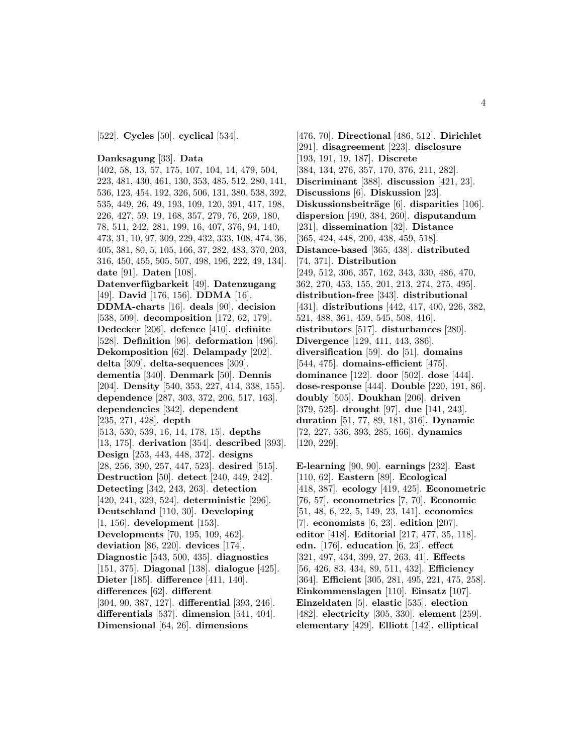[522]. **Cycles** [50]. **cyclical** [534].

**Danksagung** [33]. **Data** [402, 58, 13, 57, 175, 107, 104, 14, 479, 504, 223, 481, 430, 461, 130, 353, 485, 512, 280, 141, 536, 123, 454, 192, 326, 506, 131, 380, 538, 392, 535, 449, 26, 49, 193, 109, 120, 391, 417, 198, 226, 427, 59, 19, 168, 357, 279, 76, 269, 180, 78, 511, 242, 281, 199, 16, 407, 376, 94, 140, 473, 31, 10, 97, 309, 229, 432, 333, 108, 474, 36, 405, 381, 80, 5, 105, 166, 37, 282, 483, 370, 203, 316, 450, 455, 505, 507, 498, 196, 222, 49, 134]. **date** [91]. **Daten** [108]. **Datenverfügbarkeit** [49]. **Datenzugang** [49]. **David** [176, 156]. **DDMA** [16]. **DDMA-charts** [16]. **deals** [90]. **decision** [538, 509]. **decomposition** [172, 62, 179]. **Dedecker** [206]. **defence** [410]. **definite** [528]. **Definition** [96]. **deformation** [496]. **Dekomposition** [62]. **Delampady** [202]. **delta** [309]. **delta-sequences** [309]. **dementia** [340]. **Denmark** [50]. **Dennis** [204]. **Density** [540, 353, 227, 414, 338, 155]. **dependence** [287, 303, 372, 206, 517, 163]. **dependencies** [342]. **dependent** [235, 271, 428]. **depth** [513, 530, 539, 16, 14, 178, 15]. **depths** [13, 175]. **derivation** [354]. **described** [393]. **Design** [253, 443, 448, 372]. **designs** [28, 256, 390, 257, 447, 523]. **desired** [515]. **Destruction** [50]. **detect** [240, 449, 242]. **Detecting** [342, 243, 263]. **detection** [420, 241, 329, 524]. **deterministic** [296]. **Deutschland** [110, 30]. **Developing** [1, 156]. **development** [153]. **Developments** [70, 195, 109, 462]. **deviation** [86, 220]. **devices** [174]. **Diagnostic** [543, 500, 435]. **diagnostics** [151, 375]. **Diagonal** [138]. **dialogue** [425]. **Dieter** [185]. **difference** [411, 140]. **differences** [62]. **different** [304, 90, 387, 127]. **differential** [393, 246]. **differentials** [537]. **dimension** [541, 404]. **Dimensional** [64, 26]. **dimensions** [476, 70]. **Directional** [486, 512]. **Dirichlet** [291]. **disagreement** [223]. **disclosure** [193, 191, 19, 187]. **Discrete** [384, 134, 276, 357, 170, 376, 211, 282]. **Discriminant** [388]. **discussion** [421, 23]. **Discussions** [6]. **Diskussion** [23]. **Diskussionsbeiträge** [6]. **disparities** [106]. **dispersion** [490, 384, 260]. **disputandum** [231]. **dissemination** [32]. **Distance** [365, 424, 448, 200, 438, 459, 518]. **Distance-based** [365, 438]. **distributed** [74, 371]. **Distribution** [249, 512, 306, 357, 162, 343, 330, 486, 470, 362, 270, 453, 155, 201, 213, 274, 275, 495]. **distribution-free** [343]. **distributional** [431]. **distributions** [442, 417, 400, 226, 382, 521, 488, 361, 459, 545, 508, 416]. **distributors** [517]. **disturbances** [280]. **Divergence** [129, 411, 443, 386]. **diversification** [59]. **do** [51]. **domains** [544, 475]. **domains-efficient** [475]. **dominance** [122]. **door** [502]. **dose** [444]. **dose-response** [444]. **Double** [220, 191, 86]. **doubly** [505]. **Doukhan** [206]. **driven** [379, 525]. **drought** [97]. **due** [141, 243]. **duration** [51, 77, 89, 181, 316]. **Dynamic** [72, 227, 536, 393, 285, 166]. **dynamics** [120, 229].

**E-learning** [90, 90]. **earnings** [232]. **East** [110, 62]. **Eastern** [89]. **Ecological** [418, 387]. **ecology** [419, 425]. **Econometric** [76, 57]. **econometrics** [7, 70]. **Economic** [51, 48, 6, 22, 5, 149, 23, 141]. **economics** [7]. **economists** [6, 23]. **edition** [207]. **editor** [418]. **Editorial** [217, 477, 35, 118]. **edn.** [176]. **education** [6, 23]. **effect** [321, 497, 434, 399, 27, 263, 41]. **Effects** [56, 426, 83, 434, 89, 511, 432]. **Efficiency** [364]. **Efficient** [305, 281, 495, 221, 475, 258]. **Einkommenslagen** [110]. **Einsatz** [107]. **Einzeldaten** [5]. **elastic** [535]. **election** [482]. **electricity** [305, 330]. **element** [259]. **elementary** [429]. **Elliott** [142]. **elliptical**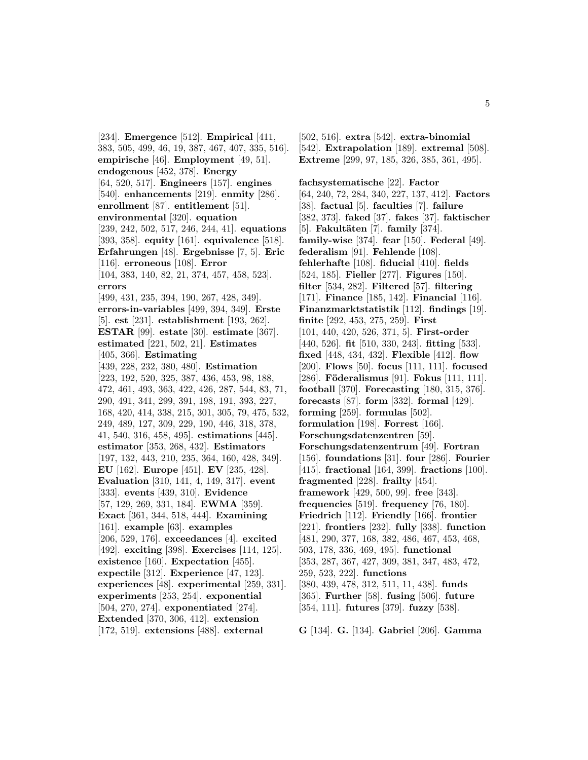[234]. **Emergence** [512]. **Empirical** [411, 383, 505, 499, 46, 19, 387, 467, 407, 335, 516]. **empirische** [46]. **Employment** [49, 51]. **endogenous** [452, 378]. **Energy** [64, 520, 517]. **Engineers** [157]. **engines** [540]. **enhancements** [219]. **enmity** [286]. **enrollment** [87]. **entitlement** [51]. **environmental** [320]. **equation** [239, 242, 502, 517, 246, 244, 41]. **equations** [393, 358]. **equity** [161]. **equivalence** [518]. **Erfahrungen** [48]. **Ergebnisse** [7, 5]. **Eric** [116]. **erroneous** [108]. **Error** [104, 383, 140, 82, 21, 374, 457, 458, 523]. **errors** [499, 431, 235, 394, 190, 267, 428, 349]. **errors-in-variables** [499, 394, 349]. **Erste** [5]. **est** [231]. **establishment** [193, 262]. **ESTAR** [99]. **estate** [30]. **estimate** [367]. **estimated** [221, 502, 21]. **Estimates** [405, 366]. **Estimating** [439, 228, 232, 380, 480]. **Estimation** [223, 192, 520, 325, 387, 436, 453, 98, 188, 472, 461, 493, 363, 422, 426, 287, 544, 83, 71, 290, 491, 341, 299, 391, 198, 191, 393, 227, 168, 420, 414, 338, 215, 301, 305, 79, 475, 532, 249, 489, 127, 309, 229, 190, 446, 318, 378, 41, 540, 316, 458, 495]. **estimations** [445]. **estimator** [353, 268, 432]. **Estimators** [197, 132, 443, 210, 235, 364, 160, 428, 349]. **EU** [162]. **Europe** [451]. **EV** [235, 428]. **Evaluation** [310, 141, 4, 149, 317]. **event** [333]. **events** [439, 310]. **Evidence** [57, 129, 269, 331, 184]. **EWMA** [359]. **Exact** [361, 344, 518, 444]. **Examining** [161]. **example** [63]. **examples** [206, 529, 176]. **exceedances** [4]. **excited** [492]. **exciting** [398]. **Exercises** [114, 125]. **existence** [160]. **Expectation** [455]. **expectile** [312]. **Experience** [47, 123]. **experiences** [48]. **experimental** [259, 331]. **experiments** [253, 254]. **exponential** [504, 270, 274]. **exponentiated** [274]. **Extended** [370, 306, 412]. **extension** [172, 519]. **extensions** [488]. **external** [502, 516]. **extra** [542]. **extra-binomial** [542]. **Extrapolation** [189]. **extremal** [508]. **Extreme** [299, 97, 185, 326, 385, 361, 495].

**fachsystematische** [22]. **Factor** [64, 240, 72, 284, 340, 227, 137, 412]. **Factors** [38]. **factual** [5]. **faculties** [7]. **failure** [382, 373]. **faked** [37]. **fakes** [37]. **faktischer** [5]. **Fakultäten** [7]. **family** [374]. **family-wise** [374]. **fear** [150]. **Federal** [49]. **federalism** [91]. **Fehlende** [108]. **fehlerhafte** [108]. **fiducial** [410]. **fields** [524, 185]. **Fieller** [277]. **Figures** [150]. **filter** [534, 282]. **Filtered** [57]. **filtering** [171]. **Finance** [185, 142]. **Financial** [116]. **Finanzmarktstatistik** [112]. **findings** [19]. **finite** [292, 453, 275, 259]. **First** [101, 440, 420, 526, 371, 5]. **First-order** [440, 526]. **fit** [510, 330, 243]. **fitting** [533]. **fixed** [448, 434, 432]. **Flexible** [412]. **flow** [200]. **Flows** [50]. **focus** [111, 111]. **focused** [286]. **Föderalismus** [91]. **Fokus** [111, 111]. **football** [370]. **Forecasting** [180, 315, 376]. **forecasts** [87]. **form** [332]. **formal** [429]. **forming** [259]. **formulas** [502]. **formulation** [198]. **Forrest** [166]. **Forschungsdatenzentren** [59]. **Forschungsdatenzentrum** [49]. **Fortran** [156]. **foundations** [31]. **four** [286]. **Fourier** [415]. **fractional** [164, 399]. **fractions** [100]. **fragmented** [228]. **frailty** [454]. **framework** [429, 500, 99]. **free** [343]. **frequencies** [519]. **frequency** [76, 180]. **Friedrich** [112]. **Friendly** [166]. **frontier** [221]. **frontiers** [232]. **fully** [338]. **function** [481, 290, 377, 168, 382, 486, 467, 453, 468, 503, 178, 336, 469, 495]. **functional** [353, 287, 367, 427, 309, 381, 347, 483, 472, 259, 523, 222]. **functions** [380, 439, 478, 312, 511, 11, 438]. **funds** [365]. **Further** [58]. **fusing** [506]. **future** [354, 111]. **futures** [379]. **fuzzy** [538].

**G** [134]. **G.** [134]. **Gabriel** [206]. **Gamma**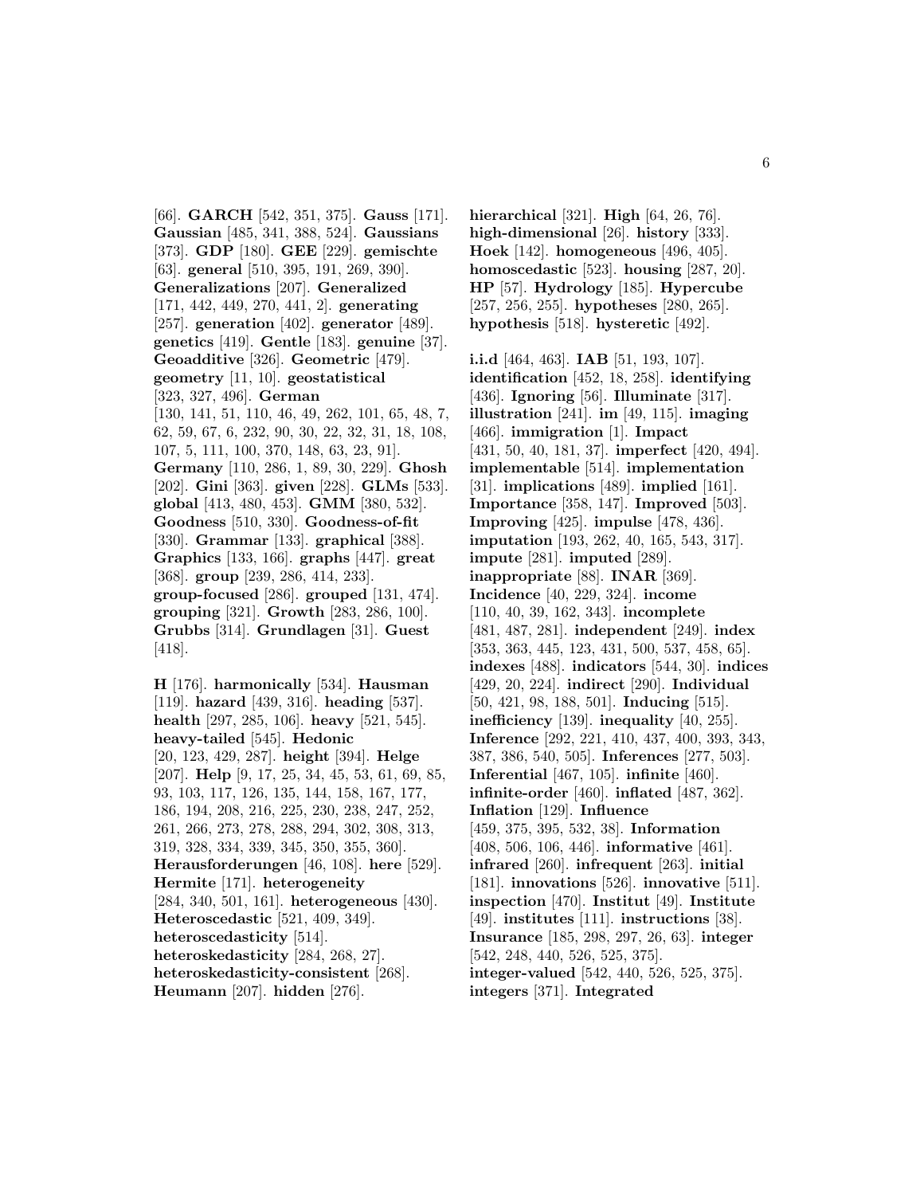[66]. **GARCH** [542, 351, 375]. **Gauss** [171]. **Gaussian** [485, 341, 388, 524]. **Gaussians** [373]. **GDP** [180]. **GEE** [229]. **gemischte** [63]. **general** [510, 395, 191, 269, 390]. **Generalizations** [207]. **Generalized** [171, 442, 449, 270, 441, 2]. **generating** [257]. **generation** [402]. **generator** [489]. **genetics** [419]. **Gentle** [183]. **genuine** [37]. **Geoadditive** [326]. **Geometric** [479]. **geometry** [11, 10]. **geostatistical** [323, 327, 496]. **German** [130, 141, 51, 110, 46, 49, 262, 101, 65, 48, 7, 62, 59, 67, 6, 232, 90, 30, 22, 32, 31, 18, 108, 107, 5, 111, 100, 370, 148, 63, 23, 91]. **Germany** [110, 286, 1, 89, 30, 229]. **Ghosh** [202]. **Gini** [363]. **given** [228]. **GLMs** [533]. **global** [413, 480, 453]. **GMM** [380, 532]. **Goodness** [510, 330]. **Goodness-of-fit** [330]. **Grammar** [133]. **graphical** [388]. **Graphics** [133, 166]. **graphs** [447]. **great** [368]. **group** [239, 286, 414, 233]. **group-focused** [286]. **grouped** [131, 474]. **grouping** [321]. **Growth** [283, 286, 100]. **Grubbs** [314]. **Grundlagen** [31]. **Guest** [418].

**H** [176]. **harmonically** [534]. **Hausman** [119]. **hazard** [439, 316]. **heading** [537]. **health** [297, 285, 106]. **heavy** [521, 545]. **heavy-tailed** [545]. **Hedonic** [20, 123, 429, 287]. **height** [394]. **Helge** [207]. **Help** [9, 17, 25, 34, 45, 53, 61, 69, 85, 93, 103, 117, 126, 135, 144, 158, 167, 177, 186, 194, 208, 216, 225, 230, 238, 247, 252, 261, 266, 273, 278, 288, 294, 302, 308, 313, 319, 328, 334, 339, 345, 350, 355, 360]. **Herausforderungen** [46, 108]. **here** [529]. **Hermite** [171]. **heterogeneity** [284, 340, 501, 161]. **heterogeneous** [430]. **Heteroscedastic** [521, 409, 349]. **heteroscedasticity** [514]. **heteroskedasticity** [284, 268, 27]. **heteroskedasticity-consistent** [268]. **Heumann** [207]. **hidden** [276].

**hierarchical** [321]. **High** [64, 26, 76]. **high-dimensional** [26]. **history** [333]. **Hoek** [142]. **homogeneous** [496, 405]. **homoscedastic** [523]. **housing** [287, 20]. **HP** [57]. **Hydrology** [185]. **Hypercube** [257, 256, 255]. **hypotheses** [280, 265]. **hypothesis** [518]. **hysteretic** [492].

**i.i.d** [464, 463]. **IAB** [51, 193, 107]. **identification** [452, 18, 258]. **identifying** [436]. **Ignoring** [56]. **Illuminate** [317]. **illustration** [241]. **im** [49, 115]. **imaging** [466]. **immigration** [1]. **Impact** [431, 50, 40, 181, 37]. **imperfect** [420, 494]. **implementable** [514]. **implementation** [31]. **implications** [489]. **implied** [161]. **Importance** [358, 147]. **Improved** [503]. **Improving** [425]. **impulse** [478, 436]. **imputation** [193, 262, 40, 165, 543, 317]. **impute** [281]. **imputed** [289]. **inappropriate** [88]. **INAR** [369]. **Incidence** [40, 229, 324]. **income** [110, 40, 39, 162, 343]. **incomplete** [481, 487, 281]. **independent** [249]. **index** [353, 363, 445, 123, 431, 500, 537, 458, 65]. **indexes** [488]. **indicators** [544, 30]. **indices** [429, 20, 224]. **indirect** [290]. **Individual** [50, 421, 98, 188, 501]. **Inducing** [515]. **inefficiency** [139]. **inequality** [40, 255]. **Inference** [292, 221, 410, 437, 400, 393, 343, 387, 386, 540, 505]. **Inferences** [277, 503]. **Inferential** [467, 105]. **infinite** [460]. **infinite-order** [460]. **inflated** [487, 362]. **Inflation** [129]. **Influence** [459, 375, 395, 532, 38]. **Information** [408, 506, 106, 446]. **informative** [461]. **infrared** [260]. **infrequent** [263]. **initial** [181]. **innovations** [526]. **innovative** [511]. **inspection** [470]. **Institut** [49]. **Institute** [49]. **institutes** [111]. **instructions** [38]. **Insurance** [185, 298, 297, 26, 63]. **integer** [542, 248, 440, 526, 525, 375]. **integer-valued** [542, 440, 526, 525, 375]. **integers** [371]. **Integrated**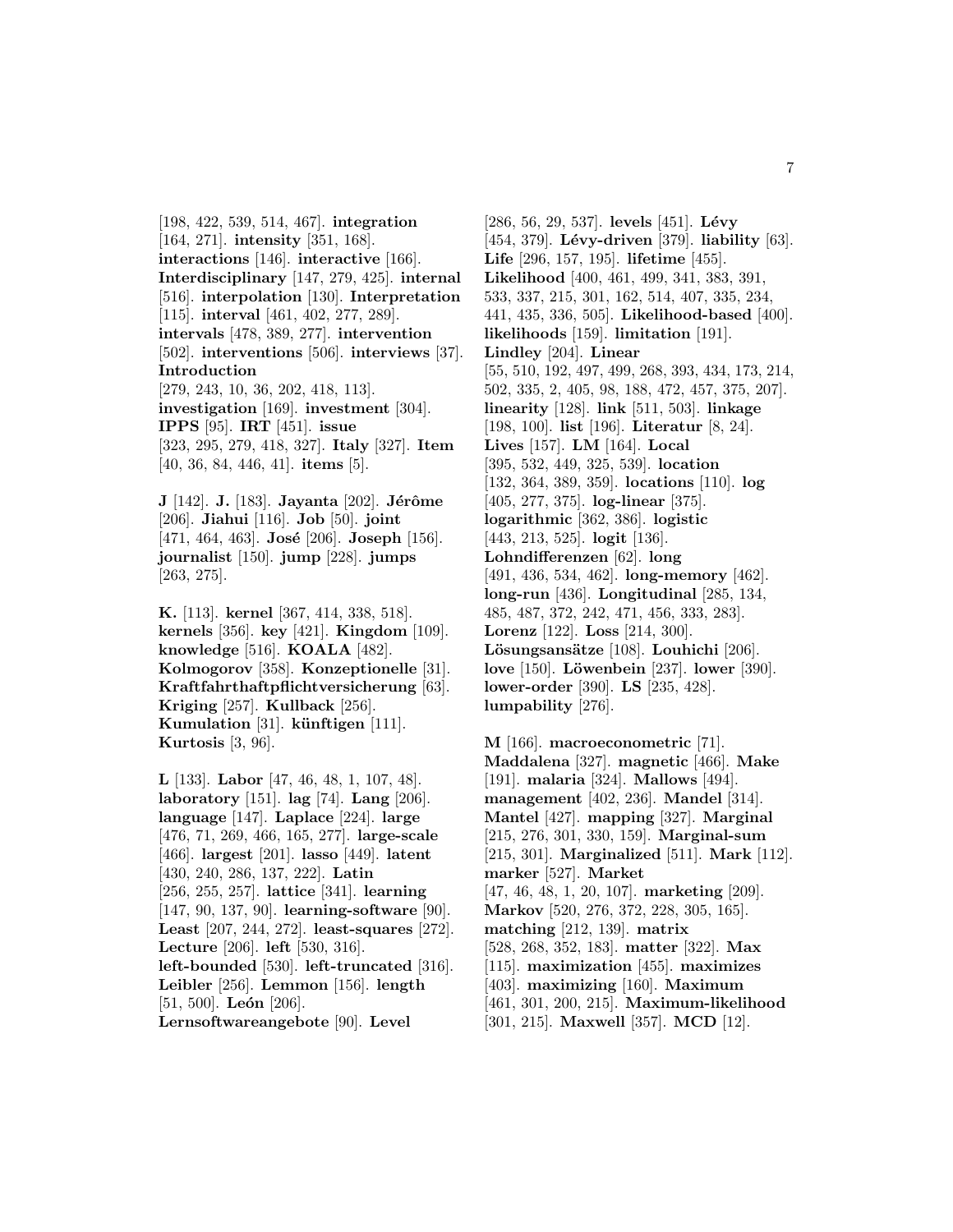[198, 422, 539, 514, 467]. **integration** [164, 271]. **intensity** [351, 168]. **interactions** [146]. **interactive** [166]. **Interdisciplinary** [147, 279, 425]. **internal** [516]. **interpolation** [130]. **Interpretation** [115]. **interval** [461, 402, 277, 289]. **intervals** [478, 389, 277]. **intervention** [502]. **interventions** [506]. **interviews** [37]. **Introduction** [279, 243, 10, 36, 202, 418, 113]. **investigation** [169]. **investment** [304]. **IPPS** [95]. **IRT** [451]. **issue** [323, 295, 279, 418, 327]. **Italy** [327]. **Item** [40, 36, 84, 446, 41]. **items** [5].

**J** [142]. **J.** [183]. **Jayanta** [202]. **Jérôme** [206]. **Jiahui** [116]. **Job** [50]. **joint** [471, 464, 463]. **José** [206]. **Joseph** [156]. **journalist** [150]. **jump** [228]. **jumps** [263, 275].

**K.** [113]. **kernel** [367, 414, 338, 518]. **kernels** [356]. **key** [421]. **Kingdom** [109]. **knowledge** [516]. **KOALA** [482]. **Kolmogorov** [358]. **Konzeptionelle** [31]. **Kraftfahrthaftpflichtversicherung** [63]. **Kriging** [257]. **Kullback** [256]. **Kumulation** [31]. **künftigen** [111]. **Kurtosis** [3, 96].

**L** [133]. **Labor** [47, 46, 48, 1, 107, 48]. **laboratory** [151]. **lag** [74]. **Lang** [206]. **language** [147]. **Laplace** [224]. **large** [476, 71, 269, 466, 165, 277]. **large-scale** [466]. **largest** [201]. **lasso** [449]. **latent** [430, 240, 286, 137, 222]. **Latin** [256, 255, 257]. **lattice** [341]. **learning** [147, 90, 137, 90]. **learning-software** [90]. **Least** [207, 244, 272]. **least-squares** [272]. **Lecture** [206]. **left** [530, 316]. **left-bounded** [530]. **left-truncated** [316]. **Leibler** [256]. **Lemmon** [156]. **length** [51, 500]. **León** [206]. **Lernsoftwareangebote** [90]. **Level** [286, 56, 29, 537]. **levels** [451]. **Lévy** [454, 379]. **Lévy-driven** [379]. **liability** [63]. **Life** [296, 157, 195]. **lifetime** [455]. **Likelihood** [400, 461, 499, 341, 383, 391, 533, 337, 215, 301, 162, 514, 407, 335, 234, 441, 435, 336, 505]. **Likelihood-based** [400]. **likelihoods** [159]. **limitation** [191]. **Lindley** [204]. **Linear** [55, 510, 192, 497, 499, 268, 393, 434, 173, 214, 502, 335, 2, 405, 98, 188, 472, 457, 375, 207]. **linearity** [128]. **link** [511, 503]. **linkage** [198, 100]. **list** [196]. **Literatur** [8, 24]. **Lives** [157]. **LM** [164]. **Local** [395, 532, 449, 325, 539]. **location** [132, 364, 389, 359]. **locations** [110]. **log** [405, 277, 375]. **log-linear** [375]. **logarithmic** [362, 386]. **logistic** [443, 213, 525]. **logit** [136]. **Lohndifferenzen** [62]. **long** [491, 436, 534, 462]. **long-memory** [462]. **long-run** [436]. **Longitudinal** [285, 134, 485, 487, 372, 242, 471, 456, 333, 283]. **Lorenz** [122]. **Loss** [214, 300]. **Lösungsansätze** [108]. **Louhichi** [206]. **love** [150]. **Löwenbein** [237]. **lower** [390]. **lower-order** [390]. **LS** [235, 428]. **lumpability** [276].

**M** [166]. **macroeconometric** [71]. **Maddalena** [327]. **magnetic** [466]. **Make** [191]. **malaria** [324]. **Mallows** [494]. **management** [402, 236]. **Mandel** [314]. **Mantel** [427]. **mapping** [327]. **Marginal** [215, 276, 301, 330, 159]. **Marginal-sum** [215, 301]. **Marginalized** [511]. **Mark** [112]. **marker** [527]. **Market** [47, 46, 48, 1, 20, 107]. **marketing** [209]. **Markov** [520, 276, 372, 228, 305, 165]. **matching** [212, 139]. **matrix** [528, 268, 352, 183]. **matter** [322]. **Max** [115]. **maximization** [455]. **maximizes** [403]. **maximizing** [160]. **Maximum** [461, 301, 200, 215]. **Maximum-likelihood** [301, 215]. **Maxwell** [357]. **MCD** [12].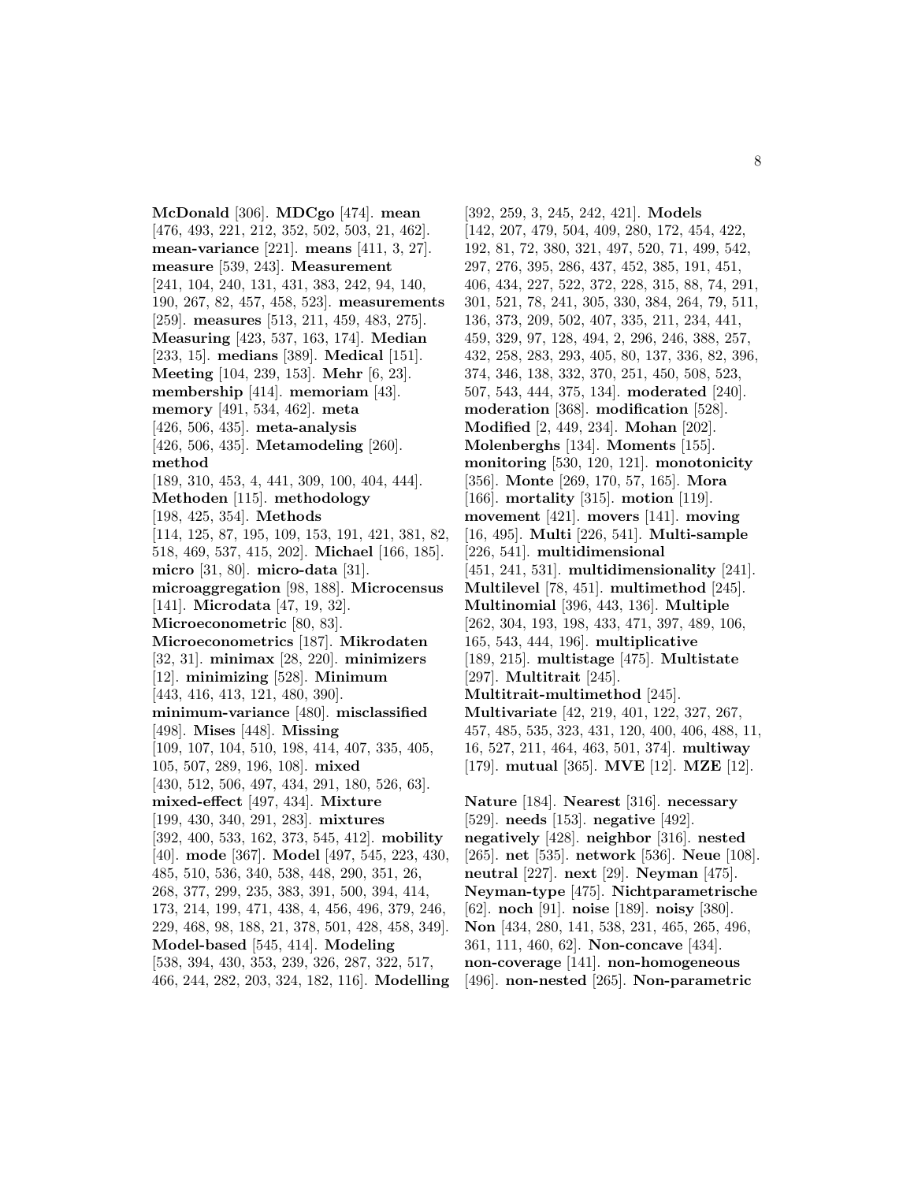**McDonald** [306]. **MDCgo** [474]. **mean** [476, 493, 221, 212, 352, 502, 503, 21, 462]. **mean-variance** [221]. **means** [411, 3, 27]. **measure** [539, 243]. **Measurement** [241, 104, 240, 131, 431, 383, 242, 94, 140, 190, 267, 82, 457, 458, 523]. **measurements** [259]. **measures** [513, 211, 459, 483, 275]. **Measuring** [423, 537, 163, 174]. **Median** [233, 15]. **medians** [389]. **Medical** [151]. **Meeting** [104, 239, 153]. **Mehr** [6, 23]. **membership** [414]. **memoriam** [43]. **memory** [491, 534, 462]. **meta** [426, 506, 435]. **meta-analysis** [426, 506, 435]. **Metamodeling** [260]. **method** [189, 310, 453, 4, 441, 309, 100, 404, 444]. **Methoden** [115]. **methodology** [198, 425, 354]. **Methods** [114, 125, 87, 195, 109, 153, 191, 421, 381, 82, 518, 469, 537, 415, 202]. **Michael** [166, 185]. **micro** [31, 80]. **micro-data** [31]. **microaggregation** [98, 188]. **Microcensus** [141]. **Microdata** [47, 19, 32]. **Microeconometric** [80, 83]. **Microeconometrics** [187]. **Mikrodaten** [32, 31]. **minimax** [28, 220]. **minimizers** [12]. **minimizing** [528]. **Minimum** [443, 416, 413, 121, 480, 390]. **minimum-variance** [480]. **misclassified** [498]. **Mises** [448]. **Missing** [109, 107, 104, 510, 198, 414, 407, 335, 405, 105, 507, 289, 196, 108]. **mixed** [430, 512, 506, 497, 434, 291, 180, 526, 63]. **mixed-effect** [497, 434]. **Mixture** [199, 430, 340, 291, 283]. **mixtures** [392, 400, 533, 162, 373, 545, 412]. **mobility** [40]. **mode** [367]. **Model** [497, 545, 223, 430, 485, 510, 536, 340, 538, 448, 290, 351, 26, 268, 377, 299, 235, 383, 391, 500, 394, 414, 173, 214, 199, 471, 438, 4, 456, 496, 379, 246, 229, 468, 98, 188, 21, 378, 501, 428, 458, 349]. **Model-based** [545, 414]. **Modeling** [538, 394, 430, 353, 239, 326, 287, 322, 517, 466, 244, 282, 203, 324, 182, 116]. **Modelling** [392, 259, 3, 245, 242, 421]. **Models** [142, 207, 479, 504, 409, 280, 172, 454, 422, 192, 81, 72, 380, 321, 497, 520, 71, 499, 542, 297, 276, 395, 286, 437, 452, 385, 191, 451, 406, 434, 227, 522, 372, 228, 315, 88, 74, 291, 301, 521, 78, 241, 305, 330, 384, 264, 79, 511, 136, 373, 209, 502, 407, 335, 211, 234, 441, 459, 329, 97, 128, 494, 2, 296, 246, 388, 257, 432, 258, 283, 293, 405, 80, 137, 336, 82, 396, 374, 346, 138, 332, 370, 251, 450, 508, 523, 507, 543, 444, 375, 134]. **moderated** [240]. **moderation** [368]. **modification** [528]. **Modified** [2, 449, 234]. **Mohan** [202]. **Molenberghs** [134]. **Moments** [155]. **monitoring** [530, 120, 121]. **monotonicity** [356]. **Monte** [269, 170, 57, 165]. **Mora** [166]. **mortality** [315]. **motion** [119]. **movement** [421]. **movers** [141]. **moving** [16, 495]. **Multi** [226, 541]. **Multi-sample** [226, 541]. **multidimensional** [451, 241, 531]. **multidimensionality** [241]. **Multilevel** [78, 451]. **multimethod** [245]. **Multinomial** [396, 443, 136]. **Multiple** [262, 304, 193, 198, 433, 471, 397, 489, 106, 165, 543, 444, 196]. **multiplicative** [189, 215]. **multistage** [475]. **Multistate** [297]. **Multitrait** [245]. **Multitrait-multimethod** [245]. **Multivariate** [42, 219, 401, 122, 327, 267, 457, 485, 535, 323, 431, 120, 400, 406, 488, 11, 16, 527, 211, 464, 463, 501, 374]. **multiway** [179]. **mutual** [365]. **MVE** [12]. **MZE** [12].

**Nature** [184]. **Nearest** [316]. **necessary** [529]. **needs** [153]. **negative** [492]. **negatively** [428]. **neighbor** [316]. **nested** [265]. **net** [535]. **network** [536]. **Neue** [108]. **neutral** [227]. **next** [29]. **Neyman** [475]. **Neyman-type** [475]. **Nichtparametrische** [62]. **noch** [91]. **noise** [189]. **noisy** [380]. **Non** [434, 280, 141, 538, 231, 465, 265, 496, 361, 111, 460, 62]. **Non-concave** [434]. **non-coverage** [141]. **non-homogeneous** [496]. **non-nested** [265]. **Non-parametric**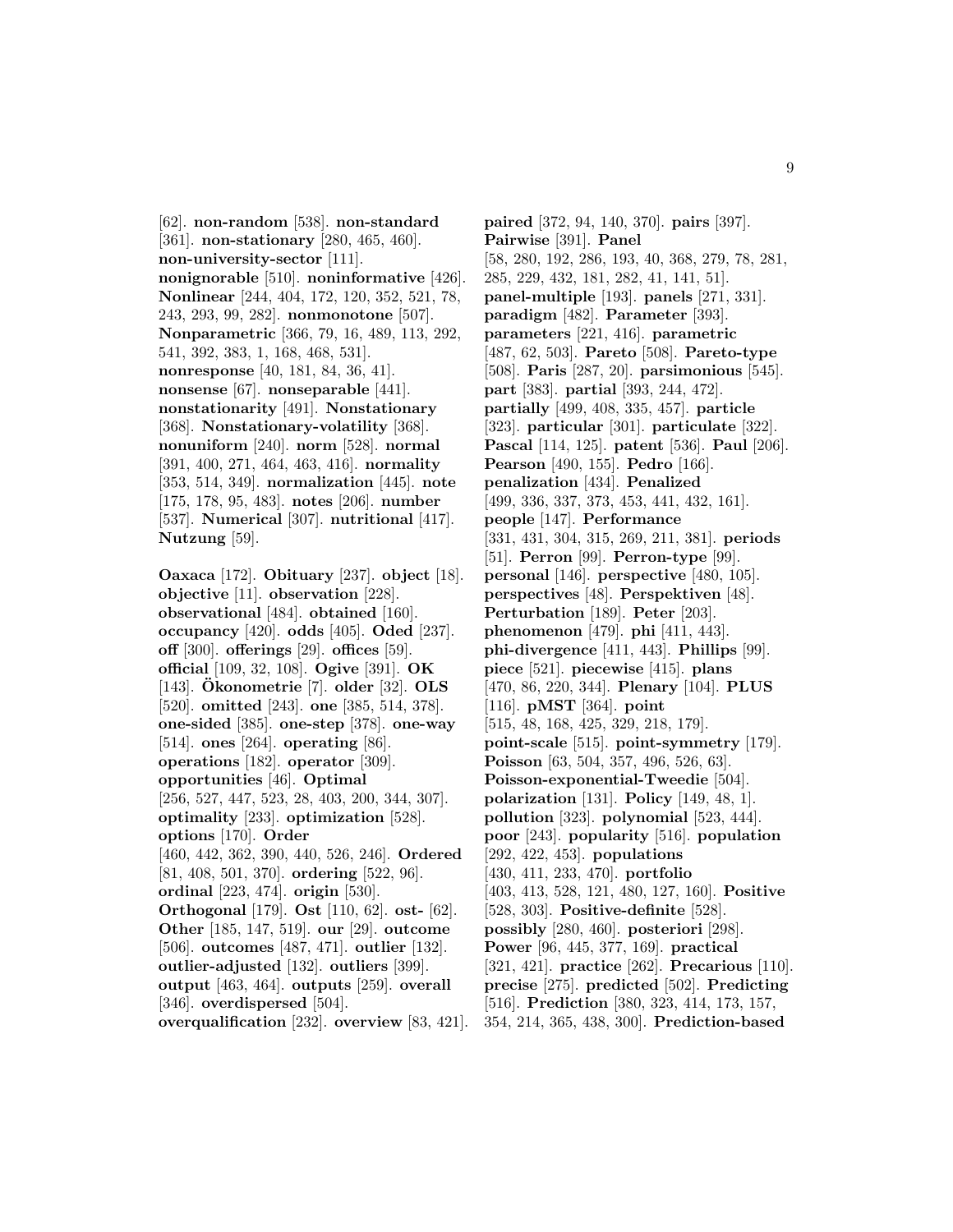[62]. **non-random** [538]. **non-standard** [361]. **non-stationary** [280, 465, 460]. **non-university-sector** [111]. **nonignorable** [510]. **noninformative** [426]. **Nonlinear** [244, 404, 172, 120, 352, 521, 78, 243, 293, 99, 282]. **nonmonotone** [507]. **Nonparametric** [366, 79, 16, 489, 113, 292, 541, 392, 383, 1, 168, 468, 531]. **nonresponse** [40, 181, 84, 36, 41]. **nonsense** [67]. **nonseparable** [441]. **nonstationarity** [491]. **Nonstationary** [368]. **Nonstationary-volatility** [368]. **nonuniform** [240]. **norm** [528]. **normal** [391, 400, 271, 464, 463, 416]. **normality** [353, 514, 349]. **normalization** [445]. **note** [175, 178, 95, 483]. **notes** [206]. **number** [537]. **Numerical** [307]. **nutritional** [417]. **Nutzung** [59].

**Oaxaca** [172]. **Obituary** [237]. **object** [18]. **objective** [11]. **observation** [228]. **observational** [484]. **obtained** [160]. **occupancy** [420]. **odds** [405]. **Oded** [237]. **off** [300]. **offerings** [29]. **offices** [59]. **official** [109, 32, 108]. **Ogive** [391]. **OK** [143]. **Ökonometrie** [7]. **older** [32]. **OLS** [520]. **omitted** [243]. **one** [385, 514, 378]. **one-sided** [385]. **one-step** [378]. **one-way** [514]. **ones** [264]. **operating** [86]. **operations** [182]. **operator** [309]. **opportunities** [46]. **Optimal** [256, 527, 447, 523, 28, 403, 200, 344, 307]. **optimality** [233]. **optimization** [528]. **options** [170]. **Order** [460, 442, 362, 390, 440, 526, 246]. **Ordered** [81, 408, 501, 370]. **ordering** [522, 96]. **ordinal** [223, 474]. **origin** [530]. **Orthogonal** [179]. **Ost** [110, 62]. **ost-** [62]. **Other** [185, 147, 519]. **our** [29]. **outcome** [506]. **outcomes** [487, 471]. **outlier** [132]. **outlier-adjusted** [132]. **outliers** [399]. **output** [463, 464]. **outputs** [259]. **overall** [346]. **overdispersed** [504]. **overqualification** [232]. **overview** [83, 421].

**paired** [372, 94, 140, 370]. **pairs** [397]. **Pairwise** [391]. **Panel** [58, 280, 192, 286, 193, 40, 368, 279, 78, 281, 285, 229, 432, 181, 282, 41, 141, 51]. **panel-multiple** [193]. **panels** [271, 331]. **paradigm** [482]. **Parameter** [393]. **parameters** [221, 416]. **parametric** [487, 62, 503]. **Pareto** [508]. **Pareto-type** [508]. **Paris** [287, 20]. **parsimonious** [545]. **part** [383]. **partial** [393, 244, 472]. **partially** [499, 408, 335, 457]. **particle** [323]. **particular** [301]. **particulate** [322]. **Pascal** [114, 125]. **patent** [536]. **Paul** [206]. **Pearson** [490, 155]. **Pedro** [166]. **penalization** [434]. **Penalized** [499, 336, 337, 373, 453, 441, 432, 161]. **people** [147]. **Performance** [331, 431, 304, 315, 269, 211, 381]. **periods** [51]. **Perron** [99]. **Perron-type** [99]. **personal** [146]. **perspective** [480, 105]. **perspectives** [48]. **Perspektiven** [48]. **Perturbation** [189]. **Peter** [203]. **phenomenon** [479]. **phi** [411, 443]. **phi-divergence** [411, 443]. **Phillips** [99]. **piece** [521]. **piecewise** [415]. **plans** [470, 86, 220, 344]. **Plenary** [104]. **PLUS** [116]. **pMST** [364]. **point** [515, 48, 168, 425, 329, 218, 179]. **point-scale** [515]. **point-symmetry** [179]. **Poisson** [63, 504, 357, 496, 526, 63]. **Poisson-exponential-Tweedie** [504]. **polarization** [131]. **Policy** [149, 48, 1]. **pollution** [323]. **polynomial** [523, 444]. **poor** [243]. **popularity** [516]. **population** [292, 422, 453]. **populations** [430, 411, 233, 470]. **portfolio** [403, 413, 528, 121, 480, 127, 160]. **Positive** [528, 303]. **Positive-definite** [528]. **possibly** [280, 460]. **posteriori** [298]. **Power** [96, 445, 377, 169]. **practical** [321, 421]. **practice** [262]. **Precarious** [110]. **precise** [275]. **predicted** [502]. **Predicting** [516]. **Prediction** [380, 323, 414, 173, 157, 354, 214, 365, 438, 300]. **Prediction-based**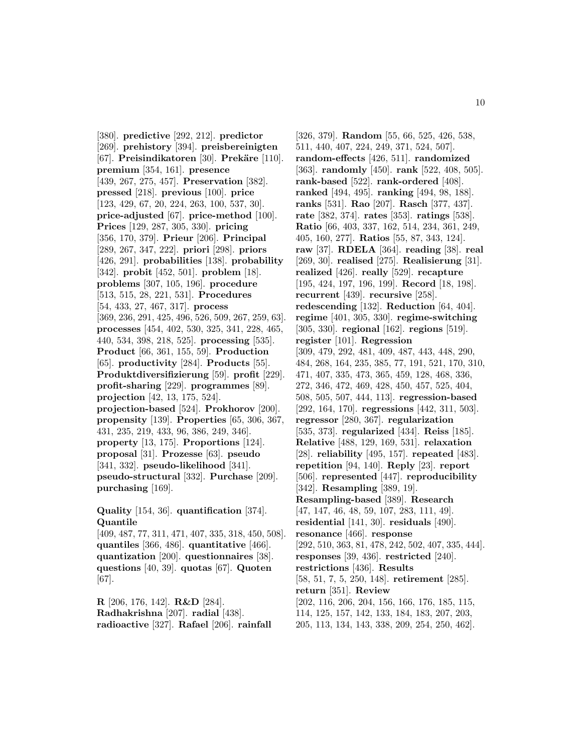[380]. **predictive** [292, 212]. **predictor** [269]. **prehistory** [394]. **preisbereinigten** [67]. **Preisindikatoren** [30]. **Prekäre** [110]. **premium** [354, 161]. **presence** [439, 267, 275, 457]. **Preservation** [382]. **pressed** [218]. **previous** [100]. **price** [123, 429, 67, 20, 224, 263, 100, 537, 30]. **price-adjusted** [67]. **price-method** [100]. **Prices** [129, 287, 305, 330]. **pricing** [356, 170, 379]. **Prieur** [206]. **Principal** [289, 267, 347, 222]. **priori** [298]. **priors** [426, 291]. **probabilities** [138]. **probability** [342]. **probit** [452, 501]. **problem** [18]. **problems** [307, 105, 196]. **procedure** [513, 515, 28, 221, 531]. **Procedures** [54, 433, 27, 467, 317]. **process** [369, 236, 291, 425, 496, 526, 509, 267, 259, 63]. **processes** [454, 402, 530, 325, 341, 228, 465, 440, 534, 398, 218, 525]. **processing** [535]. **Product** [66, 361, 155, 59]. **Production** [65]. **productivity** [284]. **Products** [55]. **Produktdiversifizierung** [59]. **profit** [229]. **profit-sharing** [229]. **programmes** [89]. **projection** [42, 13, 175, 524]. **projection-based** [524]. **Prokhorov** [200]. **propensity** [139]. **Properties** [65, 306, 367, 431, 235, 219, 433, 96, 386, 249, 346]. **property** [13, 175]. **Proportions** [124]. **proposal** [31]. **Prozesse** [63]. **pseudo** [341, 332]. **pseudo-likelihood** [341]. **pseudo-structural** [332]. **Purchase** [209]. **purchasing** [169].

**Quality** [154, 36]. **quantification** [374]. **Quantile** [409, 487, 77, 311, 471, 407, 335, 318, 450, 508]. **quantiles** [366, 486]. **quantitative** [466]. **quantization** [200]. **questionnaires** [38]. **questions** [40, 39]. **quotas** [67]. **Quoten** [67].

**R** [206, 176, 142]. **R&D** [284]. **Radhakrishna** [207]. **radial** [438]. **radioactive** [327]. **Rafael** [206]. **rainfall** [326, 379]. **Random** [55, 66, 525, 426, 538, 511, 440, 407, 224, 249, 371, 524, 507]. **random-effects** [426, 511]. **randomized** [363]. **randomly** [450]. **rank** [522, 408, 505]. **rank-based** [522]. **rank-ordered** [408]. **ranked** [494, 495]. **ranking** [494, 98, 188]. **ranks** [531]. **Rao** [207]. **Rasch** [377, 437]. **rate** [382, 374]. **rates** [353]. **ratings** [538]. **Ratio** [66, 403, 337, 162, 514, 234, 361, 249, 405, 160, 277]. **Ratios** [55, 87, 343, 124]. **raw** [37]. **RDELA** [364]. **reading** [38]. **real** [269, 30]. **realised** [275]. **Realisierung** [31]. **realized** [426]. **really** [529]. **recapture** [195, 424, 197, 196, 199]. **Record** [18, 198]. **recurrent** [439]. **recursive** [258]. **redescending** [132]. **Reduction** [64, 404]. **regime** [401, 305, 330]. **regime-switching** [305, 330]. **regional** [162]. **regions** [519]. **register** [101]. **Regression** [309, 479, 292, 481, 409, 487, 443, 448, 290, 484, 268, 164, 235, 385, 77, 191, 521, 170, 310, 471, 407, 335, 473, 365, 459, 128, 468, 336, 272, 346, 472, 469, 428, 450, 457, 525, 404, 508, 505, 507, 444, 113]. **regression-based** [292, 164, 170]. **regressions** [442, 311, 503]. **regressor** [280, 367]. **regularization** [535, 373]. **regularized** [434]. **Reiss** [185]. **Relative** [488, 129, 169, 531]. **relaxation** [28]. **reliability** [495, 157]. **repeated** [483]. **repetition** [94, 140]. **Reply** [23]. **report** [506]. **represented** [447]. **reproducibility** [342]. **Resampling** [389, 19]. **Resampling-based** [389]. **Research** [47, 147, 46, 48, 59, 107, 283, 111, 49]. **residential** [141, 30]. **residuals** [490]. **resonance** [466]. **response** [292, 510, 363, 81, 478, 242, 502, 407, 335, 444]. **responses** [39, 436]. **restricted** [240]. **restrictions** [436]. **Results** [58, 51, 7, 5, 250, 148]. **retirement** [285]. **return** [351]. **Review** [202, 116, 206, 204, 156, 166, 176, 185, 115, 114, 125, 157, 142, 133, 184, 183, 207, 203, 205, 113, 134, 143, 338, 209, 254, 250, 462].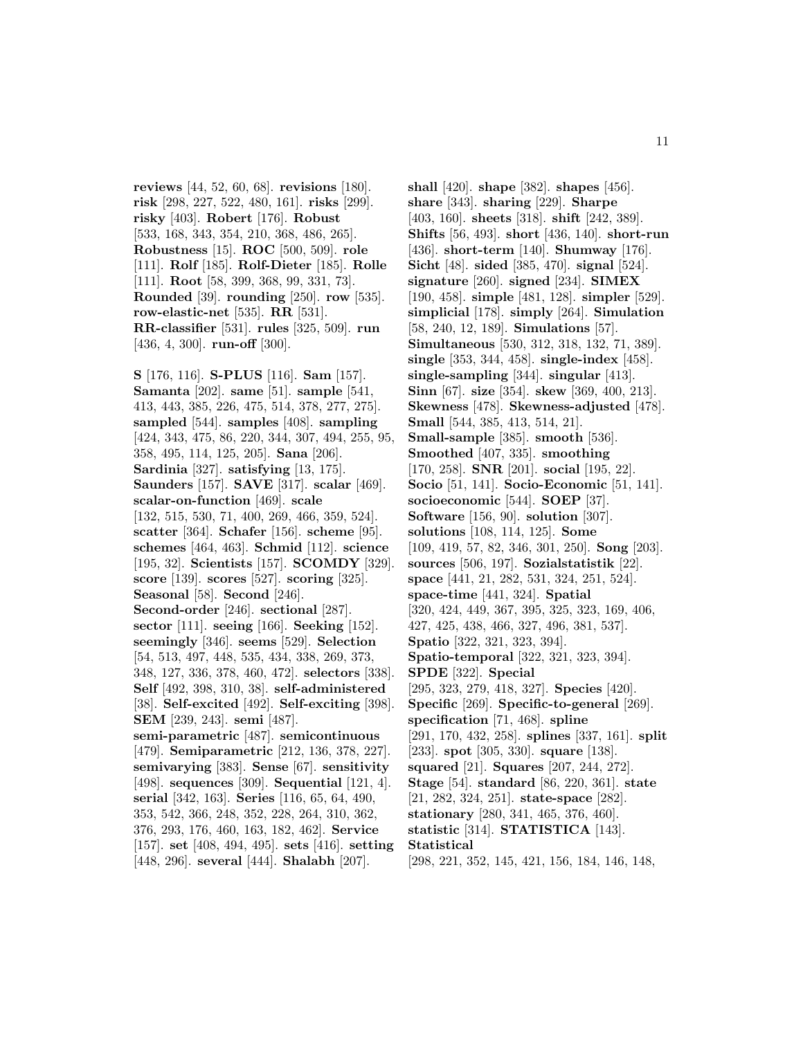**reviews** [44, 52, 60, 68]. **revisions** [180]. **risk** [298, 227, 522, 480, 161]. **risks** [299]. **risky** [403]. **Robert** [176]. **Robust** [533, 168, 343, 354, 210, 368, 486, 265]. **Robustness** [15]. **ROC** [500, 509]. **role** [111]. **Rolf** [185]. **Rolf-Dieter** [185]. **Rolle** [111]. **Root** [58, 399, 368, 99, 331, 73]. **Rounded** [39]. **rounding** [250]. **row** [535]. **row-elastic-net** [535]. **RR** [531]. **RR-classifier** [531]. **rules** [325, 509]. **run** [436, 4, 300]. **run-off** [300].

**S** [176, 116]. **S-PLUS** [116]. **Sam** [157]. **Samanta** [202]. **same** [51]. **sample** [541, 413, 443, 385, 226, 475, 514, 378, 277, 275]. **sampled** [544]. **samples** [408]. **sampling** [424, 343, 475, 86, 220, 344, 307, 494, 255, 95, 358, 495, 114, 125, 205]. **Sana** [206]. **Sardinia** [327]. **satisfying** [13, 175]. **Saunders** [157]. **SAVE** [317]. **scalar** [469]. **scalar-on-function** [469]. **scale** [132, 515, 530, 71, 400, 269, 466, 359, 524]. **scatter** [364]. **Schafer** [156]. **scheme** [95]. **schemes** [464, 463]. **Schmid** [112]. **science** [195, 32]. **Scientists** [157]. **SCOMDY** [329]. **score** [139]. **scores** [527]. **scoring** [325]. **Seasonal** [58]. **Second** [246]. **Second-order** [246]. **sectional** [287]. **sector** [111]. **seeing** [166]. **Seeking** [152]. **seemingly** [346]. **seems** [529]. **Selection** [54, 513, 497, 448, 535, 434, 338, 269, 373, 348, 127, 336, 378, 460, 472]. **selectors** [338]. **Self** [492, 398, 310, 38]. **self-administered** [38]. **Self-excited** [492]. **Self-exciting** [398]. **SEM** [239, 243]. **semi** [487]. **semi-parametric** [487]. **semicontinuous** [479]. **Semiparametric** [212, 136, 378, 227]. **semivarying** [383]. **Sense** [67]. **sensitivity** [498]. **sequences** [309]. **Sequential** [121, 4]. **serial** [342, 163]. **Series** [116, 65, 64, 490, 353, 542, 366, 248, 352, 228, 264, 310, 362, 376, 293, 176, 460, 163, 182, 462]. **Service** [157]. **set** [408, 494, 495]. **sets** [416]. **setting** [448, 296]. **several** [444]. **Shalabh** [207].

**shall** [420]. **shape** [382]. **shapes** [456]. **share** [343]. **sharing** [229]. **Sharpe** [403, 160]. **sheets** [318]. **shift** [242, 389]. **Shifts** [56, 493]. **short** [436, 140]. **short-run** [436]. **short-term** [140]. **Shumway** [176]. **Sicht** [48]. **sided** [385, 470]. **signal** [524]. **signature** [260]. **signed** [234]. **SIMEX** [190, 458]. **simple** [481, 128]. **simpler** [529]. **simplicial** [178]. **simply** [264]. **Simulation** [58, 240, 12, 189]. **Simulations** [57]. **Simultaneous** [530, 312, 318, 132, 71, 389]. **single** [353, 344, 458]. **single-index** [458]. **single-sampling** [344]. **singular** [413]. **Sinn** [67]. **size** [354]. **skew** [369, 400, 213]. **Skewness** [478]. **Skewness-adjusted** [478]. **Small** [544, 385, 413, 514, 21]. **Small-sample** [385]. **smooth** [536]. **Smoothed** [407, 335]. **smoothing** [170, 258]. **SNR** [201]. **social** [195, 22]. **Socio** [51, 141]. **Socio-Economic** [51, 141]. **socioeconomic** [544]. **SOEP** [37]. **Software** [156, 90]. **solution** [307]. **solutions** [108, 114, 125]. **Some** [109, 419, 57, 82, 346, 301, 250]. **Song** [203]. **sources** [506, 197]. **Sozialstatistik** [22]. **space** [441, 21, 282, 531, 324, 251, 524]. **space-time** [441, 324]. **Spatial** [320, 424, 449, 367, 395, 325, 323, 169, 406, 427, 425, 438, 466, 327, 496, 381, 537]. **Spatio** [322, 321, 323, 394]. **Spatio-temporal** [322, 321, 323, 394]. **SPDE** [322]. **Special** [295, 323, 279, 418, 327]. **Species** [420]. **Specific** [269]. **Specific-to-general** [269]. **specification** [71, 468]. **spline** [291, 170, 432, 258]. **splines** [337, 161]. **split** [233]. **spot** [305, 330]. **square** [138]. **squared** [21]. **Squares** [207, 244, 272]. **Stage** [54]. **standard** [86, 220, 361]. **state** [21, 282, 324, 251]. **state-space** [282]. **stationary** [280, 341, 465, 376, 460]. **statistic** [314]. **STATISTICA** [143]. **Statistical** [298, 221, 352, 145, 421, 156, 184, 146, 148,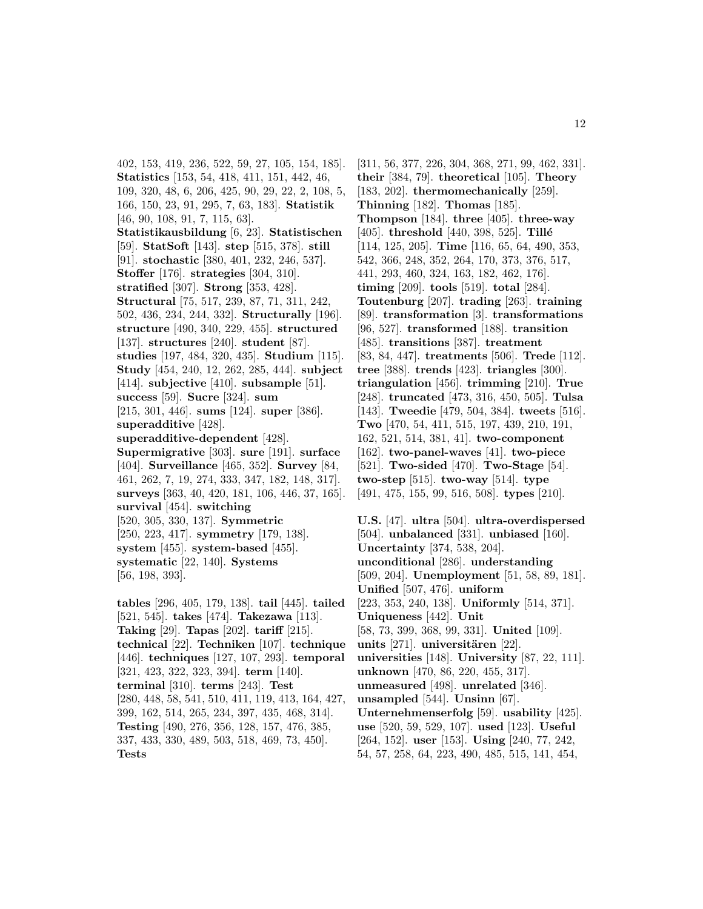402, 153, 419, 236, 522, 59, 27, 105, 154, 185]. **Statistics** [153, 54, 418, 411, 151, 442, 46, 109, 320, 48, 6, 206, 425, 90, 29, 22, 2, 108, 5, 166, 150, 23, 91, 295, 7, 63, 183]. **Statistik** [46, 90, 108, 91, 7, 115, 63]. **Statistikausbildung** [6, 23]. **Statistischen** [59]. **StatSoft** [143]. **step** [515, 378]. **still** [91]. **stochastic** [380, 401, 232, 246, 537]. **Stoffer** [176]. **strategies** [304, 310]. **stratified** [307]. **Strong** [353, 428]. **Structural** [75, 517, 239, 87, 71, 311, 242, 502, 436, 234, 244, 332]. **Structurally** [196]. **structure** [490, 340, 229, 455]. **structured** [137]. **structures** [240]. **student** [87]. **studies** [197, 484, 320, 435]. **Studium** [115]. **Study** [454, 240, 12, 262, 285, 444]. **subject** [414]. **subjective** [410]. **subsample** [51]. **success** [59]. **Sucre** [324]. **sum** [215, 301, 446]. **sums** [124]. **super** [386]. **superadditive** [428]. **superadditive-dependent** [428]. **Supermigrative** [303]. **sure** [191]. **surface** [404]. **Surveillance** [465, 352]. **Survey** [84, 461, 262, 7, 19, 274, 333, 347, 182, 148, 317]. **surveys** [363, 40, 420, 181, 106, 446, 37, 165]. **survival** [454]. **switching** [520, 305, 330, 137]. **Symmetric** [250, 223, 417]. **symmetry** [179, 138]. **system** [455]. **system-based** [455]. **systematic** [22, 140]. **Systems** [56, 198, 393].

**tables** [296, 405, 179, 138]. **tail** [445]. **tailed** [521, 545]. **takes** [474]. **Takezawa** [113]. **Taking** [29]. **Tapas** [202]. **tariff** [215]. **technical** [22]. **Techniken** [107]. **technique** [446]. **techniques** [127, 107, 293]. **temporal** [321, 423, 322, 323, 394]. **term** [140]. **terminal** [310]. **terms** [243]. **Test** [280, 448, 58, 541, 510, 411, 119, 413, 164, 427, 399, 162, 514, 265, 234, 397, 435, 468, 314]. **Testing** [490, 276, 356, 128, 157, 476, 385, 337, 433, 330, 489, 503, 518, 469, 73, 450]. **Tests** [311, 56, 377, 226, 304, 368, 271, 99, 462, 331]. **their** [384, 79]. **theoretical** [105]. **Theory** [183, 202]. **thermomechanically** [259]. **Thinning** [182]. **Thomas** [185]. **Thompson** [184]. **three** [405]. **three-way** [405]. **threshold** [440, 398, 525]. **Tillé** [114, 125, 205]. **Time** [116, 65, 64, 490, 353, 542, 366, 248, 352, 264, 170, 373, 376, 517, 441, 293, 460, 324, 163, 182, 462, 176]. **timing** [209]. **tools** [519]. **total** [284]. **Toutenburg** [207]. **trading** [263]. **training** [89]. **transformation** [3]. **transformations** [96, 527]. **transformed** [188]. **transition** [485]. **transitions** [387]. **treatment** [83, 84, 447]. **treatments** [506]. **Trede** [112]. **tree** [388]. **trends** [423]. **triangles** [300]. **triangulation** [456]. **trimming** [210]. **True** [248]. **truncated** [473, 316, 450, 505]. **Tulsa** [143]. **Tweedie** [479, 504, 384]. **tweets** [516]. **Two** [470, 54, 411, 515, 197, 439, 210, 191, 162, 521, 514, 381, 41]. **two-component** [162]. **two-panel-waves** [41]. **two-piece** [521]. **Two-sided** [470]. **Two-Stage** [54]. **two-step** [515]. **two-way** [514]. **type** [491, 475, 155, 99, 516, 508]. **types** [210].

**U.S.** [47]. **ultra** [504]. **ultra-overdispersed** [504]. **unbalanced** [331]. **unbiased** [160]. **Uncertainty** [374, 538, 204]. **unconditional** [286]. **understanding** [509, 204]. **Unemployment** [51, 58, 89, 181]. **Unified** [507, 476]. **uniform** [223, 353, 240, 138]. **Uniformly** [514, 371]. **Uniqueness** [442]. **Unit** [58, 73, 399, 368, 99, 331]. **United** [109]. **units** [271]. **universitären** [22]. **universities** [148]. **University** [87, 22, 111]. **unknown** [470, 86, 220, 455, 317]. **unmeasured** [498]. **unrelated** [346]. **unsampled** [544]. **Unsinn** [67]. **Unternehmenserfolg** [59]. **usability** [425]. **use** [520, 59, 529, 107]. **used** [123]. **Useful** [264, 152]. **user** [153]. **Using** [240, 77, 242, 54, 57, 258, 64, 223, 490, 485, 515, 141, 454,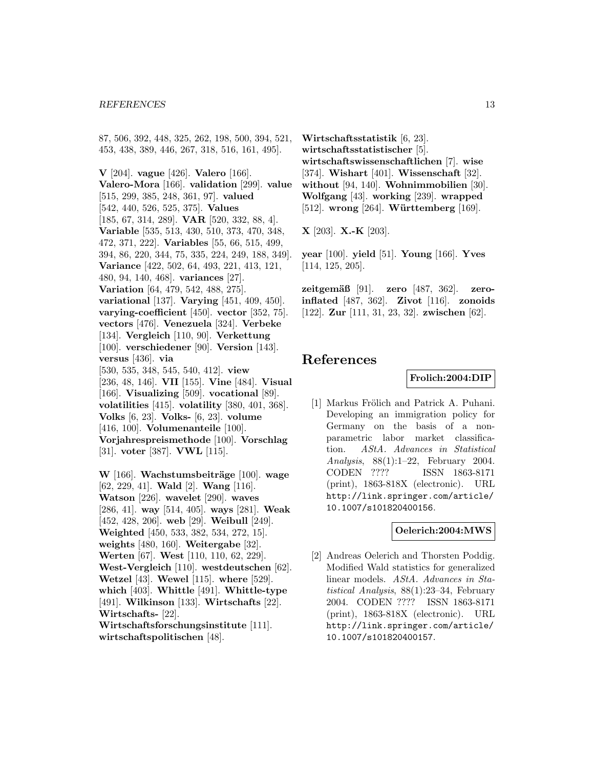87, 506, 392, 448, 325, 262, 198, 500, 394, 521, 453, 438, 389, 446, 267, 318, 516, 161, 495].

**V** [204]. **vague** [426]. **Valero** [166]. **Valero-Mora** [166]. **validation** [299]. **value** [515, 299, 385, 248, 361, 97]. **valued** [542, 440, 526, 525, 375]. **Values** [185, 67, 314, 289]. **VAR** [520, 332, 88, 4]. **Variable** [535, 513, 430, 510, 373, 470, 348, 472, 371, 222]. **Variables** [55, 66, 515, 499, 394, 86, 220, 344, 75, 335, 224, 249, 188, 349]. **Variance** [422, 502, 64, 493, 221, 413, 121, 480, 94, 140, 468]. **variances** [27]. **Variation** [64, 479, 542, 488, 275]. **variational** [137]. **Varying** [451, 409, 450]. **varying-coefficient** [450]. **vector** [352, 75]. **vectors** [476]. **Venezuela** [324]. **Verbeke** [134]. **Vergleich** [110, 90]. **Verkettung** [100]. **verschiedener** [90]. **Version** [143]. **versus** [436]. **via** [530, 535, 348, 545, 540, 412]. **view** [236, 48, 146]. **VII** [155]. **Vine** [484]. **Visual** [166]. **Visualizing** [509]. **vocational** [89]. **volatilities** [415]. **volatility** [380, 401, 368]. **Volks** [6, 23]. **Volks-** [6, 23]. **volume** [416, 100]. **Volumenanteile** [100]. **Vorjahrespreismethode** [100]. **Vorschlag** [31]. **voter** [387]. **VWL** [115].

**W** [166]. **Wachstumsbeiträge** [100]. **wage** [62, 229, 41]. **Wald** [2]. **Wang** [116]. **Watson** [226]. **wavelet** [290]. **waves** [286, 41]. **way** [514, 405]. **ways** [281]. **Weak** [452, 428, 206]. **web** [29]. **Weibull** [249]. **Weighted** [450, 533, 382, 534, 272, 15]. **weights** [480, 160]. **Weitergabe** [32]. **Werten** [67]. **West** [110, 110, 62, 229]. **West-Vergleich** [110]. **westdeutschen** [62]. **Wetzel** [43]. **Wewel** [115]. **where** [529]. **which** [403]. **Whittle** [491]. **Whittle-type** [491]. **Wilkinson** [133]. **Wirtschafts** [22]. **Wirtschafts-** [22]. **Wirtschaftsforschungsinstitute** [111]. **wirtschaftspolitischen** [48]. **Wirtschaftsstatistik** [6, 23]. **wirtschaftsstatistischer** [5]. **wirtschaftswissenschaftlichen** [7]. **wise** [374]. **Wishart** [401]. **Wissenschaft** [32]. **without** [94, 140]. **Wohnimmobilien** [30]. **Wolfgang** [43]. **working** [239]. **wrapped** [512]. **wrong** [264]. **Württemberg** [169].

**X** [203]. **X.-K** [203].

**year** [100]. **yield** [51]. **Young** [166]. **Yves** [114, 125, 205].

**zeitgemäß** [91]. **zero** [487, 362]. **zero-inflated** [487, 362]. **Zivot** [116]. **zonoids** [122]. **Zur** [111, 31, 23, 32]. **zwischen** [62].

# References

**Frolich:2004:DIP**

[1] Markus Frölich and Patrick A. Puhani. Developing an immigration policy for Germany on the basis of a nonparametric labor market classification. *AStA. Advances in Statistical Analysis*, 88(1):1–22, February 2004. CODEN ???? ISSN 1863-8171 (print), 1863-818X (electronic). URL http://link.springer.com/article/10.1007/s101820400156.

**Oelerich:2004:MWS**

[2] Andreas Oelerich and Thorsten Poddig. Modified Wald statistics for generalized linear models. *AStA. Advances in Statistical Analysis*, 88(1):23–34, February 2004. CODEN ???? ISSN 1863-8171 (print), 1863-818X (electronic). URL http://link.springer.com/article/10.1007/s101820400157.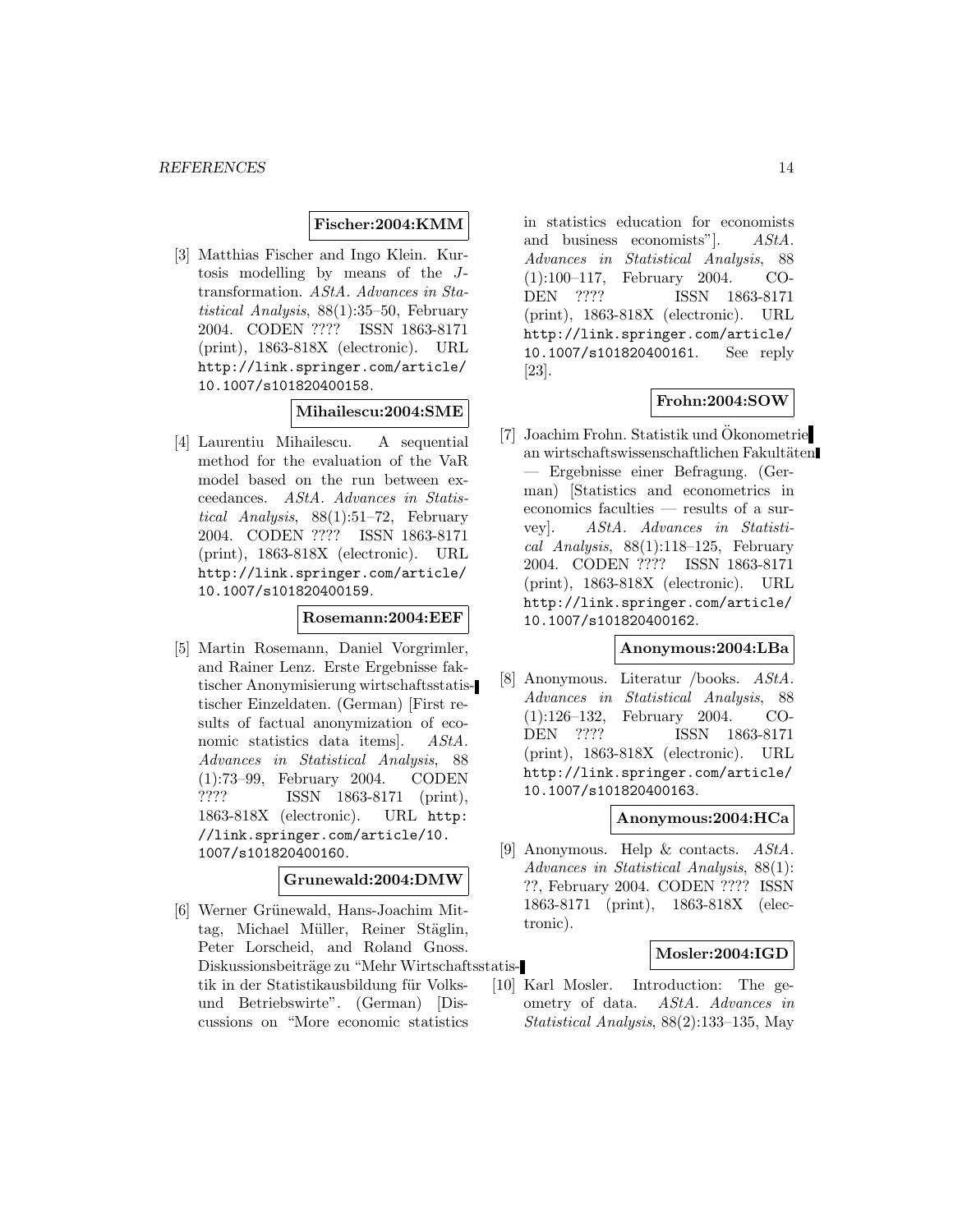**Fischer:2004:KMM**

[3] Matthias Fischer and Ingo Klein. Kurtosis modelling by means of the $J$-transformation. *AStA. Advances in Statistical Analysis*, 88(1):35–50, February 2004. CODEN ???? ISSN 1863-8171 (print), 1863-818X (electronic). URL http://link.springer.com/article/10.1007/s101820400158.

**Mihailescu:2004:SME**

[4] Laurentiu Mihailescu. A sequential method for the evaluation of the VaR model based on the run between exceedances. *AStA. Advances in Statistical Analysis*, 88(1):51–72, February 2004. CODEN ???? ISSN 1863-8171 (print), 1863-818X (electronic). URL http://link.springer.com/article/10.1007/s101820400159.

**Rosemann:2004:EEF**

[5] Martin Rosemann, Daniel Vorgrimler, and Rainer Lenz. Erste Ergebnisse faktischer Anonymisierung wirtschaftsstatistischer Einzeldaten. (German) [First results of factual anonymization of economic statistics data items]. *AStA. Advances in Statistical Analysis*, 88(1):73–99, February 2004. CODEN ???? ISSN 1863-8171 (print), 1863-818X (electronic). URL http://link.springer.com/article/10.1007/s101820400160.

**Grunewald:2004:DMW**

[6] Werner Grünewald, Hans-Joachim Mittag, Michael Müller, Reiner Stäglin, Peter Lorscheid, and Roland Gnoss. Diskussionsbeiträge zu "Mehr Wirtschaftsstatistik in der Statistikausbildung für Volks- und Betriebswirte". (German) [Discussions on "More economic statistics in statistics education for economists and business economists"]. *AStA. Advances in Statistical Analysis*, 88(1):100–117, February 2004. CODEN ???? ISSN 1863-8171 (print), 1863-818X (electronic). URL http://link.springer.com/article/10.1007/s101820400161. See reply [23].

**Frohn:2004:SOW**

[7] Joachim Frohn. Statistik und Ökonometrie an wirtschaftswissenschaftlichen Fakultäten — Ergebnisse einer Befragung. (German) [Statistics and econometrics in economics faculties — results of a survey]. *AStA. Advances in Statistical Analysis*, 88(1):118–125, February 2004. CODEN ???? ISSN 1863-8171 (print), 1863-818X (electronic). URL http://link.springer.com/article/10.1007/s101820400162.

**Anonymous:2004:LBa**

[8] Anonymous. Literatur /books. *AStA. Advances in Statistical Analysis*, 88(1):126–132, February 2004. CODEN ???? ISSN 1863-8171 (print), 1863-818X (electronic). URL http://link.springer.com/article/10.1007/s101820400163.

**Anonymous:2004:HCa**

[9] Anonymous. Help & contacts. *AStA. Advances in Statistical Analysis*, 88(1): ??, February 2004. CODEN ???? ISSN 1863-8171 (print), 1863-818X (electronic).

**Mosler:2004:IGD**

[10] Karl Mosler. Introduction: The geometry of data. *AStA. Advances in Statistical Analysis*, 88(2):133–135, May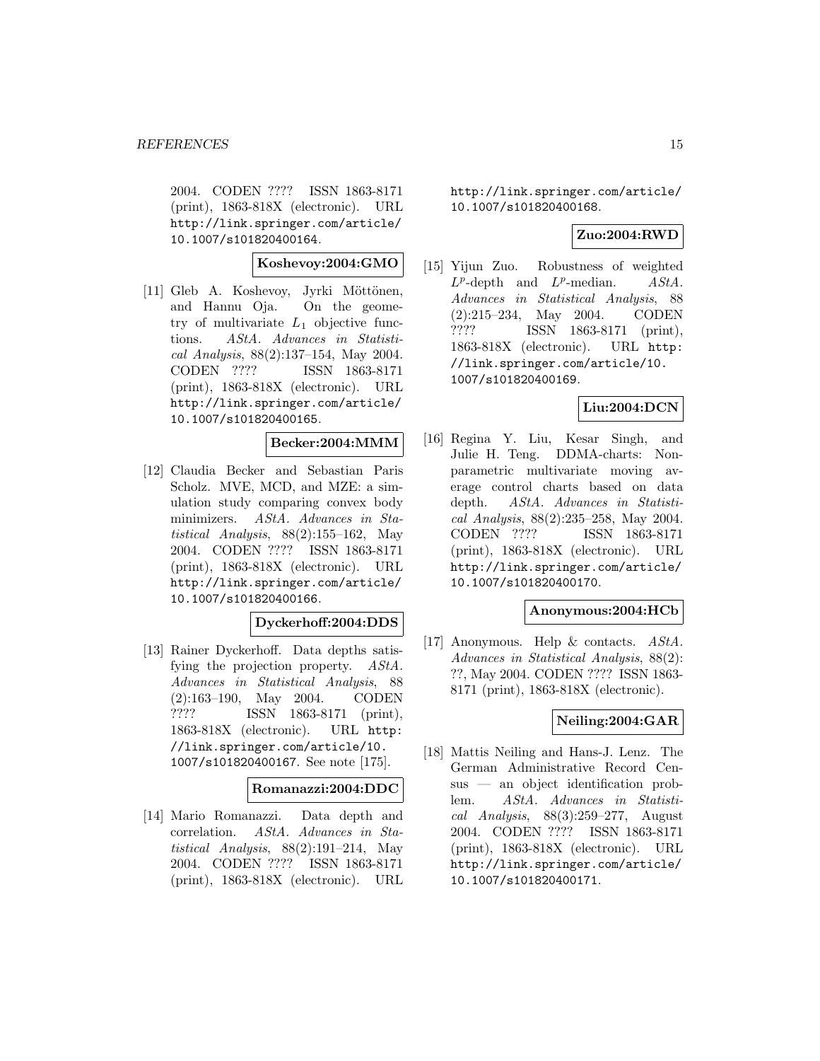2004. CODEN ???? ISSN 1863-8171 (print), 1863-818X (electronic). URL http://link.springer.com/article/10.1007/s101820400164.

**Koshevoy:2004:GMO**

[11] Gleb A. Koshevoy, Jyrki Möttönen, and Hannu Oja. On the geometry of multivariate $L_1$ objective functions. *AStA. Advances in Statistical Analysis*, 88(2):137–154, May 2004. CODEN ???? ISSN 1863-8171 (print), 1863-818X (electronic). URL http://link.springer.com/article/10.1007/s101820400165.

**Becker:2004:MMM**

[12] Claudia Becker and Sebastian Paris Scholz. MVE, MCD, and MZE: a simulation study comparing convex body minimizers. *AStA. Advances in Statistical Analysis*, 88(2):155–162, May 2004. CODEN ???? ISSN 1863-8171 (print), 1863-818X (electronic). URL http://link.springer.com/article/10.1007/s101820400166.

**Dyckerhoff:2004:DDS**

[13] Rainer Dyckerhoff. Data depths satisfying the projection property. *AStA. Advances in Statistical Analysis*, 88(2):163–190, May 2004. CODEN ???? ISSN 1863-8171 (print), 1863-818X (electronic). URL http://link.springer.com/article/10.1007/s101820400167. See note [175].

**Romanazzi:2004:DDC**

[14] Mario Romanazzi. Data depth and correlation. *AStA. Advances in Statistical Analysis*, 88(2):191–214, May 2004. CODEN ???? ISSN 1863-8171 (print), 1863-818X (electronic). URL http://link.springer.com/article/10.1007/s101820400168.

**Zuo:2004:RWD**

[15] Yijun Zuo. Robustness of weighted $L^p$-depth and $L^p$-median. *AStA. Advances in Statistical Analysis*, 88(2):215–234, May 2004. CODEN ???? ISSN 1863-8171 (print), 1863-818X (electronic). URL http://link.springer.com/article/10.1007/s101820400169.

**Liu:2004:DCN**

[16] Regina Y. Liu, Kesar Singh, and Julie H. Teng. DDMA-charts: Nonparametric multivariate moving average control charts based on data depth. *AStA. Advances in Statistical Analysis*, 88(2):235–258, May 2004. CODEN ???? ISSN 1863-8171 (print), 1863-818X (electronic). URL http://link.springer.com/article/10.1007/s101820400170.

**Anonymous:2004:HCb**

[17] Anonymous. Help & contacts. *AStA. Advances in Statistical Analysis*, 88(2): ??, May 2004. CODEN ???? ISSN 1863-8171 (print), 1863-818X (electronic).

**Neiling:2004:GAR**

[18] Mattis Neiling and Hans-J. Lenz. The German Administrative Record Census — an object identification problem. *AStA. Advances in Statistical Analysis*, 88(3):259–277, August 2004. CODEN ???? ISSN 1863-8171 (print), 1863-818X (electronic). URL http://link.springer.com/article/10.1007/s101820400171.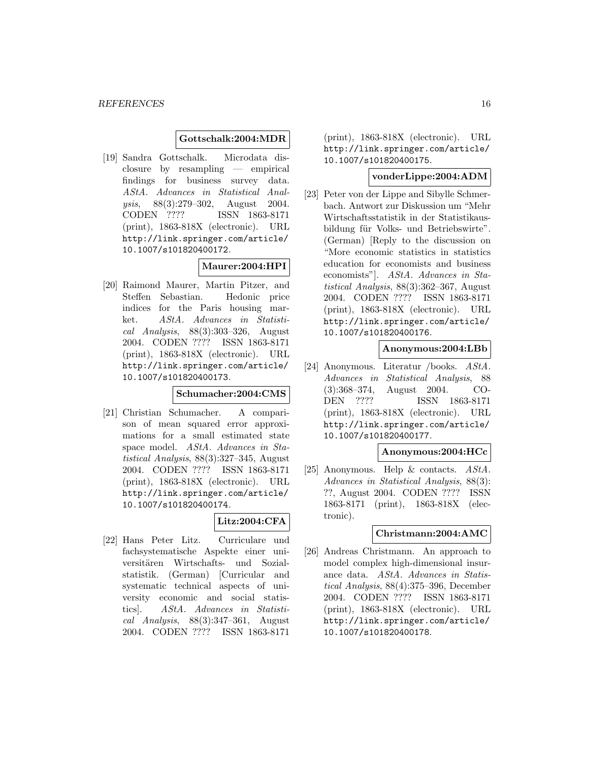**Gottschalk:2004:MDR**

[19] Sandra Gottschalk. Microdata disclosure by resampling — empirical findings for business survey data. *AStA. Advances in Statistical Analysis*, 88(3):279–302, August 2004. CODEN ???? ISSN 1863-8171 (print), 1863-818X (electronic). URL http://link.springer.com/article/10.1007/s101820400172.

**Maurer:2004:HPI**

[20] Raimond Maurer, Martin Pitzer, and Steffen Sebastian. Hedonic price indices for the Paris housing market. *AStA. Advances in Statistical Analysis*, 88(3):303–326, August 2004. CODEN ???? ISSN 1863-8171 (print), 1863-818X (electronic). URL http://link.springer.com/article/10.1007/s101820400173.

**Schumacher:2004:CMS**

[21] Christian Schumacher. A comparison of mean squared error approximations for a small estimated state space model. *AStA. Advances in Statistical Analysis*, 88(3):327–345, August 2004. CODEN ???? ISSN 1863-8171 (print), 1863-818X (electronic). URL http://link.springer.com/article/10.1007/s101820400174.

**Litz:2004:CFA**

[22] Hans Peter Litz. Curriculare und fachsystematische Aspekte einer universitären Wirtschafts- und Sozialstatistik. (German) [Curricular and systematic technical aspects of university economic and social statistics]. *AStA. Advances in Statistical Analysis*, 88(3):347–361, August 2004. CODEN ???? ISSN 1863-8171 (print), 1863-818X (electronic). URL http://link.springer.com/article/10.1007/s101820400175.

**vonderLippe:2004:ADM**

[23] Peter von der Lippe and Sibylle Schmerbach. Antwort zur Diskussion um "Mehr Wirtschaftsstatistik in der Statistikausbildung für Volks- und Betriebswirte". (German) [Reply to the discussion on "More economic statistics in statistics education for economists and business economists"]. *AStA. Advances in Statistical Analysis*, 88(3):362–367, August 2004. CODEN ???? ISSN 1863-8171 (print), 1863-818X (electronic). URL http://link.springer.com/article/10.1007/s101820400176.

**Anonymous:2004:LBb**

[24] Anonymous. Literatur /books. *AStA. Advances in Statistical Analysis*, 88 (3):368–374, August 2004. CODEN ???? ISSN 1863-8171 (print), 1863-818X (electronic). URL http://link.springer.com/article/10.1007/s101820400177.

**Anonymous:2004:HCc**

[25] Anonymous. Help & contacts. *AStA. Advances in Statistical Analysis*, 88(3): ??, August 2004. CODEN ???? ISSN 1863-8171 (print), 1863-818X (electronic).

**Christmann:2004:AMC**

[26] Andreas Christmann. An approach to model complex high-dimensional insurance data. *AStA. Advances in Statistical Analysis*, 88(4):375–396, December 2004. CODEN ???? ISSN 1863-8171 (print), 1863-818X (electronic). URL http://link.springer.com/article/10.1007/s101820400178.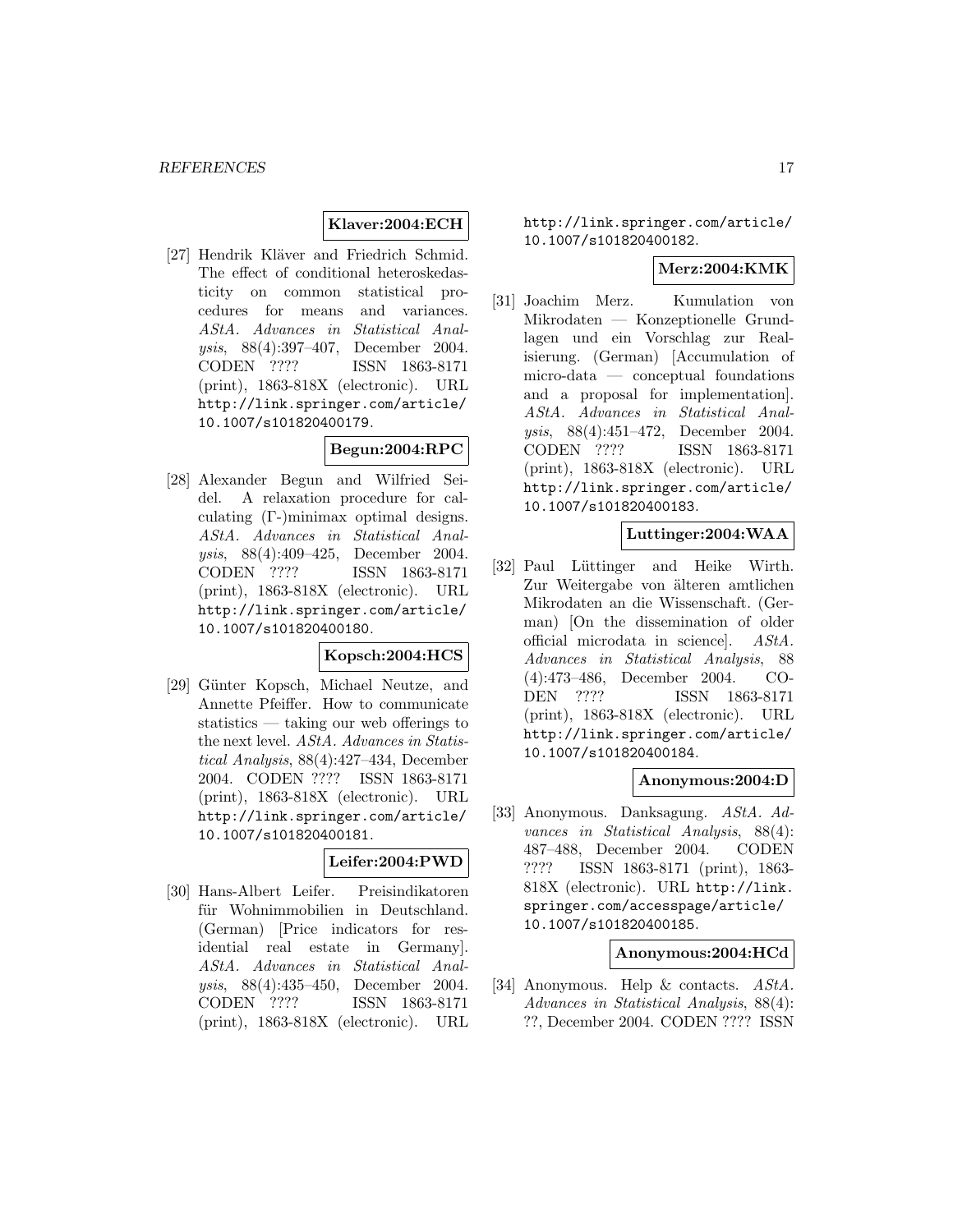**Klaver:2004:ECH**

[27] Hendrik Kläver and Friedrich Schmid. The effect of conditional heteroskedasticity on common statistical procedures for means and variances. *AStA. Advances in Statistical Analysis*, 88(4):397–407, December 2004. CODEN ???? ISSN 1863-8171 (print), 1863-818X (electronic). URL http://link.springer.com/article/10.1007/s101820400179.

**Begun:2004:RPC**

[28] Alexander Begun and Wilfried Seidel. A relaxation procedure for calculating (Γ-)minimax optimal designs. *AStA. Advances in Statistical Analysis*, 88(4):409–425, December 2004. CODEN ???? ISSN 1863-8171 (print), 1863-818X (electronic). URL http://link.springer.com/article/10.1007/s101820400180.

**Kopsch:2004:HCS**

[29] Günter Kopsch, Michael Neutze, and Annette Pfeiffer. How to communicate statistics — taking our web offerings to the next level. *AStA. Advances in Statistical Analysis*, 88(4):427–434, December 2004. CODEN ???? ISSN 1863-8171 (print), 1863-818X (electronic). URL http://link.springer.com/article/10.1007/s101820400181.

**Leifer:2004:PWD**

[30] Hans-Albert Leifer. Preisindikatoren für Wohnimmobilien in Deutschland. (German) [Price indicators for residential real estate in Germany]. *AStA. Advances in Statistical Analysis*, 88(4):435–450, December 2004. CODEN ???? ISSN 1863-8171 (print), 1863-818X (electronic). URL http://link.springer.com/article/10.1007/s101820400182.

**Merz:2004:KMK**

[31] Joachim Merz. Kumulation von Mikrodaten — Konzeptionelle Grundlagen und ein Vorschlag zur Realisierung. (German) [Accumulation of micro-data — conceptual foundations and a proposal for implementation]. *AStA. Advances in Statistical Analysis*, 88(4):451–472, December 2004. CODEN ???? ISSN 1863-8171 (print), 1863-818X (electronic). URL http://link.springer.com/article/10.1007/s101820400183.

**Luttinger:2004:WAA**

[32] Paul Lüttinger and Heike Wirth. Zur Weitergabe von älteren amtlichen Mikrodaten an die Wissenschaft. (German) [On the dissemination of older official microdata in science]. *AStA. Advances in Statistical Analysis*, 88(4):473–486, December 2004. CODEN ???? ISSN 1863-8171 (print), 1863-818X (electronic). URL http://link.springer.com/article/10.1007/s101820400184.

**Anonymous:2004:D**

[33] Anonymous. Danksagung. *AStA. Advances in Statistical Analysis*, 88(4):487–488, December 2004. CODEN ???? ISSN 1863-8171 (print), 1863-818X (electronic). URL http://link.springer.com/accesspage/article/10.1007/s101820400185.

**Anonymous:2004:HCd**

[34] Anonymous. Help & contacts. *AStA. Advances in Statistical Analysis*, 88(4): ??, December 2004. CODEN ???? ISSN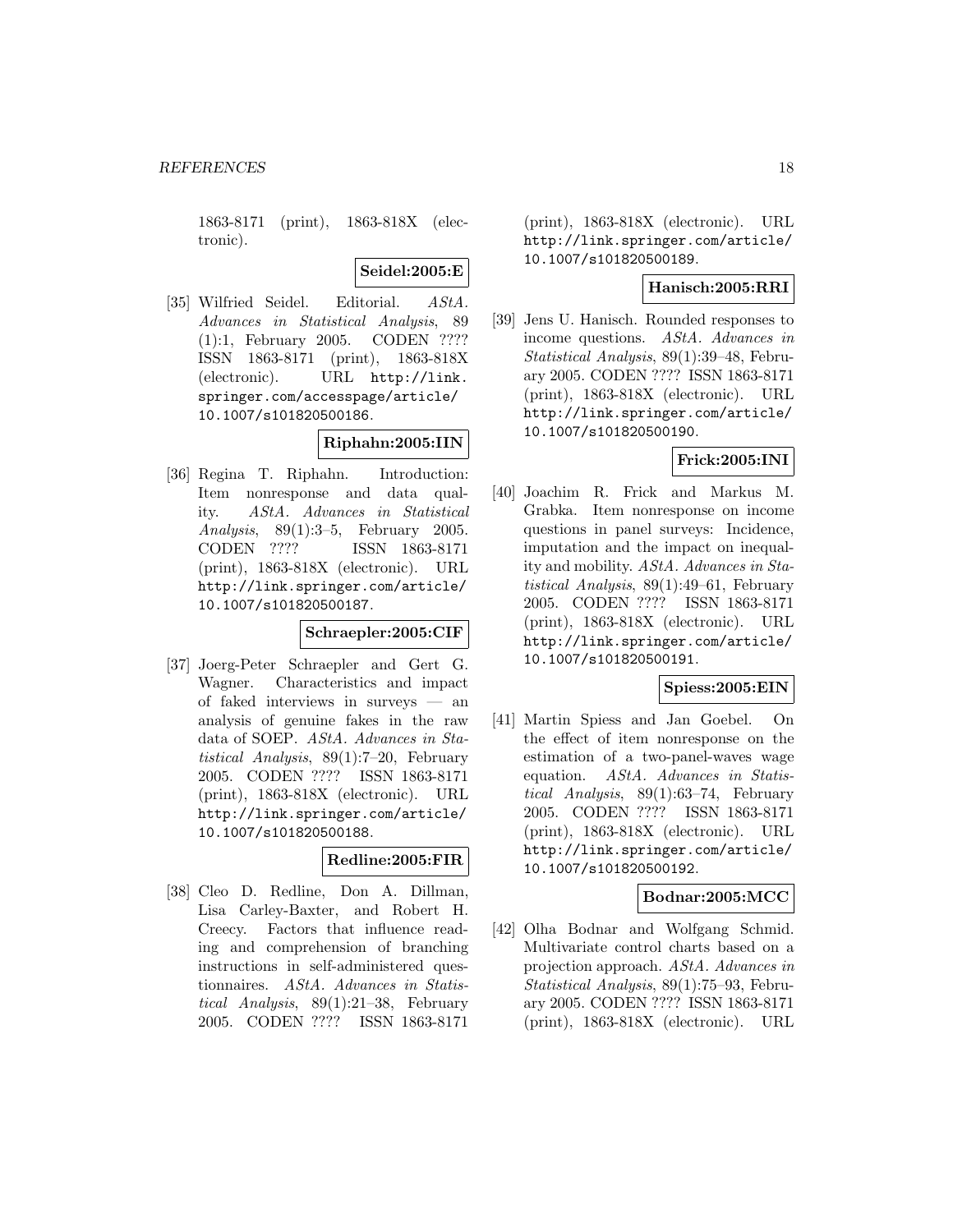1863-8171 (print), 1863-818X (electronic).

**Seidel:2005:E**

[35] Wilfried Seidel. Editorial. *AStA. Advances in Statistical Analysis*, 89 (1):1, February 2005. CODEN ???? ISSN 1863-8171 (print), 1863-818X (electronic). URL http://link.springer.com/accesspage/article/10.1007/s101820500186.

**Riphahn:2005:IIN**

[36] Regina T. Riphahn. Introduction: Item nonresponse and data quality. *AStA. Advances in Statistical Analysis*, 89(1):3–5, February 2005. CODEN ???? ISSN 1863-8171 (print), 1863-818X (electronic). URL http://link.springer.com/article/10.1007/s101820500187.

**Schraepler:2005:CIF**

[37] Joerg-Peter Schraepler and Gert G. Wagner. Characteristics and impact of faked interviews in surveys — an analysis of genuine fakes in the raw data of SOEP. *AStA. Advances in Statistical Analysis*, 89(1):7–20, February 2005. CODEN ???? ISSN 1863-8171 (print), 1863-818X (electronic). URL http://link.springer.com/article/10.1007/s101820500188.

**Redline:2005:FIR**

[38] Cleo D. Redline, Don A. Dillman, Lisa Carley-Baxter, and Robert H. Creecy. Factors that influence reading and comprehension of branching instructions in self-administered questionnaires. *AStA. Advances in Statistical Analysis*, 89(1):21–38, February 2005. CODEN ???? ISSN 1863-8171 (print), 1863-818X (electronic). URL http://link.springer.com/article/10.1007/s101820500189.

**Hanisch:2005:RRI**

[39] Jens U. Hanisch. Rounded responses to income questions. *AStA. Advances in Statistical Analysis*, 89(1):39–48, February 2005. CODEN ???? ISSN 1863-8171 (print), 1863-818X (electronic). URL http://link.springer.com/article/10.1007/s101820500190.

**Frick:2005:INI**

[40] Joachim R. Frick and Markus M. Grabka. Item nonresponse on income questions in panel surveys: Incidence, imputation and the impact on inequality and mobility. *AStA. Advances in Statistical Analysis*, 89(1):49–61, February 2005. CODEN ???? ISSN 1863-8171 (print), 1863-818X (electronic). URL http://link.springer.com/article/10.1007/s101820500191.

**Spiess:2005:EIN**

[41] Martin Spiess and Jan Goebel. On the effect of item nonresponse on the estimation of a two-panel-waves wage equation. *AStA. Advances in Statistical Analysis*, 89(1):63–74, February 2005. CODEN ???? ISSN 1863-8171 (print), 1863-818X (electronic). URL http://link.springer.com/article/10.1007/s101820500192.

**Bodnar:2005:MCC**

[42] Olha Bodnar and Wolfgang Schmid. Multivariate control charts based on a projection approach. *AStA. Advances in Statistical Analysis*, 89(1):75–93, February 2005. CODEN ???? ISSN 1863-8171 (print), 1863-818X (electronic). URL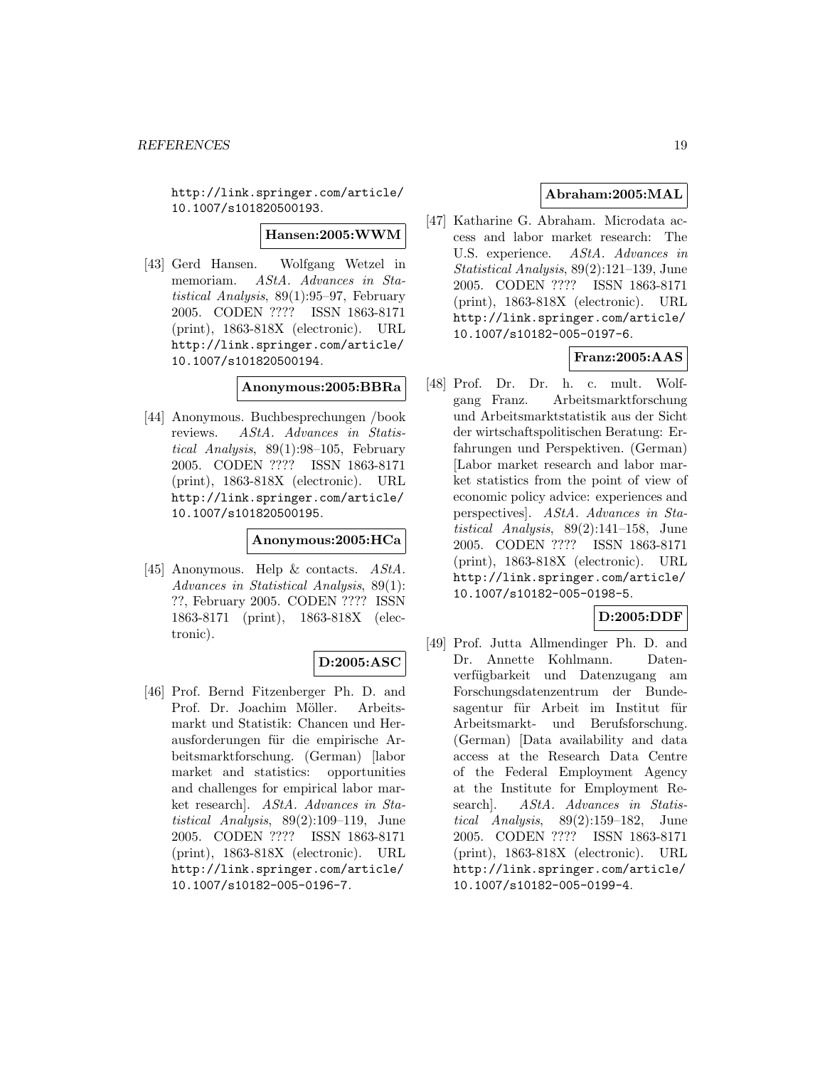http://link.springer.com/article/10.1007/s101820500193.

**Hansen:2005:WWM**

[43] Gerd Hansen. Wolfgang Wetzel in memoriam. *AStA. Advances in Statistical Analysis*, 89(1):95–97, February 2005. CODEN ???? ISSN 1863-8171 (print), 1863-818X (electronic). URL http://link.springer.com/article/10.1007/s101820500194.

**Anonymous:2005:BBRa**

[44] Anonymous. Buchbesprechungen /book reviews. *AStA. Advances in Statistical Analysis*, 89(1):98–105, February 2005. CODEN ???? ISSN 1863-8171 (print), 1863-818X (electronic). URL http://link.springer.com/article/10.1007/s101820500195.

**Anonymous:2005:HCa**

[45] Anonymous. Help & contacts. *AStA. Advances in Statistical Analysis*, 89(1): ??, February 2005. CODEN ???? ISSN 1863-8171 (print), 1863-818X (electronic).

**D:2005:ASC**

[46] Prof. Bernd Fitzenberger Ph. D. and Prof. Dr. Joachim Möller. Arbeitsmarkt und Statistik: Chancen und Herausforderungen für die empirische Arbeitsmarktforschung. (German) [labor market and statistics: opportunities and challenges for empirical labor market research]. *AStA. Advances in Statistical Analysis*, 89(2):109–119, June 2005. CODEN ???? ISSN 1863-8171 (print), 1863-818X (electronic). URL http://link.springer.com/article/10.1007/s10182-005-0196-7.

**Abraham:2005:MAL**

[47] Katharine G. Abraham. Microdata access and labor market research: The U.S. experience. *AStA. Advances in Statistical Analysis*, 89(2):121–139, June 2005. CODEN ???? ISSN 1863-8171 (print), 1863-818X (electronic). URL http://link.springer.com/article/10.1007/s10182-005-0197-6.

**Franz:2005:AAS**

[48] Prof. Dr. Dr. h. c. mult. Wolfgang Franz. Arbeitsmarktforschung und Arbeitsmarktstatistik aus der Sicht der wirtschaftspolitischen Beratung: Erfahrungen und Perspektiven. (German) [Labor market research and labor market statistics from the point of view of economic policy advice: experiences and perspectives]. *AStA. Advances in Statistical Analysis*, 89(2):141–158, June 2005. CODEN ???? ISSN 1863-8171 (print), 1863-818X (electronic). URL http://link.springer.com/article/10.1007/s10182-005-0198-5.

**D:2005:DDF**

[49] Prof. Jutta Allmendinger Ph. D. and Dr. Annette Kohlmann. Datenverfügbarkeit und Datenzugang am Forschungsdatenzentrum der Bundesagentur für Arbeit im Institut für Arbeitsmarkt- und Berufsforschung. (German) [Data availability and data access at the Research Data Centre of the Federal Employment Agency at the Institute for Employment Research]. *AStA. Advances in Statistical Analysis*, 89(2):159–182, June 2005. CODEN ???? ISSN 1863-8171 (print), 1863-818X (electronic). URL http://link.springer.com/article/10.1007/s10182-005-0199-4.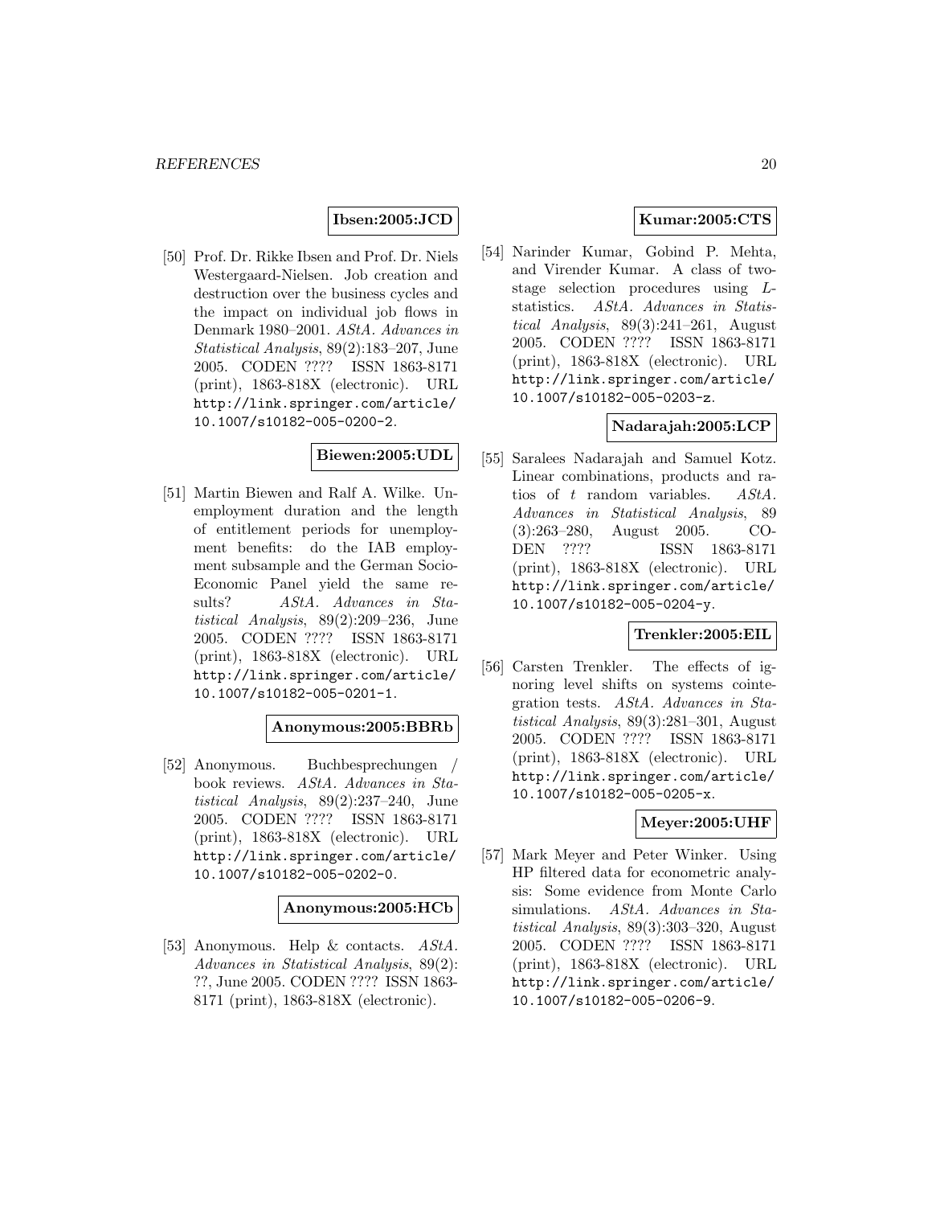**Ibsen:2005:JCD**

[50] Prof. Dr. Rikke Ibsen and Prof. Dr. Niels Westergaard-Nielsen. Job creation and destruction over the business cycles and the impact on individual job flows in Denmark 1980–2001. *AStA. Advances in Statistical Analysis*, 89(2):183–207, June 2005. CODEN ???? ISSN 1863-8171 (print), 1863-818X (electronic). URL http://link.springer.com/article/10.1007/s10182-005-0200-2.

**Biewen:2005:UDL**

[51] Martin Biewen and Ralf A. Wilke. Unemployment duration and the length of entitlement periods for unemployment benefits: do the IAB employment subsample and the German Socio-Economic Panel yield the same results? *AStA. Advances in Statistical Analysis*, 89(2):209–236, June 2005. CODEN ???? ISSN 1863-8171 (print), 1863-818X (electronic). URL http://link.springer.com/article/10.1007/s10182-005-0201-1.

**Anonymous:2005:BBRb**

[52] Anonymous. Buchbesprechungen / book reviews. *AStA. Advances in Statistical Analysis*, 89(2):237–240, June 2005. CODEN ???? ISSN 1863-8171 (print), 1863-818X (electronic). URL http://link.springer.com/article/10.1007/s10182-005-0202-0.

**Anonymous:2005:HCb**

[53] Anonymous. Help & contacts. *AStA. Advances in Statistical Analysis*, 89(2):??, June 2005. CODEN ???? ISSN 1863-8171 (print), 1863-818X (electronic).

**Kumar:2005:CTS**

[54] Narinder Kumar, Gobind P. Mehta, and Virender Kumar. A class of two-stage selection procedures using $L$-statistics. *AStA. Advances in Statistical Analysis*, 89(3):241–261, August 2005. CODEN ???? ISSN 1863-8171 (print), 1863-818X (electronic). URL http://link.springer.com/article/10.1007/s10182-005-0203-z.

**Nadarajah:2005:LCP**

[55] Saralees Nadarajah and Samuel Kotz. Linear combinations, products and ratios of $t$ random variables. *AStA. Advances in Statistical Analysis*, 89(3):263–280, August 2005. CODEN ???? ISSN 1863-8171 (print), 1863-818X (electronic). URL http://link.springer.com/article/10.1007/s10182-005-0204-y.

**Trenkler:2005:EIL**

[56] Carsten Trenkler. The effects of ignoring level shifts on systems cointegration tests. *AStA. Advances in Statistical Analysis*, 89(3):281–301, August 2005. CODEN ???? ISSN 1863-8171 (print), 1863-818X (electronic). URL http://link.springer.com/article/10.1007/s10182-005-0205-x.

**Meyer:2005:UHF**

[57] Mark Meyer and Peter Winker. Using HP filtered data for econometric analysis: Some evidence from Monte Carlo simulations. *AStA. Advances in Statistical Analysis*, 89(3):303–320, August 2005. CODEN ???? ISSN 1863-8171 (print), 1863-818X (electronic). URL http://link.springer.com/article/10.1007/s10182-005-0206-9.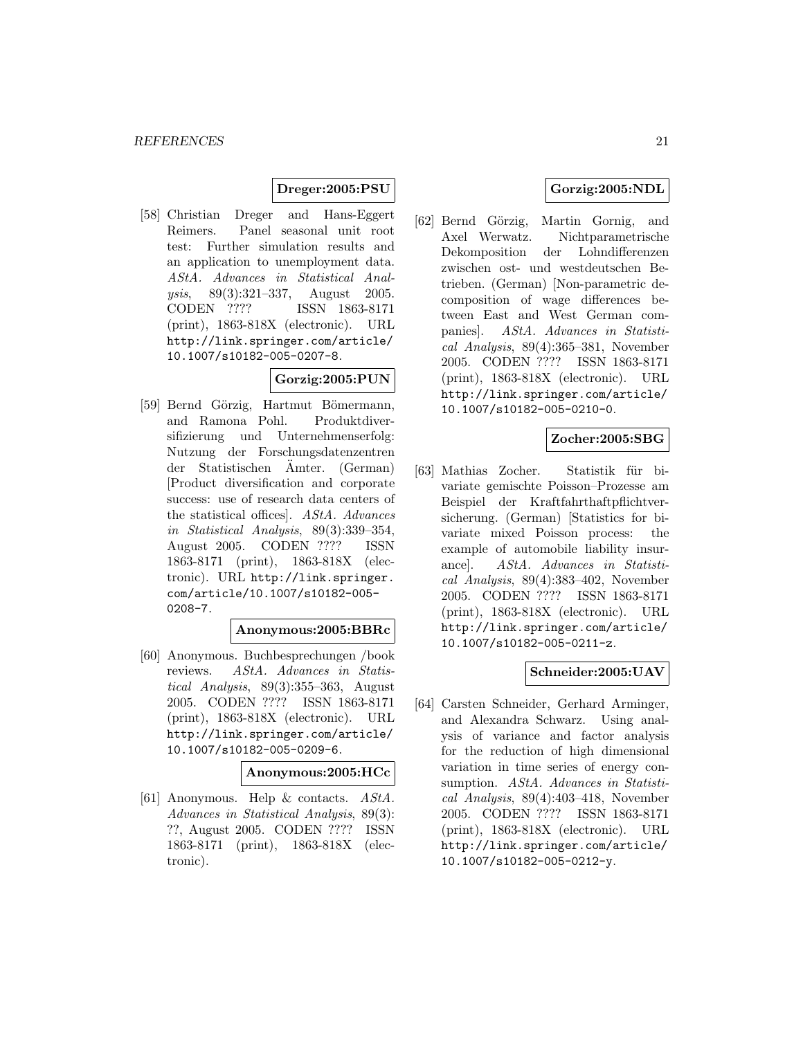**Dreger:2005:PSU**

[58] Christian Dreger and Hans-Eggert Reimers. Panel seasonal unit root test: Further simulation results and an application to unemployment data. *AStA. Advances in Statistical Analysis*, 89(3):321–337, August 2005. CODEN ???? ISSN 1863-8171 (print), 1863-818X (electronic). URL http://link.springer.com/article/10.1007/s10182-005-0207-8.

**Gorzig:2005:PUN**

[59] Bernd Görzig, Hartmut Bömermann, and Ramona Pohl. Produktdiversifizierung und Unternehmenserfolg: Nutzung der Forschungsdatenzentren der Statistischen Ämter. (German) [Product diversification and corporate success: use of research data centers of the statistical offices]. *AStA. Advances in Statistical Analysis*, 89(3):339–354, August 2005. CODEN ???? ISSN 1863-8171 (print), 1863-818X (electronic). URL http://link.springer.com/article/10.1007/s10182-005-0208-7.

**Anonymous:2005:BBRc**

[60] Anonymous. Buchbesprechungen /book reviews. *AStA. Advances in Statistical Analysis*, 89(3):355–363, August 2005. CODEN ???? ISSN 1863-8171 (print), 1863-818X (electronic). URL http://link.springer.com/article/10.1007/s10182-005-0209-6.

**Anonymous:2005:HCc**

[61] Anonymous. Help & contacts. *AStA. Advances in Statistical Analysis*, 89(3): ??, August 2005. CODEN ???? ISSN 1863-8171 (print), 1863-818X (electronic).

**Gorzig:2005:NDL**

[62] Bernd Görzig, Martin Gornig, and Axel Werwatz. Nichtparametrische Dekomposition der Lohndifferenzen zwischen ost- und westdeutschen Betrieben. (German) [Non-parametric decomposition of wage differences between East and West German companies]. *AStA. Advances in Statistical Analysis*, 89(4):365–381, November 2005. CODEN ???? ISSN 1863-8171 (print), 1863-818X (electronic). URL http://link.springer.com/article/10.1007/s10182-005-0210-0.

**Zocher:2005:SBG**

[63] Mathias Zocher. Statistik für bivariate gemischte Poisson–Prozesse am Beispiel der Kraftfahrthaftpflichtversicherung. (German) [Statistics for bivariate mixed Poisson process: the example of automobile liability insurance]. *AStA. Advances in Statistical Analysis*, 89(4):383–402, November 2005. CODEN ???? ISSN 1863-8171 (print), 1863-818X (electronic). URL http://link.springer.com/article/10.1007/s10182-005-0211-z.

**Schneider:2005:UAV**

[64] Carsten Schneider, Gerhard Arminger, and Alexandra Schwarz. Using analysis of variance and factor analysis for the reduction of high dimensional variation in time series of energy consumption. *AStA. Advances in Statistical Analysis*, 89(4):403–418, November 2005. CODEN ???? ISSN 1863-8171 (print), 1863-818X (electronic). URL http://link.springer.com/article/10.1007/s10182-005-0212-y.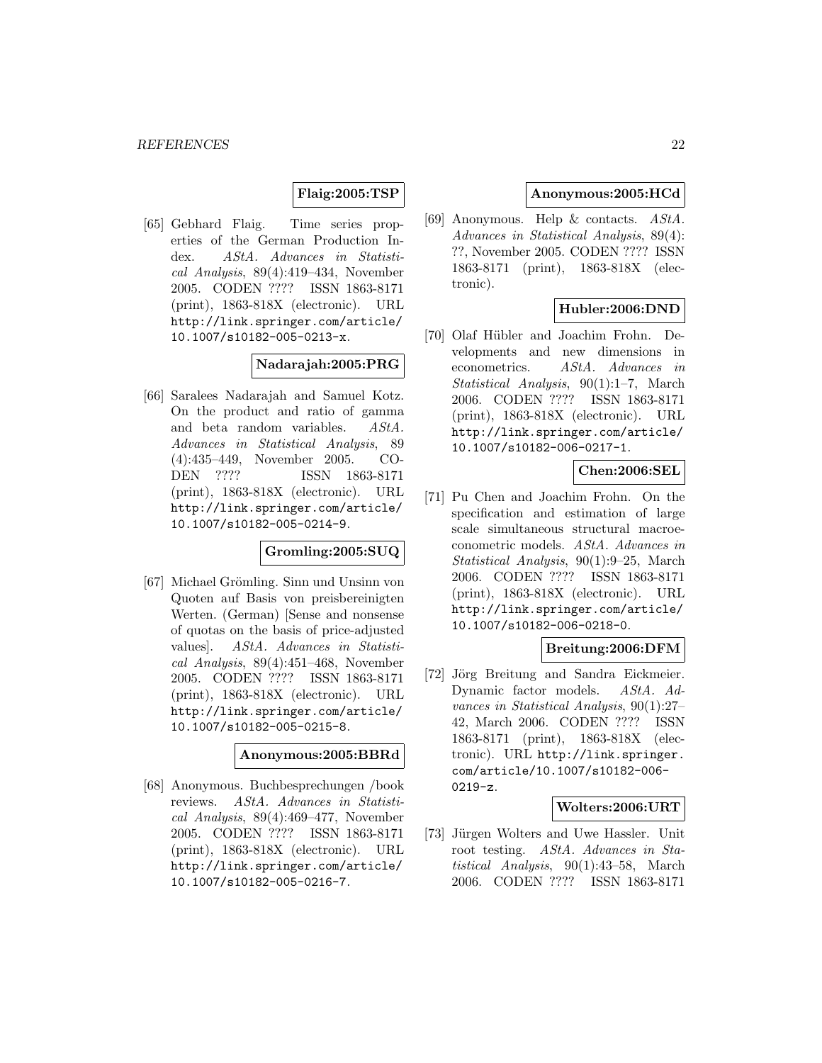**Flaig:2005:TSP**

[65] Gebhard Flaig. Time series properties of the German Production Index. *AStA. Advances in Statistical Analysis*, 89(4):419–434, November 2005. CODEN ???? ISSN 1863-8171 (print), 1863-818X (electronic). URL http://link.springer.com/article/10.1007/s10182-005-0213-x.

**Nadarajah:2005:PRG**

[66] Saralees Nadarajah and Samuel Kotz. On the product and ratio of gamma and beta random variables. *AStA. Advances in Statistical Analysis*, 89 (4):435–449, November 2005. CODEN ???? ISSN 1863-8171 (print), 1863-818X (electronic). URL http://link.springer.com/article/10.1007/s10182-005-0214-9.

**Gromling:2005:SUQ**

[67] Michael Grömling. Sinn und Unsinn von Quoten auf Basis von preisbereinigten Werten. (German) [Sense and nonsense of quotas on the basis of price-adjusted values]. *AStA. Advances in Statistical Analysis*, 89(4):451–468, November 2005. CODEN ???? ISSN 1863-8171 (print), 1863-818X (electronic). URL http://link.springer.com/article/10.1007/s10182-005-0215-8.

**Anonymous:2005:BBRd**

[68] Anonymous. Buchbesprechungen /book reviews. *AStA. Advances in Statistical Analysis*, 89(4):469–477, November 2005. CODEN ???? ISSN 1863-8171 (print), 1863-818X (electronic). URL http://link.springer.com/article/10.1007/s10182-005-0216-7.

**Anonymous:2005:HCd**

[69] Anonymous. Help & contacts. *AStA. Advances in Statistical Analysis*, 89(4): ??, November 2005. CODEN ???? ISSN 1863-8171 (print), 1863-818X (electronic).

**Hubler:2006:DND**

[70] Olaf Hübler and Joachim Frohn. Developments and new dimensions in econometrics. *AStA. Advances in Statistical Analysis*, 90(1):1–7, March 2006. CODEN ???? ISSN 1863-8171 (print), 1863-818X (electronic). URL http://link.springer.com/article/10.1007/s10182-006-0217-1.

**Chen:2006:SEL**

[71] Pu Chen and Joachim Frohn. On the specification and estimation of large scale simultaneous structural macroeconometric models. *AStA. Advances in Statistical Analysis*, 90(1):9–25, March 2006. CODEN ???? ISSN 1863-8171 (print), 1863-818X (electronic). URL http://link.springer.com/article/10.1007/s10182-006-0218-0.

**Breitung:2006:DFM**

[72] Jörg Breitung and Sandra Eickmeier. Dynamic factor models. *AStA. Advances in Statistical Analysis*, 90(1):27–42, March 2006. CODEN ???? ISSN 1863-8171 (print), 1863-818X (electronic). URL http://link.springer.com/article/10.1007/s10182-006-0219-z.

**Wolters:2006:URT**

[73] Jürgen Wolters and Uwe Hassler. Unit root testing. *AStA. Advances in Statistical Analysis*, 90(1):43–58, March 2006. CODEN ???? ISSN 1863-8171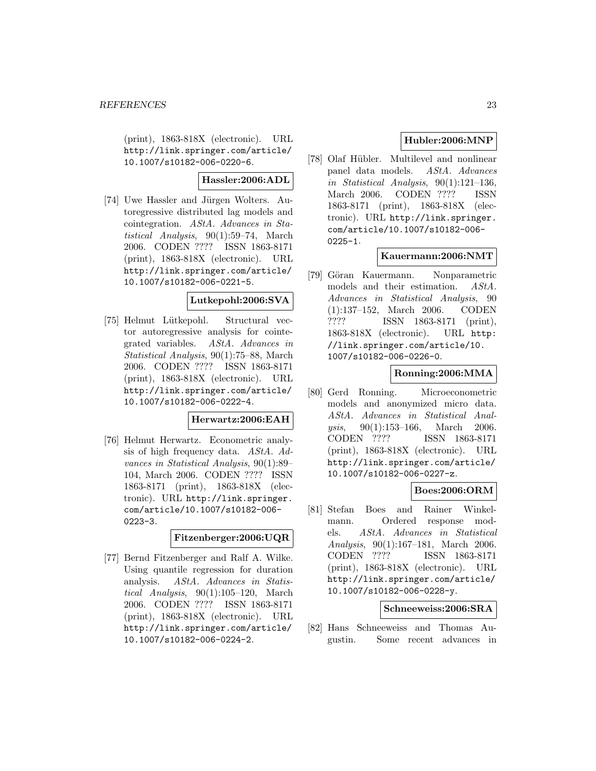(print), 1863-818X (electronic). URL http://link.springer.com/article/10.1007/s10182-006-0220-6.

**Hassler:2006:ADL**

[74] Uwe Hassler and Jürgen Wolters. Autoregressive distributed lag models and cointegration. *AStA. Advances in Statistical Analysis*, 90(1):59–74, March 2006. CODEN ???? ISSN 1863-8171 (print), 1863-818X (electronic). URL http://link.springer.com/article/10.1007/s10182-006-0221-5.

**Lutkepohl:2006:SVA**

[75] Helmut Lütkepohl. Structural vector autoregressive analysis for cointegrated variables. *AStA. Advances in Statistical Analysis*, 90(1):75–88, March 2006. CODEN ???? ISSN 1863-8171 (print), 1863-818X (electronic). URL http://link.springer.com/article/10.1007/s10182-006-0222-4.

**Herwartz:2006:EAH**

[76] Helmut Herwartz. Econometric analysis of high frequency data. *AStA. Advances in Statistical Analysis*, 90(1):89–104, March 2006. CODEN ???? ISSN 1863-8171 (print), 1863-818X (electronic). URL http://link.springer.com/article/10.1007/s10182-006-0223-3.

**Fitzenberger:2006:UQR**

[77] Bernd Fitzenberger and Ralf A. Wilke. Using quantile regression for duration analysis. *AStA. Advances in Statistical Analysis*, 90(1):105–120, March 2006. CODEN ???? ISSN 1863-8171 (print), 1863-818X (electronic). URL http://link.springer.com/article/10.1007/s10182-006-0224-2.

**Hubler:2006:MNP**

[78] Olaf Hübler. Multilevel and nonlinear panel data models. *AStA. Advances in Statistical Analysis*, 90(1):121–136, March 2006. CODEN ???? ISSN 1863-8171 (print), 1863-818X (electronic). URL http://link.springer.com/article/10.1007/s10182-006-0225-1.

**Kauermann:2006:NMT**

[79] Göran Kauermann. Nonparametric models and their estimation. *AStA. Advances in Statistical Analysis*, 90 (1):137–152, March 2006. CODEN ???? ISSN 1863-8171 (print), 1863-818X (electronic). URL http://link.springer.com/article/10.1007/s10182-006-0226-0.

**Ronning:2006:MMA**

[80] Gerd Ronning. Microeconometric models and anonymized micro data. *AStA. Advances in Statistical Analysis*, 90(1):153–166, March 2006. CODEN ???? ISSN 1863-8171 (print), 1863-818X (electronic). URL http://link.springer.com/article/10.1007/s10182-006-0227-z.

**Boes:2006:ORM**

[81] Stefan Boes and Rainer Winkelmann. Ordered response models. *AStA. Advances in Statistical Analysis*, 90(1):167–181, March 2006. CODEN ???? ISSN 1863-8171 (print), 1863-818X (electronic). URL http://link.springer.com/article/10.1007/s10182-006-0228-y.

**Schneeweiss:2006:SRA**

[82] Hans Schneeweiss and Thomas Augustin. Some recent advances in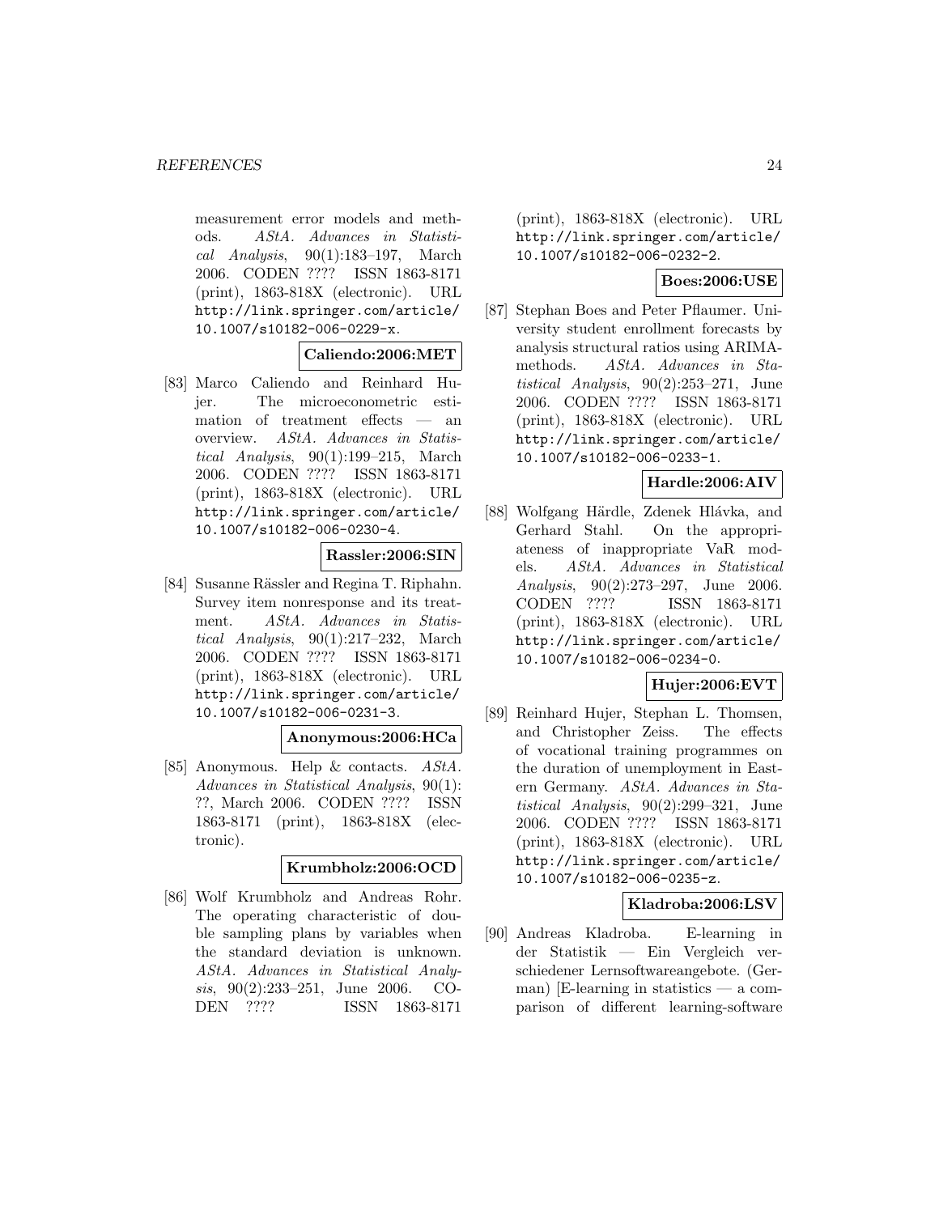measurement error models and methods. *AStA. Advances in Statistical Analysis*, 90(1):183–197, March 2006. CODEN ???? ISSN 1863-8171 (print), 1863-818X (electronic). URL http://link.springer.com/article/10.1007/s10182-006-0229-x.

**Caliendo:2006:MET**

[83] Marco Caliendo and Reinhard Hujer. The microeconometric estimation of treatment effects — an overview. *AStA. Advances in Statistical Analysis*, 90(1):199–215, March 2006. CODEN ???? ISSN 1863-8171 (print), 1863-818X (electronic). URL http://link.springer.com/article/10.1007/s10182-006-0230-4.

**Rassler:2006:SIN**

[84] Susanne Rässler and Regina T. Riphahn. Survey item nonresponse and its treatment. *AStA. Advances in Statistical Analysis*, 90(1):217–232, March 2006. CODEN ???? ISSN 1863-8171 (print), 1863-818X (electronic). URL http://link.springer.com/article/10.1007/s10182-006-0231-3.

**Anonymous:2006:HCa**

[85] Anonymous. Help & contacts. *AStA. Advances in Statistical Analysis*, 90(1): ??, March 2006. CODEN ???? ISSN 1863-8171 (print), 1863-818X (electronic).

**Krumbholz:2006:OCD**

[86] Wolf Krumbholz and Andreas Rohr. The operating characteristic of double sampling plans by variables when the standard deviation is unknown. *AStA. Advances in Statistical Analysis*, 90(2):233–251, June 2006. CODEN ???? ISSN 1863-8171 (print), 1863-818X (electronic). URL http://link.springer.com/article/10.1007/s10182-006-0232-2.

**Boes:2006:USE**

[87] Stephan Boes and Peter Pflaumer. University student enrollment forecasts by analysis structural ratios using ARIMA-methods. *AStA. Advances in Statistical Analysis*, 90(2):253–271, June 2006. CODEN ???? ISSN 1863-8171 (print), 1863-818X (electronic). URL http://link.springer.com/article/10.1007/s10182-006-0233-1.

**Hardle:2006:AIV**

[88] Wolfgang Härdle, Zdenek Hlávka, and Gerhard Stahl. On the appropriateness of inappropriate VaR models. *AStA. Advances in Statistical Analysis*, 90(2):273–297, June 2006. CODEN ???? ISSN 1863-8171 (print), 1863-818X (electronic). URL http://link.springer.com/article/10.1007/s10182-006-0234-0.

**Hujer:2006:EVT**

[89] Reinhard Hujer, Stephan L. Thomsen, and Christopher Zeiss. The effects of vocational training programmes on the duration of unemployment in Eastern Germany. *AStA. Advances in Statistical Analysis*, 90(2):299–321, June 2006. CODEN ???? ISSN 1863-8171 (print), 1863-818X (electronic). URL http://link.springer.com/article/10.1007/s10182-006-0235-z.

**Kladroba:2006:LSV**

[90] Andreas Kladroba. E-learning in der Statistik — Ein Vergleich verschiedener Lernsoftwareangebote. (German) [E-learning in statistics — a comparison of different learning-software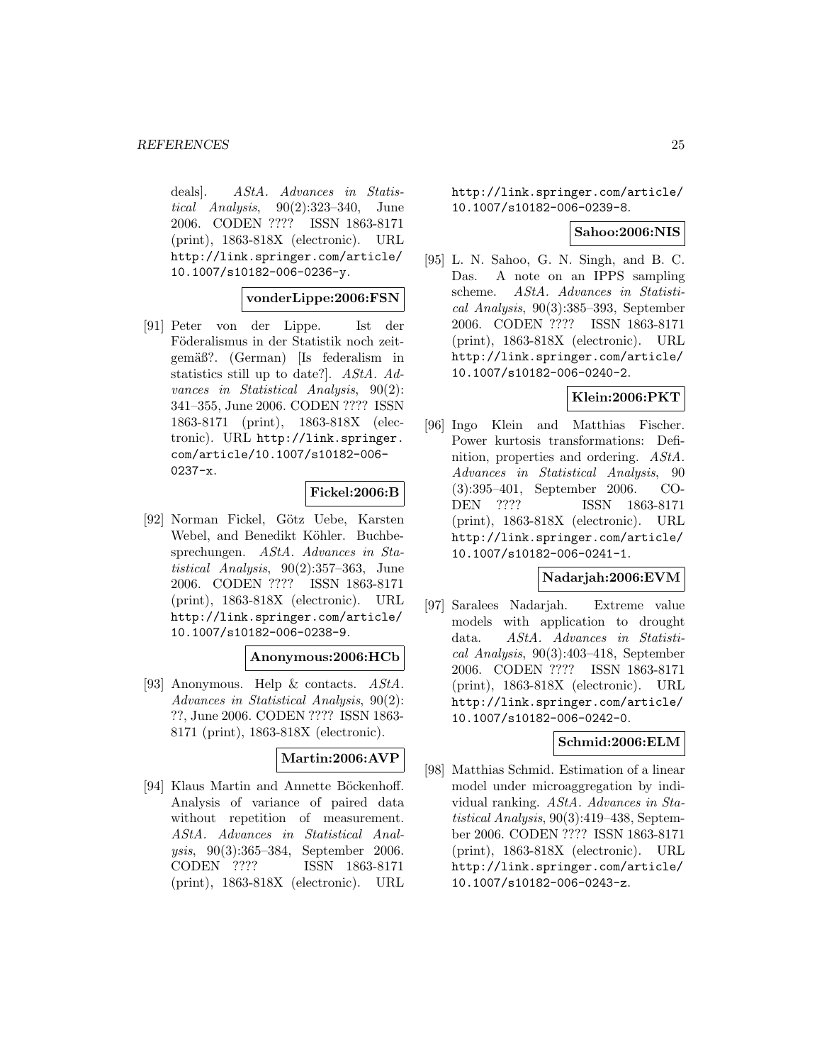deals]. *AStA. Advances in Statistical Analysis*, 90(2):323–340, June 2006. CODEN ???? ISSN 1863-8171 (print), 1863-818X (electronic). URL http://link.springer.com/article/10.1007/s10182-006-0236-y.

**vonderLippe:2006:FSN**

[91] Peter von der Lippe. Ist der Föderalismus in der Statistik noch zeitgemäß?. (German) [Is federalism in statistics still up to date?]. *AStA. Advances in Statistical Analysis*, 90(2): 341–355, June 2006. CODEN ???? ISSN 1863-8171 (print), 1863-818X (electronic). URL http://link.springer.com/article/10.1007/s10182-006-0237-x.

**Fickel:2006:B**

[92] Norman Fickel, Götz Uebe, Karsten Webel, and Benedikt Köhler. Buchbesprechungen. *AStA. Advances in Statistical Analysis*, 90(2):357–363, June 2006. CODEN ???? ISSN 1863-8171 (print), 1863-818X (electronic). URL http://link.springer.com/article/10.1007/s10182-006-0238-9.

**Anonymous:2006:HCb**

[93] Anonymous. Help & contacts. *AStA. Advances in Statistical Analysis*, 90(2): ??, June 2006. CODEN ???? ISSN 1863-8171 (print), 1863-818X (electronic).

**Martin:2006:AVP**

[94] Klaus Martin and Annette Böckenhoff. Analysis of variance of paired data without repetition of measurement. *AStA. Advances in Statistical Analysis*, 90(3):365–384, September 2006. CODEN ???? ISSN 1863-8171 (print), 1863-818X (electronic). URL http://link.springer.com/article/10.1007/s10182-006-0239-8.

**Sahoo:2006:NIS**

[95] L. N. Sahoo, G. N. Singh, and B. C. Das. A note on an IPPS sampling scheme. *AStA. Advances in Statistical Analysis*, 90(3):385–393, September 2006. CODEN ???? ISSN 1863-8171 (print), 1863-818X (electronic). URL http://link.springer.com/article/10.1007/s10182-006-0240-2.

**Klein:2006:PKT**

[96] Ingo Klein and Matthias Fischer. Power kurtosis transformations: Definition, properties and ordering. *AStA. Advances in Statistical Analysis*, 90 (3):395–401, September 2006. CODEN ???? ISSN 1863-8171 (print), 1863-818X (electronic). URL http://link.springer.com/article/10.1007/s10182-006-0241-1.

**Nadarjah:2006:EVM**

[97] Saralees Nadarjah. Extreme value models with application to drought data. *AStA. Advances in Statistical Analysis*, 90(3):403–418, September 2006. CODEN ???? ISSN 1863-8171 (print), 1863-818X (electronic). URL http://link.springer.com/article/10.1007/s10182-006-0242-0.

**Schmid:2006:ELM**

[98] Matthias Schmid. Estimation of a linear model under microaggregation by individual ranking. *AStA. Advances in Statistical Analysis*, 90(3):419–438, September 2006. CODEN ???? ISSN 1863-8171 (print), 1863-818X (electronic). URL http://link.springer.com/article/10.1007/s10182-006-0243-z.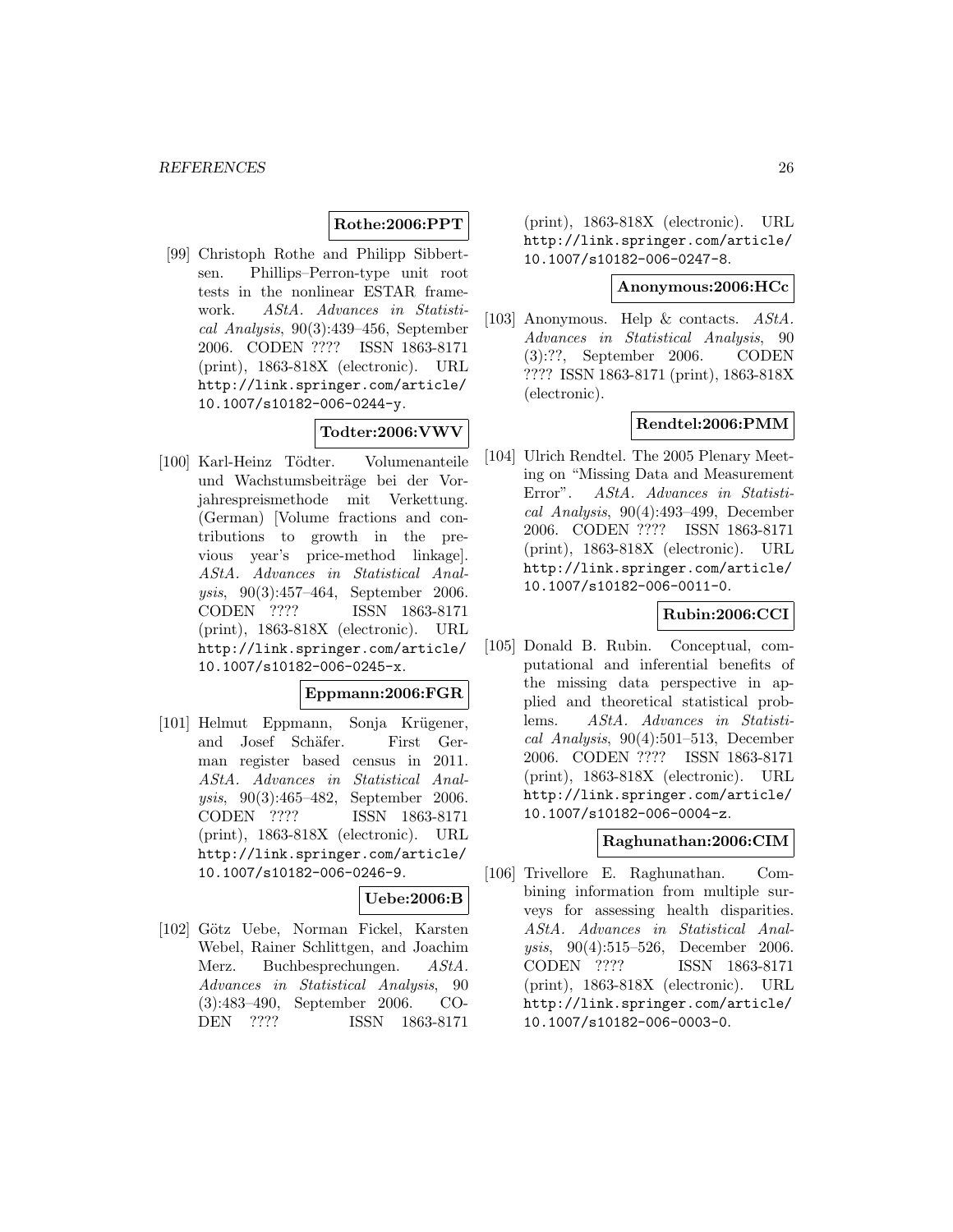**Rothe:2006:PPT**

[99] Christoph Rothe and Philipp Sibbertsen. Phillips–Perron-type unit root tests in the nonlinear ESTAR framework. *AStA. Advances in Statistical Analysis*, 90(3):439–456, September 2006. CODEN ???? ISSN 1863-8171 (print), 1863-818X (electronic). URL http://link.springer.com/article/10.1007/s10182-006-0244-y.

**Todter:2006:VWV**

[100] Karl-Heinz Tödter. Volumenanteile und Wachstumsbeiträge bei der Vorjahrespreismethode mit Verkettung. (German) [Volume fractions and contributions to growth in the previous year's price-method linkage]. *AStA. Advances in Statistical Analysis*, 90(3):457–464, September 2006. CODEN ???? ISSN 1863-8171 (print), 1863-818X (electronic). URL http://link.springer.com/article/10.1007/s10182-006-0245-x.

**Eppmann:2006:FGR**

[101] Helmut Eppmann, Sonja Krügener, and Josef Schäfer. First German register based census in 2011. *AStA. Advances in Statistical Analysis*, 90(3):465–482, September 2006. CODEN ???? ISSN 1863-8171 (print), 1863-818X (electronic). URL http://link.springer.com/article/10.1007/s10182-006-0246-9.

**Uebe:2006:B**

[102] Götz Uebe, Norman Fickel, Karsten Webel, Rainer Schlittgen, and Joachim Merz. Buchbesprechungen. *AStA. Advances in Statistical Analysis*, 90 (3):483–490, September 2006. CODEN ???? ISSN 1863-8171 (print), 1863-818X (electronic). URL http://link.springer.com/article/10.1007/s10182-006-0247-8.

**Anonymous:2006:HCc**

[103] Anonymous. Help & contacts. *AStA. Advances in Statistical Analysis*, 90 (3):??, September 2006. CODEN ???? ISSN 1863-8171 (print), 1863-818X (electronic).

**Rendtel:2006:PMM**

[104] Ulrich Rendtel. The 2005 Plenary Meeting on "Missing Data and Measurement Error". *AStA. Advances in Statistical Analysis*, 90(4):493–499, December 2006. CODEN ???? ISSN 1863-8171 (print), 1863-818X (electronic). URL http://link.springer.com/article/10.1007/s10182-006-0011-0.

**Rubin:2006:CCI**

[105] Donald B. Rubin. Conceptual, computational and inferential benefits of the missing data perspective in applied and theoretical statistical problems. *AStA. Advances in Statistical Analysis*, 90(4):501–513, December 2006. CODEN ???? ISSN 1863-8171 (print), 1863-818X (electronic). URL http://link.springer.com/article/10.1007/s10182-006-0004-z.

**Raghunathan:2006:CIM**

[106] Trivellore E. Raghunathan. Combining information from multiple surveys for assessing health disparities. *AStA. Advances in Statistical Analysis*, 90(4):515–526, December 2006. CODEN ???? ISSN 1863-8171 (print), 1863-818X (electronic). URL http://link.springer.com/article/10.1007/s10182-006-0003-0.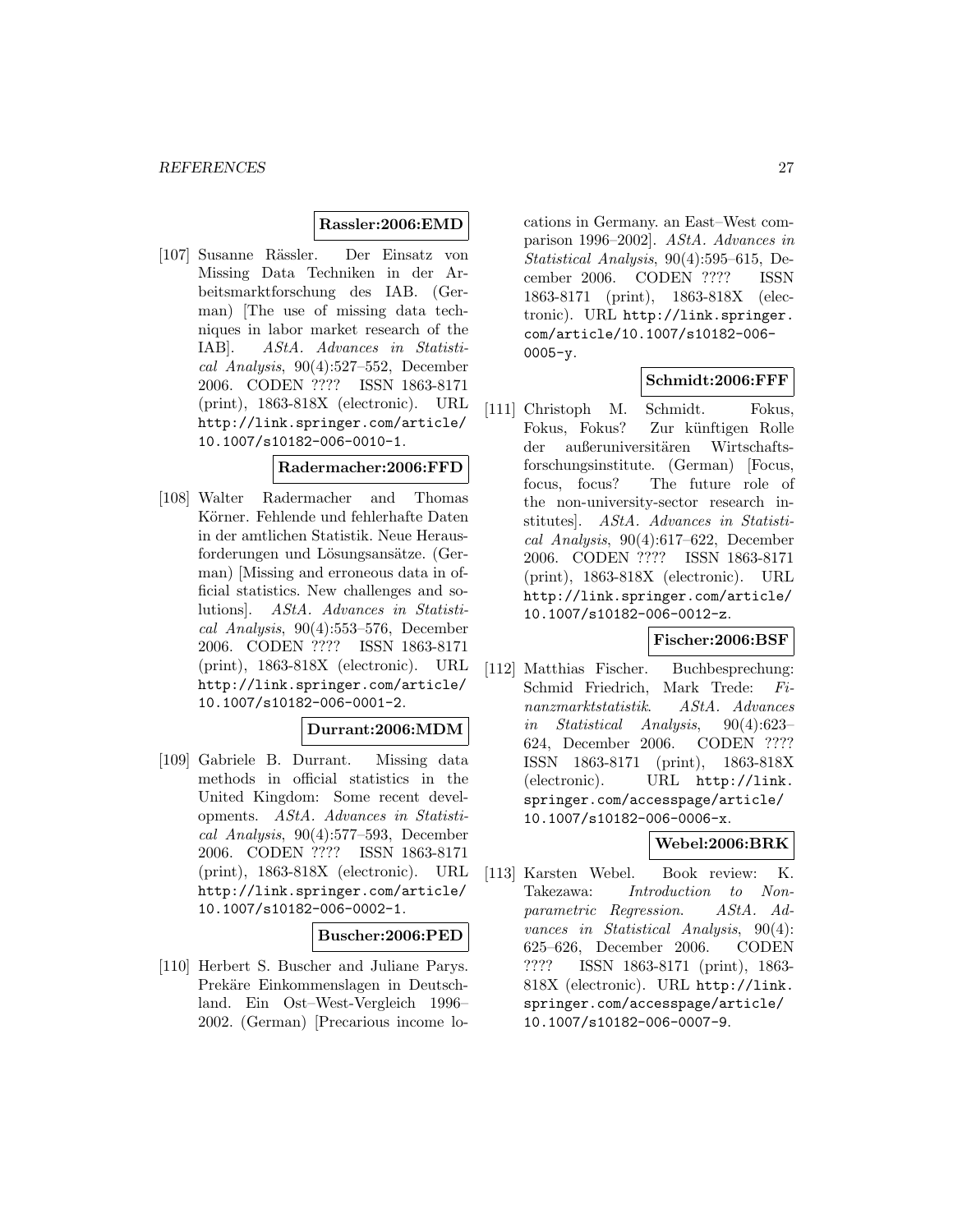**Rassler:2006:EMD**

[107] Susanne Rässler. Der Einsatz von Missing Data Techniken in der Arbeitsmarktforschung des IAB. (German) [The use of missing data techniques in labor market research of the IAB]. *AStA. Advances in Statistical Analysis*, 90(4):527–552, December 2006. CODEN ???? ISSN 1863-8171 (print), 1863-818X (electronic). URL http://link.springer.com/article/10.1007/s10182-006-0010-1.

**Radermacher:2006:FFD**

[108] Walter Radermacher and Thomas Körner. Fehlende und fehlerhafte Daten in der amtlichen Statistik. Neue Herausforderungen und Lösungsansätze. (German) [Missing and erroneous data in official statistics. New challenges and solutions]. *AStA. Advances in Statistical Analysis*, 90(4):553–576, December 2006. CODEN ???? ISSN 1863-8171 (print), 1863-818X (electronic). URL http://link.springer.com/article/10.1007/s10182-006-0001-2.

**Durrant:2006:MDM**

[109] Gabriele B. Durrant. Missing data methods in official statistics in the United Kingdom: Some recent developments. *AStA. Advances in Statistical Analysis*, 90(4):577–593, December 2006. CODEN ???? ISSN 1863-8171 (print), 1863-818X (electronic). URL http://link.springer.com/article/10.1007/s10182-006-0002-1.

**Buscher:2006:PED**

[110] Herbert S. Buscher and Juliane Parys. Prekäre Einkommenslagen in Deutschland. Ein Ost–West-Vergleich 1996–2002. (German) [Precarious income locations in Germany. an East–West comparison 1996–2002]. *AStA. Advances in Statistical Analysis*, 90(4):595–615, December 2006. CODEN ???? ISSN 1863-8171 (print), 1863-818X (electronic). URL http://link.springer.com/article/10.1007/s10182-006-0005-y.

**Schmidt:2006:FFF**

[111] Christoph M. Schmidt. Fokus, Fokus, Fokus? Zur künftigen Rolle der außeruniversitären Wirtschaftsforschungsinstitute. (German) [Focus, focus, focus? The future role of the non-university-sector research institutes]. *AStA. Advances in Statistical Analysis*, 90(4):617–622, December 2006. CODEN ???? ISSN 1863-8171 (print), 1863-818X (electronic). URL http://link.springer.com/article/10.1007/s10182-006-0012-z.

**Fischer:2006:BSF**

[112] Matthias Fischer. Buchbesprechung: Schmid Friedrich, Mark Trede: *Finanzmarktstatistik*. *AStA. Advances in Statistical Analysis*, 90(4):623–624, December 2006. CODEN ???? ISSN 1863-8171 (print), 1863-818X (electronic). URL http://link.springer.com/accesspage/article/10.1007/s10182-006-0006-x.

**Webel:2006:BRK**

[113] Karsten Webel. Book review: K. Takezawa: *Introduction to Nonparametric Regression*. *AStA. Advances in Statistical Analysis*, 90(4):625–626, December 2006. CODEN ???? ISSN 1863-8171 (print), 1863-818X (electronic). URL http://link.springer.com/accesspage/article/10.1007/s10182-006-0007-9.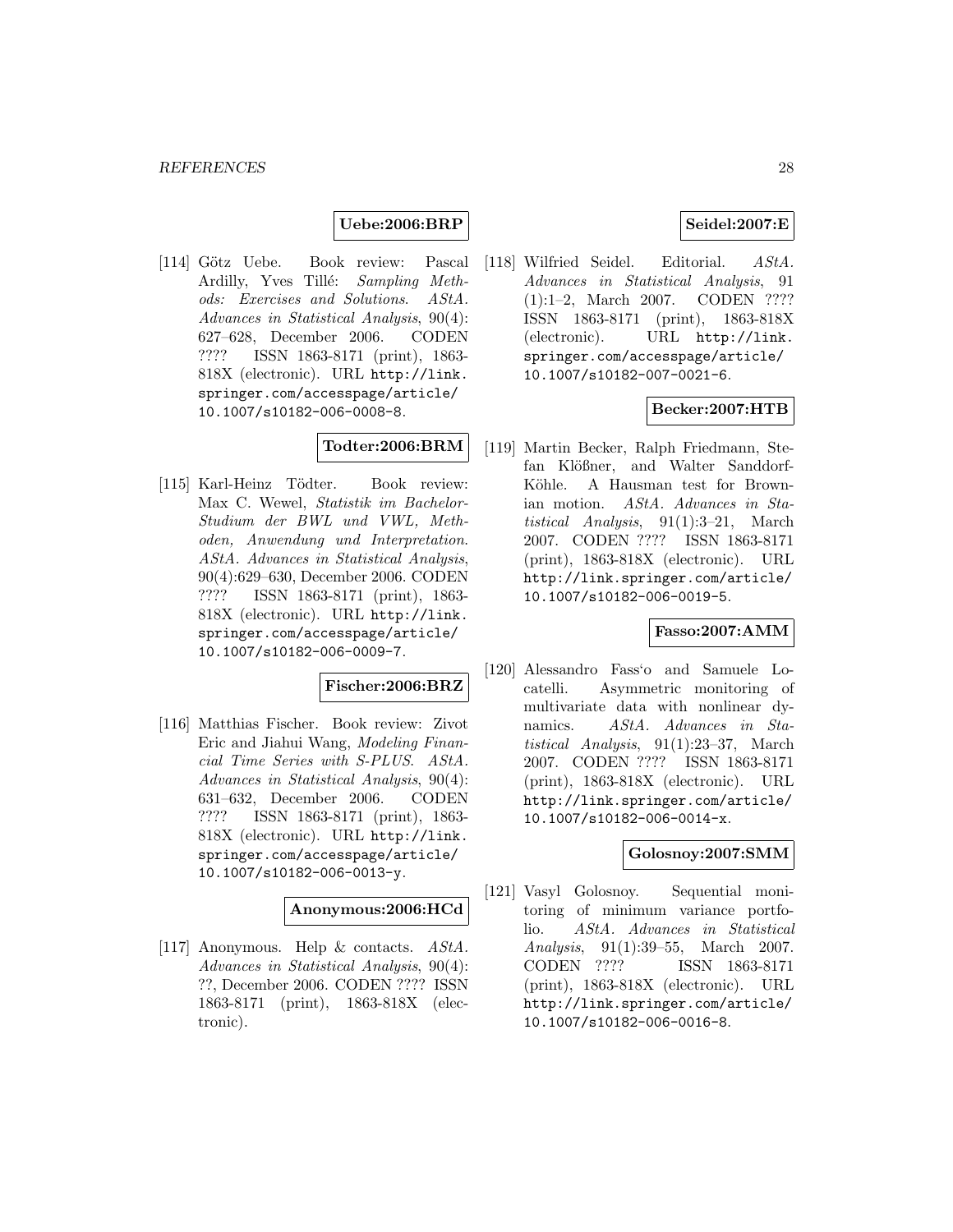**Uebe:2006:BRP**

[114] Götz Uebe. Book review: Pascal Ardilly, Yves Tillé: *Sampling Methods: Exercises and Solutions*. *AStA. Advances in Statistical Analysis*, 90(4): 627–628, December 2006. CODEN ???? ISSN 1863-8171 (print), 1863-818X (electronic). URL http://link.springer.com/accesspage/article/10.1007/s10182-006-0008-8.

**Todter:2006:BRM**

[115] Karl-Heinz Tödter. Book review: Max C. Wewel, *Statistik im Bachelor-Studium der BWL und VWL, Methoden, Anwendung und Interpretation*. *AStA. Advances in Statistical Analysis*, 90(4):629–630, December 2006. CODEN ???? ISSN 1863-8171 (print), 1863-818X (electronic). URL http://link.springer.com/accesspage/article/10.1007/s10182-006-0009-7.

**Fischer:2006:BRZ**

[116] Matthias Fischer. Book review: Zivot Eric and Jiahui Wang, *Modeling Financial Time Series with S-PLUS*. *AStA. Advances in Statistical Analysis*, 90(4): 631–632, December 2006. CODEN ???? ISSN 1863-8171 (print), 1863-818X (electronic). URL http://link.springer.com/accesspage/article/10.1007/s10182-006-0013-y.

**Anonymous:2006:HCd**

[117] Anonymous. Help & contacts. *AStA. Advances in Statistical Analysis*, 90(4): ??, December 2006. CODEN ???? ISSN 1863-8171 (print), 1863-818X (electronic).

**Seidel:2007:E**

[118] Wilfried Seidel. Editorial. *AStA. Advances in Statistical Analysis*, 91 (1):1–2, March 2007. CODEN ???? ISSN 1863-8171 (print), 1863-818X (electronic). URL http://link.springer.com/accesspage/article/10.1007/s10182-007-0021-6.

**Becker:2007:HTB**

[119] Martin Becker, Ralph Friedmann, Stefan Klößner, and Walter Sanddorf-Köhle. A Hausman test for Brownian motion. *AStA. Advances in Statistical Analysis*, 91(1):3–21, March 2007. CODEN ???? ISSN 1863-8171 (print), 1863-818X (electronic). URL http://link.springer.com/article/10.1007/s10182-006-0019-5.

**Fasso:2007:AMM**

[120] Alessandro Fass'o and Samuele Locatelli. Asymmetric monitoring of multivariate data with nonlinear dynamics. *AStA. Advances in Statistical Analysis*, 91(1):23–37, March 2007. CODEN ???? ISSN 1863-8171 (print), 1863-818X (electronic). URL http://link.springer.com/article/10.1007/s10182-006-0014-x.

**Golosnoy:2007:SMM**

[121] Vasyl Golosnoy. Sequential monitoring of minimum variance portfolio. *AStA. Advances in Statistical Analysis*, 91(1):39–55, March 2007. CODEN ???? ISSN 1863-8171 (print), 1863-818X (electronic). URL http://link.springer.com/article/10.1007/s10182-006-0016-8.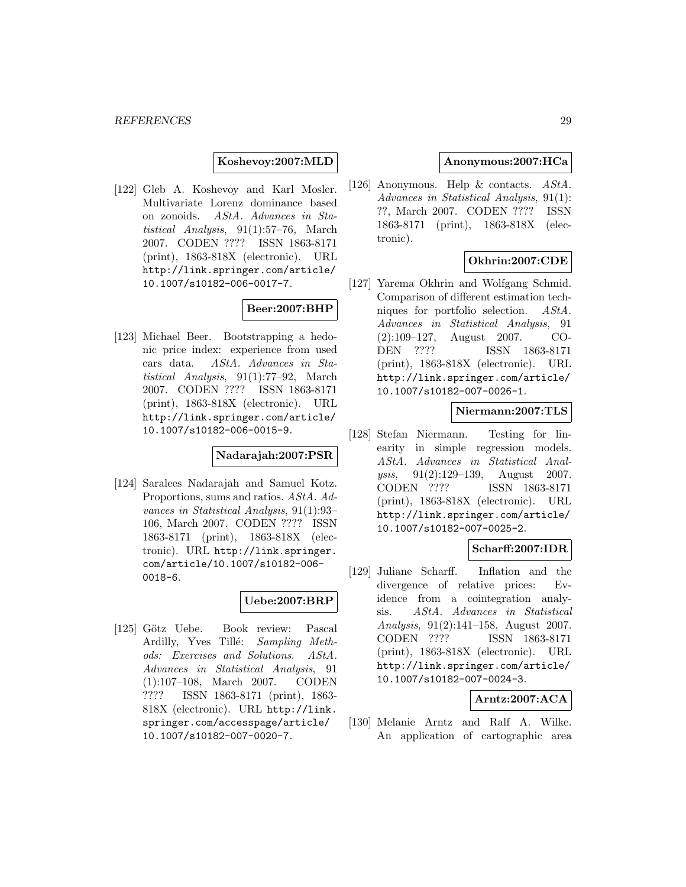**Koshevoy:2007:MLD**

[122] Gleb A. Koshevoy and Karl Mosler. Multivariate Lorenz dominance based on zonoids. *AStA. Advances in Statistical Analysis*, 91(1):57–76, March 2007. CODEN ???? ISSN 1863-8171 (print), 1863-818X (electronic). URL http://link.springer.com/article/10.1007/s10182-006-0017-7.

**Beer:2007:BHP**

[123] Michael Beer. Bootstrapping a hedonic price index: experience from used cars data. *AStA. Advances in Statistical Analysis*, 91(1):77–92, March 2007. CODEN ???? ISSN 1863-8171 (print), 1863-818X (electronic). URL http://link.springer.com/article/10.1007/s10182-006-0015-9.

**Nadarajah:2007:PSR**

[124] Saralees Nadarajah and Samuel Kotz. Proportions, sums and ratios. *AStA. Advances in Statistical Analysis*, 91(1):93–106, March 2007. CODEN ???? ISSN 1863-8171 (print), 1863-818X (electronic). URL http://link.springer.com/article/10.1007/s10182-006-0018-6.

**Uebe:2007:BRP**

[125] Götz Uebe. Book review: Pascal Ardilly, Yves Tillé: *Sampling Methods: Exercises and Solutions*. *AStA. Advances in Statistical Analysis*, 91 (1):107–108, March 2007. CODEN ???? ISSN 1863-8171 (print), 1863-818X (electronic). URL http://link.springer.com/accesspage/article/10.1007/s10182-007-0020-7.

**Anonymous:2007:HCa**

[126] Anonymous. Help & contacts. *AStA. Advances in Statistical Analysis*, 91(1): ??, March 2007. CODEN ???? ISSN 1863-8171 (print), 1863-818X (electronic).

**Okhrin:2007:CDE**

[127] Yarema Okhrin and Wolfgang Schmid. Comparison of different estimation techniques for portfolio selection. *AStA. Advances in Statistical Analysis*, 91 (2):109–127, August 2007. CODEN ???? ISSN 1863-8171 (print), 1863-818X (electronic). URL http://link.springer.com/article/10.1007/s10182-007-0026-1.

**Niermann:2007:TLS**

[128] Stefan Niermann. Testing for linearity in simple regression models. *AStA. Advances in Statistical Analysis*, 91(2):129–139, August 2007. CODEN ???? ISSN 1863-8171 (print), 1863-818X (electronic). URL http://link.springer.com/article/10.1007/s10182-007-0025-2.

**Scharff:2007:IDR**

[129] Juliane Scharff. Inflation and the divergence of relative prices: Evidence from a cointegration analysis. *AStA. Advances in Statistical Analysis*, 91(2):141–158, August 2007. CODEN ???? ISSN 1863-8171 (print), 1863-818X (electronic). URL http://link.springer.com/article/10.1007/s10182-007-0024-3.

**Arntz:2007:ACA**

[130] Melanie Arntz and Ralf A. Wilke. An application of cartographic area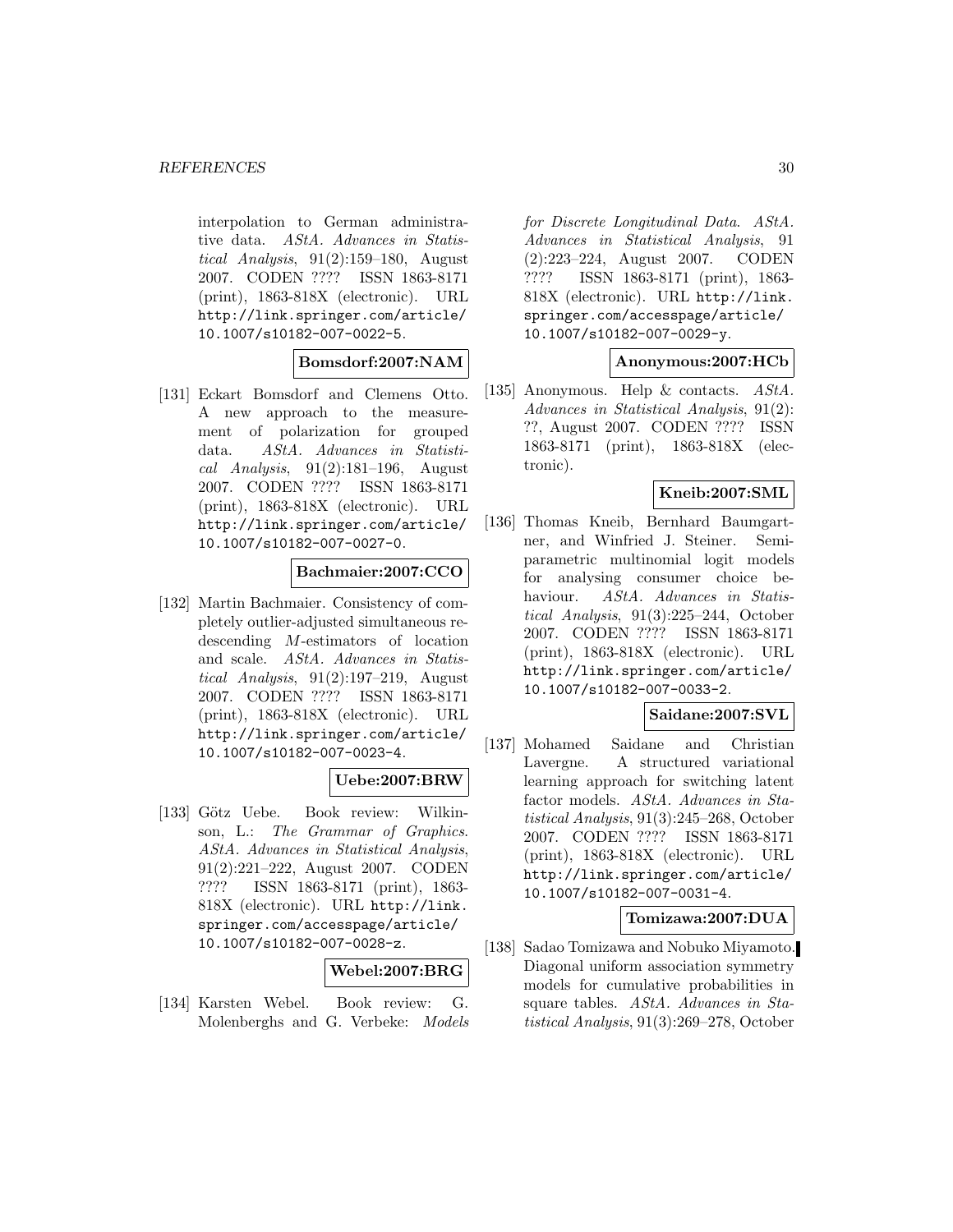interpolation to German administrative data. *AStA. Advances in Statistical Analysis*, 91(2):159–180, August 2007. CODEN ???? ISSN 1863-8171 (print), 1863-818X (electronic). URL http://link.springer.com/article/10.1007/s10182-007-0022-5.

**Bomsdorf:2007:NAM**

[131] Eckart Bomsdorf and Clemens Otto. A new approach to the measurement of polarization for grouped data. *AStA. Advances in Statistical Analysis*, 91(2):181–196, August 2007. CODEN ???? ISSN 1863-8171 (print), 1863-818X (electronic). URL http://link.springer.com/article/10.1007/s10182-007-0027-0.

**Bachmaier:2007:CCO**

[132] Martin Bachmaier. Consistency of completely outlier-adjusted simultaneous redescending $M$-estimators of location and scale. *AStA. Advances in Statistical Analysis*, 91(2):197–219, August 2007. CODEN ???? ISSN 1863-8171 (print), 1863-818X (electronic). URL http://link.springer.com/article/10.1007/s10182-007-0023-4.

**Uebe:2007:BRW**

[133] Götz Uebe. Book review: Wilkinson, L.: *The Grammar of Graphics*. *AStA. Advances in Statistical Analysis*, 91(2):221–222, August 2007. CODEN ???? ISSN 1863-8171 (print), 1863-818X (electronic). URL http://link.springer.com/accesspage/article/10.1007/s10182-007-0028-z.

**Webel:2007:BRG**

[134] Karsten Webel. Book review: G. Molenberghs and G. Verbeke: *Models for Discrete Longitudinal Data*. *AStA. Advances in Statistical Analysis*, 91 (2):223–224, August 2007. CODEN ???? ISSN 1863-8171 (print), 1863-818X (electronic). URL http://link.springer.com/accesspage/article/10.1007/s10182-007-0029-y.

**Anonymous:2007:HCb**

[135] Anonymous. Help & contacts. *AStA. Advances in Statistical Analysis*, 91(2): ??, August 2007. CODEN ???? ISSN 1863-8171 (print), 1863-818X (electronic).

**Kneib:2007:SML**

[136] Thomas Kneib, Bernhard Baumgartner, and Winfried J. Steiner. Semiparametric multinomial logit models for analysing consumer choice behaviour. *AStA. Advances in Statistical Analysis*, 91(3):225–244, October 2007. CODEN ???? ISSN 1863-8171 (print), 1863-818X (electronic). URL http://link.springer.com/article/10.1007/s10182-007-0033-2.

**Saidane:2007:SVL**

[137] Mohamed Saidane and Christian Lavergne. A structured variational learning approach for switching latent factor models. *AStA. Advances in Statistical Analysis*, 91(3):245–268, October 2007. CODEN ???? ISSN 1863-8171 (print), 1863-818X (electronic). URL http://link.springer.com/article/10.1007/s10182-007-0031-4.

**Tomizawa:2007:DUA**

[138] Sadao Tomizawa and Nobuko Miyamoto. Diagonal uniform association symmetry models for cumulative probabilities in square tables. *AStA. Advances in Statistical Analysis*, 91(3):269–278, October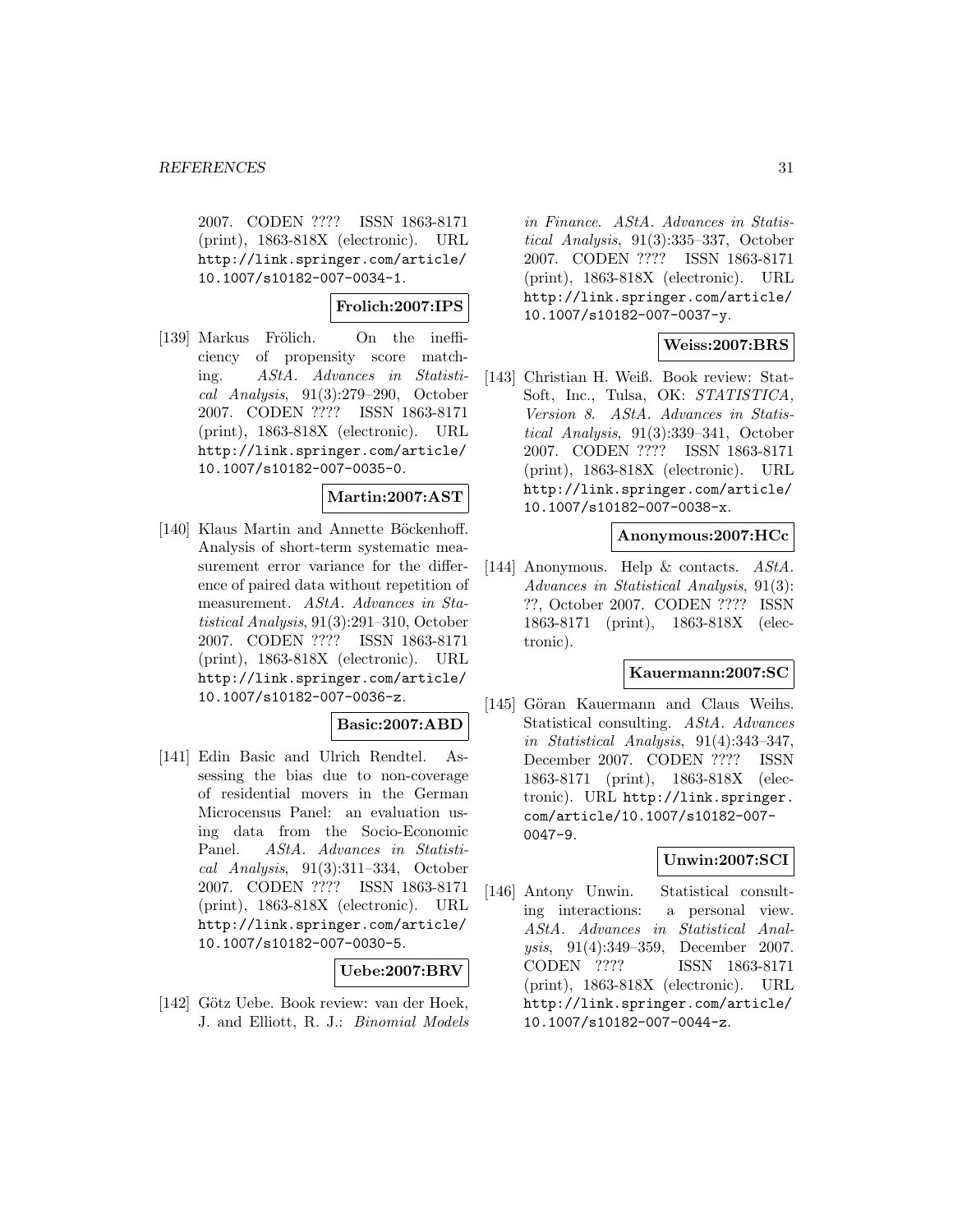2007. CODEN ???? ISSN 1863-8171 (print), 1863-818X (electronic). URL http://link.springer.com/article/10.1007/s10182-007-0034-1.

**Frolich:2007:IPS**

[139] Markus Frölich. On the inefficiency of propensity score matching. *AStA. Advances in Statistical Analysis*, 91(3):279–290, October 2007. CODEN ???? ISSN 1863-8171 (print), 1863-818X (electronic). URL http://link.springer.com/article/10.1007/s10182-007-0035-0.

**Martin:2007:AST**

[140] Klaus Martin and Annette Böckenhoff. Analysis of short-term systematic measurement error variance for the difference of paired data without repetition of measurement. *AStA. Advances in Statistical Analysis*, 91(3):291–310, October 2007. CODEN ???? ISSN 1863-8171 (print), 1863-818X (electronic). URL http://link.springer.com/article/10.1007/s10182-007-0036-z.

**Basic:2007:ABD**

[141] Edin Basic and Ulrich Rendtel. Assessing the bias due to non-coverage of residential movers in the German Microcensus Panel: an evaluation using data from the Socio-Economic Panel. *AStA. Advances in Statistical Analysis*, 91(3):311–334, October 2007. CODEN ???? ISSN 1863-8171 (print), 1863-818X (electronic). URL http://link.springer.com/article/10.1007/s10182-007-0030-5.

**Uebe:2007:BRV**

[142] Götz Uebe. Book review: van der Hoek, J. and Elliott, R. J.: *Binomial Models in Finance*. *AStA. Advances in Statistical Analysis*, 91(3):335–337, October 2007. CODEN ???? ISSN 1863-8171 (print), 1863-818X (electronic). URL http://link.springer.com/article/10.1007/s10182-007-0037-y.

**Weiss:2007:BRS**

[143] Christian H. Weiß. Book review: StatSoft, Inc., Tulsa, OK: *STATISTICA, Version 8*. *AStA. Advances in Statistical Analysis*, 91(3):339–341, October 2007. CODEN ???? ISSN 1863-8171 (print), 1863-818X (electronic). URL http://link.springer.com/article/10.1007/s10182-007-0038-x.

**Anonymous:2007:HCc**

[144] Anonymous. Help & contacts. *AStA. Advances in Statistical Analysis*, 91(3): ??, October 2007. CODEN ???? ISSN 1863-8171 (print), 1863-818X (electronic).

**Kauermann:2007:SC**

[145] Göran Kauermann and Claus Weihs. Statistical consulting. *AStA. Advances in Statistical Analysis*, 91(4):343–347, December 2007. CODEN ???? ISSN 1863-8171 (print), 1863-818X (electronic). URL http://link.springer.com/article/10.1007/s10182-007-0047-9.

**Unwin:2007:SCI**

[146] Antony Unwin. Statistical consulting interactions: a personal view. *AStA. Advances in Statistical Analysis*, 91(4):349–359, December 2007. CODEN ???? ISSN 1863-8171 (print), 1863-818X (electronic). URL http://link.springer.com/article/10.1007/s10182-007-0044-z.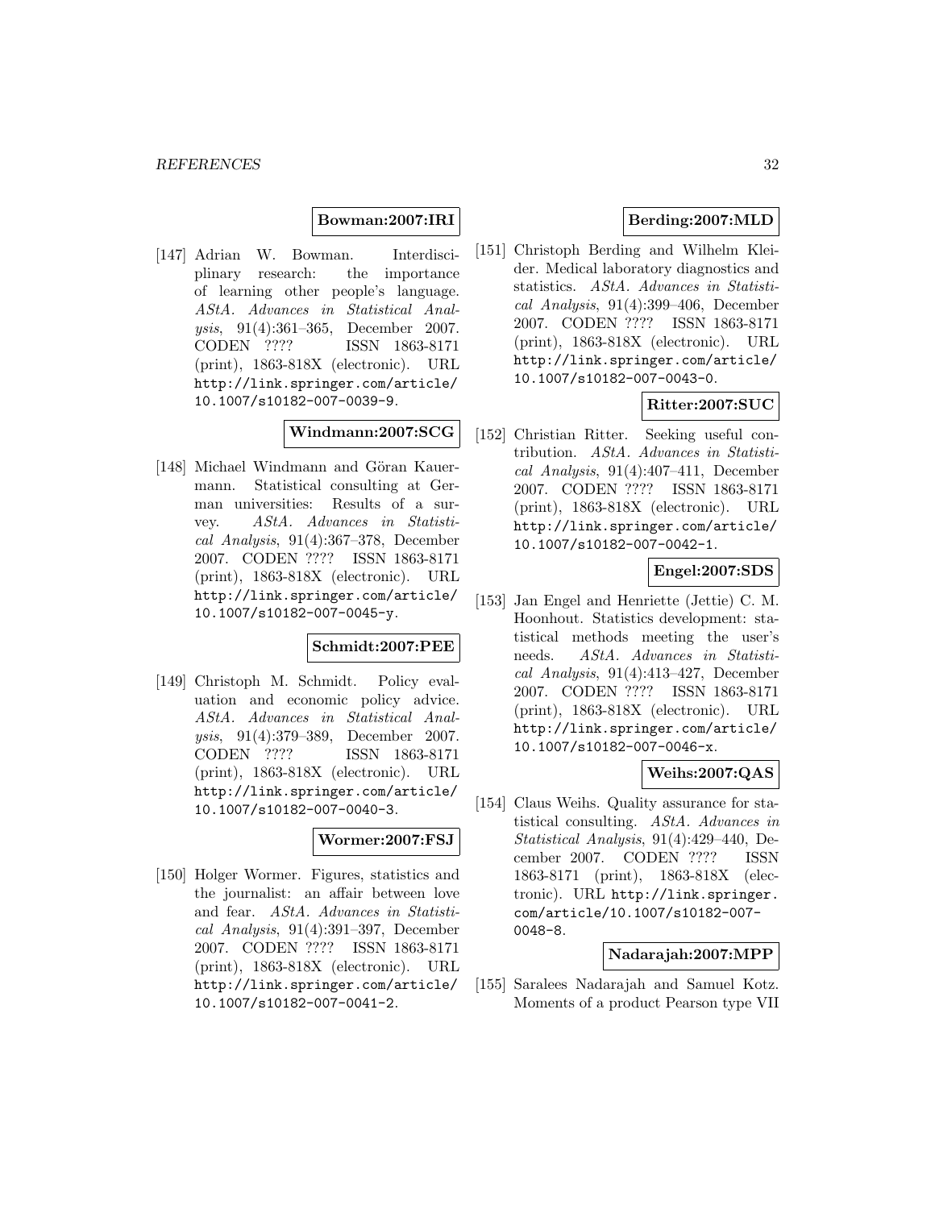**Bowman:2007:IRI**

[147] Adrian W. Bowman. Interdisciplinary research: the importance of learning other people's language. *AStA. Advances in Statistical Analysis*, 91(4):361–365, December 2007. CODEN ???? ISSN 1863-8171 (print), 1863-818X (electronic). URL http://link.springer.com/article/10.1007/s10182-007-0039-9.

**Windmann:2007:SCG**

[148] Michael Windmann and Göran Kauermann. Statistical consulting at German universities: Results of a survey. *AStA. Advances in Statistical Analysis*, 91(4):367–378, December 2007. CODEN ???? ISSN 1863-8171 (print), 1863-818X (electronic). URL http://link.springer.com/article/10.1007/s10182-007-0045-y.

**Schmidt:2007:PEE**

[149] Christoph M. Schmidt. Policy evaluation and economic policy advice. *AStA. Advances in Statistical Analysis*, 91(4):379–389, December 2007. CODEN ???? ISSN 1863-8171 (print), 1863-818X (electronic). URL http://link.springer.com/article/10.1007/s10182-007-0040-3.

**Wormer:2007:FSJ**

[150] Holger Wormer. Figures, statistics and the journalist: an affair between love and fear. *AStA. Advances in Statistical Analysis*, 91(4):391–397, December 2007. CODEN ???? ISSN 1863-8171 (print), 1863-818X (electronic). URL http://link.springer.com/article/10.1007/s10182-007-0041-2.

**Berding:2007:MLD**

[151] Christoph Berding and Wilhelm Kleider. Medical laboratory diagnostics and statistics. *AStA. Advances in Statistical Analysis*, 91(4):399–406, December 2007. CODEN ???? ISSN 1863-8171 (print), 1863-818X (electronic). URL http://link.springer.com/article/10.1007/s10182-007-0043-0.

**Ritter:2007:SUC**

[152] Christian Ritter. Seeking useful contribution. *AStA. Advances in Statistical Analysis*, 91(4):407–411, December 2007. CODEN ???? ISSN 1863-8171 (print), 1863-818X (electronic). URL http://link.springer.com/article/10.1007/s10182-007-0042-1.

**Engel:2007:SDS**

[153] Jan Engel and Henriette (Jettie) C. M. Hoonhout. Statistics development: statistical methods meeting the user's needs. *AStA. Advances in Statistical Analysis*, 91(4):413–427, December 2007. CODEN ???? ISSN 1863-8171 (print), 1863-818X (electronic). URL http://link.springer.com/article/10.1007/s10182-007-0046-x.

**Weihs:2007:QAS**

[154] Claus Weihs. Quality assurance for statistical consulting. *AStA. Advances in Statistical Analysis*, 91(4):429–440, December 2007. CODEN ???? ISSN 1863-8171 (print), 1863-818X (electronic). URL http://link.springer.com/article/10.1007/s10182-007-0048-8.

**Nadarajah:2007:MPP**

[155] Saralees Nadarajah and Samuel Kotz. Moments of a product Pearson type VII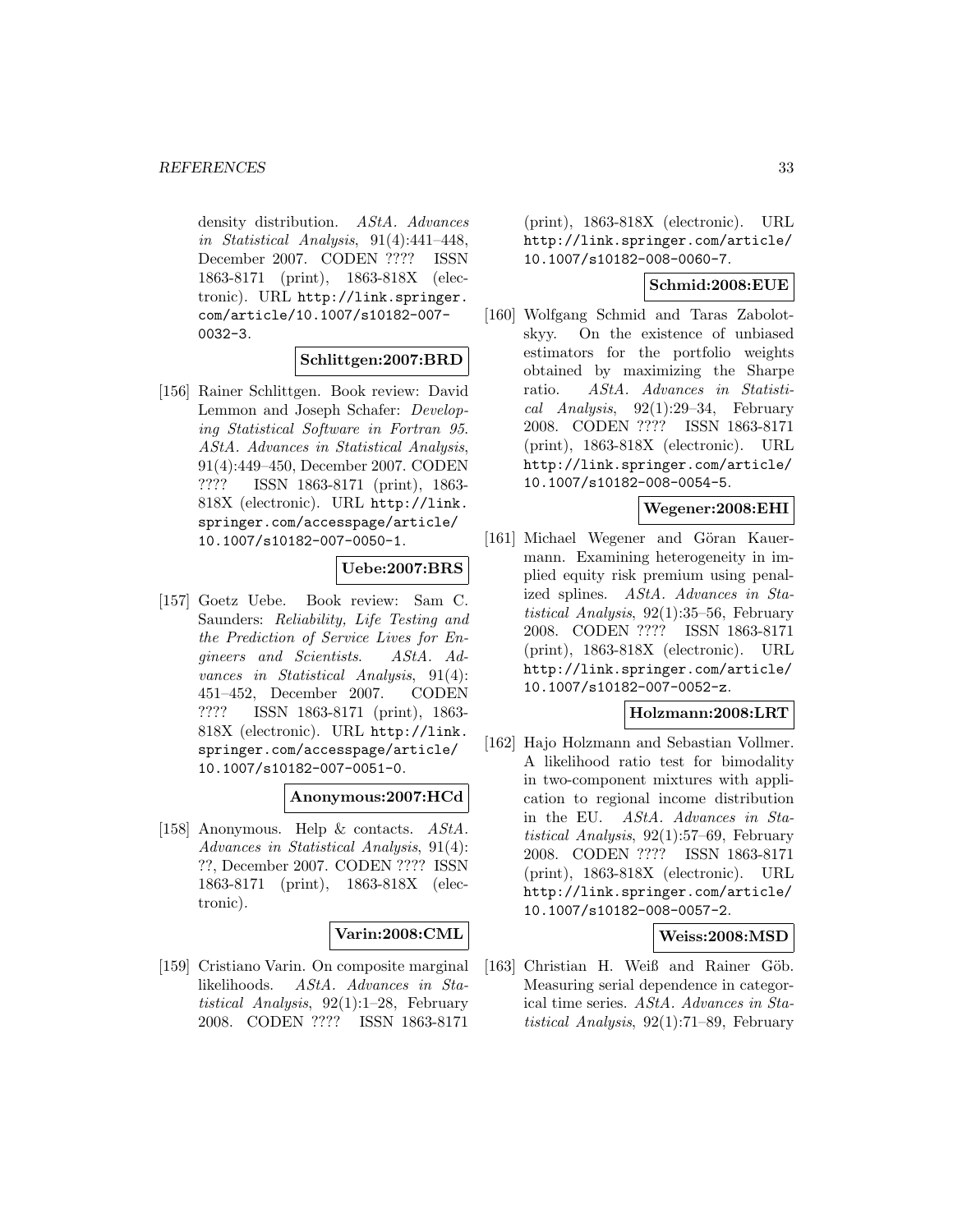density distribution. *AStA. Advances in Statistical Analysis*, 91(4):441–448, December 2007. CODEN ???? ISSN 1863-8171 (print), 1863-818X (electronic). URL http://link.springer.com/article/10.1007/s10182-007-0032-3.

**Schlittgen:2007:BRD**

[156] Rainer Schlittgen. Book review: David Lemmon and Joseph Schafer: *Developing Statistical Software in Fortran 95*. *AStA. Advances in Statistical Analysis*, 91(4):449–450, December 2007. CODEN ???? ISSN 1863-8171 (print), 1863-818X (electronic). URL http://link.springer.com/accesspage/article/10.1007/s10182-007-0050-1.

**Uebe:2007:BRS**

[157] Goetz Uebe. Book review: Sam C. Saunders: *Reliability, Life Testing and the Prediction of Service Lives for Engineers and Scientists*. *AStA. Advances in Statistical Analysis*, 91(4):451–452, December 2007. CODEN ???? ISSN 1863-8171 (print), 1863-818X (electronic). URL http://link.springer.com/accesspage/article/10.1007/s10182-007-0051-0.

**Anonymous:2007:HCd**

[158] Anonymous. Help & contacts. *AStA. Advances in Statistical Analysis*, 91(4): ??, December 2007. CODEN ???? ISSN 1863-8171 (print), 1863-818X (electronic).

**Varin:2008:CML**

[159] Cristiano Varin. On composite marginal likelihoods. *AStA. Advances in Statistical Analysis*, 92(1):1–28, February 2008. CODEN ???? ISSN 1863-8171 (print), 1863-818X (electronic). URL http://link.springer.com/article/10.1007/s10182-008-0060-7.

**Schmid:2008:EUE**

[160] Wolfgang Schmid and Taras Zabolotskyy. On the existence of unbiased estimators for the portfolio weights obtained by maximizing the Sharpe ratio. *AStA. Advances in Statistical Analysis*, 92(1):29–34, February 2008. CODEN ???? ISSN 1863-8171 (print), 1863-818X (electronic). URL http://link.springer.com/article/10.1007/s10182-008-0054-5.

**Wegener:2008:EHI**

[161] Michael Wegener and Göran Kauermann. Examining heterogeneity in implied equity risk premium using penalized splines. *AStA. Advances in Statistical Analysis*, 92(1):35–56, February 2008. CODEN ???? ISSN 1863-8171 (print), 1863-818X (electronic). URL http://link.springer.com/article/10.1007/s10182-007-0052-z.

**Holzmann:2008:LRT**

[162] Hajo Holzmann and Sebastian Vollmer. A likelihood ratio test for bimodality in two-component mixtures with application to regional income distribution in the EU. *AStA. Advances in Statistical Analysis*, 92(1):57–69, February 2008. CODEN ???? ISSN 1863-8171 (print), 1863-818X (electronic). URL http://link.springer.com/article/10.1007/s10182-008-0057-2.

**Weiss:2008:MSD**

[163] Christian H. Weiß and Rainer Göb. Measuring serial dependence in categorical time series. *AStA. Advances in Statistical Analysis*, 92(1):71–89, February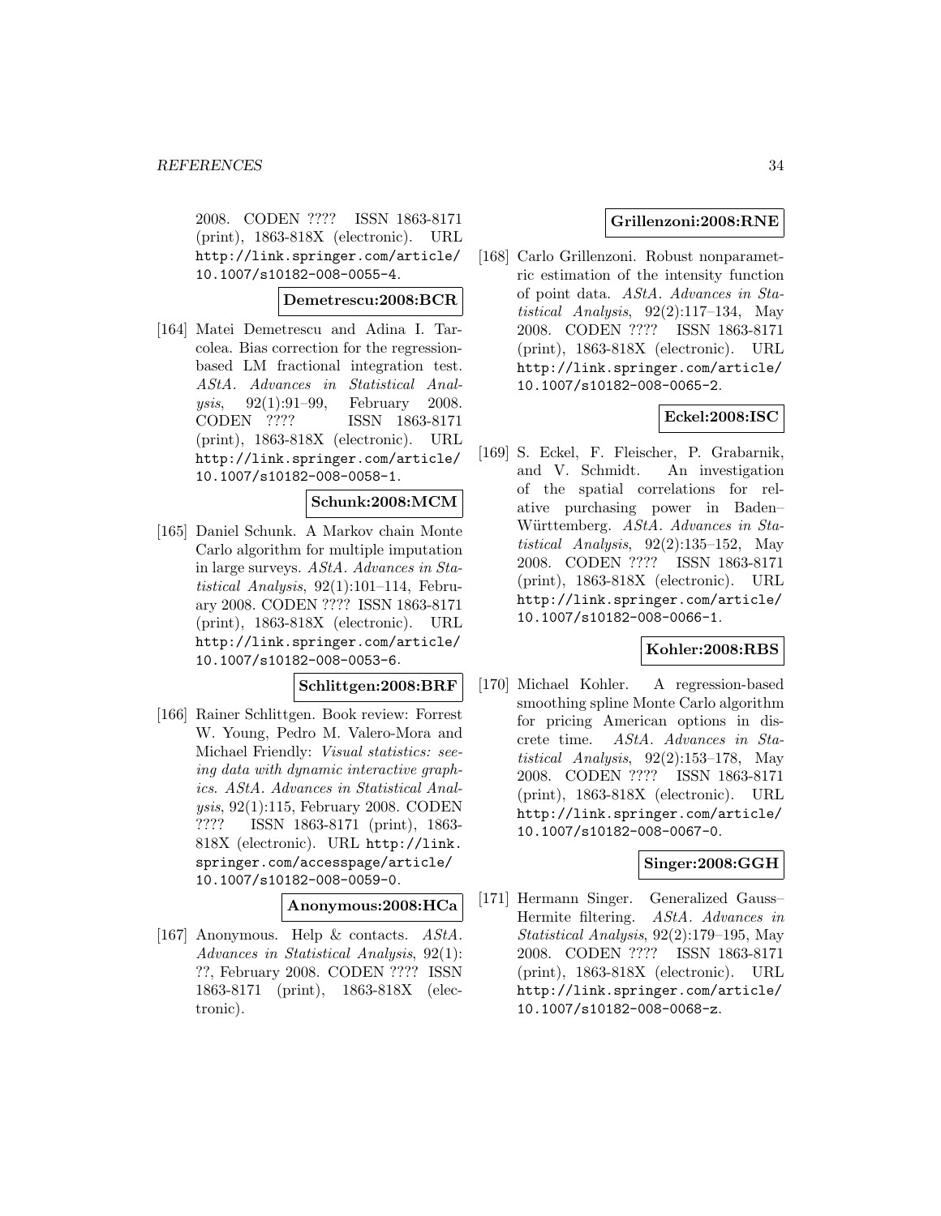2008. CODEN ???? ISSN 1863-8171 (print), 1863-818X (electronic). URL http://link.springer.com/article/10.1007/s10182-008-0055-4.

**Demetrescu:2008:BCR**

[164] Matei Demetrescu and Adina I. Tarcolea. Bias correction for the regression-based LM fractional integration test. *AStA. Advances in Statistical Analysis*, 92(1):91–99, February 2008. CODEN ???? ISSN 1863-8171 (print), 1863-818X (electronic). URL http://link.springer.com/article/10.1007/s10182-008-0058-1.

**Schunk:2008:MCM**

[165] Daniel Schunk. A Markov chain Monte Carlo algorithm for multiple imputation in large surveys. *AStA. Advances in Statistical Analysis*, 92(1):101–114, February 2008. CODEN ???? ISSN 1863-8171 (print), 1863-818X (electronic). URL http://link.springer.com/article/10.1007/s10182-008-0053-6.

**Schlittgen:2008:BRF**

[166] Rainer Schlittgen. Book review: Forrest W. Young, Pedro M. Valero-Mora and Michael Friendly: *Visual statistics: seeing data with dynamic interactive graphics*. *AStA. Advances in Statistical Analysis*, 92(1):115, February 2008. CODEN ???? ISSN 1863-8171 (print), 1863-818X (electronic). URL http://link.springer.com/accesspage/article/10.1007/s10182-008-0059-0.

**Anonymous:2008:HCa**

[167] Anonymous. Help & contacts. *AStA. Advances in Statistical Analysis*, 92(1): ??, February 2008. CODEN ???? ISSN 1863-8171 (print), 1863-818X (electronic).

**Grillenzoni:2008:RNE**

[168] Carlo Grillenzoni. Robust nonparametric estimation of the intensity function of point data. *AStA. Advances in Statistical Analysis*, 92(2):117–134, May 2008. CODEN ???? ISSN 1863-8171 (print), 1863-818X (electronic). URL http://link.springer.com/article/10.1007/s10182-008-0065-2.

**Eckel:2008:ISC**

[169] S. Eckel, F. Fleischer, P. Grabarnik, and V. Schmidt. An investigation of the spatial correlations for relative purchasing power in Baden–Württemberg. *AStA. Advances in Statistical Analysis*, 92(2):135–152, May 2008. CODEN ???? ISSN 1863-8171 (print), 1863-818X (electronic). URL http://link.springer.com/article/10.1007/s10182-008-0066-1.

**Kohler:2008:RBS**

[170] Michael Kohler. A regression-based smoothing spline Monte Carlo algorithm for pricing American options in discrete time. *AStA. Advances in Statistical Analysis*, 92(2):153–178, May 2008. CODEN ???? ISSN 1863-8171 (print), 1863-818X (electronic). URL http://link.springer.com/article/10.1007/s10182-008-0067-0.

**Singer:2008:GGH**

[171] Hermann Singer. Generalized Gauss–Hermite filtering. *AStA. Advances in Statistical Analysis*, 92(2):179–195, May 2008. CODEN ???? ISSN 1863-8171 (print), 1863-818X (electronic). URL http://link.springer.com/article/10.1007/s10182-008-0068-z.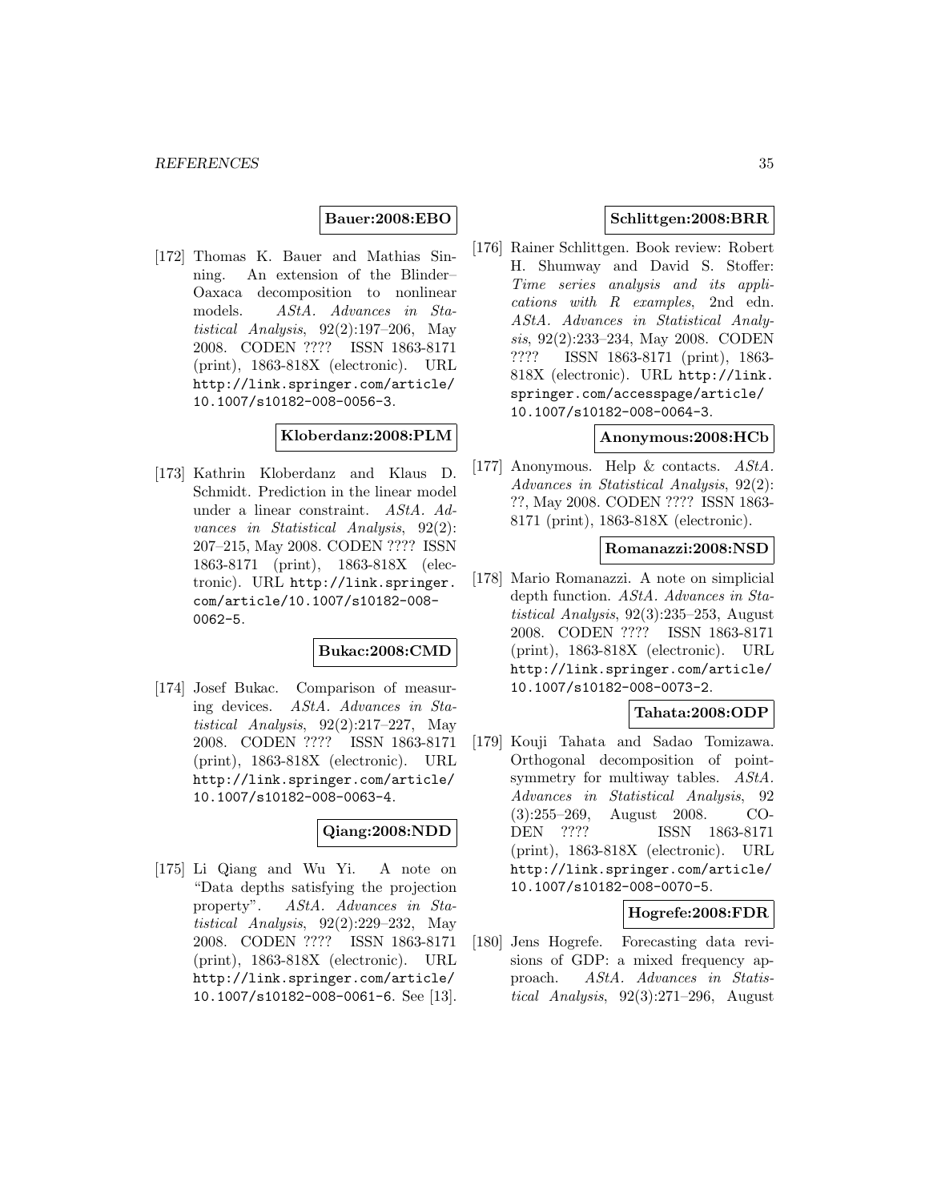**Bauer:2008:EBO**

[172] Thomas K. Bauer and Mathias Sinning. An extension of the Blinder–Oaxaca decomposition to nonlinear models. *AStA. Advances in Statistical Analysis*, 92(2):197–206, May 2008. CODEN ???? ISSN 1863-8171 (print), 1863-818X (electronic). URL http://link.springer.com/article/10.1007/s10182-008-0056-3.

**Kloberdanz:2008:PLM**

[173] Kathrin Kloberdanz and Klaus D. Schmidt. Prediction in the linear model under a linear constraint. *AStA. Advances in Statistical Analysis*, 92(2):207–215, May 2008. CODEN ???? ISSN 1863-8171 (print), 1863-818X (electronic). URL http://link.springer.com/article/10.1007/s10182-008-0062-5.

**Bukac:2008:CMD**

[174] Josef Bukac. Comparison of measuring devices. *AStA. Advances in Statistical Analysis*, 92(2):217–227, May 2008. CODEN ???? ISSN 1863-8171 (print), 1863-818X (electronic). URL http://link.springer.com/article/10.1007/s10182-008-0063-4.

**Qiang:2008:NDD**

[175] Li Qiang and Wu Yi. A note on "Data depths satisfying the projection property". *AStA. Advances in Statistical Analysis*, 92(2):229–232, May 2008. CODEN ???? ISSN 1863-8171 (print), 1863-818X (electronic). URL http://link.springer.com/article/10.1007/s10182-008-0061-6. See [13].

**Schlittgen:2008:BRR**

[176] Rainer Schlittgen. Book review: Robert H. Shumway and David S. Stoffer: *Time series analysis and its applications with R examples*, 2nd edn. *AStA. Advances in Statistical Analysis*, 92(2):233–234, May 2008. CODEN ???? ISSN 1863-8171 (print), 1863-818X (electronic). URL http://link.springer.com/accesspage/article/10.1007/s10182-008-0064-3.

**Anonymous:2008:HCb**

[177] Anonymous. Help & contacts. *AStA. Advances in Statistical Analysis*, 92(2): ??, May 2008. CODEN ???? ISSN 1863-8171 (print), 1863-818X (electronic).

**Romanazzi:2008:NSD**

[178] Mario Romanazzi. A note on simplicial depth function. *AStA. Advances in Statistical Analysis*, 92(3):235–253, August 2008. CODEN ???? ISSN 1863-8171 (print), 1863-818X (electronic). URL http://link.springer.com/article/10.1007/s10182-008-0073-2.

**Tahata:2008:ODP**

[179] Kouji Tahata and Sadao Tomizawa. Orthogonal decomposition of point-symmetry for multiway tables. *AStA. Advances in Statistical Analysis*, 92(3):255–269, August 2008. CODEN ???? ISSN 1863-8171 (print), 1863-818X (electronic). URL http://link.springer.com/article/10.1007/s10182-008-0070-5.

**Hogrefe:2008:FDR**

[180] Jens Hogrefe. Forecasting data revisions of GDP: a mixed frequency approach. *AStA. Advances in Statistical Analysis*, 92(3):271–296, August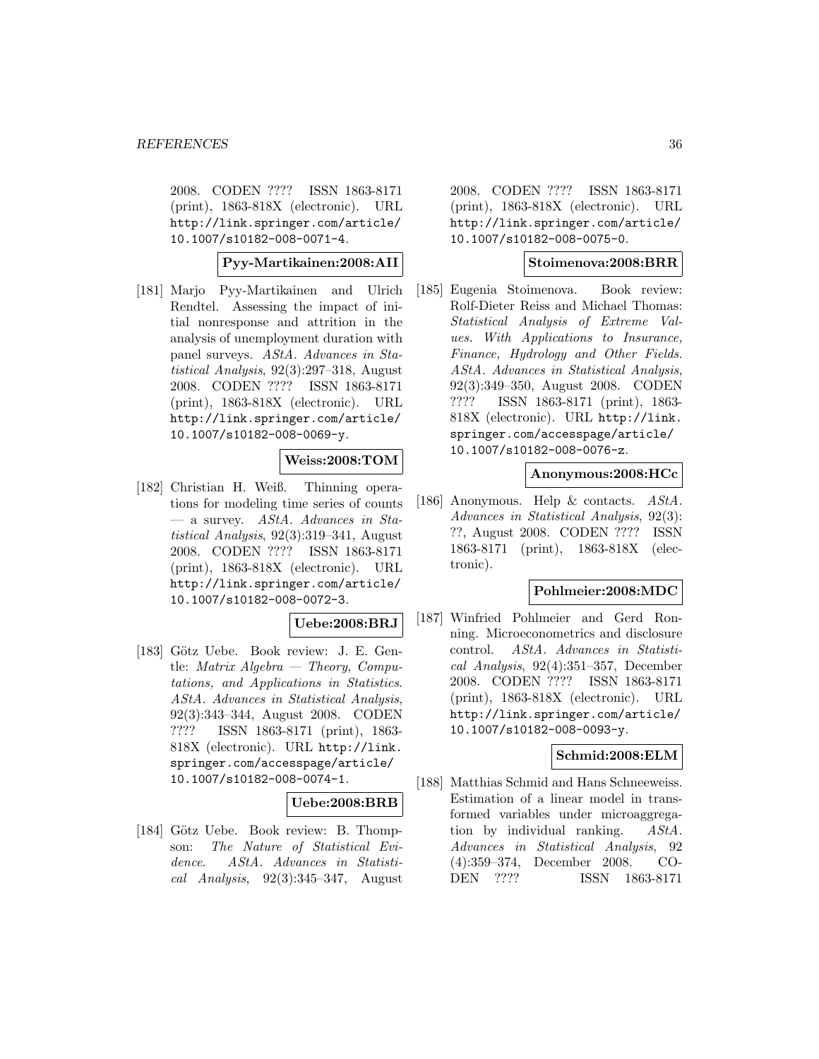2008. CODEN ???? ISSN 1863-8171 (print), 1863-818X (electronic). URL http://link.springer.com/article/10.1007/s10182-008-0071-4.

**Pyy-Martikainen:2008:AII**

[181] Marjo Pyy-Martikainen and Ulrich Rendtel. Assessing the impact of initial nonresponse and attrition in the analysis of unemployment duration with panel surveys. *AStA. Advances in Statistical Analysis*, 92(3):297–318, August 2008. CODEN ???? ISSN 1863-8171 (print), 1863-818X (electronic). URL http://link.springer.com/article/10.1007/s10182-008-0069-y.

**Weiss:2008:TOM**

[182] Christian H. Weiß. Thinning operations for modeling time series of counts — a survey. *AStA. Advances in Statistical Analysis*, 92(3):319–341, August 2008. CODEN ???? ISSN 1863-8171 (print), 1863-818X (electronic). URL http://link.springer.com/article/10.1007/s10182-008-0072-3.

**Uebe:2008:BRJ**

[183] Götz Uebe. Book review: J. E. Gentle: *Matrix Algebra — Theory, Computations, and Applications in Statistics*. *AStA. Advances in Statistical Analysis*, 92(3):343–344, August 2008. CODEN ???? ISSN 1863-8171 (print), 1863-818X (electronic). URL http://link.springer.com/accesspage/article/10.1007/s10182-008-0074-1.

**Uebe:2008:BRB**

[184] Götz Uebe. Book review: B. Thompson: *The Nature of Statistical Evidence*. *AStA. Advances in Statistical Analysis*, 92(3):345–347, August 2008. CODEN ???? ISSN 1863-8171 (print), 1863-818X (electronic). URL http://link.springer.com/article/10.1007/s10182-008-0075-0.

**Stoimenova:2008:BRR**

[185] Eugenia Stoimenova. Book review: Rolf-Dieter Reiss and Michael Thomas: *Statistical Analysis of Extreme Values. With Applications to Insurance, Finance, Hydrology and Other Fields*. *AStA. Advances in Statistical Analysis*, 92(3):349–350, August 2008. CODEN ???? ISSN 1863-8171 (print), 1863-818X (electronic). URL http://link.springer.com/accesspage/article/10.1007/s10182-008-0076-z.

**Anonymous:2008:HCc**

[186] Anonymous. Help & contacts. *AStA. Advances in Statistical Analysis*, 92(3): ??, August 2008. CODEN ???? ISSN 1863-8171 (print), 1863-818X (electronic).

**Pohlmeier:2008:MDC**

[187] Winfried Pohlmeier and Gerd Ronning. Microeconometrics and disclosure control. *AStA. Advances in Statistical Analysis*, 92(4):351–357, December 2008. CODEN ???? ISSN 1863-8171 (print), 1863-818X (electronic). URL http://link.springer.com/article/10.1007/s10182-008-0093-y.

**Schmid:2008:ELM**

[188] Matthias Schmid and Hans Schneeweiss. Estimation of a linear model in transformed variables under microaggregation by individual ranking. *AStA. Advances in Statistical Analysis*, 92 (4):359–374, December 2008. CODEN ???? ISSN 1863-8171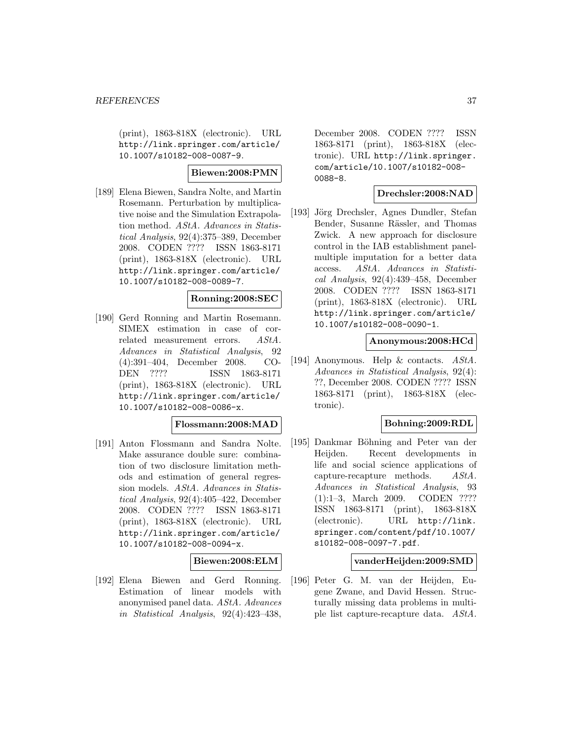(print), 1863-818X (electronic). URL http://link.springer.com/article/10.1007/s10182-008-0087-9.

**Biewen:2008:PMN**

[189] Elena Biewen, Sandra Nolte, and Martin Rosemann. Perturbation by multiplicative noise and the Simulation Extrapolation method. *AStA. Advances in Statistical Analysis*, 92(4):375–389, December 2008. CODEN ???? ISSN 1863-8171 (print), 1863-818X (electronic). URL http://link.springer.com/article/10.1007/s10182-008-0089-7.

**Ronning:2008:SEC**

[190] Gerd Ronning and Martin Rosemann. SIMEX estimation in case of correlated measurement errors. *AStA. Advances in Statistical Analysis*, 92(4):391–404, December 2008. CODEN ???? ISSN 1863-8171 (print), 1863-818X (electronic). URL http://link.springer.com/article/10.1007/s10182-008-0086-x.

**Flossmann:2008:MAD**

[191] Anton Flossmann and Sandra Nolte. Make assurance double sure: combination of two disclosure limitation methods and estimation of general regression models. *AStA. Advances in Statistical Analysis*, 92(4):405–422, December 2008. CODEN ???? ISSN 1863-8171 (print), 1863-818X (electronic). URL http://link.springer.com/article/10.1007/s10182-008-0094-x.

**Biewen:2008:ELM**

[192] Elena Biewen and Gerd Ronning. Estimation of linear models with anonymised panel data. *AStA. Advances in Statistical Analysis*, 92(4):423–438, December 2008. CODEN ???? ISSN 1863-8171 (print), 1863-818X (electronic). URL http://link.springer.com/article/10.1007/s10182-008-0088-8.

**Drechsler:2008:NAD**

[193] Jörg Drechsler, Agnes Dundler, Stefan Bender, Susanne Rässler, and Thomas Zwick. A new approach for disclosure control in the IAB establishment panel-multiple imputation for a better data access. *AStA. Advances in Statistical Analysis*, 92(4):439–458, December 2008. CODEN ???? ISSN 1863-8171 (print), 1863-818X (electronic). URL http://link.springer.com/article/10.1007/s10182-008-0090-1.

**Anonymous:2008:HCd**

[194] Anonymous. Help & contacts. *AStA. Advances in Statistical Analysis*, 92(4): ??, December 2008. CODEN ???? ISSN 1863-8171 (print), 1863-818X (electronic).

**Bohning:2009:RDL**

[195] Dankmar Böhning and Peter van der Heijden. Recent developments in life and social science applications of capture-recapture methods. *AStA. Advances in Statistical Analysis*, 93(1):1–3, March 2009. CODEN ???? ISSN 1863-8171 (print), 1863-818X (electronic). URL http://link.springer.com/content/pdf/10.1007/s10182-008-0097-7.pdf.

**vanderHeijden:2009:SMD**

[196] Peter G. M. van der Heijden, Eugene Zwane, and David Hessen. Structurally missing data problems in multiple list capture-recapture data. *AStA.*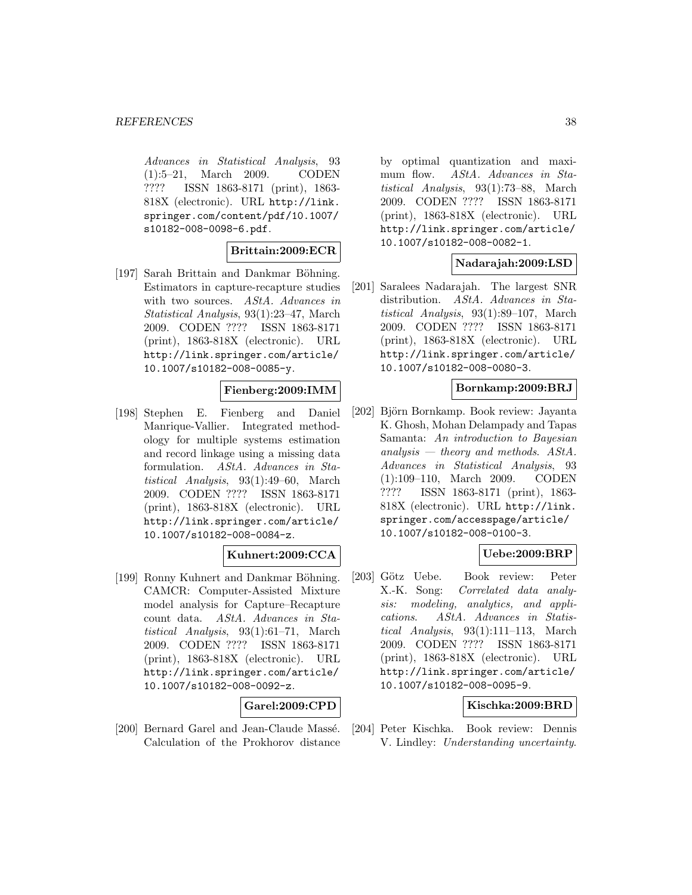*Advances in Statistical Analysis*, 93 (1):5–21, March 2009. CODEN ???? ISSN 1863-8171 (print), 1863-818X (electronic). URL http://link.springer.com/content/pdf/10.1007/s10182-008-0098-6.pdf.

**Brittain:2009:ECR**

[197] Sarah Brittain and Dankmar Böhning. Estimators in capture-recapture studies with two sources. *AStA. Advances in Statistical Analysis*, 93(1):23–47, March 2009. CODEN ???? ISSN 1863-8171 (print), 1863-818X (electronic). URL http://link.springer.com/article/10.1007/s10182-008-0085-y.

**Fienberg:2009:IMM**

[198] Stephen E. Fienberg and Daniel Manrique-Vallier. Integrated methodology for multiple systems estimation and record linkage using a missing data formulation. *AStA. Advances in Statistical Analysis*, 93(1):49–60, March 2009. CODEN ???? ISSN 1863-8171 (print), 1863-818X (electronic). URL http://link.springer.com/article/10.1007/s10182-008-0084-z.

**Kuhnert:2009:CCA**

[199] Ronny Kuhnert and Dankmar Böhning. CAMCR: Computer-Assisted Mixture model analysis for Capture–Recapture count data. *AStA. Advances in Statistical Analysis*, 93(1):61–71, March 2009. CODEN ???? ISSN 1863-8171 (print), 1863-818X (electronic). URL http://link.springer.com/article/10.1007/s10182-008-0092-z.

**Garel:2009:CPD**

[200] Bernard Garel and Jean-Claude Massé. Calculation of the Prokhorov distance by optimal quantization and maximum flow. *AStA. Advances in Statistical Analysis*, 93(1):73–88, March 2009. CODEN ???? ISSN 1863-8171 (print), 1863-818X (electronic). URL http://link.springer.com/article/10.1007/s10182-008-0082-1.

**Nadarajah:2009:LSD**

[201] Saralees Nadarajah. The largest SNR distribution. *AStA. Advances in Statistical Analysis*, 93(1):89–107, March 2009. CODEN ???? ISSN 1863-8171 (print), 1863-818X (electronic). URL http://link.springer.com/article/10.1007/s10182-008-0080-3.

**Bornkamp:2009:BRJ**

[202] Björn Bornkamp. Book review: Jayanta K. Ghosh, Mohan Delampady and Tapas Samanta: *An introduction to Bayesian analysis — theory and methods*. *AStA. Advances in Statistical Analysis*, 93 (1):109–110, March 2009. CODEN ???? ISSN 1863-8171 (print), 1863-818X (electronic). URL http://link.springer.com/accesspage/article/10.1007/s10182-008-0100-3.

**Uebe:2009:BRP**

[203] Götz Uebe. Book review: Peter X.-K. Song: *Correlated data analysis: modeling, analytics, and applications*. *AStA. Advances in Statistical Analysis*, 93(1):111–113, March 2009. CODEN ???? ISSN 1863-8171 (print), 1863-818X (electronic). URL http://link.springer.com/article/10.1007/s10182-008-0095-9.

**Kischka:2009:BRD**

[204] Peter Kischka. Book review: Dennis V. Lindley: *Understanding uncertainty*.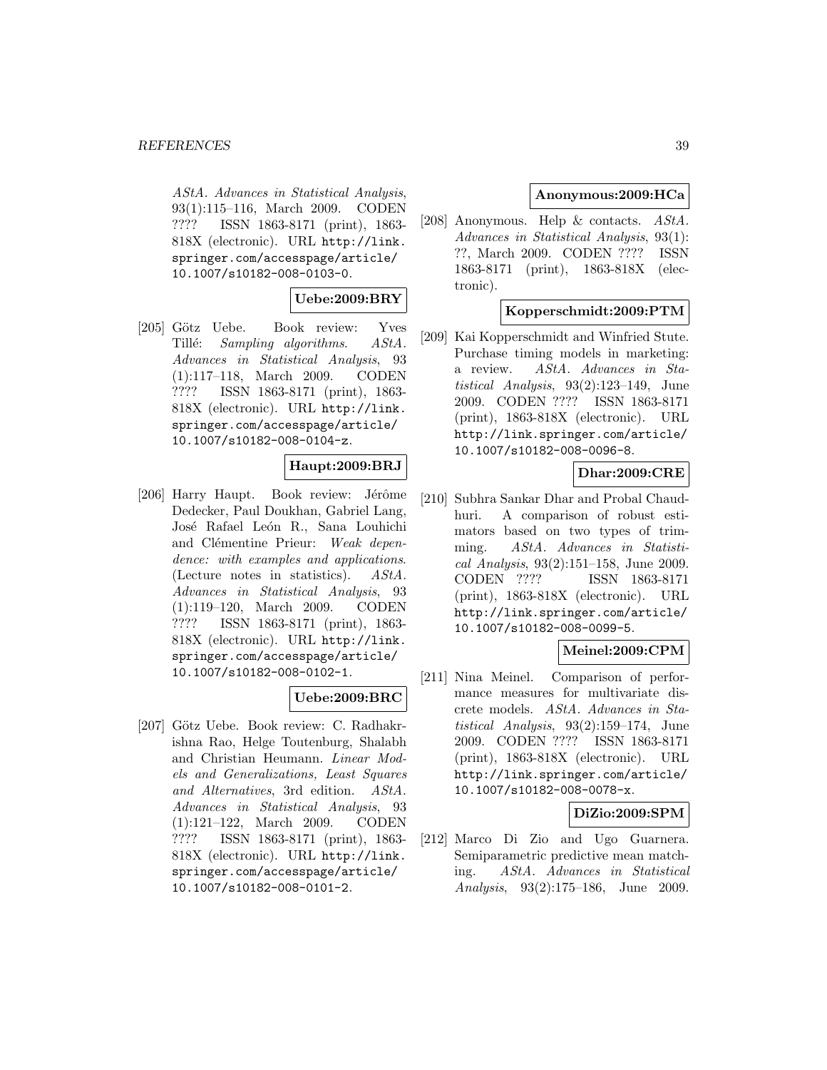*AStA. Advances in Statistical Analysis*, 93(1):115–116, March 2009. CODEN ???? ISSN 1863-8171 (print), 1863-818X (electronic). URL http://link.springer.com/accesspage/article/10.1007/s10182-008-0103-0.

**Uebe:2009:BRY**

[205] Götz Uebe. Book review: Yves Tillé: *Sampling algorithms*. *AStA. Advances in Statistical Analysis*, 93 (1):117–118, March 2009. CODEN ???? ISSN 1863-8171 (print), 1863-818X (electronic). URL http://link.springer.com/accesspage/article/10.1007/s10182-008-0104-z.

**Haupt:2009:BRJ**

[206] Harry Haupt. Book review: Jérôme Dedecker, Paul Doukhan, Gabriel Lang, José Rafael León R., Sana Louhichi and Clémentine Prieur: *Weak dependence: with examples and applications*. (Lecture notes in statistics). *AStA. Advances in Statistical Analysis*, 93 (1):119–120, March 2009. CODEN ???? ISSN 1863-8171 (print), 1863-818X (electronic). URL http://link.springer.com/accesspage/article/10.1007/s10182-008-0102-1.

**Uebe:2009:BRC**

[207] Götz Uebe. Book review: C. Radhakrishna Rao, Helge Toutenburg, Shalabh and Christian Heumann. *Linear Models and Generalizations, Least Squares and Alternatives*, 3rd edition. *AStA. Advances in Statistical Analysis*, 93 (1):121–122, March 2009. CODEN ???? ISSN 1863-8171 (print), 1863-818X (electronic). URL http://link.springer.com/accesspage/article/10.1007/s10182-008-0101-2.

**Anonymous:2009:HCa**

[208] Anonymous. Help & contacts. *AStA. Advances in Statistical Analysis*, 93(1): ??, March 2009. CODEN ???? ISSN 1863-8171 (print), 1863-818X (electronic).

**Kopperschmidt:2009:PTM**

[209] Kai Kopperschmidt and Winfried Stute. Purchase timing models in marketing: a review. *AStA. Advances in Statistical Analysis*, 93(2):123–149, June 2009. CODEN ???? ISSN 1863-8171 (print), 1863-818X (electronic). URL http://link.springer.com/article/10.1007/s10182-008-0096-8.

**Dhar:2009:CRE**

[210] Subhra Sankar Dhar and Probal Chaudhuri. A comparison of robust estimators based on two types of trimming. *AStA. Advances in Statistical Analysis*, 93(2):151–158, June 2009. CODEN ???? ISSN 1863-8171 (print), 1863-818X (electronic). URL http://link.springer.com/article/10.1007/s10182-008-0099-5.

**Meinel:2009:CPM**

[211] Nina Meinel. Comparison of performance measures for multivariate discrete models. *AStA. Advances in Statistical Analysis*, 93(2):159–174, June 2009. CODEN ???? ISSN 1863-8171 (print), 1863-818X (electronic). URL http://link.springer.com/article/10.1007/s10182-008-0078-x.

**DiZio:2009:SPM**

[212] Marco Di Zio and Ugo Guarnera. Semiparametric predictive mean matching. *AStA. Advances in Statistical Analysis*, 93(2):175–186, June 2009.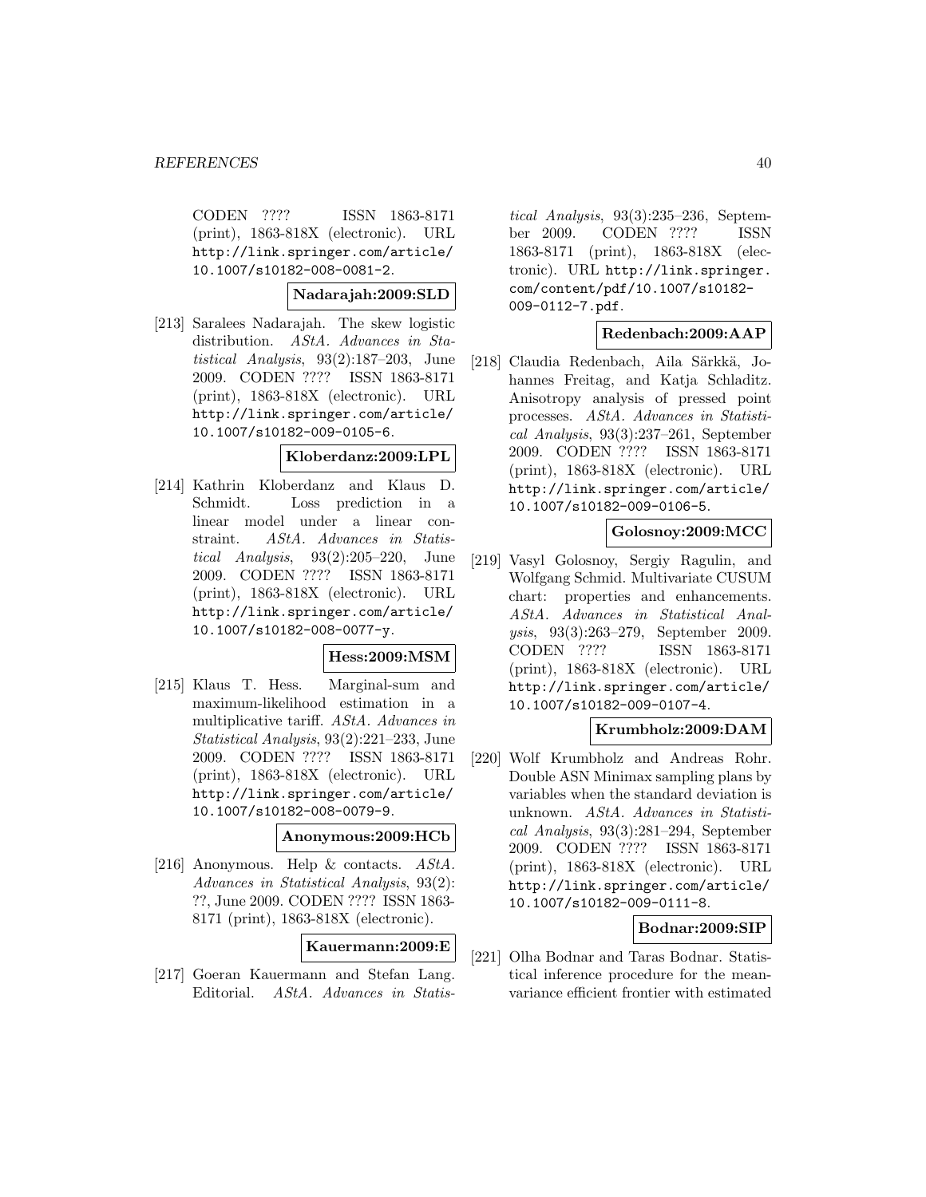CODEN ???? ISSN 1863-8171 (print), 1863-818X (electronic). URL http://link.springer.com/article/10.1007/s10182-008-0081-2.

**Nadarajah:2009:SLD**

[213] Saralees Nadarajah. The skew logistic distribution. *AStA. Advances in Statistical Analysis*, 93(2):187–203, June 2009. CODEN ???? ISSN 1863-8171 (print), 1863-818X (electronic). URL http://link.springer.com/article/10.1007/s10182-009-0105-6.

**Kloberdanz:2009:LPL**

[214] Kathrin Kloberdanz and Klaus D. Schmidt. Loss prediction in a linear model under a linear constraint. *AStA. Advances in Statistical Analysis*, 93(2):205–220, June 2009. CODEN ???? ISSN 1863-8171 (print), 1863-818X (electronic). URL http://link.springer.com/article/10.1007/s10182-008-0077-y.

**Hess:2009:MSM**

[215] Klaus T. Hess. Marginal-sum and maximum-likelihood estimation in a multiplicative tariff. *AStA. Advances in Statistical Analysis*, 93(2):221–233, June 2009. CODEN ???? ISSN 1863-8171 (print), 1863-818X (electronic). URL http://link.springer.com/article/10.1007/s10182-008-0079-9.

**Anonymous:2009:HCb**

[216] Anonymous. Help & contacts. *AStA. Advances in Statistical Analysis*, 93(2): ??, June 2009. CODEN ???? ISSN 1863-8171 (print), 1863-818X (electronic).

**Kauermann:2009:E**

[217] Goeran Kauermann and Stefan Lang. Editorial. *AStA. Advances in Statistical Analysis*, 93(3):235–236, September 2009. CODEN ???? ISSN 1863-8171 (print), 1863-818X (electronic). URL http://link.springer.com/content/pdf/10.1007/s10182-009-0112-7.pdf.

**Redenbach:2009:AAP**

[218] Claudia Redenbach, Aila Särkkä, Johannes Freitag, and Katja Schladitz. Anisotropy analysis of pressed point processes. *AStA. Advances in Statistical Analysis*, 93(3):237–261, September 2009. CODEN ???? ISSN 1863-8171 (print), 1863-818X (electronic). URL http://link.springer.com/article/10.1007/s10182-009-0106-5.

**Golosnoy:2009:MCC**

[219] Vasyl Golosnoy, Sergiy Ragulin, and Wolfgang Schmid. Multivariate CUSUM chart: properties and enhancements. *AStA. Advances in Statistical Analysis*, 93(3):263–279, September 2009. CODEN ???? ISSN 1863-8171 (print), 1863-818X (electronic). URL http://link.springer.com/article/10.1007/s10182-009-0107-4.

**Krumbholz:2009:DAM**

[220] Wolf Krumbholz and Andreas Rohr. Double ASN Minimax sampling plans by variables when the standard deviation is unknown. *AStA. Advances in Statistical Analysis*, 93(3):281–294, September 2009. CODEN ???? ISSN 1863-8171 (print), 1863-818X (electronic). URL http://link.springer.com/article/10.1007/s10182-009-0111-8.

**Bodnar:2009:SIP**

[221] Olha Bodnar and Taras Bodnar. Statistical inference procedure for the mean-variance efficient frontier with estimated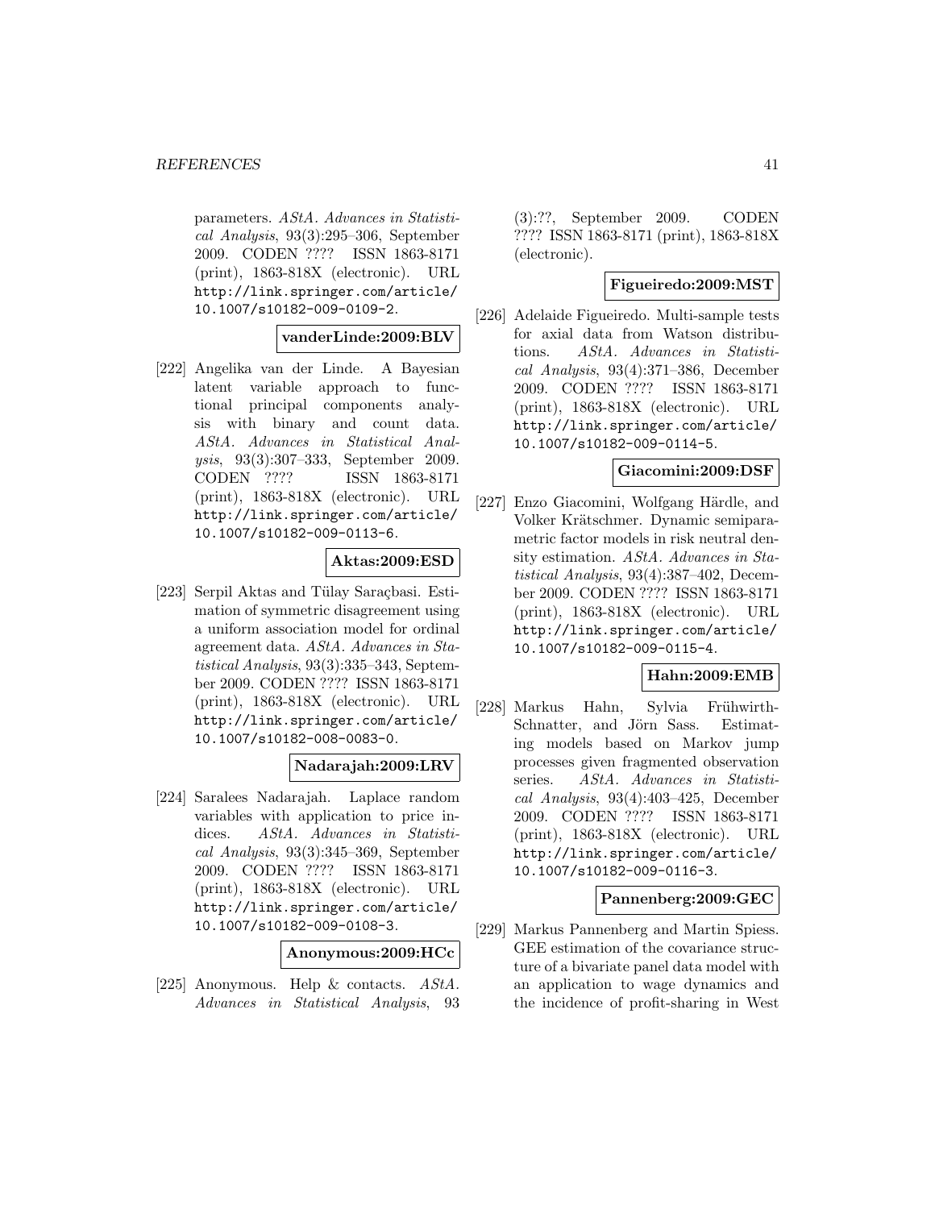parameters. *AStA. Advances in Statistical Analysis*, 93(3):295–306, September 2009. CODEN ???? ISSN 1863-8171 (print), 1863-818X (electronic). URL http://link.springer.com/article/10.1007/s10182-009-0109-2.

**vanderLinde:2009:BLV**

[222] Angelika van der Linde. A Bayesian latent variable approach to functional principal components analysis with binary and count data. *AStA. Advances in Statistical Analysis*, 93(3):307–333, September 2009. CODEN ???? ISSN 1863-8171 (print), 1863-818X (electronic). URL http://link.springer.com/article/10.1007/s10182-009-0113-6.

**Aktas:2009:ESD**

[223] Serpil Aktas and Tülay Saraçbasi. Estimation of symmetric disagreement using a uniform association model for ordinal agreement data. *AStA. Advances in Statistical Analysis*, 93(3):335–343, September 2009. CODEN ???? ISSN 1863-8171 (print), 1863-818X (electronic). URL http://link.springer.com/article/10.1007/s10182-008-0083-0.

**Nadarajah:2009:LRV**

[224] Saralees Nadarajah. Laplace random variables with application to price indices. *AStA. Advances in Statistical Analysis*, 93(3):345–369, September 2009. CODEN ???? ISSN 1863-8171 (print), 1863-818X (electronic). URL http://link.springer.com/article/10.1007/s10182-009-0108-3.

**Anonymous:2009:HCc**

[225] Anonymous. Help & contacts. *AStA. Advances in Statistical Analysis*, 93 (3):??, September 2009. CODEN ???? ISSN 1863-8171 (print), 1863-818X (electronic).

**Figueiredo:2009:MST**

[226] Adelaide Figueiredo. Multi-sample tests for axial data from Watson distributions. *AStA. Advances in Statistical Analysis*, 93(4):371–386, December 2009. CODEN ???? ISSN 1863-8171 (print), 1863-818X (electronic). URL http://link.springer.com/article/10.1007/s10182-009-0114-5.

**Giacomini:2009:DSF**

[227] Enzo Giacomini, Wolfgang Härdle, and Volker Krätschmer. Dynamic semiparametric factor models in risk neutral density estimation. *AStA. Advances in Statistical Analysis*, 93(4):387–402, December 2009. CODEN ???? ISSN 1863-8171 (print), 1863-818X (electronic). URL http://link.springer.com/article/10.1007/s10182-009-0115-4.

**Hahn:2009:EMB**

[228] Markus Hahn, Sylvia Frühwirth-Schnatter, and Jörn Sass. Estimating models based on Markov jump processes given fragmented observation series. *AStA. Advances in Statistical Analysis*, 93(4):403–425, December 2009. CODEN ???? ISSN 1863-8171 (print), 1863-818X (electronic). URL http://link.springer.com/article/10.1007/s10182-009-0116-3.

**Pannenberg:2009:GEC**

[229] Markus Pannenberg and Martin Spiess. GEE estimation of the covariance structure of a bivariate panel data model with an application to wage dynamics and the incidence of profit-sharing in West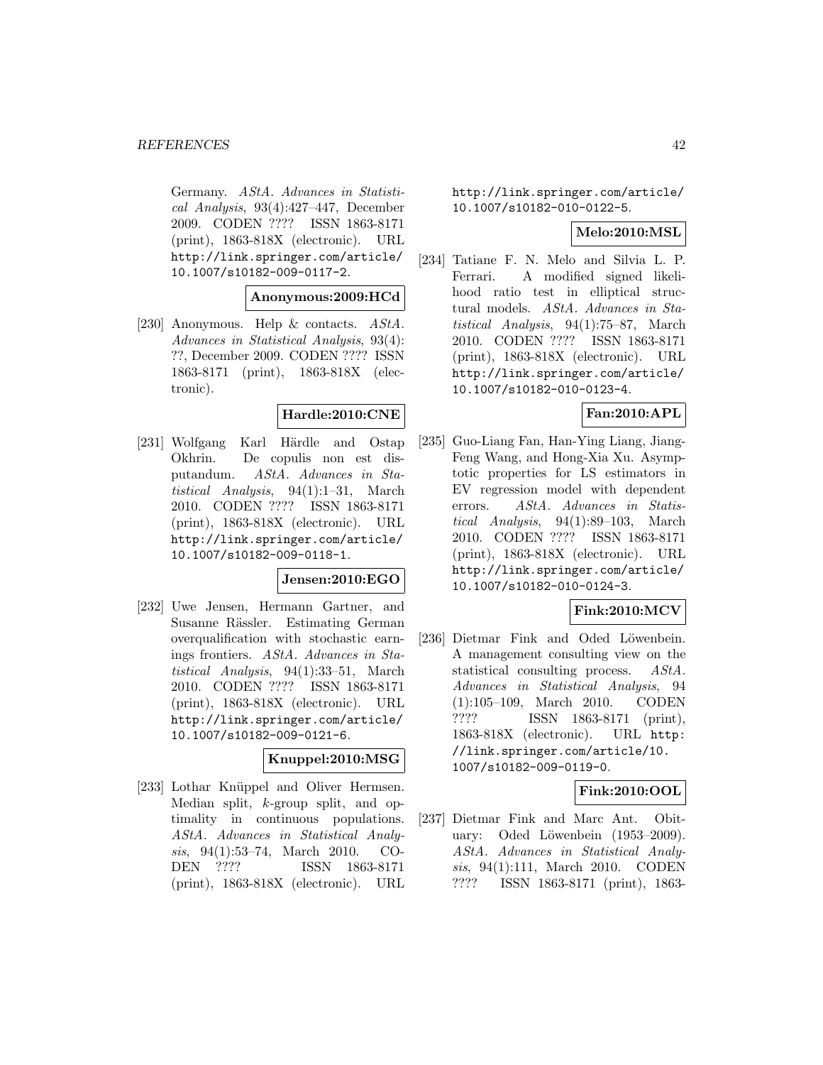Germany. *AStA. Advances in Statistical Analysis*, 93(4):427–447, December 2009. CODEN ???? ISSN 1863-8171 (print), 1863-818X (electronic). URL http://link.springer.com/article/10.1007/s10182-009-0117-2.

**Anonymous:2009:HCd**

[230] Anonymous. Help & contacts. *AStA. Advances in Statistical Analysis*, 93(4): ??, December 2009. CODEN ???? ISSN 1863-8171 (print), 1863-818X (electronic).

**Hardle:2010:CNE**

[231] Wolfgang Karl Härdle and Ostap Okhrin. De copulis non est disputandum. *AStA. Advances in Statistical Analysis*, 94(1):1–31, March 2010. CODEN ???? ISSN 1863-8171 (print), 1863-818X (electronic). URL http://link.springer.com/article/10.1007/s10182-009-0118-1.

**Jensen:2010:EGO**

[232] Uwe Jensen, Hermann Gartner, and Susanne Rässler. Estimating German overqualification with stochastic earnings frontiers. *AStA. Advances in Statistical Analysis*, 94(1):33–51, March 2010. CODEN ???? ISSN 1863-8171 (print), 1863-818X (electronic). URL http://link.springer.com/article/10.1007/s10182-009-0121-6.

**Knuppel:2010:MSG**

[233] Lothar Knüppel and Oliver Hermsen. Median split, $k$-group split, and optimality in continuous populations. *AStA. Advances in Statistical Analysis*, 94(1):53–74, March 2010. CODEN ???? ISSN 1863-8171 (print), 1863-818X (electronic). URL http://link.springer.com/article/10.1007/s10182-010-0122-5.

**Melo:2010:MSL**

[234] Tatiane F. N. Melo and Silvia L. P. Ferrari. A modified signed likelihood ratio test in elliptical structural models. *AStA. Advances in Statistical Analysis*, 94(1):75–87, March 2010. CODEN ???? ISSN 1863-8171 (print), 1863-818X (electronic). URL http://link.springer.com/article/10.1007/s10182-010-0123-4.

**Fan:2010:APL**

[235] Guo-Liang Fan, Han-Ying Liang, Jiang-Feng Wang, and Hong-Xia Xu. Asymptotic properties for LS estimators in EV regression model with dependent errors. *AStA. Advances in Statistical Analysis*, 94(1):89–103, March 2010. CODEN ???? ISSN 1863-8171 (print), 1863-818X (electronic). URL http://link.springer.com/article/10.1007/s10182-010-0124-3.

**Fink:2010:MCV**

[236] Dietmar Fink and Oded Löwenbein. A management consulting view on the statistical consulting process. *AStA. Advances in Statistical Analysis*, 94 (1):105–109, March 2010. CODEN ???? ISSN 1863-8171 (print), 1863-818X (electronic). URL http://link.springer.com/article/10.1007/s10182-009-0119-0.

**Fink:2010:OOL**

[237] Dietmar Fink and Marc Ant. Obituary: Oded Löwenbein (1953–2009). *AStA. Advances in Statistical Analysis*, 94(1):111, March 2010. CODEN ???? ISSN 1863-8171 (print), 1863-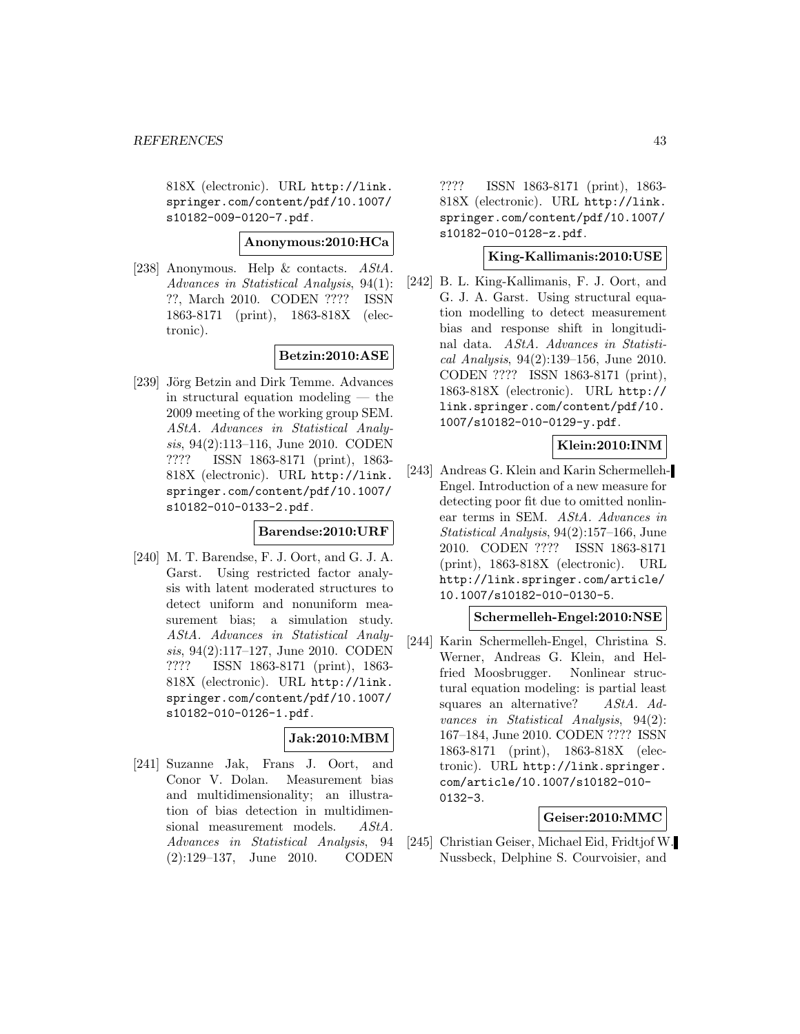818X (electronic). URL http://link.springer.com/content/pdf/10.1007/s10182-009-0120-7.pdf.

**Anonymous:2010:HCa**

[238] Anonymous. Help & contacts. *AStA. Advances in Statistical Analysis*, 94(1): ??, March 2010. CODEN ???? ISSN 1863-8171 (print), 1863-818X (electronic).

**Betzin:2010:ASE**

[239] Jörg Betzin and Dirk Temme. Advances in structural equation modeling — the 2009 meeting of the working group SEM. *AStA. Advances in Statistical Analysis*, 94(2):113–116, June 2010. CODEN ???? ISSN 1863-8171 (print), 1863-818X (electronic). URL http://link.springer.com/content/pdf/10.1007/s10182-010-0133-2.pdf.

**Barendse:2010:URF**

[240] M. T. Barendse, F. J. Oort, and G. J. A. Garst. Using restricted factor analysis with latent moderated structures to detect uniform and nonuniform measurement bias; a simulation study. *AStA. Advances in Statistical Analysis*, 94(2):117–127, June 2010. CODEN ???? ISSN 1863-8171 (print), 1863-818X (electronic). URL http://link.springer.com/content/pdf/10.1007/s10182-010-0126-1.pdf.

**Jak:2010:MBM**

[241] Suzanne Jak, Frans J. Oort, and Conor V. Dolan. Measurement bias and multidimensionality; an illustration of bias detection in multidimensional measurement models. *AStA. Advances in Statistical Analysis*, 94 (2):129–137, June 2010. CODEN ???? ISSN 1863-8171 (print), 1863-818X (electronic). URL http://link.springer.com/content/pdf/10.1007/s10182-010-0128-z.pdf.

**King-Kallimanis:2010:USE**

[242] B. L. King-Kallimanis, F. J. Oort, and G. J. A. Garst. Using structural equation modelling to detect measurement bias and response shift in longitudinal data. *AStA. Advances in Statistical Analysis*, 94(2):139–156, June 2010. CODEN ???? ISSN 1863-8171 (print), 1863-818X (electronic). URL http://link.springer.com/content/pdf/10.1007/s10182-010-0129-y.pdf.

**Klein:2010:INM**

[243] Andreas G. Klein and Karin Schermelleh-Engel. Introduction of a new measure for detecting poor fit due to omitted nonlinear terms in SEM. *AStA. Advances in Statistical Analysis*, 94(2):157–166, June 2010. CODEN ???? ISSN 1863-8171 (print), 1863-818X (electronic). URL http://link.springer.com/article/10.1007/s10182-010-0130-5.

**Schermelleh-Engel:2010:NSE**

[244] Karin Schermelleh-Engel, Christina S. Werner, Andreas G. Klein, and Helfried Moosbrugger. Nonlinear structural equation modeling: is partial least squares an alternative? *AStA. Advances in Statistical Analysis*, 94(2): 167–184, June 2010. CODEN ???? ISSN 1863-8171 (print), 1863-818X (electronic). URL http://link.springer.com/article/10.1007/s10182-010-0132-3.

**Geiser:2010:MMC**

[245] Christian Geiser, Michael Eid, Fridtjof W. Nussbeck, Delphine S. Courvoisier, and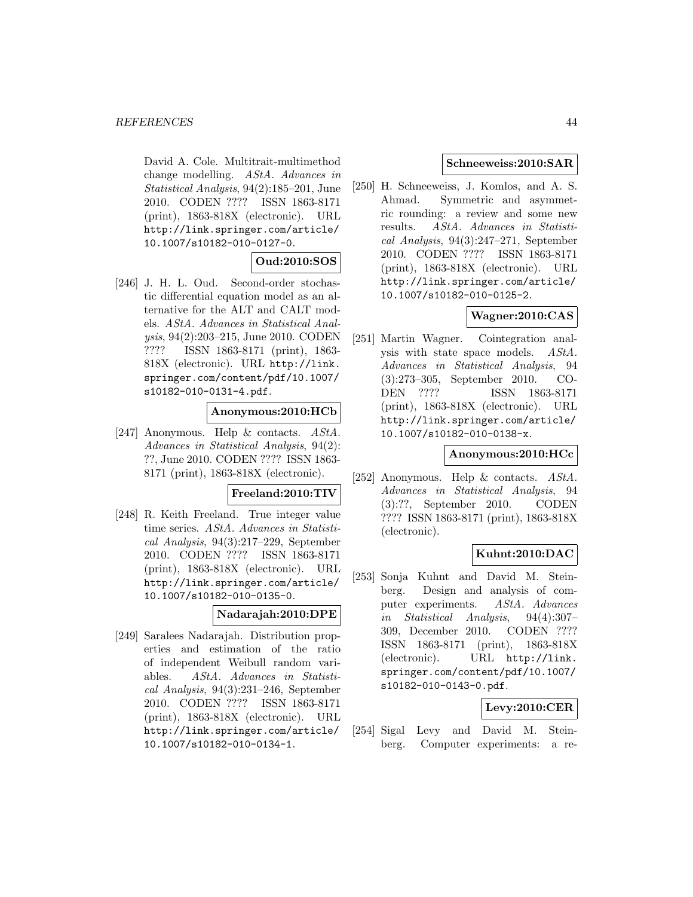David A. Cole. Multitrait-multimethod change modelling. *AStA. Advances in Statistical Analysis*, 94(2):185–201, June 2010. CODEN ???? ISSN 1863-8171 (print), 1863-818X (electronic). URL http://link.springer.com/article/10.1007/s10182-010-0127-0.

**Oud:2010:SOS**

[246] J. H. L. Oud. Second-order stochastic differential equation model as an alternative for the ALT and CALT models. *AStA. Advances in Statistical Analysis*, 94(2):203–215, June 2010. CODEN ???? ISSN 1863-8171 (print), 1863-818X (electronic). URL http://link.springer.com/content/pdf/10.1007/s10182-010-0131-4.pdf.

**Anonymous:2010:HCb**

[247] Anonymous. Help & contacts. *AStA. Advances in Statistical Analysis*, 94(2):??, June 2010. CODEN ???? ISSN 1863-8171 (print), 1863-818X (electronic).

**Freeland:2010:TIV**

[248] R. Keith Freeland. True integer value time series. *AStA. Advances in Statistical Analysis*, 94(3):217–229, September 2010. CODEN ???? ISSN 1863-8171 (print), 1863-818X (electronic). URL http://link.springer.com/article/10.1007/s10182-010-0135-0.

**Nadarajah:2010:DPE**

[249] Saralees Nadarajah. Distribution properties and estimation of the ratio of independent Weibull random variables. *AStA. Advances in Statistical Analysis*, 94(3):231–246, September 2010. CODEN ???? ISSN 1863-8171 (print), 1863-818X (electronic). URL http://link.springer.com/article/10.1007/s10182-010-0134-1.

**Schneeweiss:2010:SAR**

[250] H. Schneeweiss, J. Komlos, and A. S. Ahmad. Symmetric and asymmetric rounding: a review and some new results. *AStA. Advances in Statistical Analysis*, 94(3):247–271, September 2010. CODEN ???? ISSN 1863-8171 (print), 1863-818X (electronic). URL http://link.springer.com/article/10.1007/s10182-010-0125-2.

**Wagner:2010:CAS**

[251] Martin Wagner. Cointegration analysis with state space models. *AStA. Advances in Statistical Analysis*, 94 (3):273–305, September 2010. CODEN ???? ISSN 1863-8171 (print), 1863-818X (electronic). URL http://link.springer.com/article/10.1007/s10182-010-0138-x.

**Anonymous:2010:HCc**

[252] Anonymous. Help & contacts. *AStA. Advances in Statistical Analysis*, 94 (3):??, September 2010. CODEN ???? ISSN 1863-8171 (print), 1863-818X (electronic).

**Kuhnt:2010:DAC**

[253] Sonja Kuhnt and David M. Steinberg. Design and analysis of computer experiments. *AStA. Advances in Statistical Analysis*, 94(4):307–309, December 2010. CODEN ???? ISSN 1863-8171 (print), 1863-818X (electronic). URL http://link.springer.com/content/pdf/10.1007/s10182-010-0143-0.pdf.

**Levy:2010:CER**

[254] Sigal Levy and David M. Steinberg. Computer experiments: a re-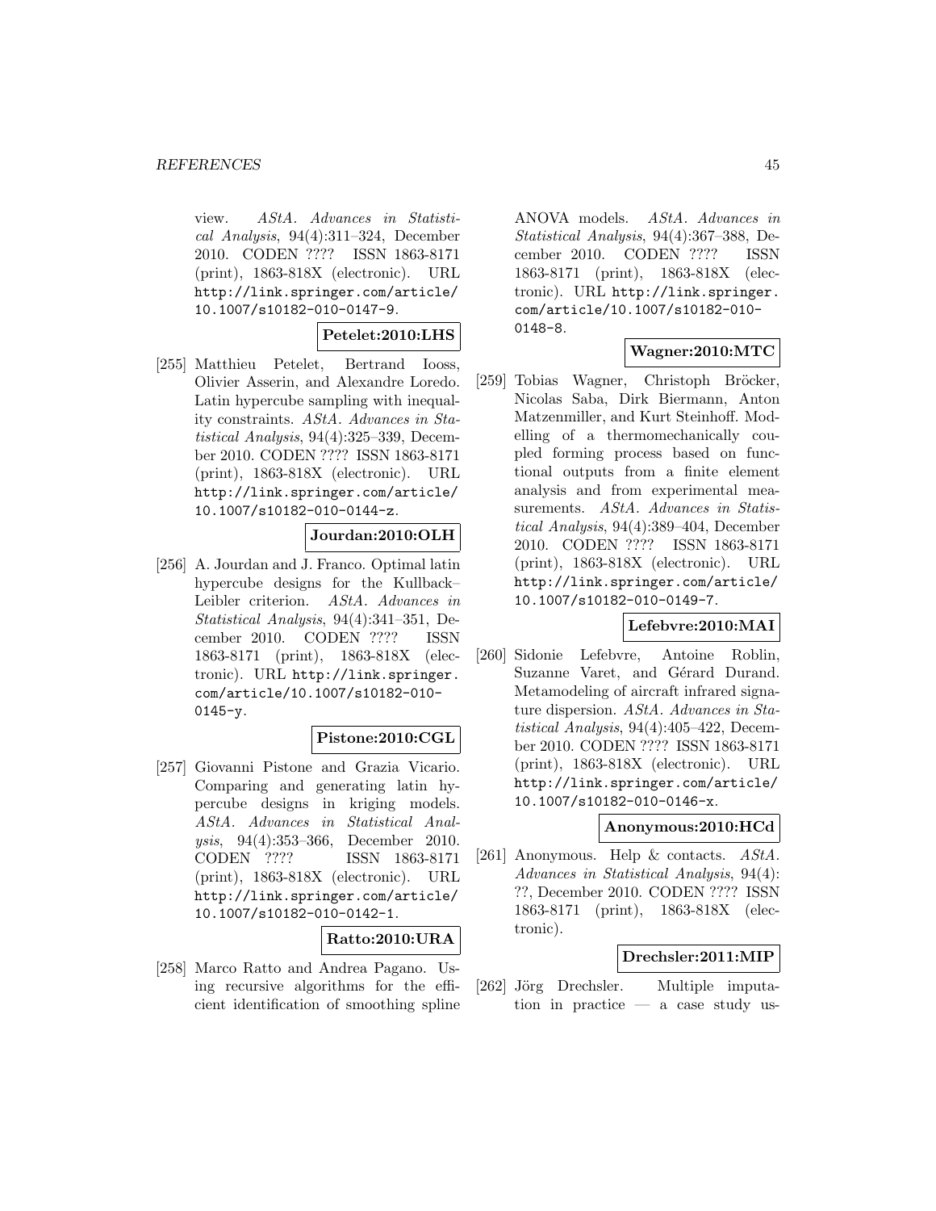view. *AStA. Advances in Statistical Analysis*, 94(4):311–324, December 2010. CODEN ???? ISSN 1863-8171 (print), 1863-818X (electronic). URL http://link.springer.com/article/10.1007/s10182-010-0147-9.

**Petelet:2010:LHS**

[255] Matthieu Petelet, Bertrand Iooss, Olivier Asserin, and Alexandre Loredo. Latin hypercube sampling with inequality constraints. *AStA. Advances in Statistical Analysis*, 94(4):325–339, December 2010. CODEN ???? ISSN 1863-8171 (print), 1863-818X (electronic). URL http://link.springer.com/article/10.1007/s10182-010-0144-z.

**Jourdan:2010:OLH**

[256] A. Jourdan and J. Franco. Optimal latin hypercube designs for the Kullback–Leibler criterion. *AStA. Advances in Statistical Analysis*, 94(4):341–351, December 2010. CODEN ???? ISSN 1863-8171 (print), 1863-818X (electronic). URL http://link.springer.com/article/10.1007/s10182-010-0145-y.

**Pistone:2010:CGL**

[257] Giovanni Pistone and Grazia Vicario. Comparing and generating latin hypercube designs in kriging models. *AStA. Advances in Statistical Analysis*, 94(4):353–366, December 2010. CODEN ???? ISSN 1863-8171 (print), 1863-818X (electronic). URL http://link.springer.com/article/10.1007/s10182-010-0142-1.

**Ratto:2010:URA**

[258] Marco Ratto and Andrea Pagano. Using recursive algorithms for the efficient identification of smoothing spline ANOVA models. *AStA. Advances in Statistical Analysis*, 94(4):367–388, December 2010. CODEN ???? ISSN 1863-8171 (print), 1863-818X (electronic). URL http://link.springer.com/article/10.1007/s10182-010-0148-8.

**Wagner:2010:MTC**

[259] Tobias Wagner, Christoph Bröcker, Nicolas Saba, Dirk Biermann, Anton Matzenmiller, and Kurt Steinhoff. Modelling of a thermomechanically coupled forming process based on functional outputs from a finite element analysis and from experimental measurements. *AStA. Advances in Statistical Analysis*, 94(4):389–404, December 2010. CODEN ???? ISSN 1863-8171 (print), 1863-818X (electronic). URL http://link.springer.com/article/10.1007/s10182-010-0149-7.

**Lefebvre:2010:MAI**

[260] Sidonie Lefebvre, Antoine Roblin, Suzanne Varet, and Gérard Durand. Metamodeling of aircraft infrared signature dispersion. *AStA. Advances in Statistical Analysis*, 94(4):405–422, December 2010. CODEN ???? ISSN 1863-8171 (print), 1863-818X (electronic). URL http://link.springer.com/article/10.1007/s10182-010-0146-x.

**Anonymous:2010:HCd**

[261] Anonymous. Help & contacts. *AStA. Advances in Statistical Analysis*, 94(4): ??, December 2010. CODEN ???? ISSN 1863-8171 (print), 1863-818X (electronic).

**Drechsler:2011:MIP**

[262] Jörg Drechsler. Multiple imputation in practice — a case study us-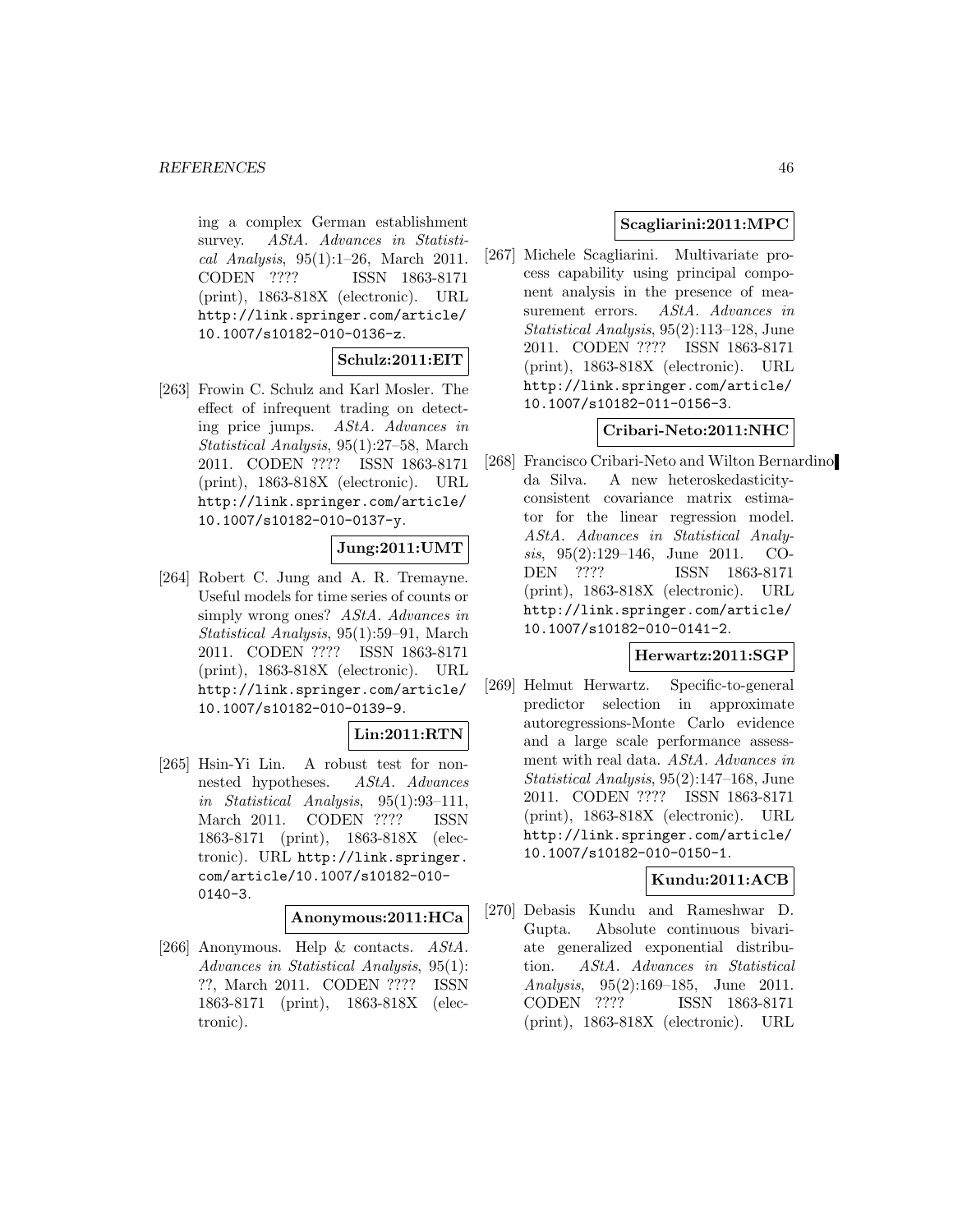ing a complex German establishment survey. *AStA. Advances in Statistical Analysis*, 95(1):1–26, March 2011. CODEN ???? ISSN 1863-8171 (print), 1863-818X (electronic). URL http://link.springer.com/article/10.1007/s10182-010-0136-z.

**Schulz:2011:EIT**

[263] Frowin C. Schulz and Karl Mosler. The effect of infrequent trading on detecting price jumps. *AStA. Advances in Statistical Analysis*, 95(1):27–58, March 2011. CODEN ???? ISSN 1863-8171 (print), 1863-818X (electronic). URL http://link.springer.com/article/10.1007/s10182-010-0137-y.

**Jung:2011:UMT**

[264] Robert C. Jung and A. R. Tremayne. Useful models for time series of counts or simply wrong ones? *AStA. Advances in Statistical Analysis*, 95(1):59–91, March 2011. CODEN ???? ISSN 1863-8171 (print), 1863-818X (electronic). URL http://link.springer.com/article/10.1007/s10182-010-0139-9.

**Lin:2011:RTN**

[265] Hsin-Yi Lin. A robust test for nonnested hypotheses. *AStA. Advances in Statistical Analysis*, 95(1):93–111, March 2011. CODEN ???? ISSN 1863-8171 (print), 1863-818X (electronic). URL http://link.springer.com/article/10.1007/s10182-010-0140-3.

**Anonymous:2011:HCa**

[266] Anonymous. Help & contacts. *AStA. Advances in Statistical Analysis*, 95(1): ??, March 2011. CODEN ???? ISSN 1863-8171 (print), 1863-818X (electronic).

**Scagliarini:2011:MPC**

[267] Michele Scagliarini. Multivariate process capability using principal component analysis in the presence of measurement errors. *AStA. Advances in Statistical Analysis*, 95(2):113–128, June 2011. CODEN ???? ISSN 1863-8171 (print), 1863-818X (electronic). URL http://link.springer.com/article/10.1007/s10182-011-0156-3.

**Cribari-Neto:2011:NHC**

[268] Francisco Cribari-Neto and Wilton Bernardino da Silva. A new heteroskedasticity-consistent covariance matrix estimator for the linear regression model. *AStA. Advances in Statistical Analysis*, 95(2):129–146, June 2011. CODEN ???? ISSN 1863-8171 (print), 1863-818X (electronic). URL http://link.springer.com/article/10.1007/s10182-010-0141-2.

**Herwartz:2011:SGP**

[269] Helmut Herwartz. Specific-to-general predictor selection in approximate autoregressions-Monte Carlo evidence and a large scale performance assessment with real data. *AStA. Advances in Statistical Analysis*, 95(2):147–168, June 2011. CODEN ???? ISSN 1863-8171 (print), 1863-818X (electronic). URL http://link.springer.com/article/10.1007/s10182-010-0150-1.

**Kundu:2011:ACB**

[270] Debasis Kundu and Rameshwar D. Gupta. Absolute continuous bivariate generalized exponential distribution. *AStA. Advances in Statistical Analysis*, 95(2):169–185, June 2011. CODEN ???? ISSN 1863-8171 (print), 1863-818X (electronic). URL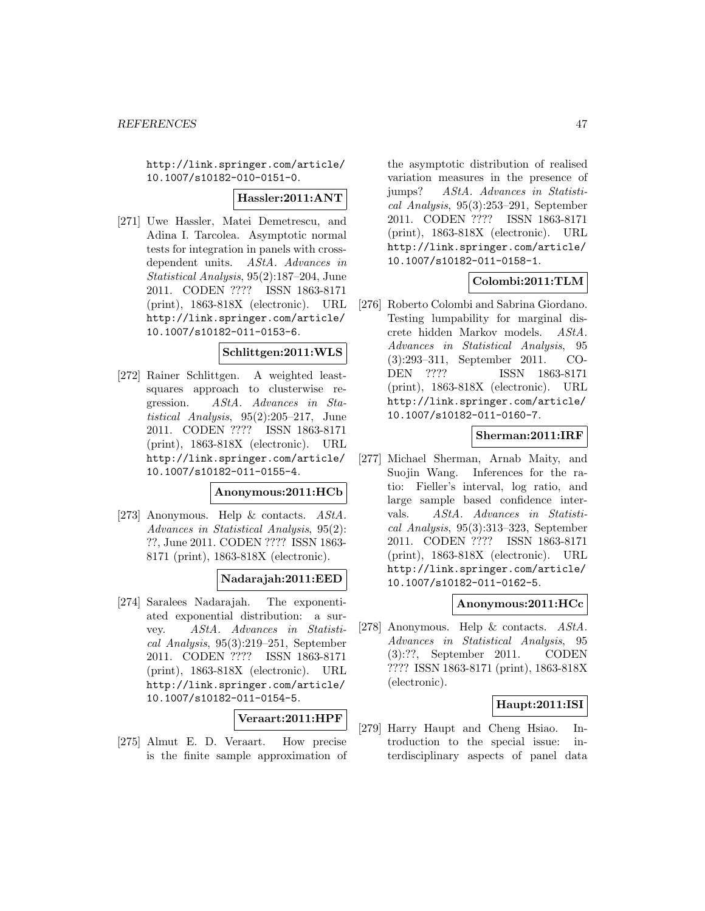http://link.springer.com/article/10.1007/s10182-010-0151-0.

**Hassler:2011:ANT**

[271] Uwe Hassler, Matei Demetrescu, and Adina I. Tarcolea. Asymptotic normal tests for integration in panels with cross-dependent units. *AStA. Advances in Statistical Analysis*, 95(2):187–204, June 2011. CODEN ???? ISSN 1863-8171 (print), 1863-818X (electronic). URL http://link.springer.com/article/10.1007/s10182-011-0153-6.

**Schlittgen:2011:WLS**

[272] Rainer Schlittgen. A weighted least-squares approach to clusterwise regression. *AStA. Advances in Statistical Analysis*, 95(2):205–217, June 2011. CODEN ???? ISSN 1863-8171 (print), 1863-818X (electronic). URL http://link.springer.com/article/10.1007/s10182-011-0155-4.

**Anonymous:2011:HCb**

[273] Anonymous. Help & contacts. *AStA. Advances in Statistical Analysis*, 95(2): ??, June 2011. CODEN ???? ISSN 1863-8171 (print), 1863-818X (electronic).

**Nadarajah:2011:EED**

[274] Saralees Nadarajah. The exponentiated exponential distribution: a survey. *AStA. Advances in Statistical Analysis*, 95(3):219–251, September 2011. CODEN ???? ISSN 1863-8171 (print), 1863-818X (electronic). URL http://link.springer.com/article/10.1007/s10182-011-0154-5.

**Veraart:2011:HPF**

[275] Almut E. D. Veraart. How precise is the finite sample approximation of the asymptotic distribution of realised variation measures in the presence of jumps? *AStA. Advances in Statistical Analysis*, 95(3):253–291, September 2011. CODEN ???? ISSN 1863-8171 (print), 1863-818X (electronic). URL http://link.springer.com/article/10.1007/s10182-011-0158-1.

**Colombi:2011:TLM**

[276] Roberto Colombi and Sabrina Giordano. Testing lumpability for marginal discrete hidden Markov models. *AStA. Advances in Statistical Analysis*, 95 (3):293–311, September 2011. CODEN ???? ISSN 1863-8171 (print), 1863-818X (electronic). URL http://link.springer.com/article/10.1007/s10182-011-0160-7.

**Sherman:2011:IRF**

[277] Michael Sherman, Arnab Maity, and Suojin Wang. Inferences for the ratio: Fieller's interval, log ratio, and large sample based confidence intervals. *AStA. Advances in Statistical Analysis*, 95(3):313–323, September 2011. CODEN ???? ISSN 1863-8171 (print), 1863-818X (electronic). URL http://link.springer.com/article/10.1007/s10182-011-0162-5.

**Anonymous:2011:HCc**

[278] Anonymous. Help & contacts. *AStA. Advances in Statistical Analysis*, 95 (3):??, September 2011. CODEN ???? ISSN 1863-8171 (print), 1863-818X (electronic).

**Haupt:2011:ISI**

[279] Harry Haupt and Cheng Hsiao. Introduction to the special issue: interdisciplinary aspects of panel data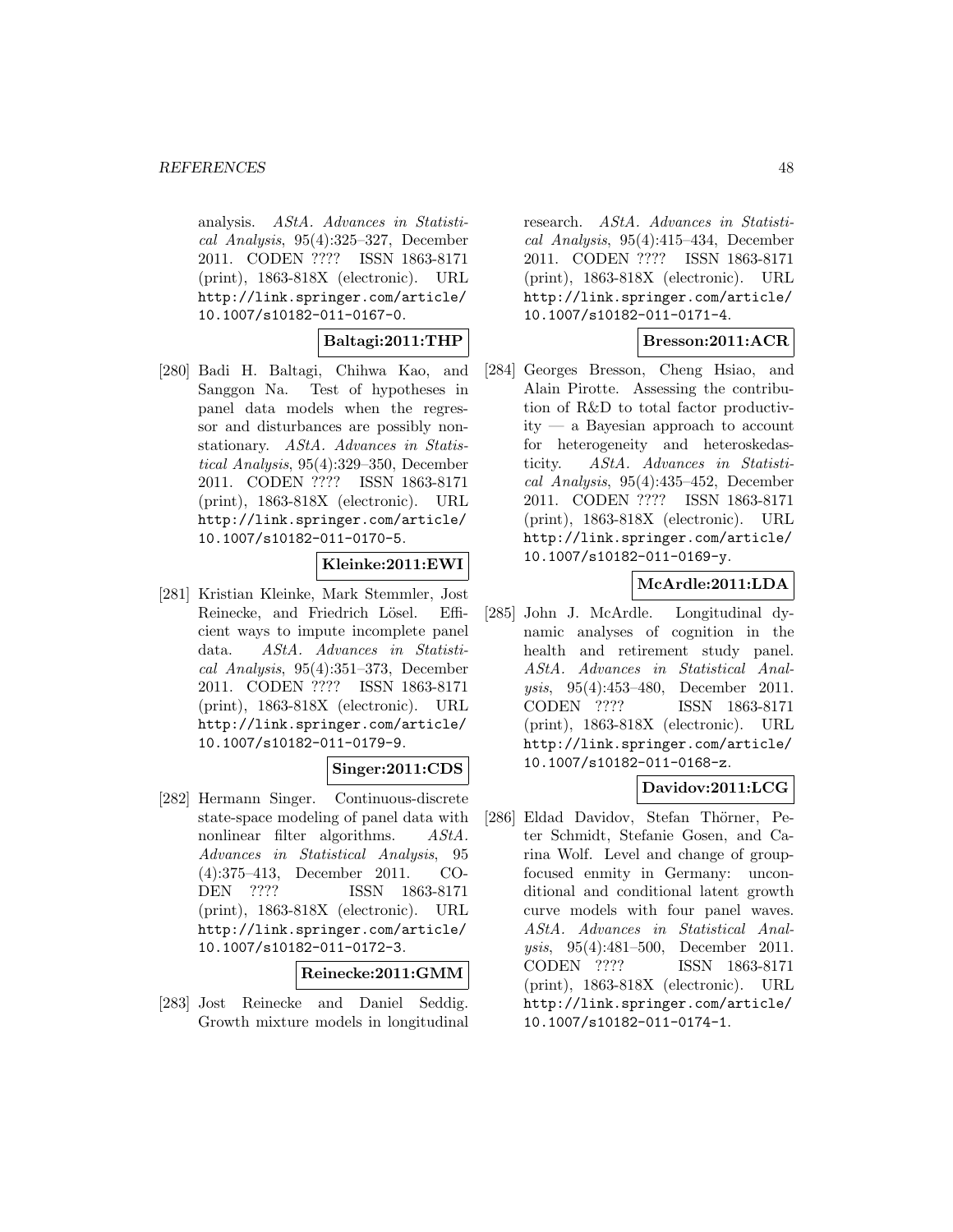analysis. *AStA. Advances in Statistical Analysis*, 95(4):325–327, December 2011. CODEN ???? ISSN 1863-8171 (print), 1863-818X (electronic). URL http://link.springer.com/article/10.1007/s10182-011-0167-0.

**Baltagi:2011:THP**

[280] Badi H. Baltagi, Chihwa Kao, and Sanggon Na. Test of hypotheses in panel data models when the regressor and disturbances are possibly nonstationary. *AStA. Advances in Statistical Analysis*, 95(4):329–350, December 2011. CODEN ???? ISSN 1863-8171 (print), 1863-818X (electronic). URL http://link.springer.com/article/10.1007/s10182-011-0170-5.

**Kleinke:2011:EWI**

[281] Kristian Kleinke, Mark Stemmler, Jost Reinecke, and Friedrich Lösel. Efficient ways to impute incomplete panel data. *AStA. Advances in Statistical Analysis*, 95(4):351–373, December 2011. CODEN ???? ISSN 1863-8171 (print), 1863-818X (electronic). URL http://link.springer.com/article/10.1007/s10182-011-0179-9.

**Singer:2011:CDS**

[282] Hermann Singer. Continuous-discrete state-space modeling of panel data with nonlinear filter algorithms. *AStA. Advances in Statistical Analysis*, 95 (4):375–413, December 2011. CODEN ???? ISSN 1863-8171 (print), 1863-818X (electronic). URL http://link.springer.com/article/10.1007/s10182-011-0172-3.

**Reinecke:2011:GMM**

[283] Jost Reinecke and Daniel Seddig. Growth mixture models in longitudinal research. *AStA. Advances in Statistical Analysis*, 95(4):415–434, December 2011. CODEN ???? ISSN 1863-8171 (print), 1863-818X (electronic). URL http://link.springer.com/article/10.1007/s10182-011-0171-4.

**Bresson:2011:ACR**

[284] Georges Bresson, Cheng Hsiao, and Alain Pirotte. Assessing the contribution of R&D to total factor productivity — a Bayesian approach to account for heterogeneity and heteroskedasticity. *AStA. Advances in Statistical Analysis*, 95(4):435–452, December 2011. CODEN ???? ISSN 1863-8171 (print), 1863-818X (electronic). URL http://link.springer.com/article/10.1007/s10182-011-0169-y.

**McArdle:2011:LDA**

[285] John J. McArdle. Longitudinal dynamic analyses of cognition in the health and retirement study panel. *AStA. Advances in Statistical Analysis*, 95(4):453–480, December 2011. CODEN ???? ISSN 1863-8171 (print), 1863-818X (electronic). URL http://link.springer.com/article/10.1007/s10182-011-0168-z.

**Davidov:2011:LCG**

[286] Eldad Davidov, Stefan Thörner, Peter Schmidt, Stefanie Gosen, and Carina Wolf. Level and change of group-focused enmity in Germany: unconditional and conditional latent growth curve models with four panel waves. *AStA. Advances in Statistical Analysis*, 95(4):481–500, December 2011. CODEN ???? ISSN 1863-8171 (print), 1863-818X (electronic). URL http://link.springer.com/article/10.1007/s10182-011-0174-1.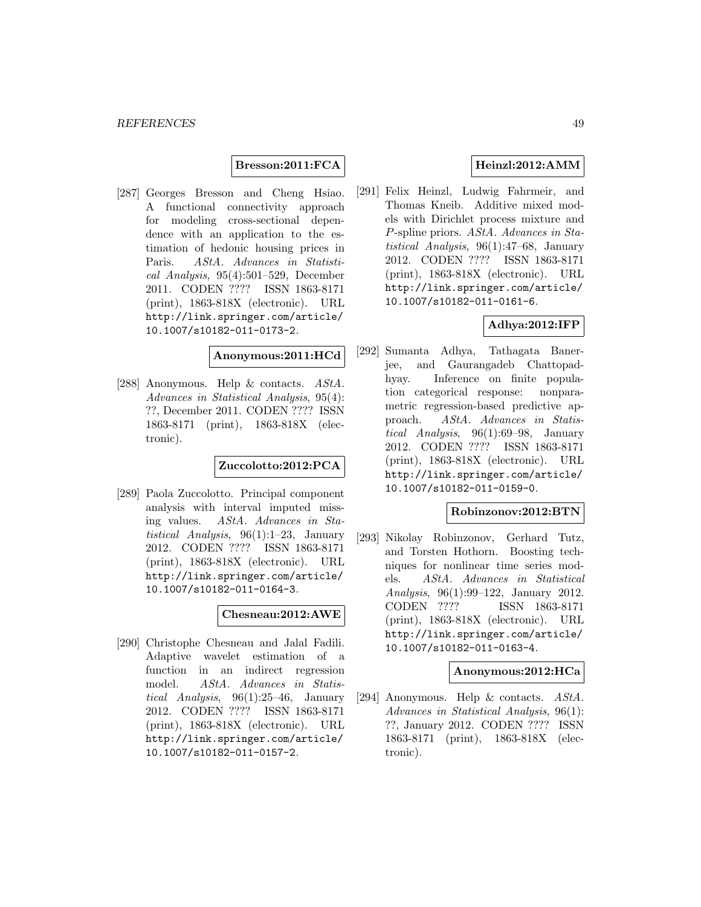**Bresson:2011:FCA**

[287] Georges Bresson and Cheng Hsiao. A functional connectivity approach for modeling cross-sectional dependence with an application to the estimation of hedonic housing prices in Paris. *AStA. Advances in Statistical Analysis*, 95(4):501–529, December 2011. CODEN ???? ISSN 1863-8171 (print), 1863-818X (electronic). URL http://link.springer.com/article/10.1007/s10182-011-0173-2.

**Anonymous:2011:HCd**

[288] Anonymous. Help & contacts. *AStA. Advances in Statistical Analysis*, 95(4): ??, December 2011. CODEN ???? ISSN 1863-8171 (print), 1863-818X (electronic).

**Zuccolotto:2012:PCA**

[289] Paola Zuccolotto. Principal component analysis with interval imputed missing values. *AStA. Advances in Statistical Analysis*, 96(1):1–23, January 2012. CODEN ???? ISSN 1863-8171 (print), 1863-818X (electronic). URL http://link.springer.com/article/10.1007/s10182-011-0164-3.

**Chesneau:2012:AWE**

[290] Christophe Chesneau and Jalal Fadili. Adaptive wavelet estimation of a function in an indirect regression model. *AStA. Advances in Statistical Analysis*, 96(1):25–46, January 2012. CODEN ???? ISSN 1863-8171 (print), 1863-818X (electronic). URL http://link.springer.com/article/10.1007/s10182-011-0157-2.

**Heinzl:2012:AMM**

[291] Felix Heinzl, Ludwig Fahrmeir, and Thomas Kneib. Additive mixed models with Dirichlet process mixture and *P*-spline priors. *AStA. Advances in Statistical Analysis*, 96(1):47–68, January 2012. CODEN ???? ISSN 1863-8171 (print), 1863-818X (electronic). URL http://link.springer.com/article/10.1007/s10182-011-0161-6.

**Adhya:2012:IFP**

[292] Sumanta Adhya, Tathagata Banerjee, and Gaurangadeb Chattopadhyay. Inference on finite population categorical response: nonparametric regression-based predictive approach. *AStA. Advances in Statistical Analysis*, 96(1):69–98, January 2012. CODEN ???? ISSN 1863-8171 (print), 1863-818X (electronic). URL http://link.springer.com/article/10.1007/s10182-011-0159-0.

**Robinzonov:2012:BTN**

[293] Nikolay Robinzonov, Gerhard Tutz, and Torsten Hothorn. Boosting techniques for nonlinear time series models. *AStA. Advances in Statistical Analysis*, 96(1):99–122, January 2012. CODEN ???? ISSN 1863-8171 (print), 1863-818X (electronic). URL http://link.springer.com/article/10.1007/s10182-011-0163-4.

**Anonymous:2012:HCa**

[294] Anonymous. Help & contacts. *AStA. Advances in Statistical Analysis*, 96(1): ??, January 2012. CODEN ???? ISSN 1863-8171 (print), 1863-818X (electronic).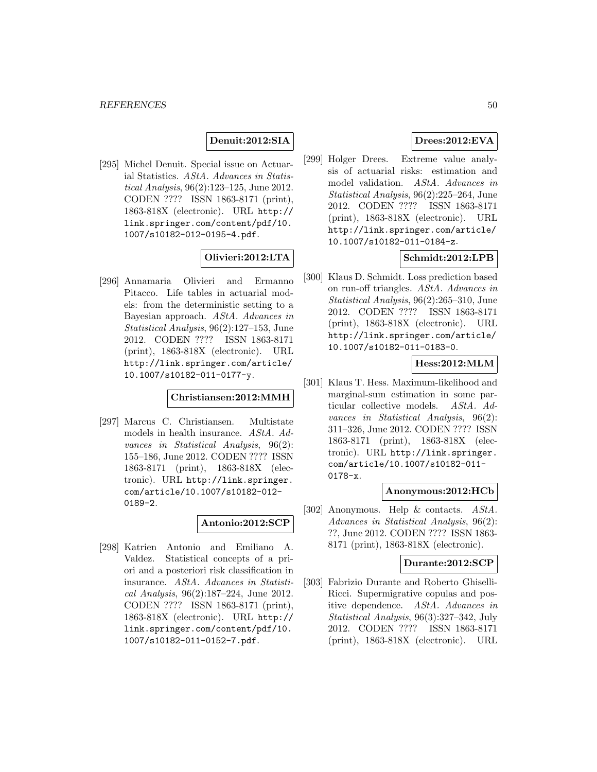**Denuit:2012:SIA**

[295] Michel Denuit. Special issue on Actuarial Statistics. *AStA. Advances in Statistical Analysis*, 96(2):123–125, June 2012. CODEN ???? ISSN 1863-8171 (print), 1863-818X (electronic). URL http://link.springer.com/content/pdf/10.1007/s10182-012-0195-4.pdf.

**Olivieri:2012:LTA**

[296] Annamaria Olivieri and Ermanno Pitacco. Life tables in actuarial models: from the deterministic setting to a Bayesian approach. *AStA. Advances in Statistical Analysis*, 96(2):127–153, June 2012. CODEN ???? ISSN 1863-8171 (print), 1863-818X (electronic). URL http://link.springer.com/article/10.1007/s10182-011-0177-y.

**Christiansen:2012:MMH**

[297] Marcus C. Christiansen. Multistate models in health insurance. *AStA. Advances in Statistical Analysis*, 96(2): 155–186, June 2012. CODEN ???? ISSN 1863-8171 (print), 1863-818X (electronic). URL http://link.springer.com/article/10.1007/s10182-012-0189-2.

**Antonio:2012:SCP**

[298] Katrien Antonio and Emiliano A. Valdez. Statistical concepts of a priori and a posteriori risk classification in insurance. *AStA. Advances in Statistical Analysis*, 96(2):187–224, June 2012. CODEN ???? ISSN 1863-8171 (print), 1863-818X (electronic). URL http://link.springer.com/content/pdf/10.1007/s10182-011-0152-7.pdf.

**Drees:2012:EVA**

[299] Holger Drees. Extreme value analysis of actuarial risks: estimation and model validation. *AStA. Advances in Statistical Analysis*, 96(2):225–264, June 2012. CODEN ???? ISSN 1863-8171 (print), 1863-818X (electronic). URL http://link.springer.com/article/10.1007/s10182-011-0184-z.

**Schmidt:2012:LPB**

[300] Klaus D. Schmidt. Loss prediction based on run-off triangles. *AStA. Advances in Statistical Analysis*, 96(2):265–310, June 2012. CODEN ???? ISSN 1863-8171 (print), 1863-818X (electronic). URL http://link.springer.com/article/10.1007/s10182-011-0183-0.

**Hess:2012:MLM**

[301] Klaus T. Hess. Maximum-likelihood and marginal-sum estimation in some particular collective models. *AStA. Advances in Statistical Analysis*, 96(2): 311–326, June 2012. CODEN ???? ISSN 1863-8171 (print), 1863-818X (electronic). URL http://link.springer.com/article/10.1007/s10182-011-0178-x.

**Anonymous:2012:HCb**

[302] Anonymous. Help & contacts. *AStA. Advances in Statistical Analysis*, 96(2): ??, June 2012. CODEN ???? ISSN 1863-8171 (print), 1863-818X (electronic).

**Durante:2012:SCP**

[303] Fabrizio Durante and Roberto Ghiselli-Ricci. Supermigrative copulas and positive dependence. *AStA. Advances in Statistical Analysis*, 96(3):327–342, July 2012. CODEN ???? ISSN 1863-8171 (print), 1863-818X (electronic). URL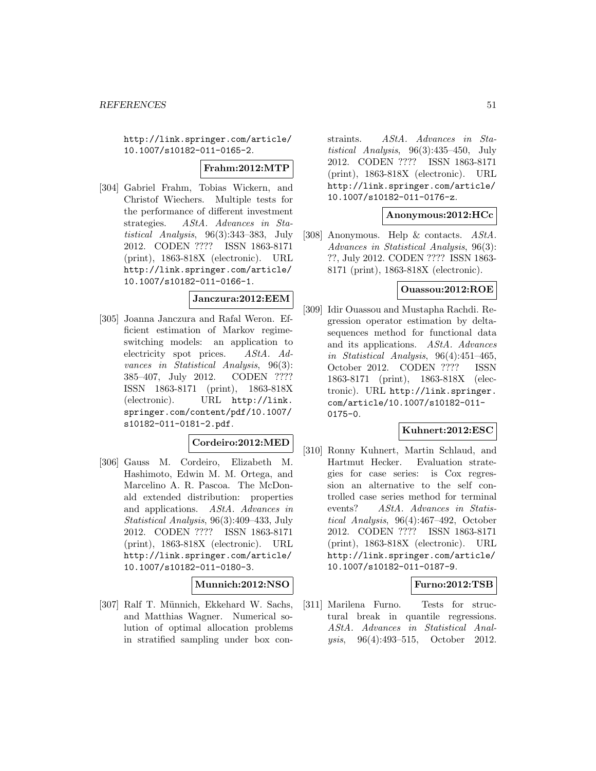http://link.springer.com/article/10.1007/s10182-011-0165-2.

**Frahm:2012:MTP**

[304] Gabriel Frahm, Tobias Wickern, and Christof Wiechers. Multiple tests for the performance of different investment strategies. *AStA. Advances in Statistical Analysis*, 96(3):343–383, July 2012. CODEN ???? ISSN 1863-8171 (print), 1863-818X (electronic). URL http://link.springer.com/article/10.1007/s10182-011-0166-1.

**Janczura:2012:EEM**

[305] Joanna Janczura and Rafal Weron. Efficient estimation of Markov regime-switching models: an application to electricity spot prices. *AStA. Advances in Statistical Analysis*, 96(3): 385–407, July 2012. CODEN ???? ISSN 1863-8171 (print), 1863-818X (electronic). URL http://link.springer.com/content/pdf/10.1007/s10182-011-0181-2.pdf.

**Cordeiro:2012:MED**

[306] Gauss M. Cordeiro, Elizabeth M. Hashimoto, Edwin M. M. Ortega, and Marcelino A. R. Pascoa. The McDonald extended distribution: properties and applications. *AStA. Advances in Statistical Analysis*, 96(3):409–433, July 2012. CODEN ???? ISSN 1863-8171 (print), 1863-818X (electronic). URL http://link.springer.com/article/10.1007/s10182-011-0180-3.

**Munnich:2012:NSO**

[307] Ralf T. Münnich, Ekkehard W. Sachs, and Matthias Wagner. Numerical solution of optimal allocation problems in stratified sampling under box constraints. *AStA. Advances in Statistical Analysis*, 96(3):435–450, July 2012. CODEN ???? ISSN 1863-8171 (print), 1863-818X (electronic). URL http://link.springer.com/article/10.1007/s10182-011-0176-z.

**Anonymous:2012:HCc**

[308] Anonymous. Help & contacts. *AStA. Advances in Statistical Analysis*, 96(3): ??, July 2012. CODEN ???? ISSN 1863-8171 (print), 1863-818X (electronic).

**Ouassou:2012:ROE**

[309] Idir Ouassou and Mustapha Rachdi. Regression operator estimation by delta-sequences method for functional data and its applications. *AStA. Advances in Statistical Analysis*, 96(4):451–465, October 2012. CODEN ???? ISSN 1863-8171 (print), 1863-818X (electronic). URL http://link.springer.com/article/10.1007/s10182-011-0175-0.

**Kuhnert:2012:ESC**

[310] Ronny Kuhnert, Martin Schlaud, and Hartmut Hecker. Evaluation strategies for case series: is Cox regression an alternative to the self controlled case series method for terminal events? *AStA. Advances in Statistical Analysis*, 96(4):467–492, October 2012. CODEN ???? ISSN 1863-8171 (print), 1863-818X (electronic). URL http://link.springer.com/article/10.1007/s10182-011-0187-9.

**Furno:2012:TSB**

[311] Marilena Furno. Tests for structural break in quantile regressions. *AStA. Advances in Statistical Analysis*, 96(4):493–515, October 2012.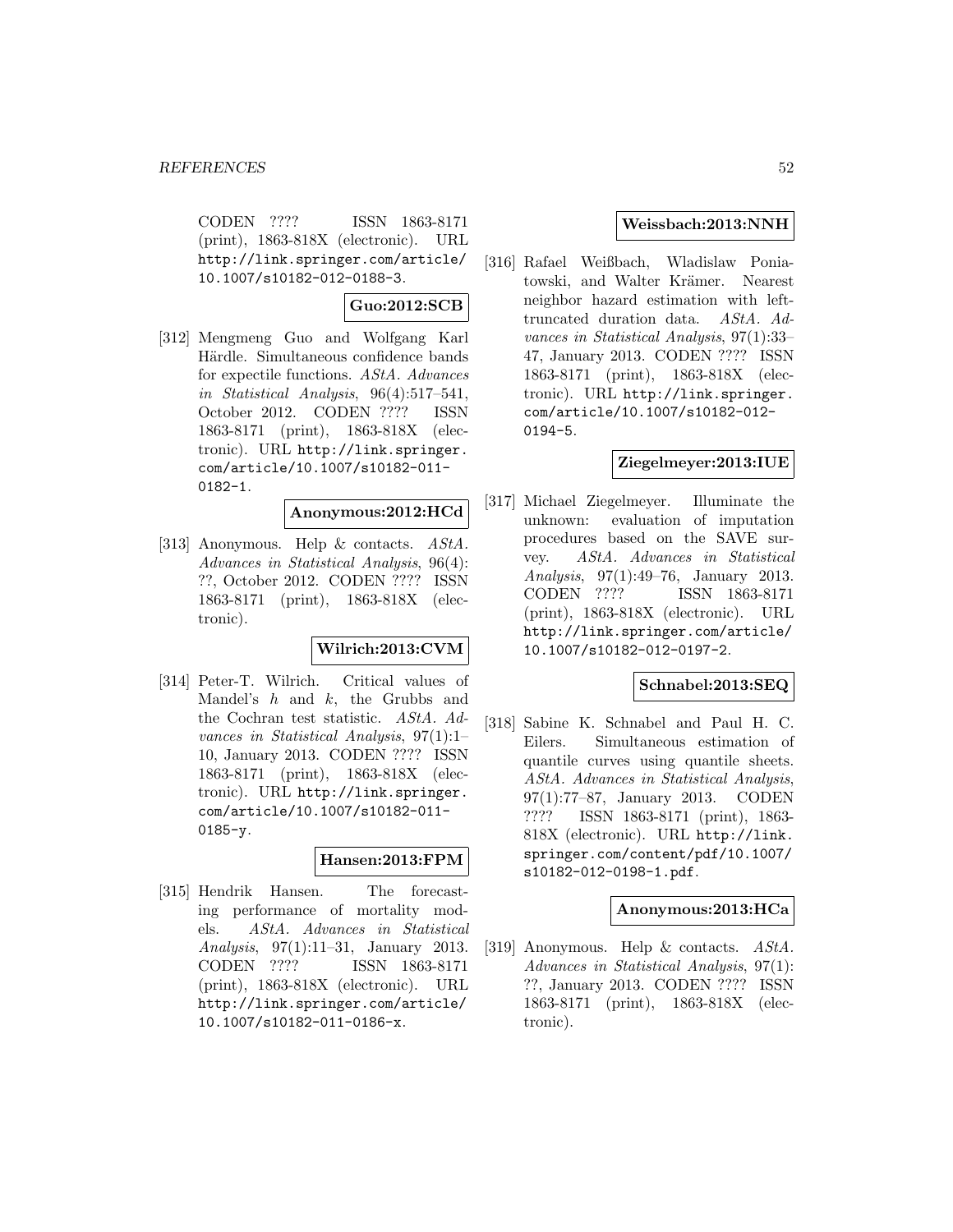CODEN ???? ISSN 1863-8171 (print), 1863-818X (electronic). URL http://link.springer.com/article/10.1007/s10182-012-0188-3.

**Guo:2012:SCB**

[312] Mengmeng Guo and Wolfgang Karl Härdle. Simultaneous confidence bands for expectile functions. *AStA. Advances in Statistical Analysis*, 96(4):517–541, October 2012. CODEN ???? ISSN 1863-8171 (print), 1863-818X (electronic). URL http://link.springer.com/article/10.1007/s10182-011-0182-1.

**Anonymous:2012:HCd**

[313] Anonymous. Help & contacts. *AStA. Advances in Statistical Analysis*, 96(4): ??, October 2012. CODEN ???? ISSN 1863-8171 (print), 1863-818X (electronic).

**Wilrich:2013:CVM**

[314] Peter-T. Wilrich. Critical values of Mandel's $h$ and $k$, the Grubbs and the Cochran test statistic. *AStA. Advances in Statistical Analysis*, 97(1):1–10, January 2013. CODEN ???? ISSN 1863-8171 (print), 1863-818X (electronic). URL http://link.springer.com/article/10.1007/s10182-011-0185-y.

**Hansen:2013:FPM**

[315] Hendrik Hansen. The forecasting performance of mortality models. *AStA. Advances in Statistical Analysis*, 97(1):11–31, January 2013. CODEN ???? ISSN 1863-8171 (print), 1863-818X (electronic). URL http://link.springer.com/article/10.1007/s10182-011-0186-x.

**Weissbach:2013:NNH**

[316] Rafael Weißbach, Wladislaw Poniatowski, and Walter Krämer. Nearest neighbor hazard estimation with left-truncated duration data. *AStA. Advances in Statistical Analysis*, 97(1):33–47, January 2013. CODEN ???? ISSN 1863-8171 (print), 1863-818X (electronic). URL http://link.springer.com/article/10.1007/s10182-012-0194-5.

**Ziegelmeyer:2013:IUE**

[317] Michael Ziegelmeyer. Illuminate the unknown: evaluation of imputation procedures based on the SAVE survey. *AStA. Advances in Statistical Analysis*, 97(1):49–76, January 2013. CODEN ???? ISSN 1863-8171 (print), 1863-818X (electronic). URL http://link.springer.com/article/10.1007/s10182-012-0197-2.

**Schnabel:2013:SEQ**

[318] Sabine K. Schnabel and Paul H. C. Eilers. Simultaneous estimation of quantile curves using quantile sheets. *AStA. Advances in Statistical Analysis*, 97(1):77–87, January 2013. CODEN ???? ISSN 1863-8171 (print), 1863-818X (electronic). URL http://link.springer.com/content/pdf/10.1007/s10182-012-0198-1.pdf.

**Anonymous:2013:HCa**

[319] Anonymous. Help & contacts. *AStA. Advances in Statistical Analysis*, 97(1): ??, January 2013. CODEN ???? ISSN 1863-8171 (print), 1863-818X (electronic).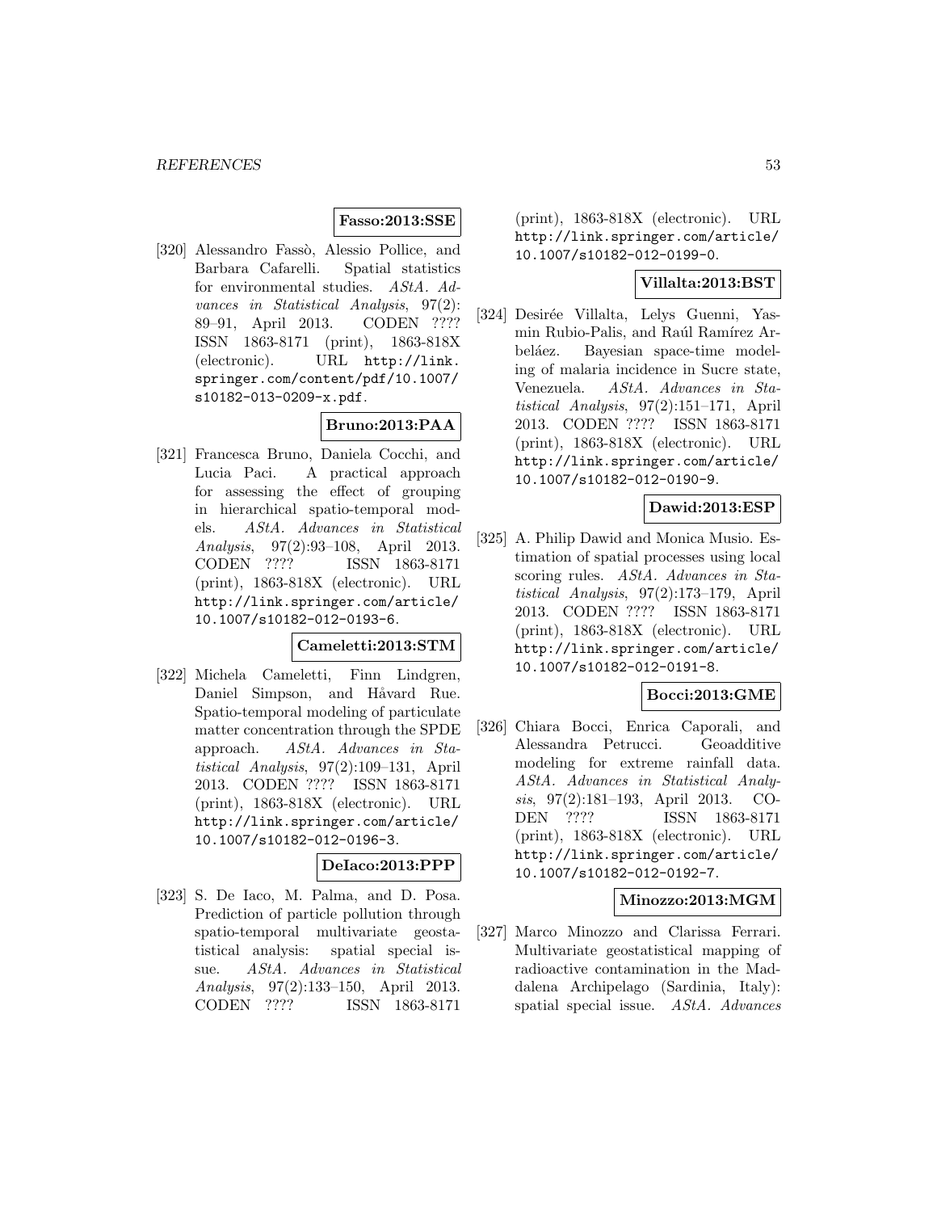**Fasso:2013:SSE**

[320] Alessandro Fassò, Alessio Pollice, and Barbara Cafarelli. Spatial statistics for environmental studies. *AStA. Advances in Statistical Analysis*, 97(2): 89–91, April 2013. CODEN ???? ISSN 1863-8171 (print), 1863-818X (electronic). URL http://link.springer.com/content/pdf/10.1007/s10182-013-0209-x.pdf.

**Bruno:2013:PAA**

[321] Francesca Bruno, Daniela Cocchi, and Lucia Paci. A practical approach for assessing the effect of grouping in hierarchical spatio-temporal models. *AStA. Advances in Statistical Analysis*, 97(2):93–108, April 2013. CODEN ???? ISSN 1863-8171 (print), 1863-818X (electronic). URL http://link.springer.com/article/10.1007/s10182-012-0193-6.

**Cameletti:2013:STM**

[322] Michela Cameletti, Finn Lindgren, Daniel Simpson, and Håvard Rue. Spatio-temporal modeling of particulate matter concentration through the SPDE approach. *AStA. Advances in Statistical Analysis*, 97(2):109–131, April 2013. CODEN ???? ISSN 1863-8171 (print), 1863-818X (electronic). URL http://link.springer.com/article/10.1007/s10182-012-0196-3.

**DeIaco:2013:PPP**

[323] S. De Iaco, M. Palma, and D. Posa. Prediction of particle pollution through spatio-temporal multivariate geostatistical analysis: spatial special issue. *AStA. Advances in Statistical Analysis*, 97(2):133–150, April 2013. CODEN ???? ISSN 1863-8171 (print), 1863-818X (electronic). URL http://link.springer.com/article/10.1007/s10182-012-0199-0.

**Villalta:2013:BST**

[324] Desirée Villalta, Lelys Guenni, Yasmin Rubio-Palis, and Raúl Ramírez Arbeláez. Bayesian space-time modeling of malaria incidence in Sucre state, Venezuela. *AStA. Advances in Statistical Analysis*, 97(2):151–171, April 2013. CODEN ???? ISSN 1863-8171 (print), 1863-818X (electronic). URL http://link.springer.com/article/10.1007/s10182-012-0190-9.

**Dawid:2013:ESP**

[325] A. Philip Dawid and Monica Musio. Estimation of spatial processes using local scoring rules. *AStA. Advances in Statistical Analysis*, 97(2):173–179, April 2013. CODEN ???? ISSN 1863-8171 (print), 1863-818X (electronic). URL http://link.springer.com/article/10.1007/s10182-012-0191-8.

**Bocci:2013:GME**

[326] Chiara Bocci, Enrica Caporali, and Alessandra Petrucci. Geoadditive modeling for extreme rainfall data. *AStA. Advances in Statistical Analysis*, 97(2):181–193, April 2013. CODEN ???? ISSN 1863-8171 (print), 1863-818X (electronic). URL http://link.springer.com/article/10.1007/s10182-012-0192-7.

**Minozzo:2013:MGM**

[327] Marco Minozzo and Clarissa Ferrari. Multivariate geostatistical mapping of radioactive contamination in the Maddalena Archipelago (Sardinia, Italy): spatial special issue. *AStA. Advances*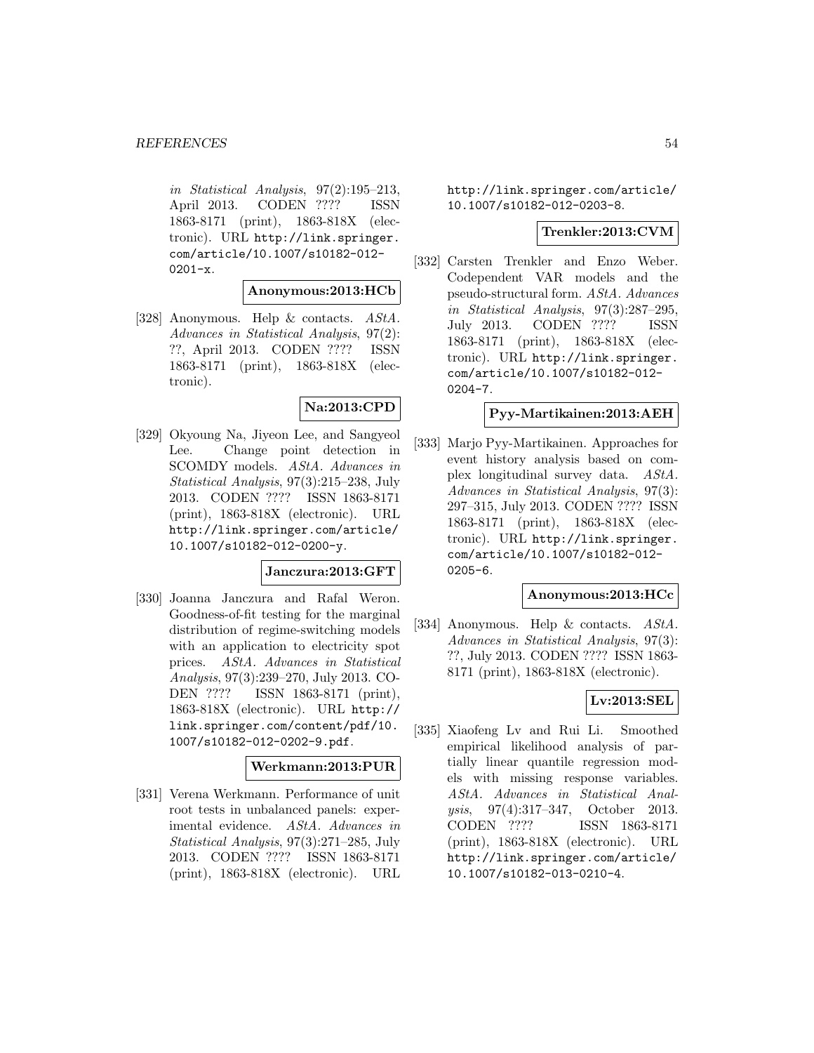in Statistical Analysis, 97(2):195–213, April 2013. CODEN ???? ISSN 1863-8171 (print), 1863-818X (electronic). URL http://link.springer.com/article/10.1007/s10182-012-0201-x.

**Anonymous:2013:HCb**

[328] Anonymous. Help & contacts. *AStA. Advances in Statistical Analysis*, 97(2): ??, April 2013. CODEN ???? ISSN 1863-8171 (print), 1863-818X (electronic).

**Na:2013:CPD**

[329] Okyoung Na, Jiyeon Lee, and Sangyeol Lee. Change point detection in SCOMDY models. *AStA. Advances in Statistical Analysis*, 97(3):215–238, July 2013. CODEN ???? ISSN 1863-8171 (print), 1863-818X (electronic). URL http://link.springer.com/article/10.1007/s10182-012-0200-y.

**Janczura:2013:GFT**

[330] Joanna Janczura and Rafal Weron. Goodness-of-fit testing for the marginal distribution of regime-switching models with an application to electricity spot prices. *AStA. Advances in Statistical Analysis*, 97(3):239–270, July 2013. CODEN ???? ISSN 1863-8171 (print), 1863-818X (electronic). URL http://link.springer.com/content/pdf/10.1007/s10182-012-0202-9.pdf.

**Werkmann:2013:PUR**

[331] Verena Werkmann. Performance of unit root tests in unbalanced panels: experimental evidence. *AStA. Advances in Statistical Analysis*, 97(3):271–285, July 2013. CODEN ???? ISSN 1863-8171 (print), 1863-818X (electronic). URL http://link.springer.com/article/10.1007/s10182-012-0203-8.

**Trenkler:2013:CVM**

[332] Carsten Trenkler and Enzo Weber. Codependent VAR models and the pseudo-structural form. *AStA. Advances in Statistical Analysis*, 97(3):287–295, July 2013. CODEN ???? ISSN 1863-8171 (print), 1863-818X (electronic). URL http://link.springer.com/article/10.1007/s10182-012-0204-7.

**Pyy-Martikainen:2013:AEH**

[333] Marjo Pyy-Martikainen. Approaches for event history analysis based on complex longitudinal survey data. *AStA. Advances in Statistical Analysis*, 97(3): 297–315, July 2013. CODEN ???? ISSN 1863-8171 (print), 1863-818X (electronic). URL http://link.springer.com/article/10.1007/s10182-012-0205-6.

**Anonymous:2013:HCc**

[334] Anonymous. Help & contacts. *AStA. Advances in Statistical Analysis*, 97(3): ??, July 2013. CODEN ???? ISSN 1863-8171 (print), 1863-818X (electronic).

**Lv:2013:SEL**

[335] Xiaofeng Lv and Rui Li. Smoothed empirical likelihood analysis of partially linear quantile regression models with missing response variables. *AStA. Advances in Statistical Analysis*, 97(4):317–347, October 2013. CODEN ???? ISSN 1863-8171 (print), 1863-818X (electronic). URL http://link.springer.com/article/10.1007/s10182-013-0210-4.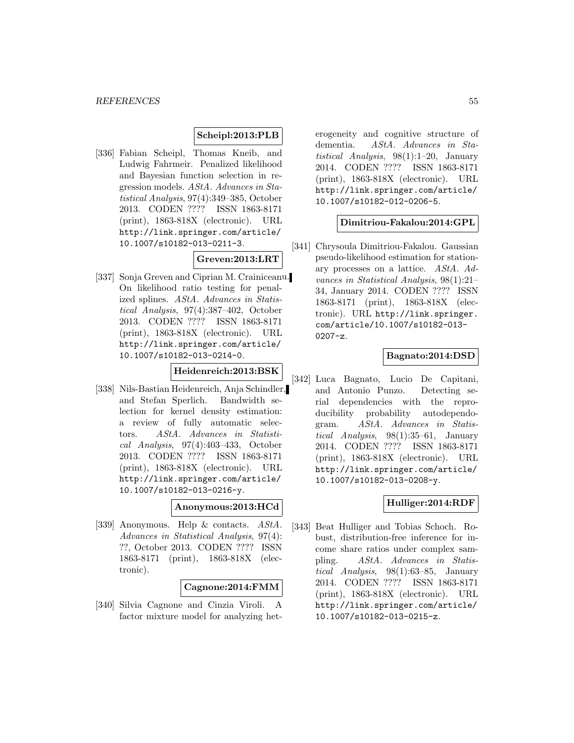**Scheipl:2013:PLB**

[336] Fabian Scheipl, Thomas Kneib, and Ludwig Fahrmeir. Penalized likelihood and Bayesian function selection in regression models. *AStA. Advances in Statistical Analysis*, 97(4):349–385, October 2013. CODEN ???? ISSN 1863-8171 (print), 1863-818X (electronic). URL http://link.springer.com/article/10.1007/s10182-013-0211-3.

**Greven:2013:LRT**

[337] Sonja Greven and Ciprian M. Crainiceanu. On likelihood ratio testing for penalized splines. *AStA. Advances in Statistical Analysis*, 97(4):387–402, October 2013. CODEN ???? ISSN 1863-8171 (print), 1863-818X (electronic). URL http://link.springer.com/article/10.1007/s10182-013-0214-0.

**Heidenreich:2013:BSK**

[338] Nils-Bastian Heidenreich, Anja Schindler, and Stefan Sperlich. Bandwidth selection for kernel density estimation: a review of fully automatic selectors. *AStA. Advances in Statistical Analysis*, 97(4):403–433, October 2013. CODEN ???? ISSN 1863-8171 (print), 1863-818X (electronic). URL http://link.springer.com/article/10.1007/s10182-013-0216-y.

**Anonymous:2013:HCd**

[339] Anonymous. Help & contacts. *AStA. Advances in Statistical Analysis*, 97(4): ??, October 2013. CODEN ???? ISSN 1863-8171 (print), 1863-818X (electronic).

**Cagnone:2014:FMM**

[340] Silvia Cagnone and Cinzia Viroli. A factor mixture model for analyzing heterogeneity and cognitive structure of dementia. *AStA. Advances in Statistical Analysis*, 98(1):1–20, January 2014. CODEN ???? ISSN 1863-8171 (print), 1863-818X (electronic). URL http://link.springer.com/article/10.1007/s10182-012-0206-5.

**Dimitriou-Fakalou:2014:GPL**

[341] Chrysoula Dimitriou-Fakalou. Gaussian pseudo-likelihood estimation for stationary processes on a lattice. *AStA. Advances in Statistical Analysis*, 98(1):21–34, January 2014. CODEN ???? ISSN 1863-8171 (print), 1863-818X (electronic). URL http://link.springer.com/article/10.1007/s10182-013-0207-z.

**Bagnato:2014:DSD**

[342] Luca Bagnato, Lucio De Capitani, and Antonio Punzo. Detecting serial dependencies with the reproducibility probability autodependogram. *AStA. Advances in Statistical Analysis*, 98(1):35–61, January 2014. CODEN ???? ISSN 1863-8171 (print), 1863-818X (electronic). URL http://link.springer.com/article/10.1007/s10182-013-0208-y.

**Hulliger:2014:RDF**

[343] Beat Hulliger and Tobias Schoch. Robust, distribution-free inference for income share ratios under complex sampling. *AStA. Advances in Statistical Analysis*, 98(1):63–85, January 2014. CODEN ???? ISSN 1863-8171 (print), 1863-818X (electronic). URL http://link.springer.com/article/10.1007/s10182-013-0215-z.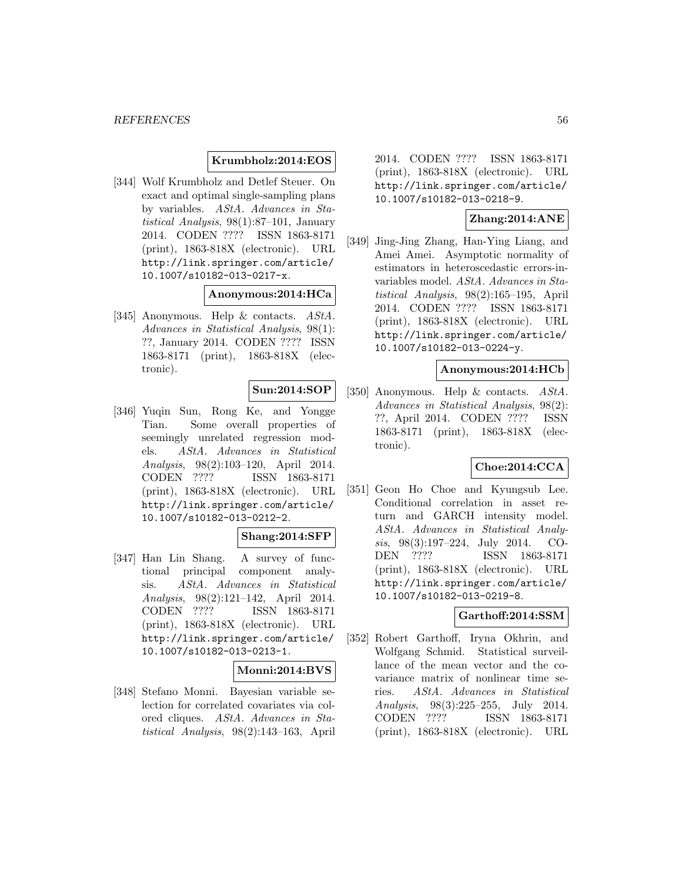**Krumbholz:2014:EOS**

[344] Wolf Krumbholz and Detlef Steuer. On exact and optimal single-sampling plans by variables. *AStA. Advances in Statistical Analysis*, 98(1):87–101, January 2014. CODEN ???? ISSN 1863-8171 (print), 1863-818X (electronic). URL http://link.springer.com/article/10.1007/s10182-013-0217-x.

**Anonymous:2014:HCa**

[345] Anonymous. Help & contacts. *AStA. Advances in Statistical Analysis*, 98(1): ??, January 2014. CODEN ???? ISSN 1863-8171 (print), 1863-818X (electronic).

**Sun:2014:SOP**

[346] Yuqin Sun, Rong Ke, and Yongge Tian. Some overall properties of seemingly unrelated regression models. *AStA. Advances in Statistical Analysis*, 98(2):103–120, April 2014. CODEN ???? ISSN 1863-8171 (print), 1863-818X (electronic). URL http://link.springer.com/article/10.1007/s10182-013-0212-2.

**Shang:2014:SFP**

[347] Han Lin Shang. A survey of functional principal component analysis. *AStA. Advances in Statistical Analysis*, 98(2):121–142, April 2014. CODEN ???? ISSN 1863-8171 (print), 1863-818X (electronic). URL http://link.springer.com/article/10.1007/s10182-013-0213-1.

**Monni:2014:BVS**

[348] Stefano Monni. Bayesian variable selection for correlated covariates via colored cliques. *AStA. Advances in Statistical Analysis*, 98(2):143–163, April 2014. CODEN ???? ISSN 1863-8171 (print), 1863-818X (electronic). URL http://link.springer.com/article/10.1007/s10182-013-0218-9.

**Zhang:2014:ANE**

[349] Jing-Jing Zhang, Han-Ying Liang, and Amei Amei. Asymptotic normality of estimators in heteroscedastic errors-in-variables model. *AStA. Advances in Statistical Analysis*, 98(2):165–195, April 2014. CODEN ???? ISSN 1863-8171 (print), 1863-818X (electronic). URL http://link.springer.com/article/10.1007/s10182-013-0224-y.

**Anonymous:2014:HCb**

[350] Anonymous. Help & contacts. *AStA. Advances in Statistical Analysis*, 98(2): ??, April 2014. CODEN ???? ISSN 1863-8171 (print), 1863-818X (electronic).

**Choe:2014:CCA**

[351] Geon Ho Choe and Kyungsub Lee. Conditional correlation in asset return and GARCH intensity model. *AStA. Advances in Statistical Analysis*, 98(3):197–224, July 2014. CODEN ???? ISSN 1863-8171 (print), 1863-818X (electronic). URL http://link.springer.com/article/10.1007/s10182-013-0219-8.

**Garthoff:2014:SSM**

[352] Robert Garthoff, Iryna Okhrin, and Wolfgang Schmid. Statistical surveillance of the mean vector and the covariance matrix of nonlinear time series. *AStA. Advances in Statistical Analysis*, 98(3):225–255, July 2014. CODEN ???? ISSN 1863-8171 (print), 1863-818X (electronic). URL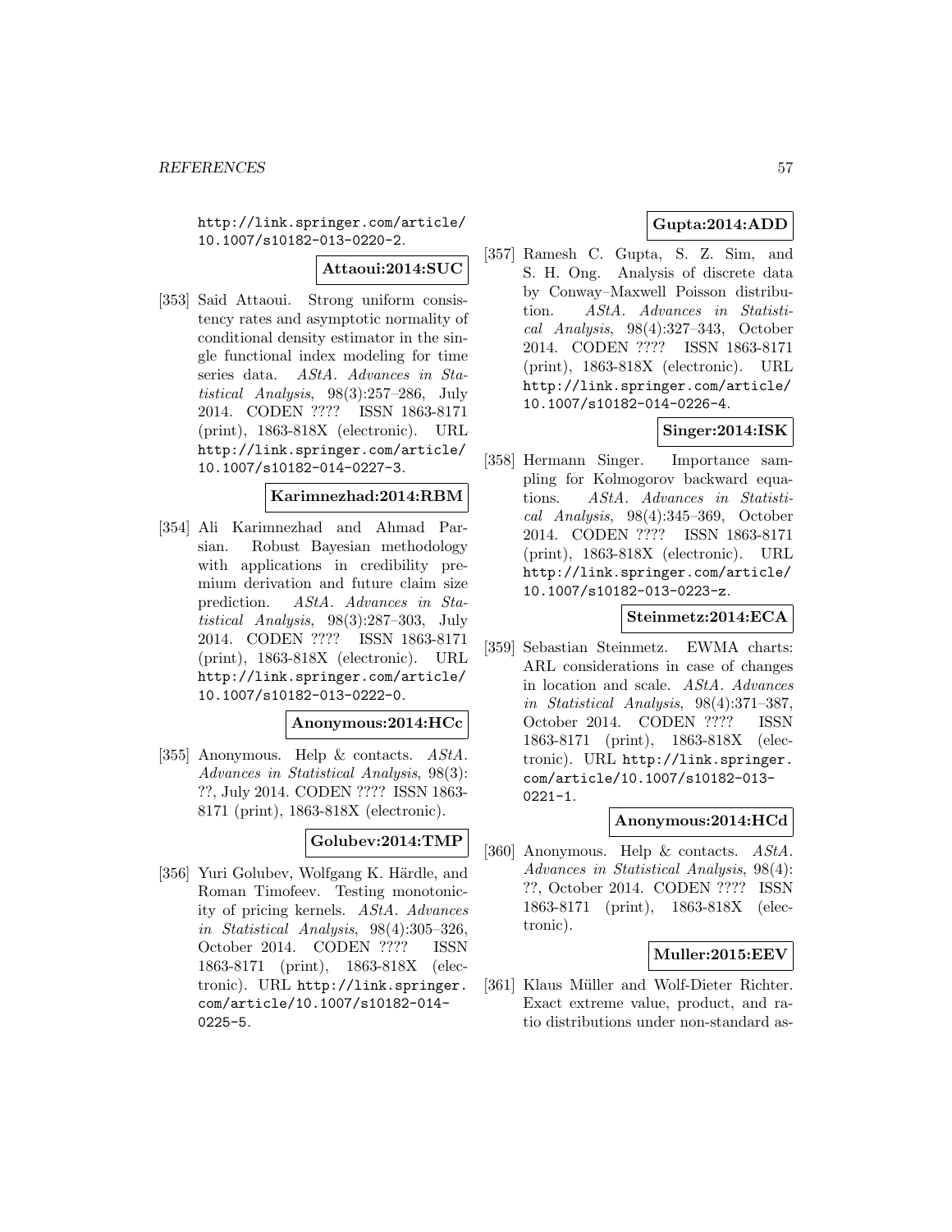http://link.springer.com/article/10.1007/s10182-013-0220-2.

**Attaoui:2014:SUC**

[353] Said Attaoui. Strong uniform consistency rates and asymptotic normality of conditional density estimator in the single functional index modeling for time series data. *AStA. Advances in Statistical Analysis*, 98(3):257–286, July 2014. CODEN ???? ISSN 1863-8171 (print), 1863-818X (electronic). URL http://link.springer.com/article/10.1007/s10182-014-0227-3.

**Karimnezhad:2014:RBM**

[354] Ali Karimnezhad and Ahmad Parsian. Robust Bayesian methodology with applications in credibility premium derivation and future claim size prediction. *AStA. Advances in Statistical Analysis*, 98(3):287–303, July 2014. CODEN ???? ISSN 1863-8171 (print), 1863-818X (electronic). URL http://link.springer.com/article/10.1007/s10182-013-0222-0.

**Anonymous:2014:HCc**

[355] Anonymous. Help & contacts. *AStA. Advances in Statistical Analysis*, 98(3): ??, July 2014. CODEN ???? ISSN 1863-8171 (print), 1863-818X (electronic).

**Golubev:2014:TMP**

[356] Yuri Golubev, Wolfgang K. Härdle, and Roman Timofeev. Testing monotonicity of pricing kernels. *AStA. Advances in Statistical Analysis*, 98(4):305–326, October 2014. CODEN ???? ISSN 1863-8171 (print), 1863-818X (electronic). URL http://link.springer.com/article/10.1007/s10182-014-0225-5.

**Gupta:2014:ADD**

[357] Ramesh C. Gupta, S. Z. Sim, and S. H. Ong. Analysis of discrete data by Conway–Maxwell Poisson distribution. *AStA. Advances in Statistical Analysis*, 98(4):327–343, October 2014. CODEN ???? ISSN 1863-8171 (print), 1863-818X (electronic). URL http://link.springer.com/article/10.1007/s10182-014-0226-4.

**Singer:2014:ISK**

[358] Hermann Singer. Importance sampling for Kolmogorov backward equations. *AStA. Advances in Statistical Analysis*, 98(4):345–369, October 2014. CODEN ???? ISSN 1863-8171 (print), 1863-818X (electronic). URL http://link.springer.com/article/10.1007/s10182-013-0223-z.

**Steinmetz:2014:ECA**

[359] Sebastian Steinmetz. EWMA charts: ARL considerations in case of changes in location and scale. *AStA. Advances in Statistical Analysis*, 98(4):371–387, October 2014. CODEN ???? ISSN 1863-8171 (print), 1863-818X (electronic). URL http://link.springer.com/article/10.1007/s10182-013-0221-1.

**Anonymous:2014:HCd**

[360] Anonymous. Help & contacts. *AStA. Advances in Statistical Analysis*, 98(4): ??, October 2014. CODEN ???? ISSN 1863-8171 (print), 1863-818X (electronic).

**Muller:2015:EEV**

[361] Klaus Müller and Wolf-Dieter Richter. Exact extreme value, product, and ratio distributions under non-standard as-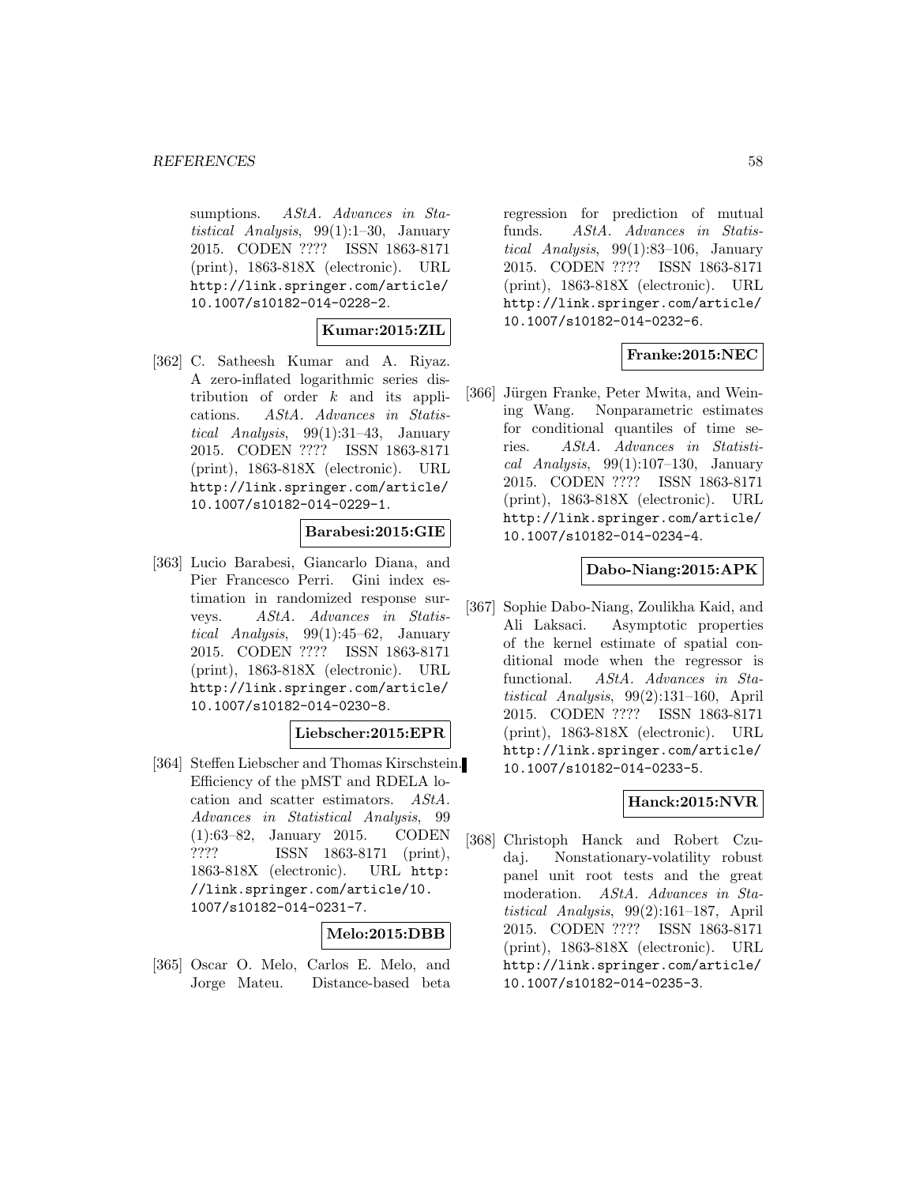sumptions. *AStA. Advances in Statistical Analysis*, 99(1):1–30, January 2015. CODEN ???? ISSN 1863-8171 (print), 1863-818X (electronic). URL http://link.springer.com/article/10.1007/s10182-014-0228-2.

**Kumar:2015:ZIL**

[362] C. Satheesh Kumar and A. Riyaz. A zero-inflated logarithmic series distribution of order $k$ and its applications. *AStA. Advances in Statistical Analysis*, 99(1):31–43, January 2015. CODEN ???? ISSN 1863-8171 (print), 1863-818X (electronic). URL http://link.springer.com/article/10.1007/s10182-014-0229-1.

**Barabesi:2015:GIE**

[363] Lucio Barabesi, Giancarlo Diana, and Pier Francesco Perri. Gini index estimation in randomized response surveys. *AStA. Advances in Statistical Analysis*, 99(1):45–62, January 2015. CODEN ???? ISSN 1863-8171 (print), 1863-818X (electronic). URL http://link.springer.com/article/10.1007/s10182-014-0230-8.

**Liebscher:2015:EPR**

[364] Steffen Liebscher and Thomas Kirschstein. Efficiency of the pMST and RDELA location and scatter estimators. *AStA. Advances in Statistical Analysis*, 99(1):63–82, January 2015. CODEN ???? ISSN 1863-8171 (print), 1863-818X (electronic). URL http://link.springer.com/article/10.1007/s10182-014-0231-7.

**Melo:2015:DBB**

[365] Oscar O. Melo, Carlos E. Melo, and Jorge Mateu. Distance-based beta regression for prediction of mutual funds. *AStA. Advances in Statistical Analysis*, 99(1):83–106, January 2015. CODEN ???? ISSN 1863-8171 (print), 1863-818X (electronic). URL http://link.springer.com/article/10.1007/s10182-014-0232-6.

**Franke:2015:NEC**

[366] Jürgen Franke, Peter Mwita, and Weining Wang. Nonparametric estimates for conditional quantiles of time series. *AStA. Advances in Statistical Analysis*, 99(1):107–130, January 2015. CODEN ???? ISSN 1863-8171 (print), 1863-818X (electronic). URL http://link.springer.com/article/10.1007/s10182-014-0234-4.

**Dabo-Niang:2015:APK**

[367] Sophie Dabo-Niang, Zoulikha Kaid, and Ali Laksaci. Asymptotic properties of the kernel estimate of spatial conditional mode when the regressor is functional. *AStA. Advances in Statistical Analysis*, 99(2):131–160, April 2015. CODEN ???? ISSN 1863-8171 (print), 1863-818X (electronic). URL http://link.springer.com/article/10.1007/s10182-014-0233-5.

**Hanck:2015:NVR**

[368] Christoph Hanck and Robert Czudaj. Nonstationary-volatility robust panel unit root tests and the great moderation. *AStA. Advances in Statistical Analysis*, 99(2):161–187, April 2015. CODEN ???? ISSN 1863-8171 (print), 1863-818X (electronic). URL http://link.springer.com/article/10.1007/s10182-014-0235-3.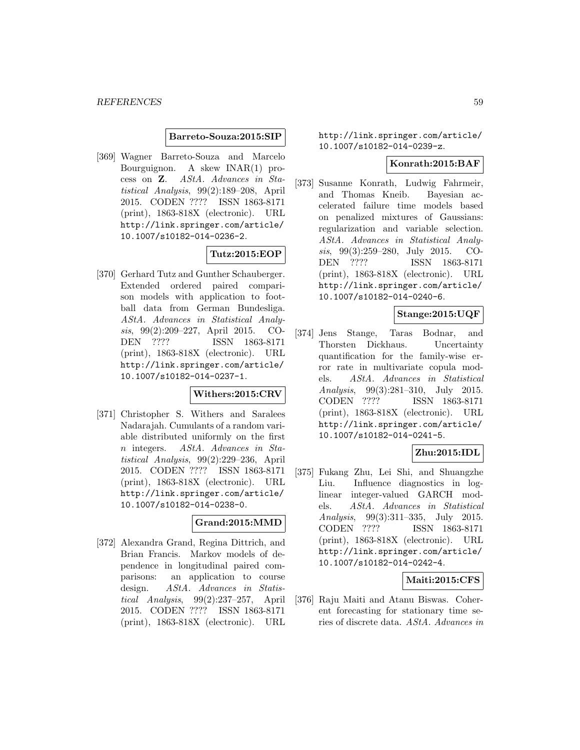**Barreto-Souza:2015:SIP**

[369] Wagner Barreto-Souza and Marcelo Bourguignon. A skew INAR(1) process on **Z**. *AStA. Advances in Statistical Analysis*, 99(2):189–208, April 2015. CODEN ???? ISSN 1863-8171 (print), 1863-818X (electronic). URL http://link.springer.com/article/10.1007/s10182-014-0236-2.

**Tutz:2015:EOP**

[370] Gerhard Tutz and Gunther Schauberger. Extended ordered paired comparison models with application to football data from German Bundesliga. *AStA. Advances in Statistical Analysis*, 99(2):209–227, April 2015. CODEN ???? ISSN 1863-8171 (print), 1863-818X (electronic). URL http://link.springer.com/article/10.1007/s10182-014-0237-1.

**Withers:2015:CRV**

[371] Christopher S. Withers and Saralees Nadarajah. Cumulants of a random variable distributed uniformly on the first $n$ integers. *AStA. Advances in Statistical Analysis*, 99(2):229–236, April 2015. CODEN ???? ISSN 1863-8171 (print), 1863-818X (electronic). URL http://link.springer.com/article/10.1007/s10182-014-0238-0.

**Grand:2015:MMD**

[372] Alexandra Grand, Regina Dittrich, and Brian Francis. Markov models of dependence in longitudinal paired comparisons: an application to course design. *AStA. Advances in Statistical Analysis*, 99(2):237–257, April 2015. CODEN ???? ISSN 1863-8171 (print), 1863-818X (electronic). URL http://link.springer.com/article/10.1007/s10182-014-0239-z.

**Konrath:2015:BAF**

[373] Susanne Konrath, Ludwig Fahrmeir, and Thomas Kneib. Bayesian accelerated failure time models based on penalized mixtures of Gaussians: regularization and variable selection. *AStA. Advances in Statistical Analysis*, 99(3):259–280, July 2015. CODEN ???? ISSN 1863-8171 (print), 1863-818X (electronic). URL http://link.springer.com/article/10.1007/s10182-014-0240-6.

**Stange:2015:UQF**

[374] Jens Stange, Taras Bodnar, and Thorsten Dickhaus. Uncertainty quantification for the family-wise error rate in multivariate copula models. *AStA. Advances in Statistical Analysis*, 99(3):281–310, July 2015. CODEN ???? ISSN 1863-8171 (print), 1863-818X (electronic). URL http://link.springer.com/article/10.1007/s10182-014-0241-5.

**Zhu:2015:IDL**

[375] Fukang Zhu, Lei Shi, and Shuangzhe Liu. Influence diagnostics in log-linear integer-valued GARCH models. *AStA. Advances in Statistical Analysis*, 99(3):311–335, July 2015. CODEN ???? ISSN 1863-8171 (print), 1863-818X (electronic). URL http://link.springer.com/article/10.1007/s10182-014-0242-4.

**Maiti:2015:CFS**

[376] Raju Maiti and Atanu Biswas. Coherent forecasting for stationary time series of discrete data. *AStA. Advances in*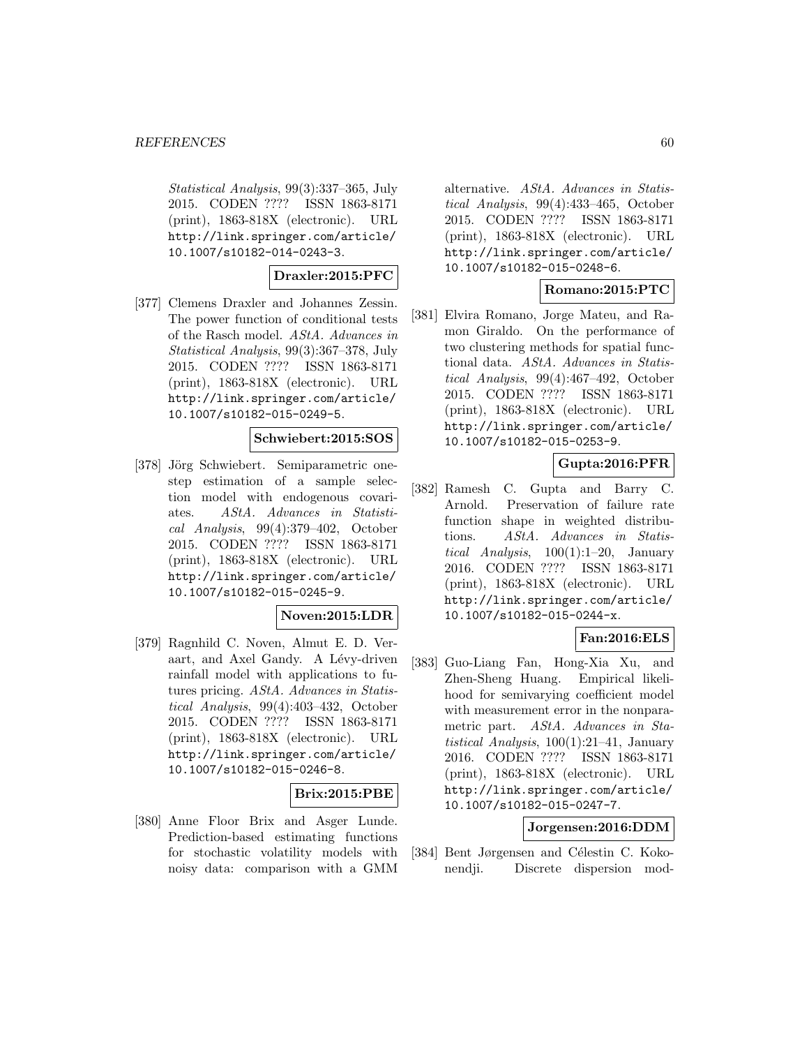*Statistical Analysis*, 99(3):337–365, July 2015. CODEN ???? ISSN 1863-8171 (print), 1863-818X (electronic). URL http://link.springer.com/article/10.1007/s10182-014-0243-3.

**Draxler:2015:PFC**

[377] Clemens Draxler and Johannes Zessin. The power function of conditional tests of the Rasch model. *AStA. Advances in Statistical Analysis*, 99(3):367–378, July 2015. CODEN ???? ISSN 1863-8171 (print), 1863-818X (electronic). URL http://link.springer.com/article/10.1007/s10182-015-0249-5.

**Schwiebert:2015:SOS**

[378] Jörg Schwiebert. Semiparametric one-step estimation of a sample selection model with endogenous covariates. *AStA. Advances in Statistical Analysis*, 99(4):379–402, October 2015. CODEN ???? ISSN 1863-8171 (print), 1863-818X (electronic). URL http://link.springer.com/article/10.1007/s10182-015-0245-9.

**Noven:2015:LDR**

[379] Ragnhild C. Noven, Almut E. D. Veraart, and Axel Gandy. A Lévy-driven rainfall model with applications to futures pricing. *AStA. Advances in Statistical Analysis*, 99(4):403–432, October 2015. CODEN ???? ISSN 1863-8171 (print), 1863-818X (electronic). URL http://link.springer.com/article/10.1007/s10182-015-0246-8.

**Brix:2015:PBE**

[380] Anne Floor Brix and Asger Lunde. Prediction-based estimating functions for stochastic volatility models with noisy data: comparison with a GMM alternative. *AStA. Advances in Statistical Analysis*, 99(4):433–465, October 2015. CODEN ???? ISSN 1863-8171 (print), 1863-818X (electronic). URL http://link.springer.com/article/10.1007/s10182-015-0248-6.

**Romano:2015:PTC**

[381] Elvira Romano, Jorge Mateu, and Ramon Giraldo. On the performance of two clustering methods for spatial functional data. *AStA. Advances in Statistical Analysis*, 99(4):467–492, October 2015. CODEN ???? ISSN 1863-8171 (print), 1863-818X (electronic). URL http://link.springer.com/article/10.1007/s10182-015-0253-9.

**Gupta:2016:PFR**

[382] Ramesh C. Gupta and Barry C. Arnold. Preservation of failure rate function shape in weighted distributions. *AStA. Advances in Statistical Analysis*, 100(1):1–20, January 2016. CODEN ???? ISSN 1863-8171 (print), 1863-818X (electronic). URL http://link.springer.com/article/10.1007/s10182-015-0244-x.

**Fan:2016:ELS**

[383] Guo-Liang Fan, Hong-Xia Xu, and Zhen-Sheng Huang. Empirical likelihood for semivarying coefficient model with measurement error in the nonparametric part. *AStA. Advances in Statistical Analysis*, 100(1):21–41, January 2016. CODEN ???? ISSN 1863-8171 (print), 1863-818X (electronic). URL http://link.springer.com/article/10.1007/s10182-015-0247-7.

**Jorgensen:2016:DDM**

[384] Bent Jørgensen and Célestin C. Kokonendji. Discrete dispersion mod-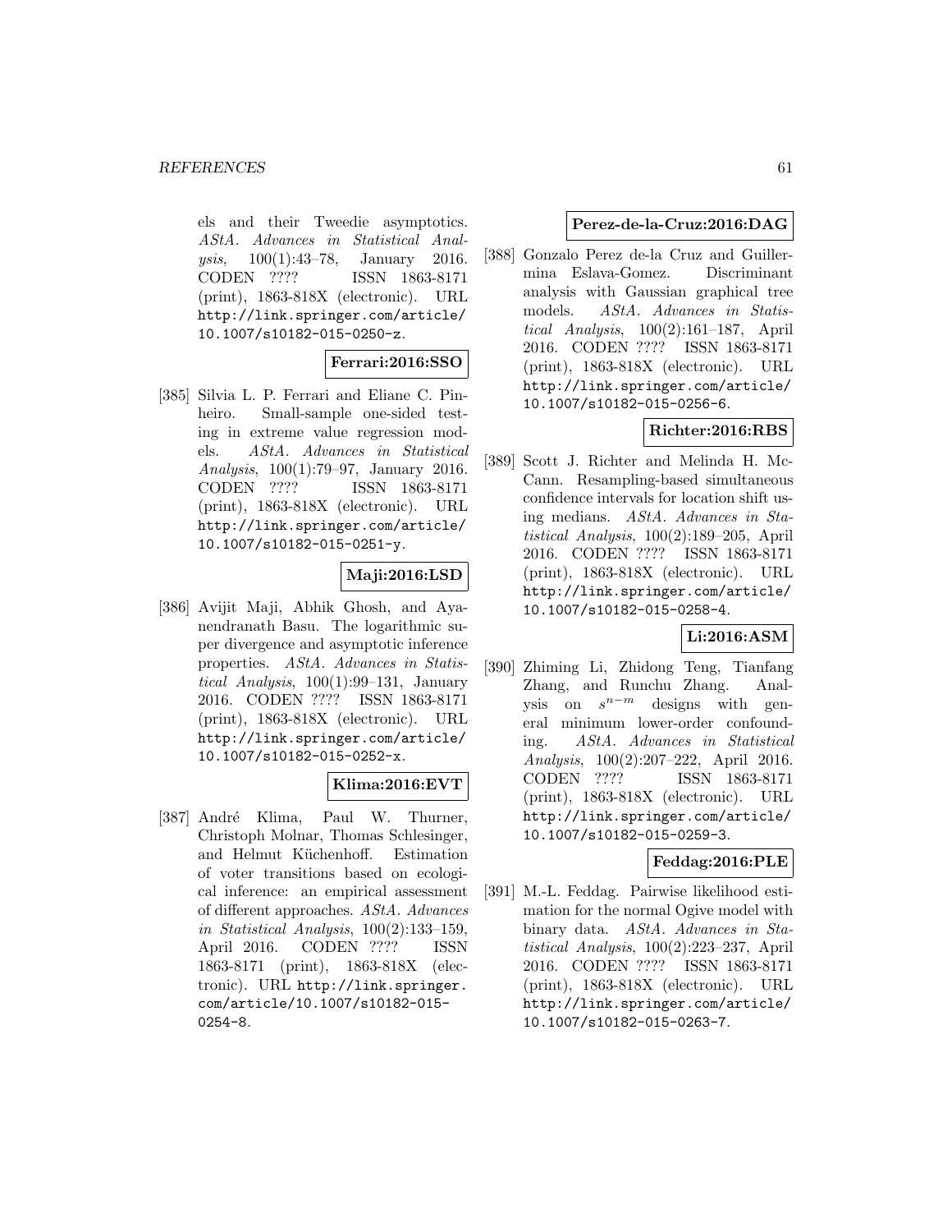els and their Tweedie asymptotics. *AStA. Advances in Statistical Analysis*, 100(1):43–78, January 2016. CODEN ???? ISSN 1863-8171 (print), 1863-818X (electronic). URL http://link.springer.com/article/10.1007/s10182-015-0250-z.

**Ferrari:2016:SSO**

[385] Silvia L. P. Ferrari and Eliane C. Pinheiro. Small-sample one-sided testing in extreme value regression models. *AStA. Advances in Statistical Analysis*, 100(1):79–97, January 2016. CODEN ???? ISSN 1863-8171 (print), 1863-818X (electronic). URL http://link.springer.com/article/10.1007/s10182-015-0251-y.

**Maji:2016:LSD**

[386] Avijit Maji, Abhik Ghosh, and Ayanendranath Basu. The logarithmic super divergence and asymptotic inference properties. *AStA. Advances in Statistical Analysis*, 100(1):99–131, January 2016. CODEN ???? ISSN 1863-8171 (print), 1863-818X (electronic). URL http://link.springer.com/article/10.1007/s10182-015-0252-x.

**Klima:2016:EVT**

[387] André Klima, Paul W. Thurner, Christoph Molnar, Thomas Schlesinger, and Helmut Küchenhoff. Estimation of voter transitions based on ecological inference: an empirical assessment of different approaches. *AStA. Advances in Statistical Analysis*, 100(2):133–159, April 2016. CODEN ???? ISSN 1863-8171 (print), 1863-818X (electronic). URL http://link.springer.com/article/10.1007/s10182-015-0254-8.

**Perez-de-la-Cruz:2016:DAG**

[388] Gonzalo Perez de-la Cruz and Guillermina Eslava-Gomez. Discriminant analysis with Gaussian graphical tree models. *AStA. Advances in Statistical Analysis*, 100(2):161–187, April 2016. CODEN ???? ISSN 1863-8171 (print), 1863-818X (electronic). URL http://link.springer.com/article/10.1007/s10182-015-0256-6.

**Richter:2016:RBS**

[389] Scott J. Richter and Melinda H. McCann. Resampling-based simultaneous confidence intervals for location shift using medians. *AStA. Advances in Statistical Analysis*, 100(2):189–205, April 2016. CODEN ???? ISSN 1863-8171 (print), 1863-818X (electronic). URL http://link.springer.com/article/10.1007/s10182-015-0258-4.

**Li:2016:ASM**

[390] Zhiming Li, Zhidong Teng, Tianfang Zhang, and Runchu Zhang. Analysis on $s^{n-m}$ designs with general minimum lower-order confounding. *AStA. Advances in Statistical Analysis*, 100(2):207–222, April 2016. CODEN ???? ISSN 1863-8171 (print), 1863-818X (electronic). URL http://link.springer.com/article/10.1007/s10182-015-0259-3.

**Feddag:2016:PLE**

[391] M.-L. Feddag. Pairwise likelihood estimation for the normal Ogive model with binary data. *AStA. Advances in Statistical Analysis*, 100(2):223–237, April 2016. CODEN ???? ISSN 1863-8171 (print), 1863-818X (electronic). URL http://link.springer.com/article/10.1007/s10182-015-0263-7.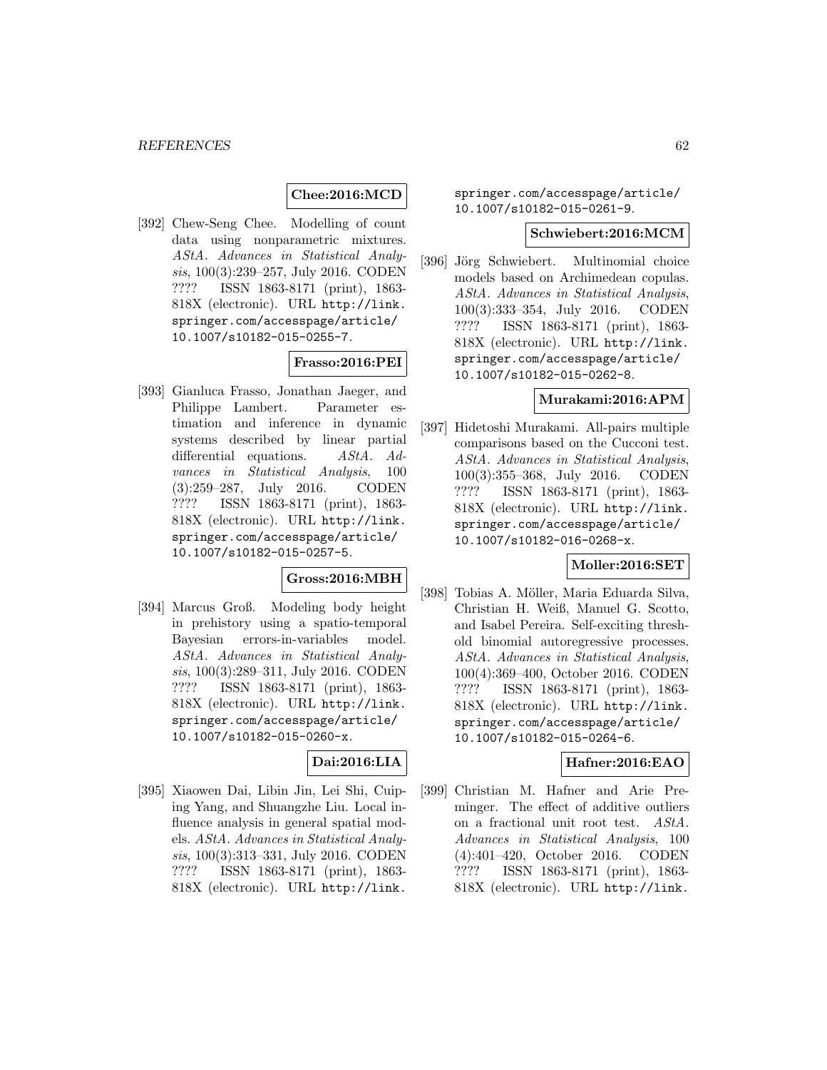**Chee:2016:MCD**

[392] Chew-Seng Chee. Modelling of count data using nonparametric mixtures. *AStA. Advances in Statistical Analysis*, 100(3):239–257, July 2016. CODEN ???? ISSN 1863-8171 (print), 1863-818X (electronic). URL http://link.springer.com/accesspage/article/10.1007/s10182-015-0255-7.

**Frasso:2016:PEI**

[393] Gianluca Frasso, Jonathan Jaeger, and Philippe Lambert. Parameter estimation and inference in dynamic systems described by linear partial differential equations. *AStA. Advances in Statistical Analysis*, 100 (3):259–287, July 2016. CODEN ???? ISSN 1863-8171 (print), 1863-818X (electronic). URL http://link.springer.com/accesspage/article/10.1007/s10182-015-0257-5.

**Gross:2016:MBH**

[394] Marcus Groß. Modeling body height in prehistory using a spatio-temporal Bayesian errors-in-variables model. *AStA. Advances in Statistical Analysis*, 100(3):289–311, July 2016. CODEN ???? ISSN 1863-8171 (print), 1863-818X (electronic). URL http://link.springer.com/accesspage/article/10.1007/s10182-015-0260-x.

**Dai:2016:LIA**

[395] Xiaowen Dai, Libin Jin, Lei Shi, Cuiping Yang, and Shuangzhe Liu. Local influence analysis in general spatial models. *AStA. Advances in Statistical Analysis*, 100(3):313–331, July 2016. CODEN ???? ISSN 1863-8171 (print), 1863-818X (electronic). URL http://link.springer.com/accesspage/article/10.1007/s10182-015-0261-9.

**Schwiebert:2016:MCM**

[396] Jörg Schwiebert. Multinomial choice models based on Archimedean copulas. *AStA. Advances in Statistical Analysis*, 100(3):333–354, July 2016. CODEN ???? ISSN 1863-8171 (print), 1863-818X (electronic). URL http://link.springer.com/accesspage/article/10.1007/s10182-015-0262-8.

**Murakami:2016:APM**

[397] Hidetoshi Murakami. All-pairs multiple comparisons based on the Cucconi test. *AStA. Advances in Statistical Analysis*, 100(3):355–368, July 2016. CODEN ???? ISSN 1863-8171 (print), 1863-818X (electronic). URL http://link.springer.com/accesspage/article/10.1007/s10182-016-0268-x.

**Moller:2016:SET**

[398] Tobias A. Möller, Maria Eduarda Silva, Christian H. Weiß, Manuel G. Scotto, and Isabel Pereira. Self-exciting threshold binomial autoregressive processes. *AStA. Advances in Statistical Analysis*, 100(4):369–400, October 2016. CODEN ???? ISSN 1863-8171 (print), 1863-818X (electronic). URL http://link.springer.com/accesspage/article/10.1007/s10182-015-0264-6.

**Hafner:2016:EAO**

[399] Christian M. Hafner and Arie Preminger. The effect of additive outliers on a fractional unit root test. *AStA. Advances in Statistical Analysis*, 100 (4):401–420, October 2016. CODEN ???? ISSN 1863-8171 (print), 1863-818X (electronic). URL http://link.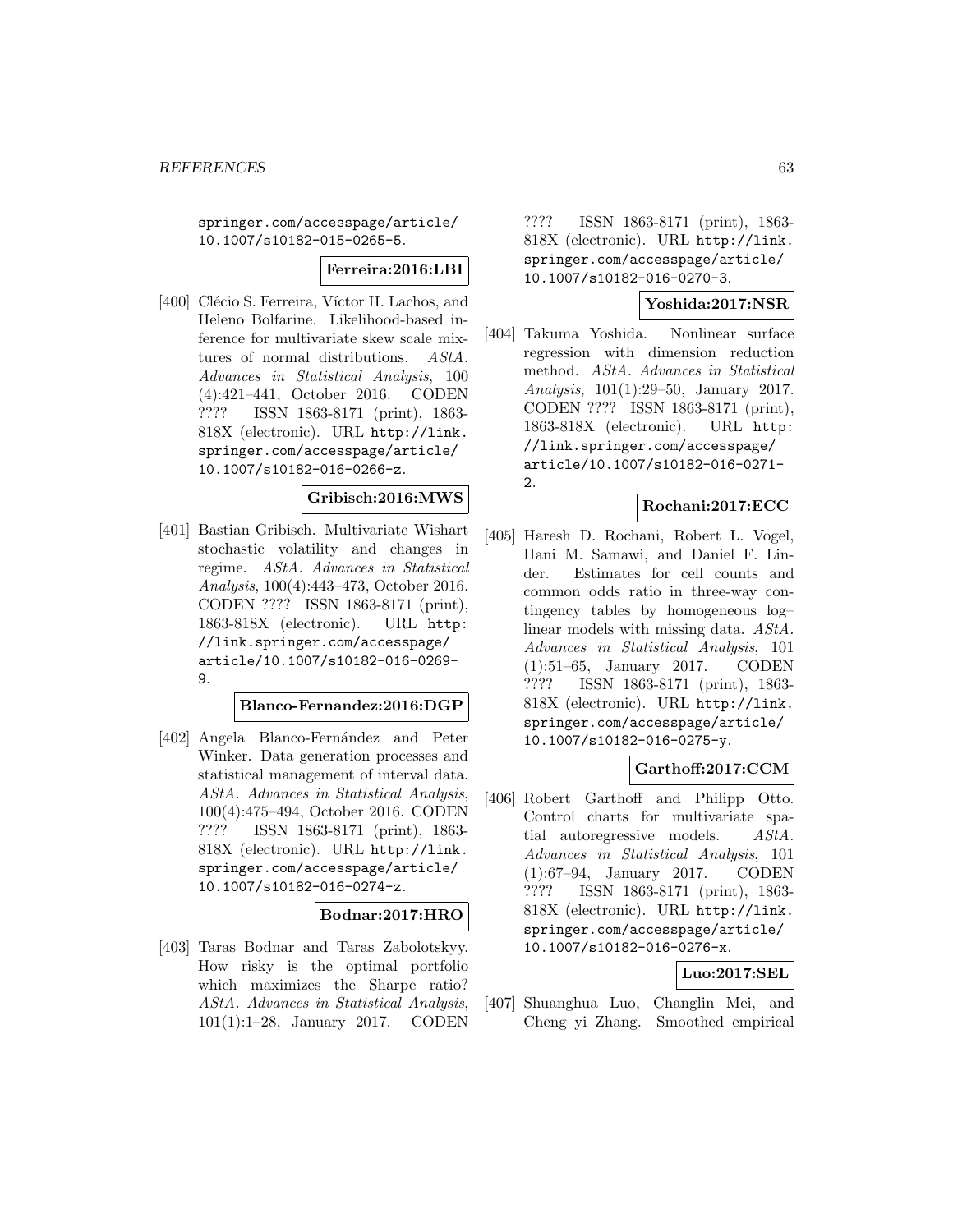springer.com/accesspage/article/10.1007/s10182-015-0265-5.

**Ferreira:2016:LBI**

[400] Clécio S. Ferreira, Víctor H. Lachos, and Heleno Bolfarine. Likelihood-based inference for multivariate skew scale mixtures of normal distributions. *AStA. Advances in Statistical Analysis*, 100 (4):421–441, October 2016. CODEN ???? ISSN 1863-8171 (print), 1863-818X (electronic). URL http://link.springer.com/accesspage/article/10.1007/s10182-016-0266-z.

**Gribisch:2016:MWS**

[401] Bastian Gribisch. Multivariate Wishart stochastic volatility and changes in regime. *AStA. Advances in Statistical Analysis*, 100(4):443–473, October 2016. CODEN ???? ISSN 1863-8171 (print), 1863-818X (electronic). URL http://link.springer.com/accesspage/article/10.1007/s10182-016-0269-9.

**Blanco-Fernandez:2016:DGP**

[402] Angela Blanco-Fernández and Peter Winker. Data generation processes and statistical management of interval data. *AStA. Advances in Statistical Analysis*, 100(4):475–494, October 2016. CODEN ???? ISSN 1863-8171 (print), 1863-818X (electronic). URL http://link.springer.com/accesspage/article/10.1007/s10182-016-0274-z.

**Bodnar:2017:HRO**

[403] Taras Bodnar and Taras Zabolotskyy. How risky is the optimal portfolio which maximizes the Sharpe ratio? *AStA. Advances in Statistical Analysis*, 101(1):1–28, January 2017. CODEN ???? ISSN 1863-8171 (print), 1863-818X (electronic). URL http://link.springer.com/accesspage/article/10.1007/s10182-016-0270-3.

**Yoshida:2017:NSR**

[404] Takuma Yoshida. Nonlinear surface regression with dimension reduction method. *AStA. Advances in Statistical Analysis*, 101(1):29–50, January 2017. CODEN ???? ISSN 1863-8171 (print), 1863-818X (electronic). URL http://link.springer.com/accesspage/article/10.1007/s10182-016-0271-2.

**Rochani:2017:ECC**

[405] Haresh D. Rochani, Robert L. Vogel, Hani M. Samawi, and Daniel F. Linder. Estimates for cell counts and common odds ratio in three-way contingency tables by homogeneous log–linear models with missing data. *AStA. Advances in Statistical Analysis*, 101 (1):51–65, January 2017. CODEN ???? ISSN 1863-8171 (print), 1863-818X (electronic). URL http://link.springer.com/accesspage/article/10.1007/s10182-016-0275-y.

**Garthoff:2017:CCM**

[406] Robert Garthoff and Philipp Otto. Control charts for multivariate spatial autoregressive models. *AStA. Advances in Statistical Analysis*, 101 (1):67–94, January 2017. CODEN ???? ISSN 1863-8171 (print), 1863-818X (electronic). URL http://link.springer.com/accesspage/article/10.1007/s10182-016-0276-x.

**Luo:2017:SEL**

[407] Shuanghua Luo, Changlin Mei, and Cheng yi Zhang. Smoothed empirical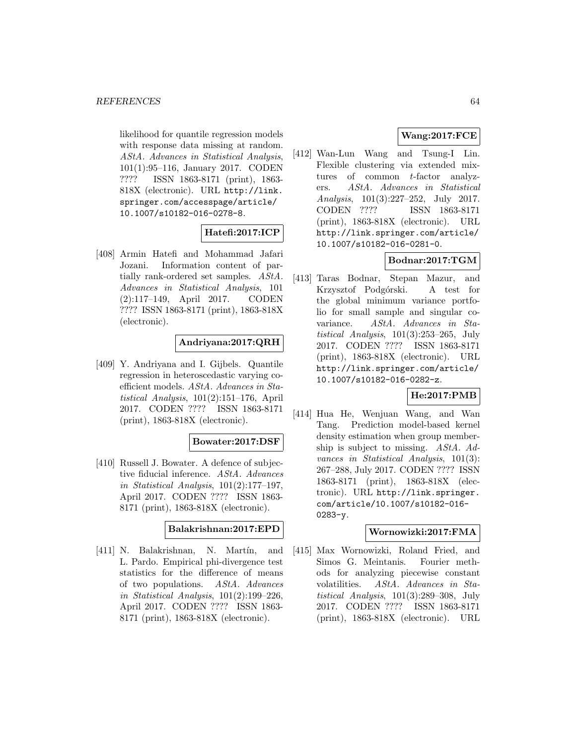likelihood for quantile regression models with response data missing at random. *AStA. Advances in Statistical Analysis*, 101(1):95–116, January 2017. CODEN ???? ISSN 1863-8171 (print), 1863-818X (electronic). URL http://link.springer.com/accesspage/article/10.1007/s10182-016-0278-8.

**Hatefi:2017:ICP**

[408] Armin Hatefi and Mohammad Jafari Jozani. Information content of partially rank-ordered set samples. *AStA. Advances in Statistical Analysis*, 101 (2):117–149, April 2017. CODEN ???? ISSN 1863-8171 (print), 1863-818X (electronic).

**Andriyana:2017:QRH**

[409] Y. Andriyana and I. Gijbels. Quantile regression in heteroscedastic varying coefficient models. *AStA. Advances in Statistical Analysis*, 101(2):151–176, April 2017. CODEN ???? ISSN 1863-8171 (print), 1863-818X (electronic).

**Bowater:2017:DSF**

[410] Russell J. Bowater. A defence of subjective fiducial inference. *AStA. Advances in Statistical Analysis*, 101(2):177–197, April 2017. CODEN ???? ISSN 1863-8171 (print), 1863-818X (electronic).

**Balakrishnan:2017:EPD**

[411] N. Balakrishnan, N. Martín, and L. Pardo. Empirical phi-divergence test statistics for the difference of means of two populations. *AStA. Advances in Statistical Analysis*, 101(2):199–226, April 2017. CODEN ???? ISSN 1863-8171 (print), 1863-818X (electronic).

**Wang:2017:FCE**

[412] Wan-Lun Wang and Tsung-I Lin. Flexible clustering via extended mixtures of common $t$-factor analyzers. *AStA. Advances in Statistical Analysis*, 101(3):227–252, July 2017. CODEN ???? ISSN 1863-8171 (print), 1863-818X (electronic). URL http://link.springer.com/article/10.1007/s10182-016-0281-0.

**Bodnar:2017:TGM**

[413] Taras Bodnar, Stepan Mazur, and Krzysztof Podgórski. A test for the global minimum variance portfolio for small sample and singular covariance. *AStA. Advances in Statistical Analysis*, 101(3):253–265, July 2017. CODEN ???? ISSN 1863-8171 (print), 1863-818X (electronic). URL http://link.springer.com/article/10.1007/s10182-016-0282-z.

**He:2017:PMB**

[414] Hua He, Wenjuan Wang, and Wan Tang. Prediction model-based kernel density estimation when group membership is subject to missing. *AStA. Advances in Statistical Analysis*, 101(3): 267–288, July 2017. CODEN ???? ISSN 1863-8171 (print), 1863-818X (electronic). URL http://link.springer.com/article/10.1007/s10182-016-0283-y.

**Wornowizki:2017:FMA**

[415] Max Wornowizki, Roland Fried, and Simos G. Meintanis. Fourier methods for analyzing piecewise constant volatilities. *AStA. Advances in Statistical Analysis*, 101(3):289–308, July 2017. CODEN ???? ISSN 1863-8171 (print), 1863-818X (electronic). URL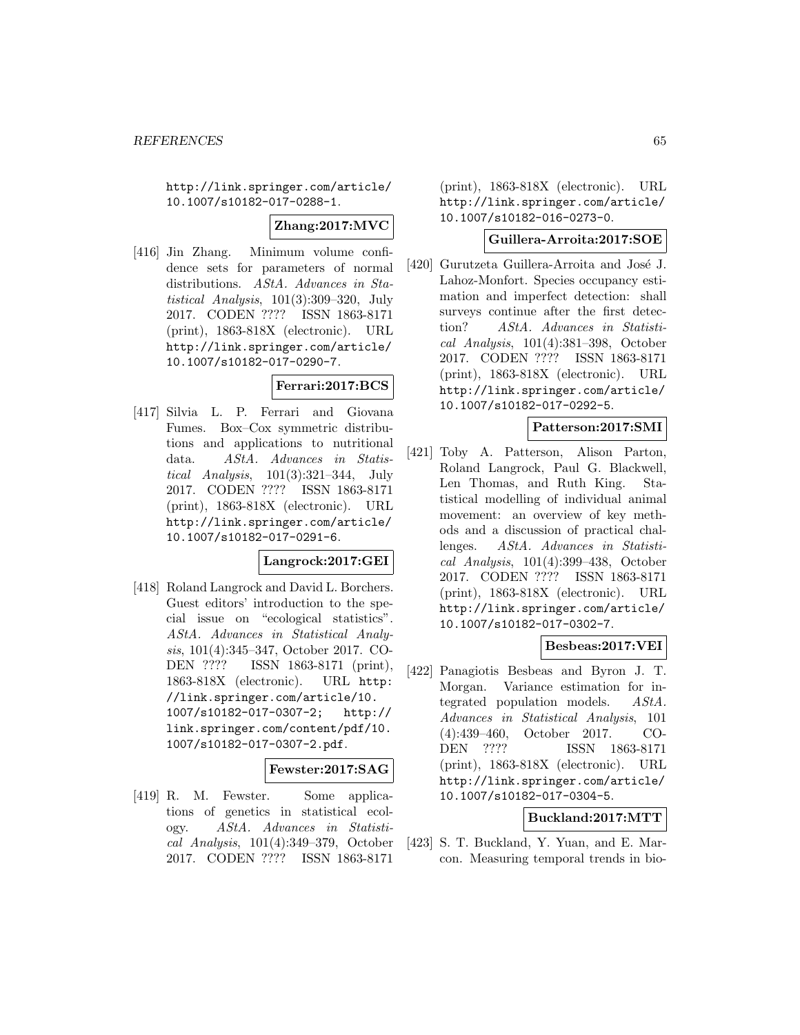http://link.springer.com/article/10.1007/s10182-017-0288-1.

**Zhang:2017:MVC**

[416] Jin Zhang. Minimum volume confidence sets for parameters of normal distributions. *AStA. Advances in Statistical Analysis*, 101(3):309–320, July 2017. CODEN ???? ISSN 1863-8171 (print), 1863-818X (electronic). URL http://link.springer.com/article/10.1007/s10182-017-0290-7.

**Ferrari:2017:BCS**

[417] Silvia L. P. Ferrari and Giovana Fumes. Box–Cox symmetric distributions and applications to nutritional data. *AStA. Advances in Statistical Analysis*, 101(3):321–344, July 2017. CODEN ???? ISSN 1863-8171 (print), 1863-818X (electronic). URL http://link.springer.com/article/10.1007/s10182-017-0291-6.

**Langrock:2017:GEI**

[418] Roland Langrock and David L. Borchers. Guest editors' introduction to the special issue on "ecological statistics". *AStA. Advances in Statistical Analysis*, 101(4):345–347, October 2017. CODEN ???? ISSN 1863-8171 (print), 1863-818X (electronic). URL http://link.springer.com/article/10.1007/s10182-017-0307-2; http://link.springer.com/content/pdf/10.1007/s10182-017-0307-2.pdf.

**Fewster:2017:SAG**

[419] R. M. Fewster. Some applications of genetics in statistical ecology. *AStA. Advances in Statistical Analysis*, 101(4):349–379, October 2017. CODEN ???? ISSN 1863-8171 (print), 1863-818X (electronic). URL http://link.springer.com/article/10.1007/s10182-016-0273-0.

**Guillera-Arroita:2017:SOE**

[420] Gurutzeta Guillera-Arroita and José J. Lahoz-Monfort. Species occupancy estimation and imperfect detection: shall surveys continue after the first detection? *AStA. Advances in Statistical Analysis*, 101(4):381–398, October 2017. CODEN ???? ISSN 1863-8171 (print), 1863-818X (electronic). URL http://link.springer.com/article/10.1007/s10182-017-0292-5.

**Patterson:2017:SMI**

[421] Toby A. Patterson, Alison Parton, Roland Langrock, Paul G. Blackwell, Len Thomas, and Ruth King. Statistical modelling of individual animal movement: an overview of key methods and a discussion of practical challenges. *AStA. Advances in Statistical Analysis*, 101(4):399–438, October 2017. CODEN ???? ISSN 1863-8171 (print), 1863-818X (electronic). URL http://link.springer.com/article/10.1007/s10182-017-0302-7.

**Besbeas:2017:VEI**

[422] Panagiotis Besbeas and Byron J. T. Morgan. Variance estimation for integrated population models. *AStA. Advances in Statistical Analysis*, 101(4):439–460, October 2017. CODEN ???? ISSN 1863-8171 (print), 1863-818X (electronic). URL http://link.springer.com/article/10.1007/s10182-017-0304-5.

**Buckland:2017:MTT**

[423] S. T. Buckland, Y. Yuan, and E. Marcon. Measuring temporal trends in bio-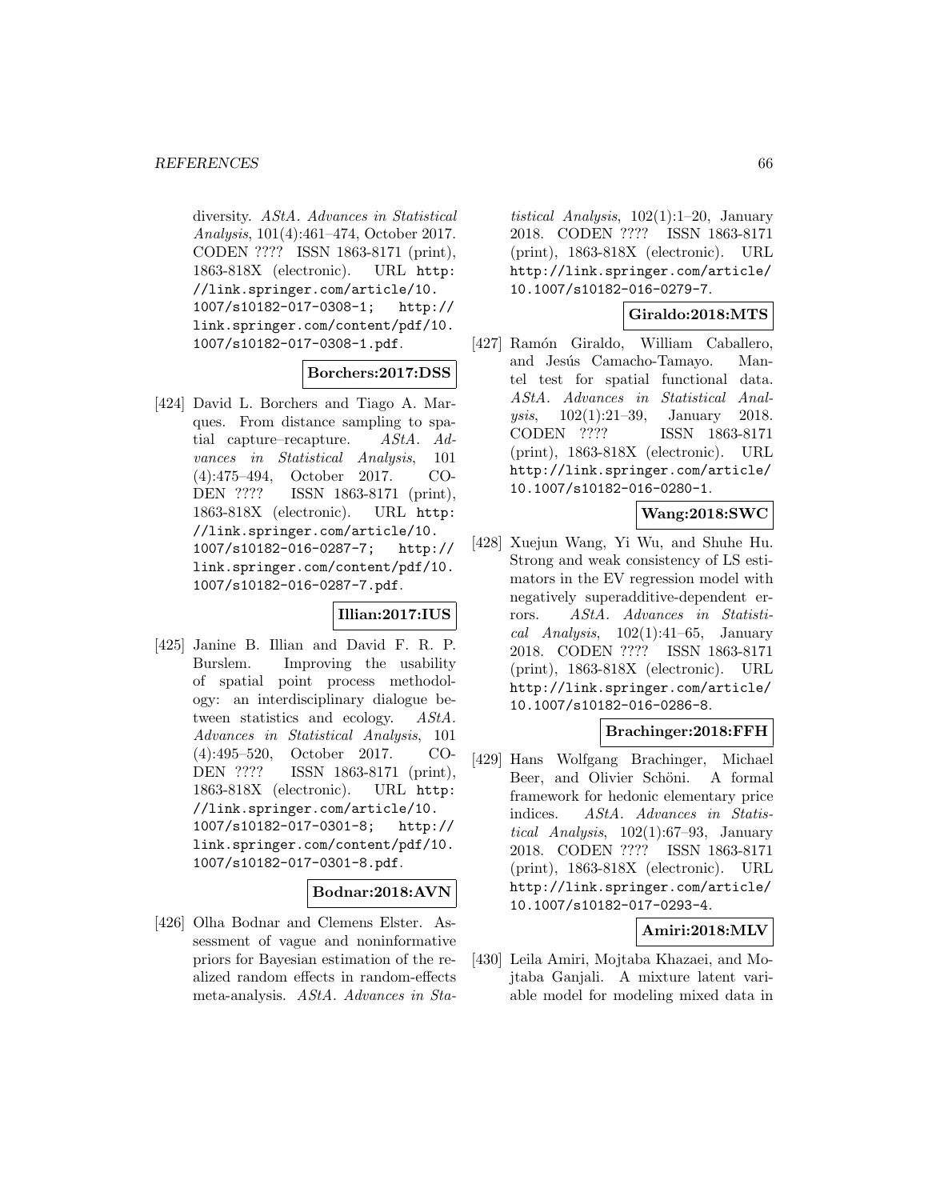diversity. *AStA. Advances in Statistical Analysis*, 101(4):461–474, October 2017. CODEN ???? ISSN 1863-8171 (print), 1863-818X (electronic). URL http://link.springer.com/article/10.1007/s10182-017-0308-1; http://link.springer.com/content/pdf/10.1007/s10182-017-0308-1.pdf.

**Borchers:2017:DSS**

[424] David L. Borchers and Tiago A. Marques. From distance sampling to spatial capture–recapture. *AStA. Advances in Statistical Analysis*, 101(4):475–494, October 2017. CODEN ???? ISSN 1863-8171 (print), 1863-818X (electronic). URL http://link.springer.com/article/10.1007/s10182-016-0287-7; http://link.springer.com/content/pdf/10.1007/s10182-016-0287-7.pdf.

**Illian:2017:IUS**

[425] Janine B. Illian and David F. R. P. Burslem. Improving the usability of spatial point process methodology: an interdisciplinary dialogue between statistics and ecology. *AStA. Advances in Statistical Analysis*, 101(4):495–520, October 2017. CODEN ???? ISSN 1863-8171 (print), 1863-818X (electronic). URL http://link.springer.com/article/10.1007/s10182-017-0301-8; http://link.springer.com/content/pdf/10.1007/s10182-017-0301-8.pdf.

**Bodnar:2018:AVN**

[426] Olha Bodnar and Clemens Elster. Assessment of vague and noninformative priors for Bayesian estimation of the realized random effects in random-effects meta-analysis. *AStA. Advances in Statistical Analysis*, 102(1):1–20, January 2018. CODEN ???? ISSN 1863-8171 (print), 1863-818X (electronic). URL http://link.springer.com/article/10.1007/s10182-016-0279-7.

**Giraldo:2018:MTS**

[427] Ramón Giraldo, William Caballero, and Jesús Camacho-Tamayo. Mantel test for spatial functional data. *AStA. Advances in Statistical Analysis*, 102(1):21–39, January 2018. CODEN ???? ISSN 1863-8171 (print), 1863-818X (electronic). URL http://link.springer.com/article/10.1007/s10182-016-0280-1.

**Wang:2018:SWC**

[428] Xuejun Wang, Yi Wu, and Shuhe Hu. Strong and weak consistency of LS estimators in the EV regression model with negatively superadditive-dependent errors. *AStA. Advances in Statistical Analysis*, 102(1):41–65, January 2018. CODEN ???? ISSN 1863-8171 (print), 1863-818X (electronic). URL http://link.springer.com/article/10.1007/s10182-016-0286-8.

**Brachinger:2018:FFH**

[429] Hans Wolfgang Brachinger, Michael Beer, and Olivier Schöni. A formal framework for hedonic elementary price indices. *AStA. Advances in Statistical Analysis*, 102(1):67–93, January 2018. CODEN ???? ISSN 1863-8171 (print), 1863-818X (electronic). URL http://link.springer.com/article/10.1007/s10182-017-0293-4.

**Amiri:2018:MLV**

[430] Leila Amiri, Mojtaba Khazaei, and Mojtaba Ganjali. A mixture latent variable model for modeling mixed data in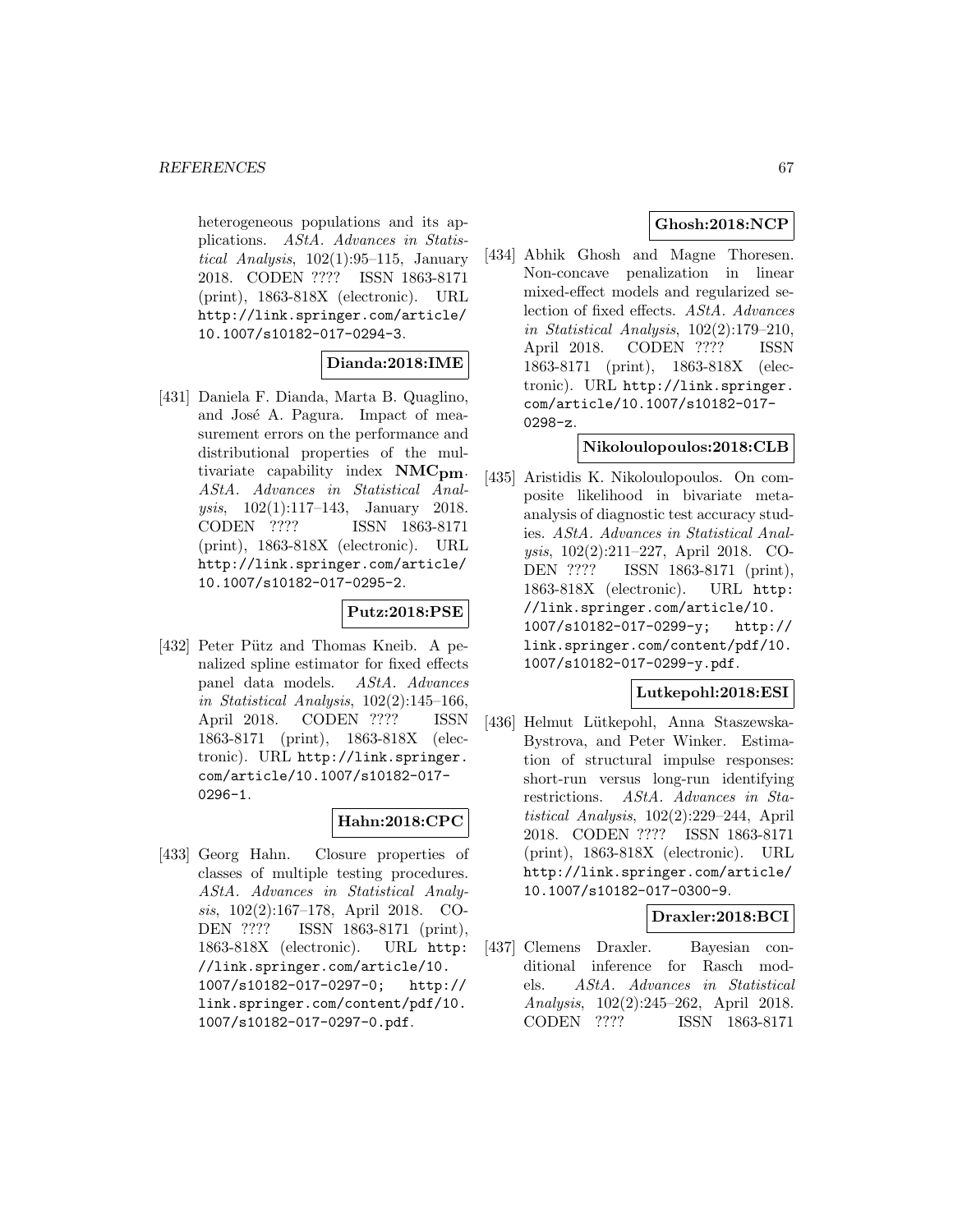heterogeneous populations and its applications. *AStA. Advances in Statistical Analysis*, 102(1):95–115, January 2018. CODEN ???? ISSN 1863-8171 (print), 1863-818X (electronic). URL http://link.springer.com/article/10.1007/s10182-017-0294-3.

**Dianda:2018:IME**

[431] Daniela F. Dianda, Marta B. Quaglino, and José A. Pagura. Impact of measurement errors on the performance and distributional properties of the multivariate capability index $\mathbf{NMC_{pm}}$. *AStA. Advances in Statistical Analysis*, 102(1):117–143, January 2018. CODEN ???? ISSN 1863-8171 (print), 1863-818X (electronic). URL http://link.springer.com/article/10.1007/s10182-017-0295-2.

**Putz:2018:PSE**

[432] Peter Pütz and Thomas Kneib. A penalized spline estimator for fixed effects panel data models. *AStA. Advances in Statistical Analysis*, 102(2):145–166, April 2018. CODEN ???? ISSN 1863-8171 (print), 1863-818X (electronic). URL http://link.springer.com/article/10.1007/s10182-017-0296-1.

**Hahn:2018:CPC**

[433] Georg Hahn. Closure properties of classes of multiple testing procedures. *AStA. Advances in Statistical Analysis*, 102(2):167–178, April 2018. CODEN ???? ISSN 1863-8171 (print), 1863-818X (electronic). URL http://link.springer.com/article/10.1007/s10182-017-0297-0; http://link.springer.com/content/pdf/10.1007/s10182-017-0297-0.pdf.

**Ghosh:2018:NCP**

[434] Abhik Ghosh and Magne Thoresen. Non-concave penalization in linear mixed-effect models and regularized selection of fixed effects. *AStA. Advances in Statistical Analysis*, 102(2):179–210, April 2018. CODEN ???? ISSN 1863-8171 (print), 1863-818X (electronic). URL http://link.springer.com/article/10.1007/s10182-017-0298-z.

**Nikoloulopoulos:2018:CLB**

[435] Aristidis K. Nikoloulopoulos. On composite likelihood in bivariate meta-analysis of diagnostic test accuracy studies. *AStA. Advances in Statistical Analysis*, 102(2):211–227, April 2018. CODEN ???? ISSN 1863-8171 (print), 1863-818X (electronic). URL http://link.springer.com/article/10.1007/s10182-017-0299-y; http://link.springer.com/content/pdf/10.1007/s10182-017-0299-y.pdf.

**Lutkepohl:2018:ESI**

[436] Helmut Lütkepohl, Anna Staszewska-Bystrova, and Peter Winker. Estimation of structural impulse responses: short-run versus long-run identifying restrictions. *AStA. Advances in Statistical Analysis*, 102(2):229–244, April 2018. CODEN ???? ISSN 1863-8171 (print), 1863-818X (electronic). URL http://link.springer.com/article/10.1007/s10182-017-0300-9.

**Draxler:2018:BCI**

[437] Clemens Draxler. Bayesian conditional inference for Rasch models. *AStA. Advances in Statistical Analysis*, 102(2):245–262, April 2018. CODEN ???? ISSN 1863-8171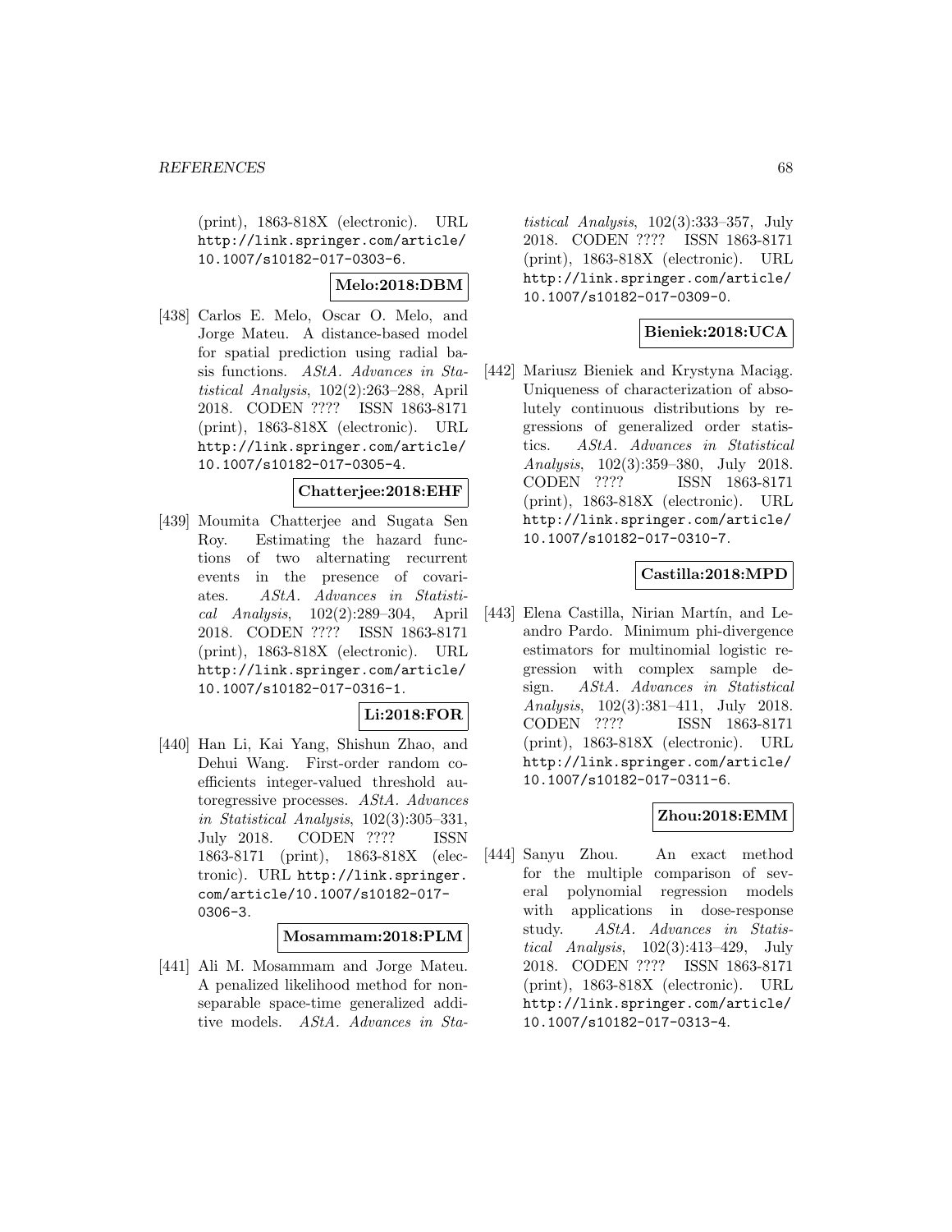(print), 1863-818X (electronic). URL http://link.springer.com/article/10.1007/s10182-017-0303-6.

**Melo:2018:DBM**

[438] Carlos E. Melo, Oscar O. Melo, and Jorge Mateu. A distance-based model for spatial prediction using radial basis functions. *AStA. Advances in Statistical Analysis*, 102(2):263–288, April 2018. CODEN ???? ISSN 1863-8171 (print), 1863-818X (electronic). URL http://link.springer.com/article/10.1007/s10182-017-0305-4.

**Chatterjee:2018:EHF**

[439] Moumita Chatterjee and Sugata Sen Roy. Estimating the hazard functions of two alternating recurrent events in the presence of covariates. *AStA. Advances in Statistical Analysis*, 102(2):289–304, April 2018. CODEN ???? ISSN 1863-8171 (print), 1863-818X (electronic). URL http://link.springer.com/article/10.1007/s10182-017-0316-1.

**Li:2018:FOR**

[440] Han Li, Kai Yang, Shishun Zhao, and Dehui Wang. First-order random coefficients integer-valued threshold autoregressive processes. *AStA. Advances in Statistical Analysis*, 102(3):305–331, July 2018. CODEN ???? ISSN 1863-8171 (print), 1863-818X (electronic). URL http://link.springer.com/article/10.1007/s10182-017-0306-3.

**Mosammam:2018:PLM**

[441] Ali M. Mosammam and Jorge Mateu. A penalized likelihood method for non-separable space-time generalized additive models. *AStA. Advances in Statistical Analysis*, 102(3):333–357, July 2018. CODEN ???? ISSN 1863-8171 (print), 1863-818X (electronic). URL http://link.springer.com/article/10.1007/s10182-017-0309-0.

**Bieniek:2018:UCA**

[442] Mariusz Bieniek and Krystyna Maciąg. Uniqueness of characterization of absolutely continuous distributions by regressions of generalized order statistics. *AStA. Advances in Statistical Analysis*, 102(3):359–380, July 2018. CODEN ???? ISSN 1863-8171 (print), 1863-818X (electronic). URL http://link.springer.com/article/10.1007/s10182-017-0310-7.

**Castilla:2018:MPD**

[443] Elena Castilla, Nirian Martín, and Leandro Pardo. Minimum phi-divergence estimators for multinomial logistic regression with complex sample design. *AStA. Advances in Statistical Analysis*, 102(3):381–411, July 2018. CODEN ???? ISSN 1863-8171 (print), 1863-818X (electronic). URL http://link.springer.com/article/10.1007/s10182-017-0311-6.

**Zhou:2018:EMM**

[444] Sanyu Zhou. An exact method for the multiple comparison of several polynomial regression models with applications in dose-response study. *AStA. Advances in Statistical Analysis*, 102(3):413–429, July 2018. CODEN ???? ISSN 1863-8171 (print), 1863-818X (electronic). URL http://link.springer.com/article/10.1007/s10182-017-0313-4.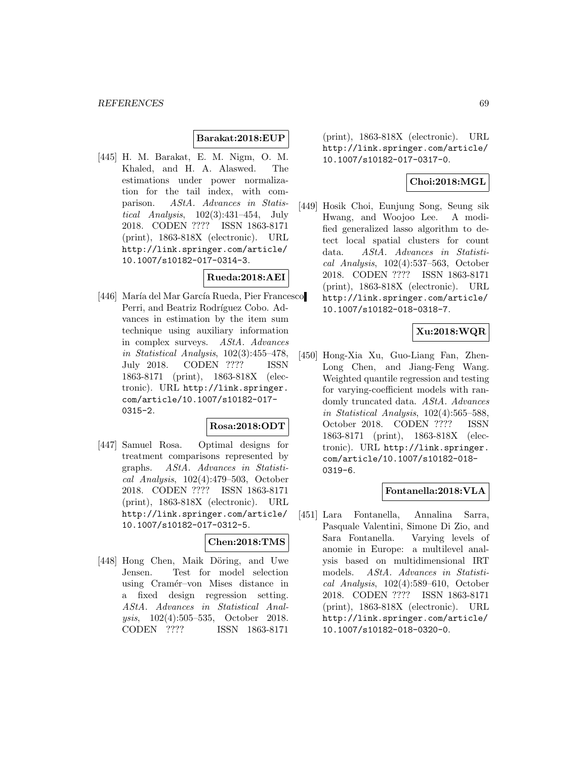**Barakat:2018:EUP**

[445] H. M. Barakat, E. M. Nigm, O. M. Khaled, and H. A. Alaswed. The estimations under power normalization for the tail index, with comparison. *AStA. Advances in Statistical Analysis*, 102(3):431–454, July 2018. CODEN ???? ISSN 1863-8171 (print), 1863-818X (electronic). URL http://link.springer.com/article/10.1007/s10182-017-0314-3.

**Rueda:2018:AEI**

[446] María del Mar García Rueda, Pier Francesco Perri, and Beatriz Rodríguez Cobo. Advances in estimation by the item sum technique using auxiliary information in complex surveys. *AStA. Advances in Statistical Analysis*, 102(3):455–478, July 2018. CODEN ???? ISSN 1863-8171 (print), 1863-818X (electronic). URL http://link.springer.com/article/10.1007/s10182-017-0315-2.

**Rosa:2018:ODT**

[447] Samuel Rosa. Optimal designs for treatment comparisons represented by graphs. *AStA. Advances in Statistical Analysis*, 102(4):479–503, October 2018. CODEN ???? ISSN 1863-8171 (print), 1863-818X (electronic). URL http://link.springer.com/article/10.1007/s10182-017-0312-5.

**Chen:2018:TMS**

[448] Hong Chen, Maik Döring, and Uwe Jensen. Test for model selection using Cramér–von Mises distance in a fixed design regression setting. *AStA. Advances in Statistical Analysis*, 102(4):505–535, October 2018. CODEN ???? ISSN 1863-8171 (print), 1863-818X (electronic). URL http://link.springer.com/article/10.1007/s10182-017-0317-0.

**Choi:2018:MGL**

[449] Hosik Choi, Eunjung Song, Seung sik Hwang, and Woojoo Lee. A modified generalized lasso algorithm to detect local spatial clusters for count data. *AStA. Advances in Statistical Analysis*, 102(4):537–563, October 2018. CODEN ???? ISSN 1863-8171 (print), 1863-818X (electronic). URL http://link.springer.com/article/10.1007/s10182-018-0318-7.

**Xu:2018:WQR**

[450] Hong-Xia Xu, Guo-Liang Fan, Zhen-Long Chen, and Jiang-Feng Wang. Weighted quantile regression and testing for varying-coefficient models with randomly truncated data. *AStA. Advances in Statistical Analysis*, 102(4):565–588, October 2018. CODEN ???? ISSN 1863-8171 (print), 1863-818X (electronic). URL http://link.springer.com/article/10.1007/s10182-018-0319-6.

**Fontanella:2018:VLA**

[451] Lara Fontanella, Annalina Sarra, Pasquale Valentini, Simone Di Zio, and Sara Fontanella. Varying levels of anomie in Europe: a multilevel analysis based on multidimensional IRT models. *AStA. Advances in Statistical Analysis*, 102(4):589–610, October 2018. CODEN ???? ISSN 1863-8171 (print), 1863-818X (electronic). URL http://link.springer.com/article/10.1007/s10182-018-0320-0.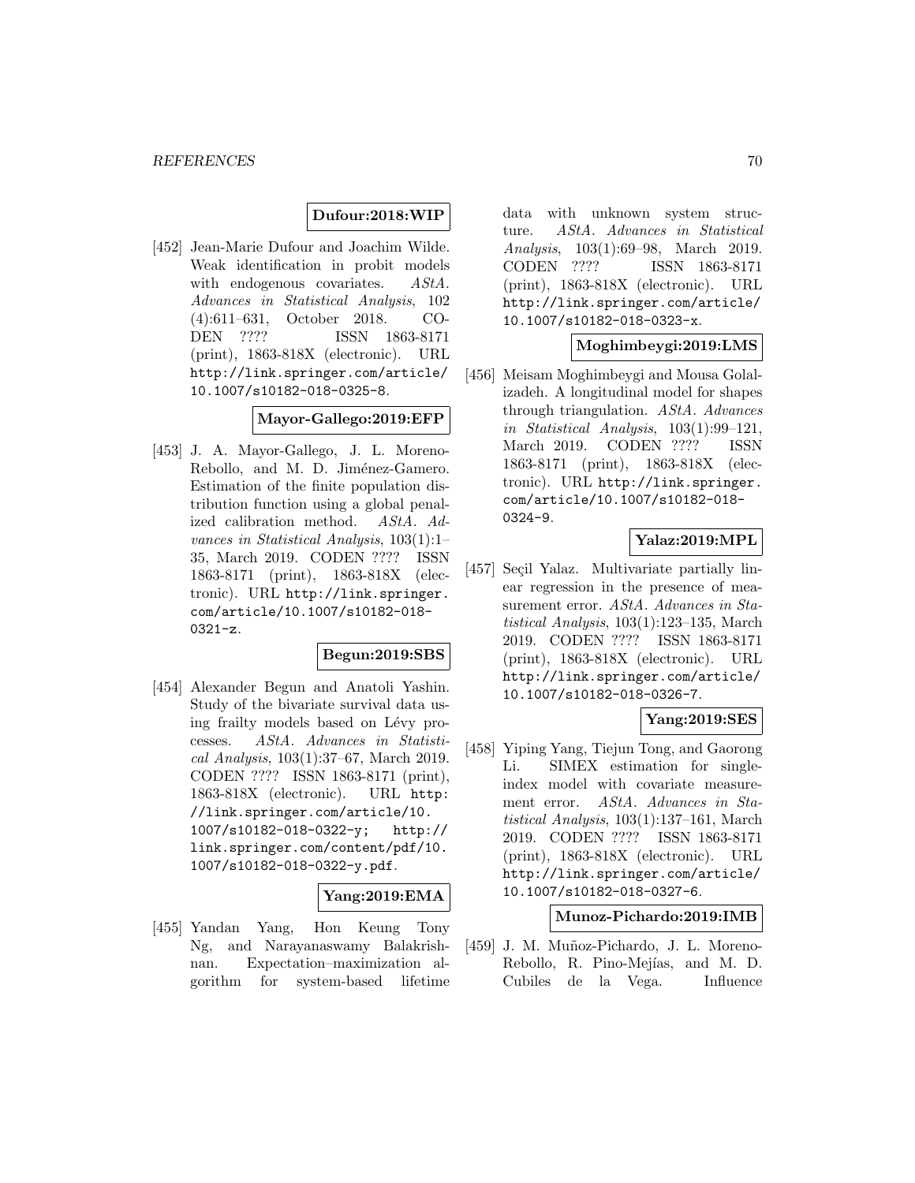**Dufour:2018:WIP**

[452] Jean-Marie Dufour and Joachim Wilde. Weak identification in probit models with endogenous covariates. *AStA. Advances in Statistical Analysis*, 102 (4):611–631, October 2018. CODEN ???? ISSN 1863-8171 (print), 1863-818X (electronic). URL http://link.springer.com/article/10.1007/s10182-018-0325-8.

**Mayor-Gallego:2019:EFP**

[453] J. A. Mayor-Gallego, J. L. Moreno-Rebollo, and M. D. Jiménez-Gamero. Estimation of the finite population distribution function using a global penalized calibration method. *AStA. Advances in Statistical Analysis*, 103(1):1–35, March 2019. CODEN ???? ISSN 1863-8171 (print), 1863-818X (electronic). URL http://link.springer.com/article/10.1007/s10182-018-0321-z.

**Begun:2019:SBS**

[454] Alexander Begun and Anatoli Yashin. Study of the bivariate survival data using frailty models based on Lévy processes. *AStA. Advances in Statistical Analysis*, 103(1):37–67, March 2019. CODEN ???? ISSN 1863-8171 (print), 1863-818X (electronic). URL http://link.springer.com/article/10.1007/s10182-018-0322-y; http://link.springer.com/content/pdf/10.1007/s10182-018-0322-y.pdf.

**Yang:2019:EMA**

[455] Yandan Yang, Hon Keung Tony Ng, and Narayanaswamy Balakrishnan. Expectation–maximization algorithm for system-based lifetime data with unknown system structure. *AStA. Advances in Statistical Analysis*, 103(1):69–98, March 2019. CODEN ???? ISSN 1863-8171 (print), 1863-818X (electronic). URL http://link.springer.com/article/10.1007/s10182-018-0323-x.

**Moghimbeygi:2019:LMS**

[456] Meisam Moghimbeygi and Mousa Golalizadeh. A longitudinal model for shapes through triangulation. *AStA. Advances in Statistical Analysis*, 103(1):99–121, March 2019. CODEN ???? ISSN 1863-8171 (print), 1863-818X (electronic). URL http://link.springer.com/article/10.1007/s10182-018-0324-9.

**Yalaz:2019:MPL**

[457] Seçil Yalaz. Multivariate partially linear regression in the presence of measurement error. *AStA. Advances in Statistical Analysis*, 103(1):123–135, March 2019. CODEN ???? ISSN 1863-8171 (print), 1863-818X (electronic). URL http://link.springer.com/article/10.1007/s10182-018-0326-7.

**Yang:2019:SES**

[458] Yiping Yang, Tiejun Tong, and Gaorong Li. SIMEX estimation for single-index model with covariate measurement error. *AStA. Advances in Statistical Analysis*, 103(1):137–161, March 2019. CODEN ???? ISSN 1863-8171 (print), 1863-818X (electronic). URL http://link.springer.com/article/10.1007/s10182-018-0327-6.

**Munoz-Pichardo:2019:IMB**

[459] J. M. Muñoz-Pichardo, J. L. Moreno-Rebollo, R. Pino-Mejías, and M. D. Cubiles de la Vega. Influence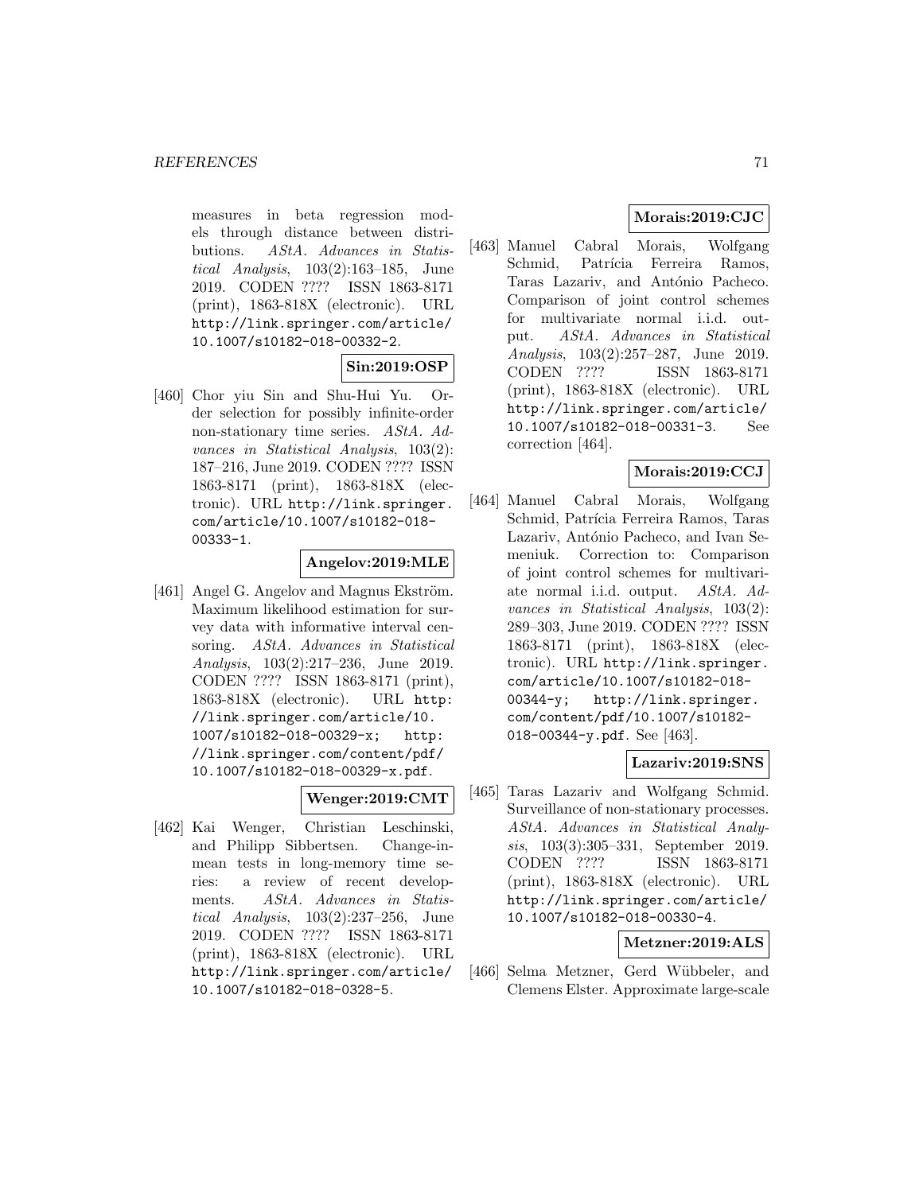measures in beta regression models through distance between distributions. *AStA. Advances in Statistical Analysis*, 103(2):163–185, June 2019. CODEN ???? ISSN 1863-8171 (print), 1863-818X (electronic). URL http://link.springer.com/article/10.1007/s10182-018-00332-2.

**Sin:2019:OSP**

[460] Chor yiu Sin and Shu-Hui Yu. Order selection for possibly infinite-order non-stationary time series. *AStA. Advances in Statistical Analysis*, 103(2): 187–216, June 2019. CODEN ???? ISSN 1863-8171 (print), 1863-818X (electronic). URL http://link.springer.com/article/10.1007/s10182-018-00333-1.

**Angelov:2019:MLE**

[461] Angel G. Angelov and Magnus Ekström. Maximum likelihood estimation for survey data with informative interval censoring. *AStA. Advances in Statistical Analysis*, 103(2):217–236, June 2019. CODEN ???? ISSN 1863-8171 (print), 1863-818X (electronic). URL http://link.springer.com/article/10.1007/s10182-018-00329-x; http://link.springer.com/content/pdf/10.1007/s10182-018-00329-x.pdf.

**Wenger:2019:CMT**

[462] Kai Wenger, Christian Leschinski, and Philipp Sibbertsen. Change-in-mean tests in long-memory time series: a review of recent developments. *AStA. Advances in Statistical Analysis*, 103(2):237–256, June 2019. CODEN ???? ISSN 1863-8171 (print), 1863-818X (electronic). URL http://link.springer.com/article/10.1007/s10182-018-0328-5.

**Morais:2019:CJC**

[463] Manuel Cabral Morais, Wolfgang Schmid, Patrícia Ferreira Ramos, Taras Lazariv, and António Pacheco. Comparison of joint control schemes for multivariate normal i.i.d. output. *AStA. Advances in Statistical Analysis*, 103(2):257–287, June 2019. CODEN ???? ISSN 1863-8171 (print), 1863-818X (electronic). URL http://link.springer.com/article/10.1007/s10182-018-00331-3. See correction [464].

**Morais:2019:CCJ**

[464] Manuel Cabral Morais, Wolfgang Schmid, Patrícia Ferreira Ramos, Taras Lazariv, António Pacheco, and Ivan Semeniuk. Correction to: Comparison of joint control schemes for multivariate normal i.i.d. output. *AStA. Advances in Statistical Analysis*, 103(2): 289–303, June 2019. CODEN ???? ISSN 1863-8171 (print), 1863-818X (electronic). URL http://link.springer.com/article/10.1007/s10182-018-00344-y; http://link.springer.com/content/pdf/10.1007/s10182-018-00344-y.pdf. See [463].

**Lazariv:2019:SNS**

[465] Taras Lazariv and Wolfgang Schmid. Surveillance of non-stationary processes. *AStA. Advances in Statistical Analysis*, 103(3):305–331, September 2019. CODEN ???? ISSN 1863-8171 (print), 1863-818X (electronic). URL http://link.springer.com/article/10.1007/s10182-018-00330-4.

**Metzner:2019:ALS**

[466] Selma Metzner, Gerd Wübbeler, and Clemens Elster. Approximate large-scale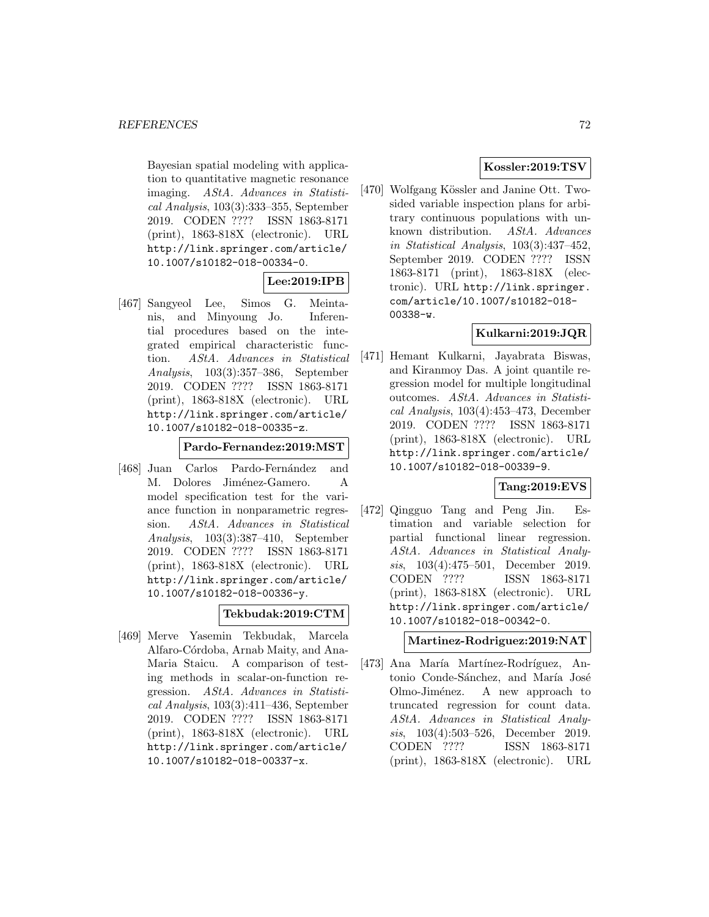Bayesian spatial modeling with application to quantitative magnetic resonance imaging. *AStA. Advances in Statistical Analysis*, 103(3):333–355, September 2019. CODEN ???? ISSN 1863-8171 (print), 1863-818X (electronic). URL http://link.springer.com/article/10.1007/s10182-018-00334-0.

**Lee:2019:IPB**

[467] Sangyeol Lee, Simos G. Meintanis, and Minyoung Jo. Inferential procedures based on the integrated empirical characteristic function. *AStA. Advances in Statistical Analysis*, 103(3):357–386, September 2019. CODEN ???? ISSN 1863-8171 (print), 1863-818X (electronic). URL http://link.springer.com/article/10.1007/s10182-018-00335-z.

**Pardo-Fernandez:2019:MST**

[468] Juan Carlos Pardo-Fernández and M. Dolores Jiménez-Gamero. A model specification test for the variance function in nonparametric regression. *AStA. Advances in Statistical Analysis*, 103(3):387–410, September 2019. CODEN ???? ISSN 1863-8171 (print), 1863-818X (electronic). URL http://link.springer.com/article/10.1007/s10182-018-00336-y.

**Tekbudak:2019:CTM**

[469] Merve Yasemin Tekbudak, Marcela Alfaro-Córdoba, Arnab Maity, and Ana-Maria Staicu. A comparison of testing methods in scalar-on-function regression. *AStA. Advances in Statistical Analysis*, 103(3):411–436, September 2019. CODEN ???? ISSN 1863-8171 (print), 1863-818X (electronic). URL http://link.springer.com/article/10.1007/s10182-018-00337-x.

**Kossler:2019:TSV**

[470] Wolfgang Kössler and Janine Ott. Two-sided variable inspection plans for arbitrary continuous populations with unknown distribution. *AStA. Advances in Statistical Analysis*, 103(3):437–452, September 2019. CODEN ???? ISSN 1863-8171 (print), 1863-818X (electronic). URL http://link.springer.com/article/10.1007/s10182-018-00338-w.

**Kulkarni:2019:JQR**

[471] Hemant Kulkarni, Jayabrata Biswas, and Kiranmoy Das. A joint quantile regression model for multiple longitudinal outcomes. *AStA. Advances in Statistical Analysis*, 103(4):453–473, December 2019. CODEN ???? ISSN 1863-8171 (print), 1863-818X (electronic). URL http://link.springer.com/article/10.1007/s10182-018-00339-9.

**Tang:2019:EVS**

[472] Qingguo Tang and Peng Jin. Estimation and variable selection for partial functional linear regression. *AStA. Advances in Statistical Analysis*, 103(4):475–501, December 2019. CODEN ???? ISSN 1863-8171 (print), 1863-818X (electronic). URL http://link.springer.com/article/10.1007/s10182-018-00342-0.

**Martinez-Rodriguez:2019:NAT**

[473] Ana María Martínez-Rodríguez, Antonio Conde-Sánchez, and María José Olmo-Jiménez. A new approach to truncated regression for count data. *AStA. Advances in Statistical Analysis*, 103(4):503–526, December 2019. CODEN ???? ISSN 1863-8171 (print), 1863-818X (electronic). URL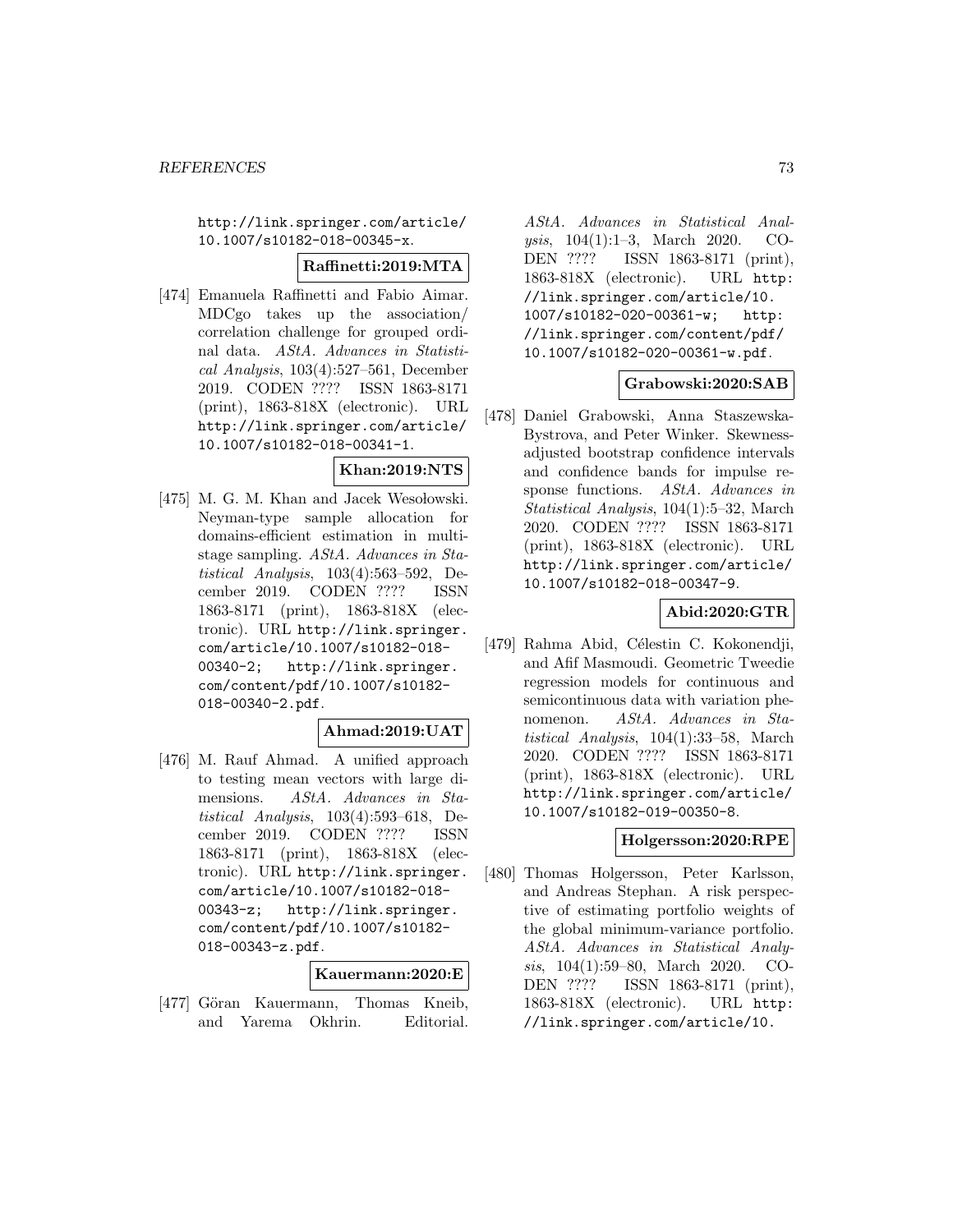http://link.springer.com/article/10.1007/s10182-018-00345-x.

**Raffinetti:2019:MTA**

[474] Emanuela Raffinetti and Fabio Aimar. MDCgo takes up the association/correlation challenge for grouped ordinal data. *AStA. Advances in Statistical Analysis*, 103(4):527–561, December 2019. CODEN ???? ISSN 1863-8171 (print), 1863-818X (electronic). URL http://link.springer.com/article/10.1007/s10182-018-00341-1.

**Khan:2019:NTS**

[475] M. G. M. Khan and Jacek Wesołowski. Neyman-type sample allocation for domains-efficient estimation in multistage sampling. *AStA. Advances in Statistical Analysis*, 103(4):563–592, December 2019. CODEN ???? ISSN 1863-8171 (print), 1863-818X (electronic). URL http://link.springer.com/article/10.1007/s10182-018-00340-2; http://link.springer.com/content/pdf/10.1007/s10182-018-00340-2.pdf.

**Ahmad:2019:UAT**

[476] M. Rauf Ahmad. A unified approach to testing mean vectors with large dimensions. *AStA. Advances in Statistical Analysis*, 103(4):593–618, December 2019. CODEN ???? ISSN 1863-8171 (print), 1863-818X (electronic). URL http://link.springer.com/article/10.1007/s10182-018-00343-z; http://link.springer.com/content/pdf/10.1007/s10182-018-00343-z.pdf.

**Kauermann:2020:E**

[477] Göran Kauermann, Thomas Kneib, and Yarema Okhrin. Editorial. *AStA. Advances in Statistical Analysis*, 104(1):1–3, March 2020. CODEN ???? ISSN 1863-8171 (print), 1863-818X (electronic). URL http://link.springer.com/article/10.1007/s10182-020-00361-w; http://link.springer.com/content/pdf/10.1007/s10182-020-00361-w.pdf.

**Grabowski:2020:SAB**

[478] Daniel Grabowski, Anna Staszewska-Bystrova, and Peter Winker. Skewness-adjusted bootstrap confidence intervals and confidence bands for impulse response functions. *AStA. Advances in Statistical Analysis*, 104(1):5–32, March 2020. CODEN ???? ISSN 1863-8171 (print), 1863-818X (electronic). URL http://link.springer.com/article/10.1007/s10182-018-00347-9.

**Abid:2020:GTR**

[479] Rahma Abid, Célestin C. Kokonendji, and Afif Masmoudi. Geometric Tweedie regression models for continuous and semicontinuous data with variation phenomenon. *AStA. Advances in Statistical Analysis*, 104(1):33–58, March 2020. CODEN ???? ISSN 1863-8171 (print), 1863-818X (electronic). URL http://link.springer.com/article/10.1007/s10182-019-00350-8.

**Holgersson:2020:RPE**

[480] Thomas Holgersson, Peter Karlsson, and Andreas Stephan. A risk perspective of estimating portfolio weights of the global minimum-variance portfolio. *AStA. Advances in Statistical Analysis*, 104(1):59–80, March 2020. CODEN ???? ISSN 1863-8171 (print), 1863-818X (electronic). URL http://link.springer.com/article/10.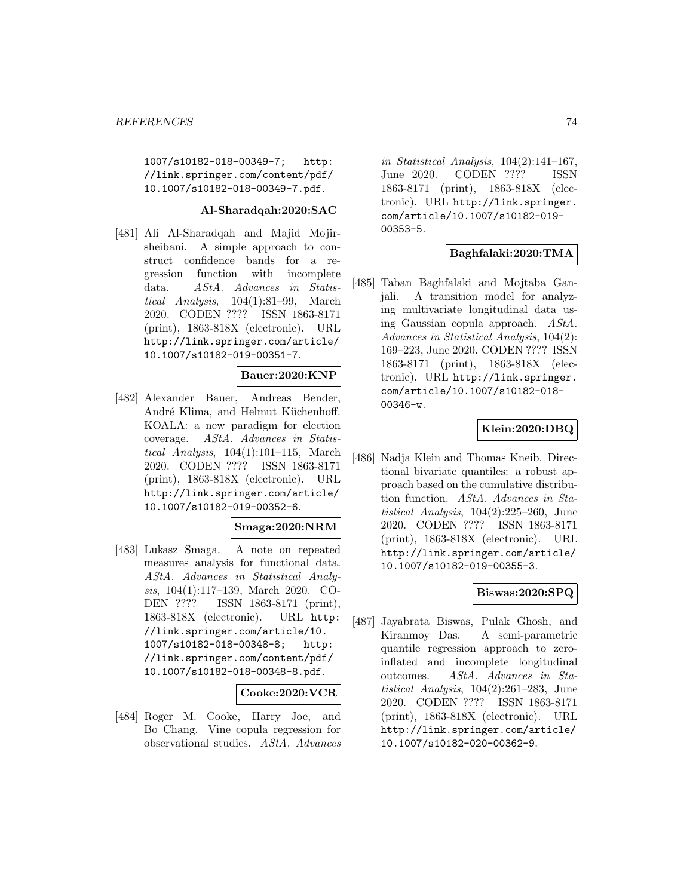1007/s10182-018-00349-7; http://link.springer.com/content/pdf/10.1007/s10182-018-00349-7.pdf.

**Al-Sharadqah:2020:SAC**

[481] Ali Al-Sharadqah and Majid Mojirsheibani. A simple approach to construct confidence bands for a regression function with incomplete data. *AStA. Advances in Statistical Analysis*, 104(1):81–99, March 2020. CODEN ???? ISSN 1863-8171 (print), 1863-818X (electronic). URL http://link.springer.com/article/10.1007/s10182-019-00351-7.

**Bauer:2020:KNP**

[482] Alexander Bauer, Andreas Bender, André Klima, and Helmut Küchenhoff. KOALA: a new paradigm for election coverage. *AStA. Advances in Statistical Analysis*, 104(1):101–115, March 2020. CODEN ???? ISSN 1863-8171 (print), 1863-818X (electronic). URL http://link.springer.com/article/10.1007/s10182-019-00352-6.

**Smaga:2020:NRM**

[483] Lukasz Smaga. A note on repeated measures analysis for functional data. *AStA. Advances in Statistical Analysis*, 104(1):117–139, March 2020. CODEN ???? ISSN 1863-8171 (print), 1863-818X (electronic). URL http://link.springer.com/article/10.1007/s10182-018-00348-8; http://link.springer.com/content/pdf/10.1007/s10182-018-00348-8.pdf.

**Cooke:2020:VCR**

[484] Roger M. Cooke, Harry Joe, and Bo Chang. Vine copula regression for observational studies. *AStA. Advances in Statistical Analysis*, 104(2):141–167, June 2020. CODEN ???? ISSN 1863-8171 (print), 1863-818X (electronic). URL http://link.springer.com/article/10.1007/s10182-019-00353-5.

**Baghfalaki:2020:TMA**

[485] Taban Baghfalaki and Mojtaba Ganjali. A transition model for analyzing multivariate longitudinal data using Gaussian copula approach. *AStA. Advances in Statistical Analysis*, 104(2): 169–223, June 2020. CODEN ???? ISSN 1863-8171 (print), 1863-818X (electronic). URL http://link.springer.com/article/10.1007/s10182-018-00346-w.

**Klein:2020:DBQ**

[486] Nadja Klein and Thomas Kneib. Directional bivariate quantiles: a robust approach based on the cumulative distribution function. *AStA. Advances in Statistical Analysis*, 104(2):225–260, June 2020. CODEN ???? ISSN 1863-8171 (print), 1863-818X (electronic). URL http://link.springer.com/article/10.1007/s10182-019-00355-3.

**Biswas:2020:SPQ**

[487] Jayabrata Biswas, Pulak Ghosh, and Kiranmoy Das. A semi-parametric quantile regression approach to zero-inflated and incomplete longitudinal outcomes. *AStA. Advances in Statistical Analysis*, 104(2):261–283, June 2020. CODEN ???? ISSN 1863-8171 (print), 1863-818X (electronic). URL http://link.springer.com/article/10.1007/s10182-020-00362-9.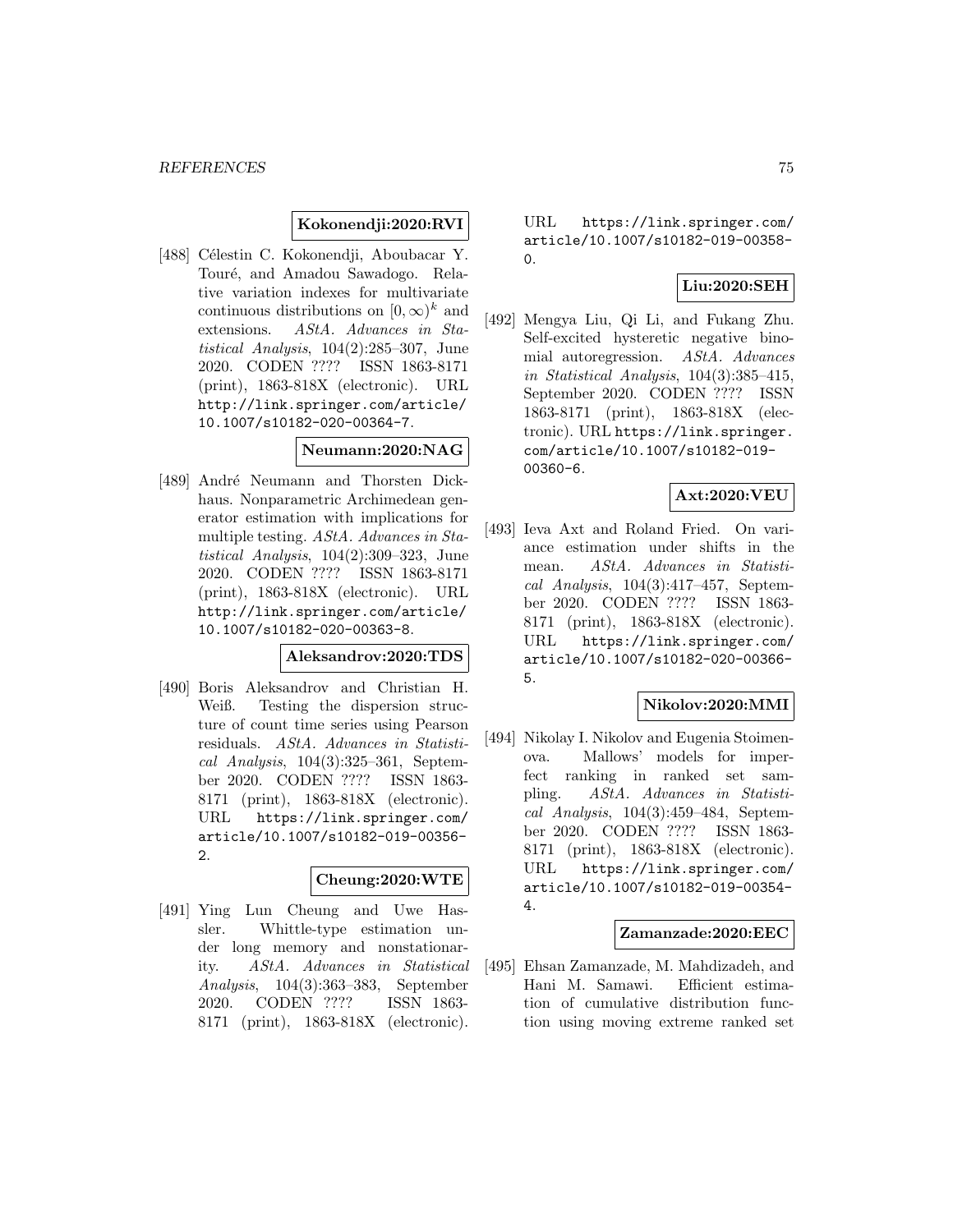**Kokonendji:2020:RVI**

[488] Célestin C. Kokonendji, Aboubacar Y. Touré, and Amadou Sawadogo. Relative variation indexes for multivariate continuous distributions on $[0,\infty)^k$ and extensions. *AStA. Advances in Statistical Analysis*, 104(2):285–307, June 2020. CODEN ???? ISSN 1863-8171 (print), 1863-818X (electronic). URL http://link.springer.com/article/10.1007/s10182-020-00364-7.

**Neumann:2020:NAG**

[489] André Neumann and Thorsten Dickhaus. Nonparametric Archimedean generator estimation with implications for multiple testing. *AStA. Advances in Statistical Analysis*, 104(2):309–323, June 2020. CODEN ???? ISSN 1863-8171 (print), 1863-818X (electronic). URL http://link.springer.com/article/10.1007/s10182-020-00363-8.

**Aleksandrov:2020:TDS**

[490] Boris Aleksandrov and Christian H. Weiß. Testing the dispersion structure of count time series using Pearson residuals. *AStA. Advances in Statistical Analysis*, 104(3):325–361, September 2020. CODEN ???? ISSN 1863-8171 (print), 1863-818X (electronic). URL https://link.springer.com/article/10.1007/s10182-019-00356-2.

**Cheung:2020:WTE**

[491] Ying Lun Cheung and Uwe Hassler. Whittle-type estimation under long memory and nonstationarity. *AStA. Advances in Statistical Analysis*, 104(3):363–383, September 2020. CODEN ???? ISSN 1863-8171 (print), 1863-818X (electronic). URL https://link.springer.com/article/10.1007/s10182-019-00358-0.

**Liu:2020:SEH**

[492] Mengya Liu, Qi Li, and Fukang Zhu. Self-excited hysteretic negative binomial autoregression. *AStA. Advances in Statistical Analysis*, 104(3):385–415, September 2020. CODEN ???? ISSN 1863-8171 (print), 1863-818X (electronic). URL https://link.springer.com/article/10.1007/s10182-019-00360-6.

**Axt:2020:VEU**

[493] Ieva Axt and Roland Fried. On variance estimation under shifts in the mean. *AStA. Advances in Statistical Analysis*, 104(3):417–457, September 2020. CODEN ???? ISSN 1863-8171 (print), 1863-818X (electronic). URL https://link.springer.com/article/10.1007/s10182-020-00366-5.

**Nikolov:2020:MMI**

[494] Nikolay I. Nikolov and Eugenia Stoimenova. Mallows' models for imperfect ranking in ranked set sampling. *AStA. Advances in Statistical Analysis*, 104(3):459–484, September 2020. CODEN ???? ISSN 1863-8171 (print), 1863-818X (electronic). URL https://link.springer.com/article/10.1007/s10182-019-00354-4.

**Zamanzade:2020:EEC**

[495] Ehsan Zamanzade, M. Mahdizadeh, and Hani M. Samawi. Efficient estimation of cumulative distribution function using moving extreme ranked set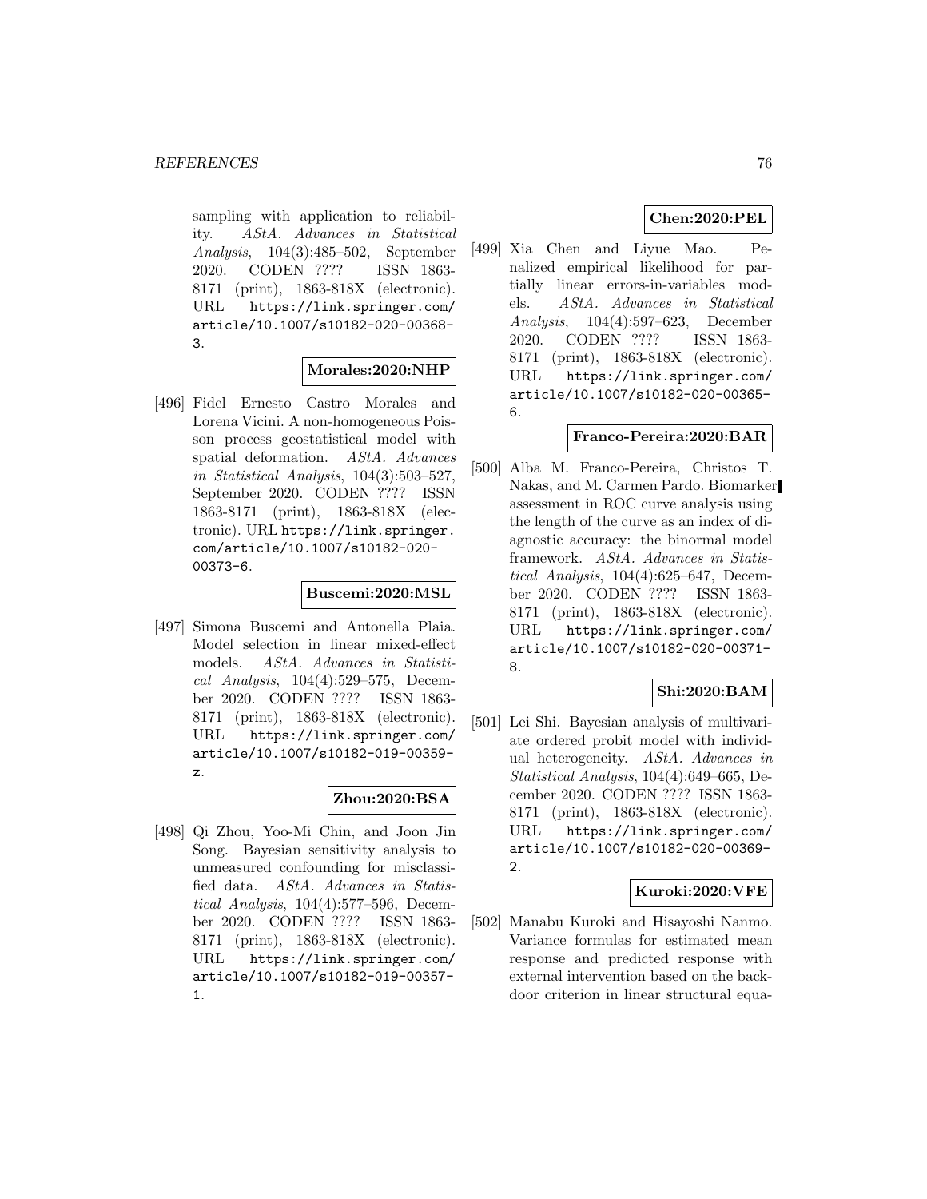sampling with application to reliability. *AStA. Advances in Statistical Analysis*, 104(3):485–502, September 2020. CODEN ???? ISSN 1863-8171 (print), 1863-818X (electronic). URL `https://link.springer.com/article/10.1007/s10182-020-00368-3`.

**Morales:2020:NHP**

[496] Fidel Ernesto Castro Morales and Lorena Vicini. A non-homogeneous Poisson process geostatistical model with spatial deformation. *AStA. Advances in Statistical Analysis*, 104(3):503–527, September 2020. CODEN ???? ISSN 1863-8171 (print), 1863-818X (electronic). URL `https://link.springer.com/article/10.1007/s10182-020-00373-6`.

**Buscemi:2020:MSL**

[497] Simona Buscemi and Antonella Plaia. Model selection in linear mixed-effect models. *AStA. Advances in Statistical Analysis*, 104(4):529–575, December 2020. CODEN ???? ISSN 1863-8171 (print), 1863-818X (electronic). URL `https://link.springer.com/article/10.1007/s10182-019-00359-z`.

**Zhou:2020:BSA**

[498] Qi Zhou, Yoo-Mi Chin, and Joon Jin Song. Bayesian sensitivity analysis to unmeasured confounding for misclassified data. *AStA. Advances in Statistical Analysis*, 104(4):577–596, December 2020. CODEN ???? ISSN 1863-8171 (print), 1863-818X (electronic). URL `https://link.springer.com/article/10.1007/s10182-019-00357-1`.

**Chen:2020:PEL**

[499] Xia Chen and Liyue Mao. Penalized empirical likelihood for partially linear errors-in-variables models. *AStA. Advances in Statistical Analysis*, 104(4):597–623, December 2020. CODEN ???? ISSN 1863-8171 (print), 1863-818X (electronic). URL `https://link.springer.com/article/10.1007/s10182-020-00365-6`.

**Franco-Pereira:2020:BAR**

[500] Alba M. Franco-Pereira, Christos T. Nakas, and M. Carmen Pardo. Biomarker assessment in ROC curve analysis using the length of the curve as an index of diagnostic accuracy: the binormal model framework. *AStA. Advances in Statistical Analysis*, 104(4):625–647, December 2020. CODEN ???? ISSN 1863-8171 (print), 1863-818X (electronic). URL `https://link.springer.com/article/10.1007/s10182-020-00371-8`.

**Shi:2020:BAM**

[501] Lei Shi. Bayesian analysis of multivariate ordered probit model with individual heterogeneity. *AStA. Advances in Statistical Analysis*, 104(4):649–665, December 2020. CODEN ???? ISSN 1863-8171 (print), 1863-818X (electronic). URL `https://link.springer.com/article/10.1007/s10182-020-00369-2`.

**Kuroki:2020:VFE**

[502] Manabu Kuroki and Hisayoshi Nanmo. Variance formulas for estimated mean response and predicted response with external intervention based on the back-door criterion in linear structural equa-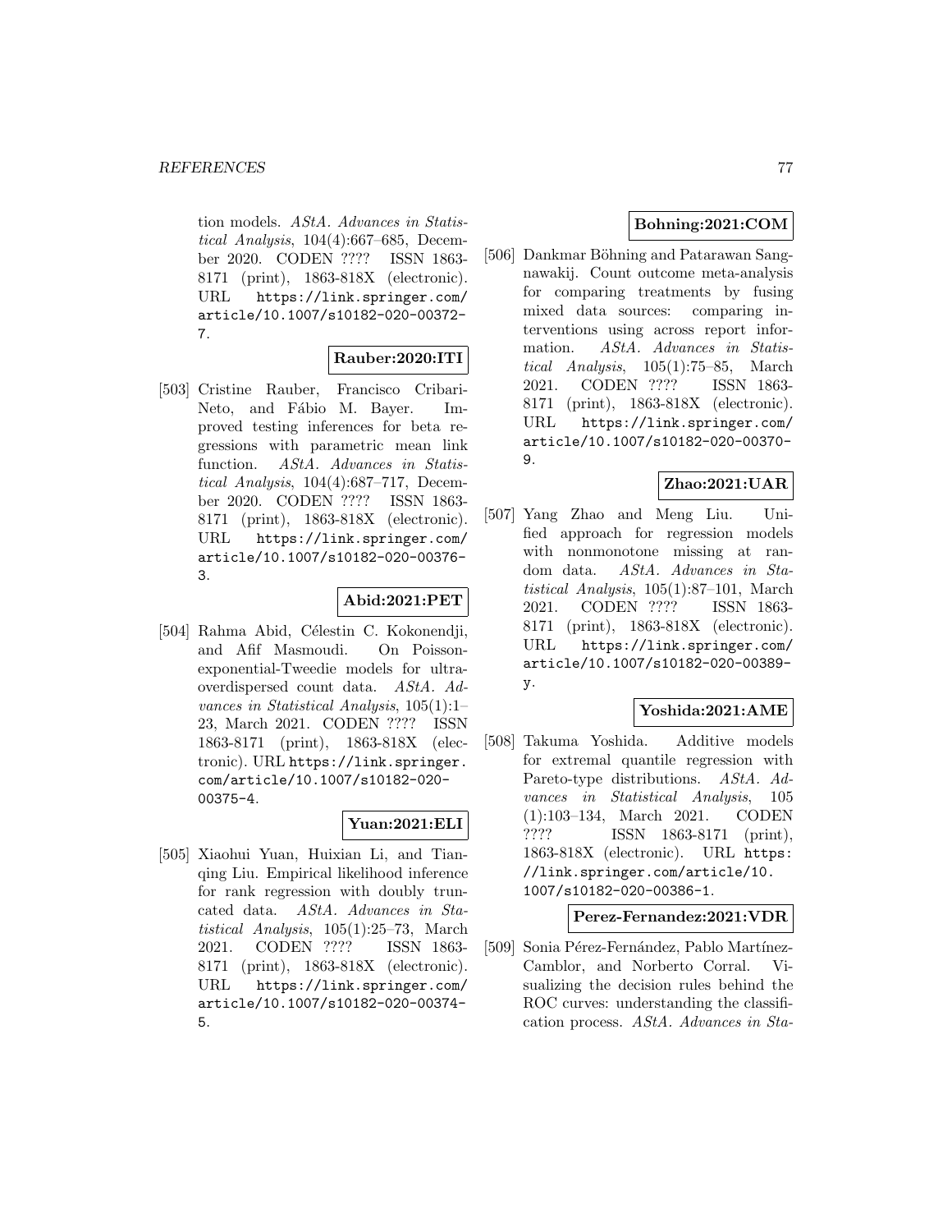tion models. *AStA. Advances in Statistical Analysis*, 104(4):667–685, December 2020. CODEN ???? ISSN 1863-8171 (print), 1863-818X (electronic). URL https://link.springer.com/article/10.1007/s10182-020-00372-7.

**Rauber:2020:ITI**

[503] Cristine Rauber, Francisco Cribari-Neto, and Fábio M. Bayer. Improved testing inferences for beta regressions with parametric mean link function. *AStA. Advances in Statistical Analysis*, 104(4):687–717, December 2020. CODEN ???? ISSN 1863-8171 (print), 1863-818X (electronic). URL https://link.springer.com/article/10.1007/s10182-020-00376-3.

**Abid:2021:PET**

[504] Rahma Abid, Célestin C. Kokonendji, and Afif Masmoudi. On Poisson-exponential-Tweedie models for ultra-overdispersed count data. *AStA. Advances in Statistical Analysis*, 105(1):1–23, March 2021. CODEN ???? ISSN 1863-8171 (print), 1863-818X (electronic). URL https://link.springer.com/article/10.1007/s10182-020-00375-4.

**Yuan:2021:ELI**

[505] Xiaohui Yuan, Huixian Li, and Tianqing Liu. Empirical likelihood inference for rank regression with doubly truncated data. *AStA. Advances in Statistical Analysis*, 105(1):25–73, March 2021. CODEN ???? ISSN 1863-8171 (print), 1863-818X (electronic). URL https://link.springer.com/article/10.1007/s10182-020-00374-5.

**Bohning:2021:COM**

[506] Dankmar Böhning and Patarawan Sangnawakij. Count outcome meta-analysis for comparing treatments by fusing mixed data sources: comparing interventions using across report information. *AStA. Advances in Statistical Analysis*, 105(1):75–85, March 2021. CODEN ???? ISSN 1863-8171 (print), 1863-818X (electronic). URL https://link.springer.com/article/10.1007/s10182-020-00370-9.

**Zhao:2021:UAR**

[507] Yang Zhao and Meng Liu. Unified approach for regression models with nonmonotone missing at random data. *AStA. Advances in Statistical Analysis*, 105(1):87–101, March 2021. CODEN ???? ISSN 1863-8171 (print), 1863-818X (electronic). URL https://link.springer.com/article/10.1007/s10182-020-00389-y.

**Yoshida:2021:AME**

[508] Takuma Yoshida. Additive models for extremal quantile regression with Pareto-type distributions. *AStA. Advances in Statistical Analysis*, 105 (1):103–134, March 2021. CODEN ???? ISSN 1863-8171 (print), 1863-818X (electronic). URL https://link.springer.com/article/10.1007/s10182-020-00386-1.

**Perez-Fernandez:2021:VDR**

[509] Sonia Pérez-Fernández, Pablo Martínez-Camblor, and Norberto Corral. Visualizing the decision rules behind the ROC curves: understanding the classification process. *AStA. Advances in Sta-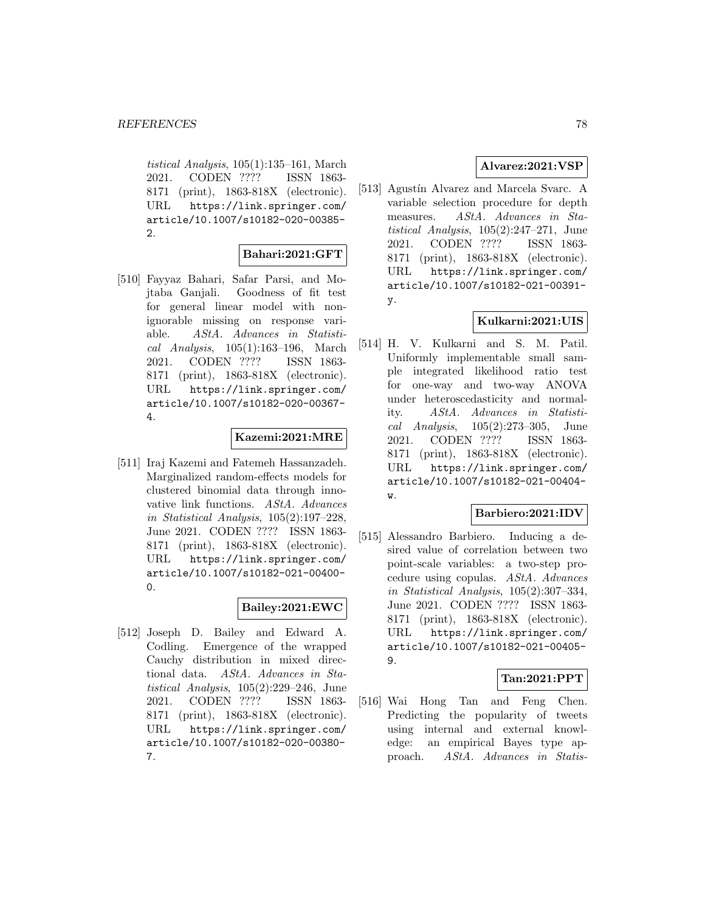*tistical Analysis*, 105(1):135–161, March 2021. CODEN ???? ISSN 1863-8171 (print), 1863-818X (electronic). URL https://link.springer.com/article/10.1007/s10182-020-00385-2.

**Bahari:2021:GFT**

[510] Fayyaz Bahari, Safar Parsi, and Mojtaba Ganjali. Goodness of fit test for general linear model with non-ignorable missing on response variable. *AStA. Advances in Statistical Analysis*, 105(1):163–196, March 2021. CODEN ???? ISSN 1863-8171 (print), 1863-818X (electronic). URL https://link.springer.com/article/10.1007/s10182-020-00367-4.

**Kazemi:2021:MRE**

[511] Iraj Kazemi and Fatemeh Hassanzadeh. Marginalized random-effects models for clustered binomial data through innovative link functions. *AStA. Advances in Statistical Analysis*, 105(2):197–228, June 2021. CODEN ???? ISSN 1863-8171 (print), 1863-818X (electronic). URL https://link.springer.com/article/10.1007/s10182-021-00400-0.

**Bailey:2021:EWC**

[512] Joseph D. Bailey and Edward A. Codling. Emergence of the wrapped Cauchy distribution in mixed directional data. *AStA. Advances in Statistical Analysis*, 105(2):229–246, June 2021. CODEN ???? ISSN 1863-8171 (print), 1863-818X (electronic). URL https://link.springer.com/article/10.1007/s10182-020-00380-7.

**Alvarez:2021:VSP**

[513] Agustín Alvarez and Marcela Svarc. A variable selection procedure for depth measures. *AStA. Advances in Statistical Analysis*, 105(2):247–271, June 2021. CODEN ???? ISSN 1863-8171 (print), 1863-818X (electronic). URL https://link.springer.com/article/10.1007/s10182-021-00391-y.

**Kulkarni:2021:UIS**

[514] H. V. Kulkarni and S. M. Patil. Uniformly implementable small sample integrated likelihood ratio test for one-way and two-way ANOVA under heteroscedasticity and normality. *AStA. Advances in Statistical Analysis*, 105(2):273–305, June 2021. CODEN ???? ISSN 1863-8171 (print), 1863-818X (electronic). URL https://link.springer.com/article/10.1007/s10182-021-00404-w.

**Barbiero:2021:IDV**

[515] Alessandro Barbiero. Inducing a desired value of correlation between two point-scale variables: a two-step procedure using copulas. *AStA. Advances in Statistical Analysis*, 105(2):307–334, June 2021. CODEN ???? ISSN 1863-8171 (print), 1863-818X (electronic). URL https://link.springer.com/article/10.1007/s10182-021-00405-9.

**Tan:2021:PPT**

[516] Wai Hong Tan and Feng Chen. Predicting the popularity of tweets using internal and external knowledge: an empirical Bayes type approach. *AStA. Advances in Statis-*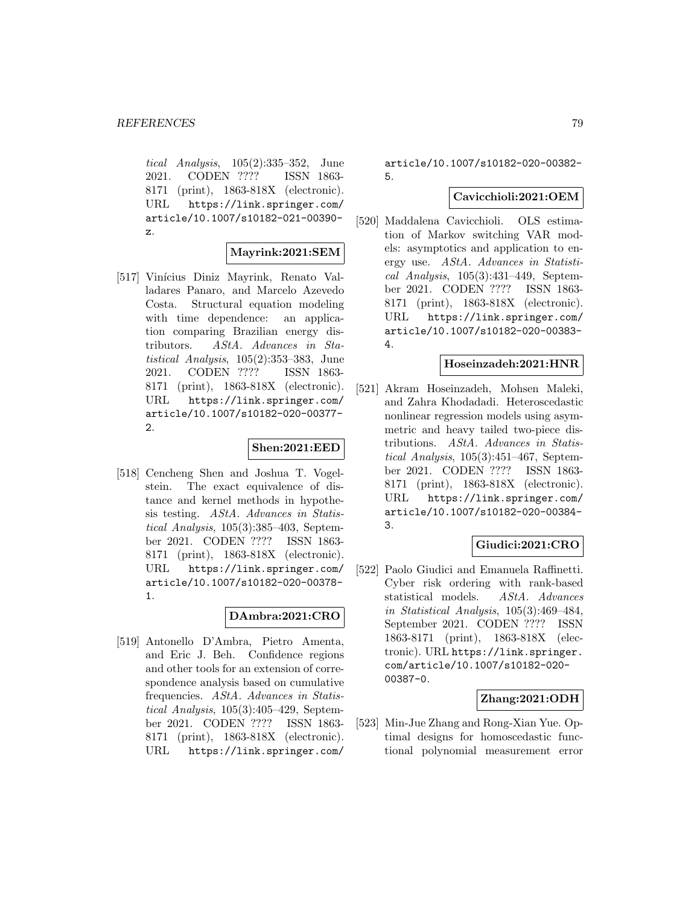*tical Analysis*, 105(2):335–352, June 2021. CODEN ???? ISSN 1863-8171 (print), 1863-818X (electronic). URL https://link.springer.com/article/10.1007/s10182-021-00390-z.

**Mayrink:2021:SEM**

[517] Vinícius Diniz Mayrink, Renato Valladares Panaro, and Marcelo Azevedo Costa. Structural equation modeling with time dependence: an application comparing Brazilian energy distributors. *AStA. Advances in Statistical Analysis*, 105(2):353–383, June 2021. CODEN ???? ISSN 1863-8171 (print), 1863-818X (electronic). URL https://link.springer.com/article/10.1007/s10182-020-00377-2.

**Shen:2021:EED**

[518] Cencheng Shen and Joshua T. Vogelstein. The exact equivalence of distance and kernel methods in hypothesis testing. *AStA. Advances in Statistical Analysis*, 105(3):385–403, September 2021. CODEN ???? ISSN 1863-8171 (print), 1863-818X (electronic). URL https://link.springer.com/article/10.1007/s10182-020-00378-1.

**DAmbra:2021:CRO**

[519] Antonello D'Ambra, Pietro Amenta, and Eric J. Beh. Confidence regions and other tools for an extension of correspondence analysis based on cumulative frequencies. *AStA. Advances in Statistical Analysis*, 105(3):405–429, September 2021. CODEN ???? ISSN 1863-8171 (print), 1863-818X (electronic). URL https://link.springer.com/article/10.1007/s10182-020-00382-5.

**Cavicchioli:2021:OEM**

[520] Maddalena Cavicchioli. OLS estimation of Markov switching VAR models: asymptotics and application to energy use. *AStA. Advances in Statistical Analysis*, 105(3):431–449, September 2021. CODEN ???? ISSN 1863-8171 (print), 1863-818X (electronic). URL https://link.springer.com/article/10.1007/s10182-020-00383-4.

**Hoseinzadeh:2021:HNR**

[521] Akram Hoseinzadeh, Mohsen Maleki, and Zahra Khodadadi. Heteroscedastic nonlinear regression models using asymmetric and heavy tailed two-piece distributions. *AStA. Advances in Statistical Analysis*, 105(3):451–467, September 2021. CODEN ???? ISSN 1863-8171 (print), 1863-818X (electronic). URL https://link.springer.com/article/10.1007/s10182-020-00384-3.

**Giudici:2021:CRO**

[522] Paolo Giudici and Emanuela Raffinetti. Cyber risk ordering with rank-based statistical models. *AStA. Advances in Statistical Analysis*, 105(3):469–484, September 2021. CODEN ???? ISSN 1863-8171 (print), 1863-818X (electronic). URL https://link.springer.com/article/10.1007/s10182-020-00387-0.

**Zhang:2021:ODH**

[523] Min-Jue Zhang and Rong-Xian Yue. Optimal designs for homoscedastic functional polynomial measurement error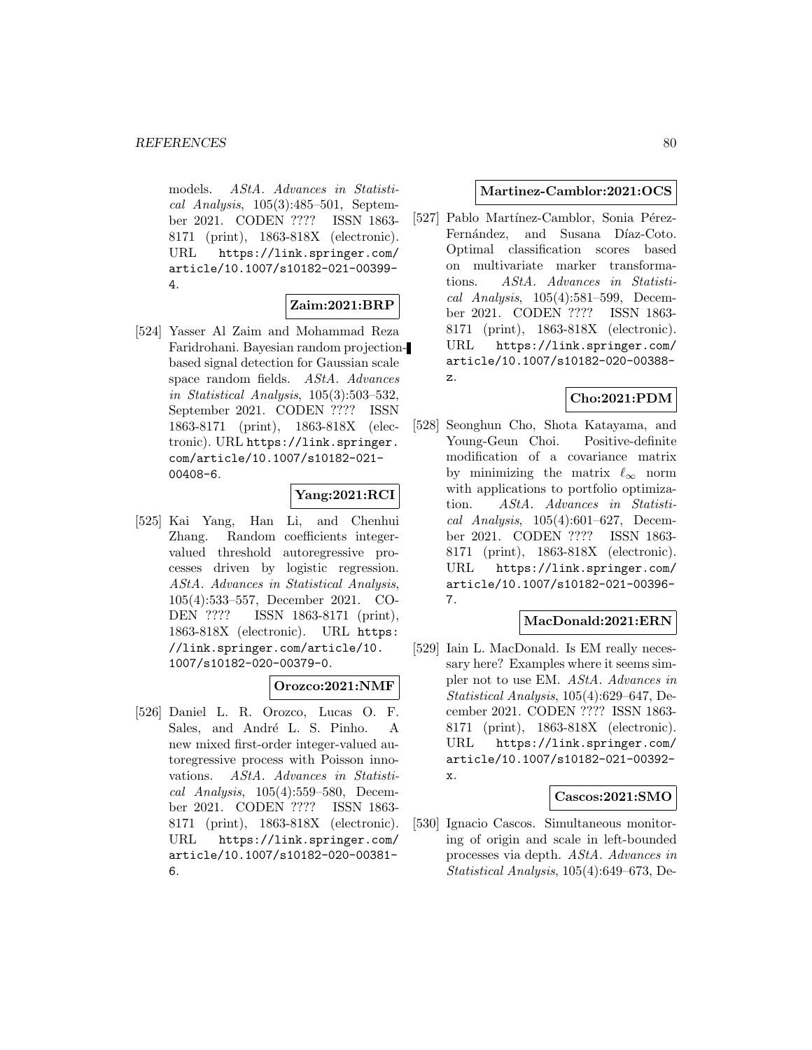models. *AStA. Advances in Statistical Analysis*, 105(3):485–501, September 2021. CODEN ???? ISSN 1863-8171 (print), 1863-818X (electronic). URL https://link.springer.com/article/10.1007/s10182-021-00399-4.

**Zaim:2021:BRP**

[524] Yasser Al Zaim and Mohammad Reza Faridrohani. Bayesian random projection-based signal detection for Gaussian scale space random fields. *AStA. Advances in Statistical Analysis*, 105(3):503–532, September 2021. CODEN ???? ISSN 1863-8171 (print), 1863-818X (electronic). URL https://link.springer.com/article/10.1007/s10182-021-00408-6.

**Yang:2021:RCI**

[525] Kai Yang, Han Li, and Chenhui Zhang. Random coefficients integer-valued threshold autoregressive processes driven by logistic regression. *AStA. Advances in Statistical Analysis*, 105(4):533–557, December 2021. CODEN ???? ISSN 1863-8171 (print), 1863-818X (electronic). URL https://link.springer.com/article/10.1007/s10182-020-00379-0.

**Orozco:2021:NMF**

[526] Daniel L. R. Orozco, Lucas O. F. Sales, and André L. S. Pinho. A new mixed first-order integer-valued autoregressive process with Poisson innovations. *AStA. Advances in Statistical Analysis*, 105(4):559–580, December 2021. CODEN ???? ISSN 1863-8171 (print), 1863-818X (electronic). URL https://link.springer.com/article/10.1007/s10182-020-00381-6.

**Martinez-Camblor:2021:OCS**

[527] Pablo Martínez-Camblor, Sonia Pérez-Fernández, and Susana Díaz-Coto. Optimal classification scores based on multivariate marker transformations. *AStA. Advances in Statistical Analysis*, 105(4):581–599, December 2021. CODEN ???? ISSN 1863-8171 (print), 1863-818X (electronic). URL https://link.springer.com/article/10.1007/s10182-020-00388-z.

**Cho:2021:PDM**

[528] Seonghun Cho, Shota Katayama, and Young-Geun Choi. Positive-definite modification of a covariance matrix by minimizing the matrix $\ell_\infty$ norm with applications to portfolio optimization. *AStA. Advances in Statistical Analysis*, 105(4):601–627, December 2021. CODEN ???? ISSN 1863-8171 (print), 1863-818X (electronic). URL https://link.springer.com/article/10.1007/s10182-021-00396-7.

**MacDonald:2021:ERN**

[529] Iain L. MacDonald. Is EM really necessary here? Examples where it seems simpler not to use EM. *AStA. Advances in Statistical Analysis*, 105(4):629–647, December 2021. CODEN ???? ISSN 1863-8171 (print), 1863-818X (electronic). URL https://link.springer.com/article/10.1007/s10182-021-00392-x.

**Cascos:2021:SMO**

[530] Ignacio Cascos. Simultaneous monitoring of origin and scale in left-bounded processes via depth. *AStA. Advances in Statistical Analysis*, 105(4):649–673, De-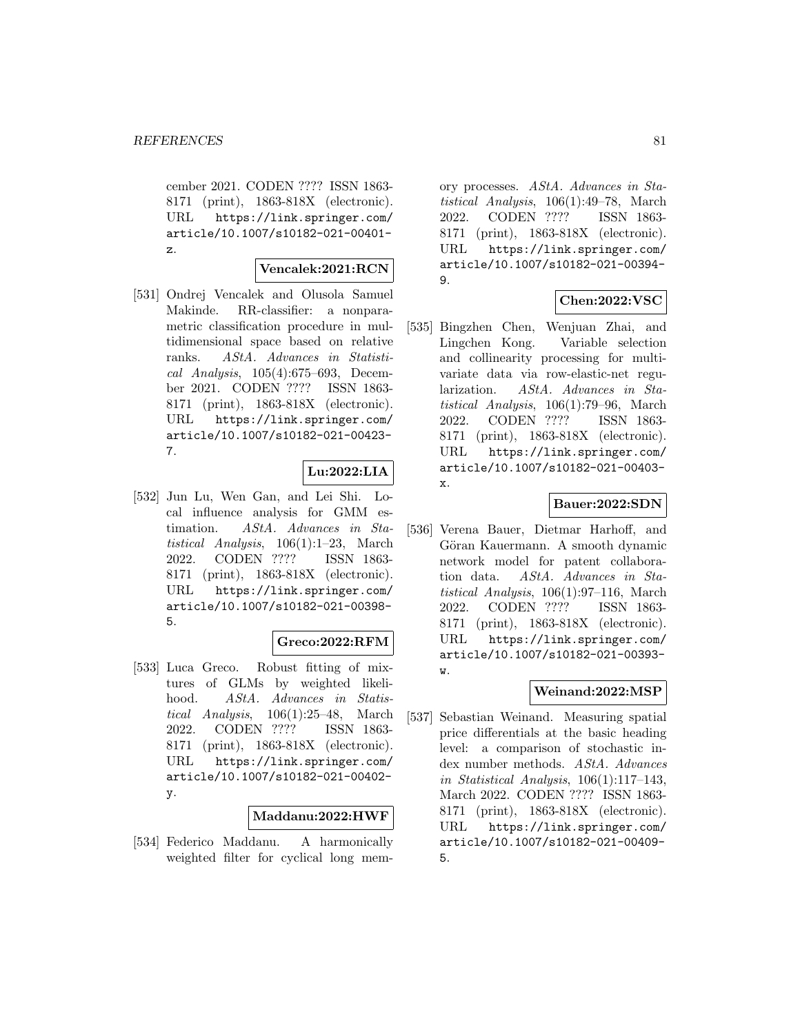cember 2021. CODEN ???? ISSN 1863-8171 (print), 1863-818X (electronic). URL https://link.springer.com/article/10.1007/s10182-021-00401-z.

**Vencalek:2021:RCN**

[531] Ondrej Vencalek and Olusola Samuel Makinde. RR-classifier: a nonparametric classification procedure in multidimensional space based on relative ranks. *AStA. Advances in Statistical Analysis*, 105(4):675–693, December 2021. CODEN ???? ISSN 1863-8171 (print), 1863-818X (electronic). URL https://link.springer.com/article/10.1007/s10182-021-00423-7.

**Lu:2022:LIA**

[532] Jun Lu, Wen Gan, and Lei Shi. Local influence analysis for GMM estimation. *AStA. Advances in Statistical Analysis*, 106(1):1–23, March 2022. CODEN ???? ISSN 1863-8171 (print), 1863-818X (electronic). URL https://link.springer.com/article/10.1007/s10182-021-00398-5.

**Greco:2022:RFM**

[533] Luca Greco. Robust fitting of mixtures of GLMs by weighted likelihood. *AStA. Advances in Statistical Analysis*, 106(1):25–48, March 2022. CODEN ???? ISSN 1863-8171 (print), 1863-818X (electronic). URL https://link.springer.com/article/10.1007/s10182-021-00402-y.

**Maddanu:2022:HWF**

[534] Federico Maddanu. A harmonically weighted filter for cyclical long memory processes. *AStA. Advances in Statistical Analysis*, 106(1):49–78, March 2022. CODEN ???? ISSN 1863-8171 (print), 1863-818X (electronic). URL https://link.springer.com/article/10.1007/s10182-021-00394-9.

**Chen:2022:VSC**

[535] Bingzhen Chen, Wenjuan Zhai, and Lingchen Kong. Variable selection and collinearity processing for multivariate data via row-elastic-net regularization. *AStA. Advances in Statistical Analysis*, 106(1):79–96, March 2022. CODEN ???? ISSN 1863-8171 (print), 1863-818X (electronic). URL https://link.springer.com/article/10.1007/s10182-021-00403-x.

**Bauer:2022:SDN**

[536] Verena Bauer, Dietmar Harhoff, and Göran Kauermann. A smooth dynamic network model for patent collaboration data. *AStA. Advances in Statistical Analysis*, 106(1):97–116, March 2022. CODEN ???? ISSN 1863-8171 (print), 1863-818X (electronic). URL https://link.springer.com/article/10.1007/s10182-021-00393-w.

**Weinand:2022:MSP**

[537] Sebastian Weinand. Measuring spatial price differentials at the basic heading level: a comparison of stochastic index number methods. *AStA. Advances in Statistical Analysis*, 106(1):117–143, March 2022. CODEN ???? ISSN 1863-8171 (print), 1863-818X (electronic). URL https://link.springer.com/article/10.1007/s10182-021-00409-5.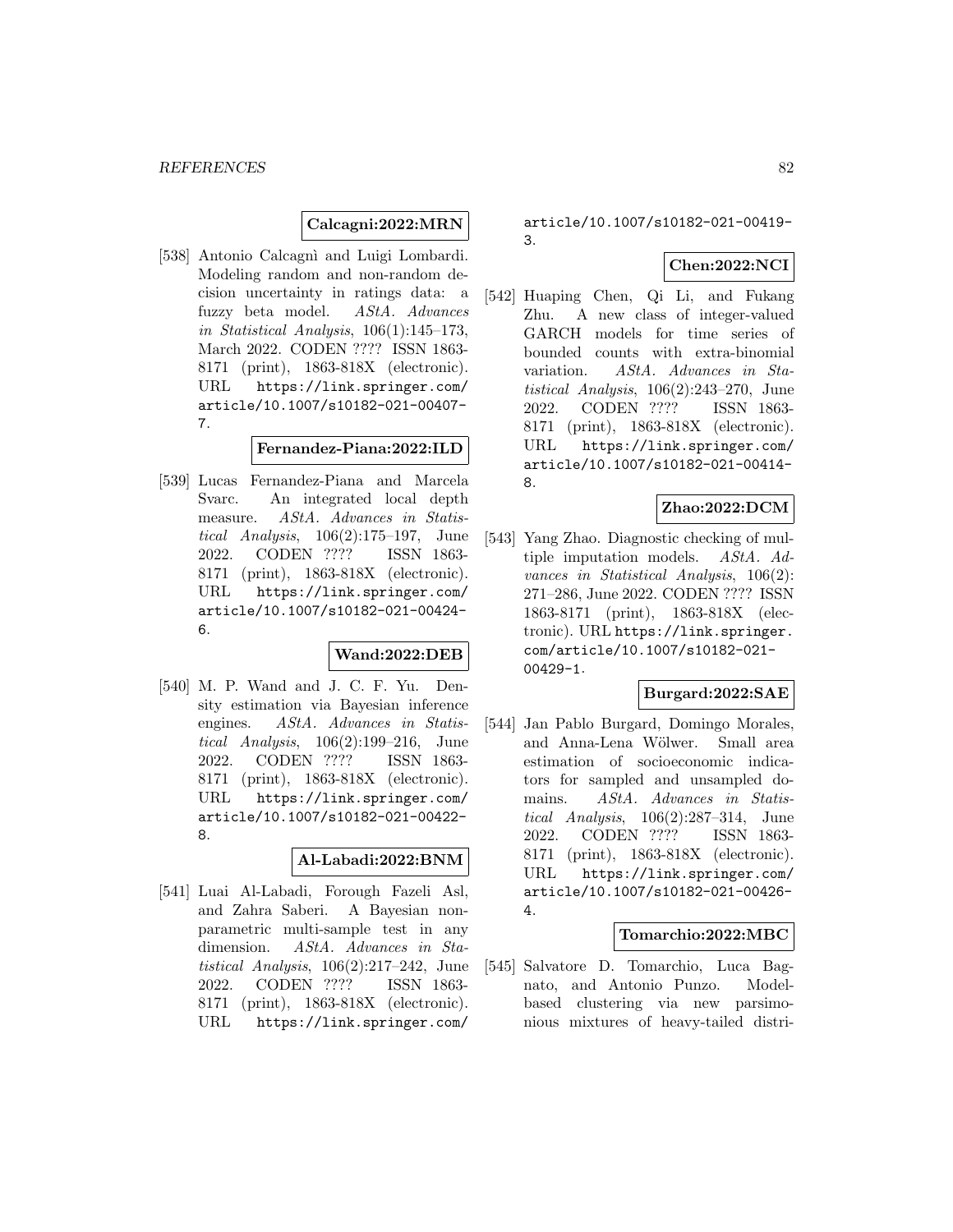**Calcagni:2022:MRN**

[538] Antonio Calcagnì and Luigi Lombardi. Modeling random and non-random decision uncertainty in ratings data: a fuzzy beta model. *AStA. Advances in Statistical Analysis*, 106(1):145–173, March 2022. CODEN ???? ISSN 1863-8171 (print), 1863-818X (electronic). URL https://link.springer.com/article/10.1007/s10182-021-00407-7.

**Fernandez-Piana:2022:ILD**

[539] Lucas Fernandez-Piana and Marcela Svarc. An integrated local depth measure. *AStA. Advances in Statistical Analysis*, 106(2):175–197, June 2022. CODEN ???? ISSN 1863-8171 (print), 1863-818X (electronic). URL https://link.springer.com/article/10.1007/s10182-021-00424-6.

**Wand:2022:DEB**

[540] M. P. Wand and J. C. F. Yu. Density estimation via Bayesian inference engines. *AStA. Advances in Statistical Analysis*, 106(2):199–216, June 2022. CODEN ???? ISSN 1863-8171 (print), 1863-818X (electronic). URL https://link.springer.com/article/10.1007/s10182-021-00422-8.

**Al-Labadi:2022:BNM**

[541] Luai Al-Labadi, Forough Fazeli Asl, and Zahra Saberi. A Bayesian nonparametric multi-sample test in any dimension. *AStA. Advances in Statistical Analysis*, 106(2):217–242, June 2022. CODEN ???? ISSN 1863-8171 (print), 1863-818X (electronic). URL https://link.springer.com/article/10.1007/s10182-021-00419-3.

**Chen:2022:NCI**

[542] Huaping Chen, Qi Li, and Fukang Zhu. A new class of integer-valued GARCH models for time series of bounded counts with extra-binomial variation. *AStA. Advances in Statistical Analysis*, 106(2):243–270, June 2022. CODEN ???? ISSN 1863-8171 (print), 1863-818X (electronic). URL https://link.springer.com/article/10.1007/s10182-021-00414-8.

**Zhao:2022:DCM**

[543] Yang Zhao. Diagnostic checking of multiple imputation models. *AStA. Advances in Statistical Analysis*, 106(2):271–286, June 2022. CODEN ???? ISSN 1863-8171 (print), 1863-818X (electronic). URL https://link.springer.com/article/10.1007/s10182-021-00429-1.

**Burgard:2022:SAE**

[544] Jan Pablo Burgard, Domingo Morales, and Anna-Lena Wölwer. Small area estimation of socioeconomic indicators for sampled and unsampled domains. *AStA. Advances in Statistical Analysis*, 106(2):287–314, June 2022. CODEN ???? ISSN 1863-8171 (print), 1863-818X (electronic). URL https://link.springer.com/article/10.1007/s10182-021-00426-4.

**Tomarchio:2022:MBC**

[545] Salvatore D. Tomarchio, Luca Bagnato, and Antonio Punzo. Model-based clustering via new parsimonious mixtures of heavy-tailed distri-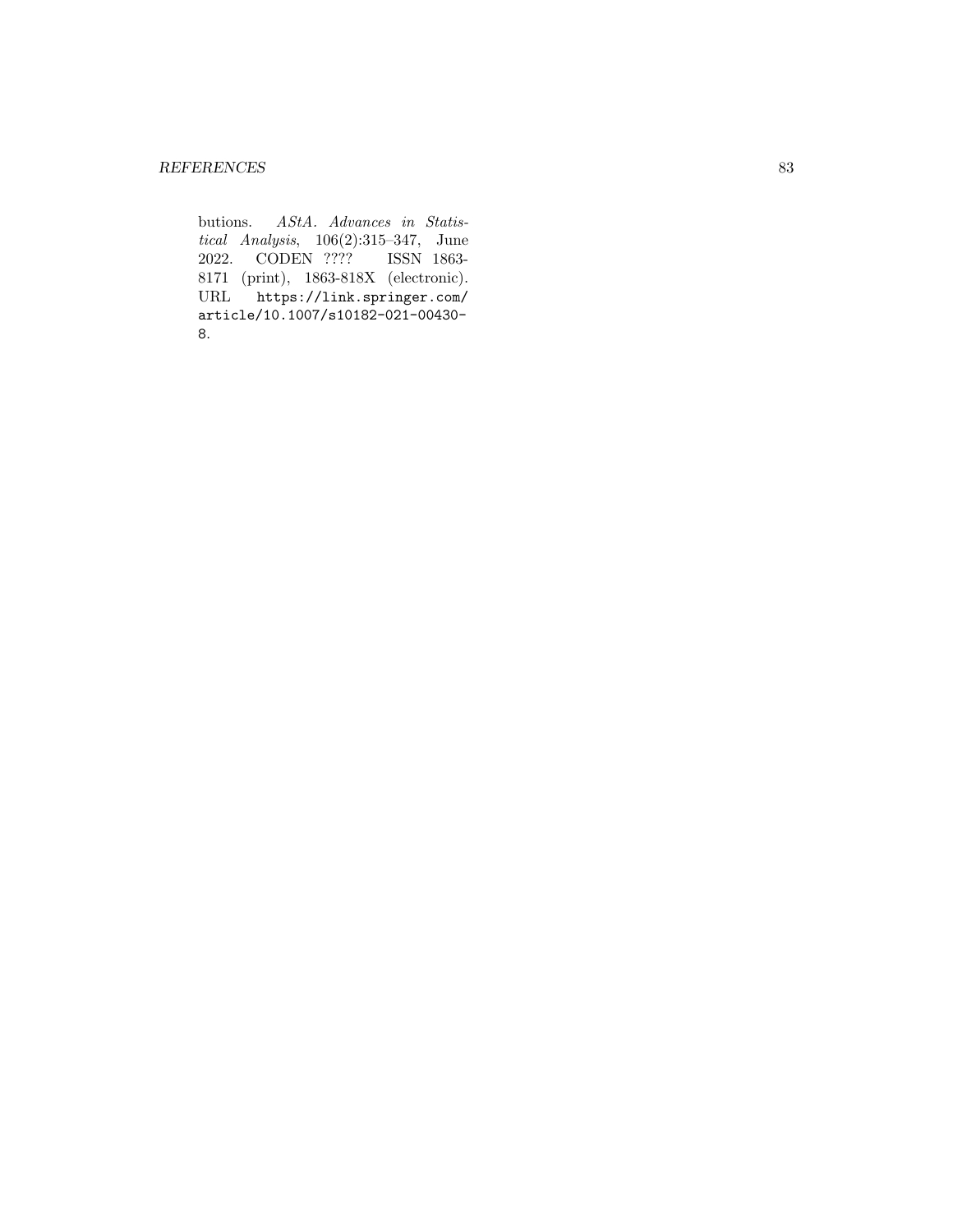butions. *AStA. Advances in Statistical Analysis*, 106(2):315–347, June 2022. CODEN ???? ISSN 1863-8171 (print), 1863-818X (electronic). URL https://link.springer.com/article/10.1007/s10182-021-00430-8.